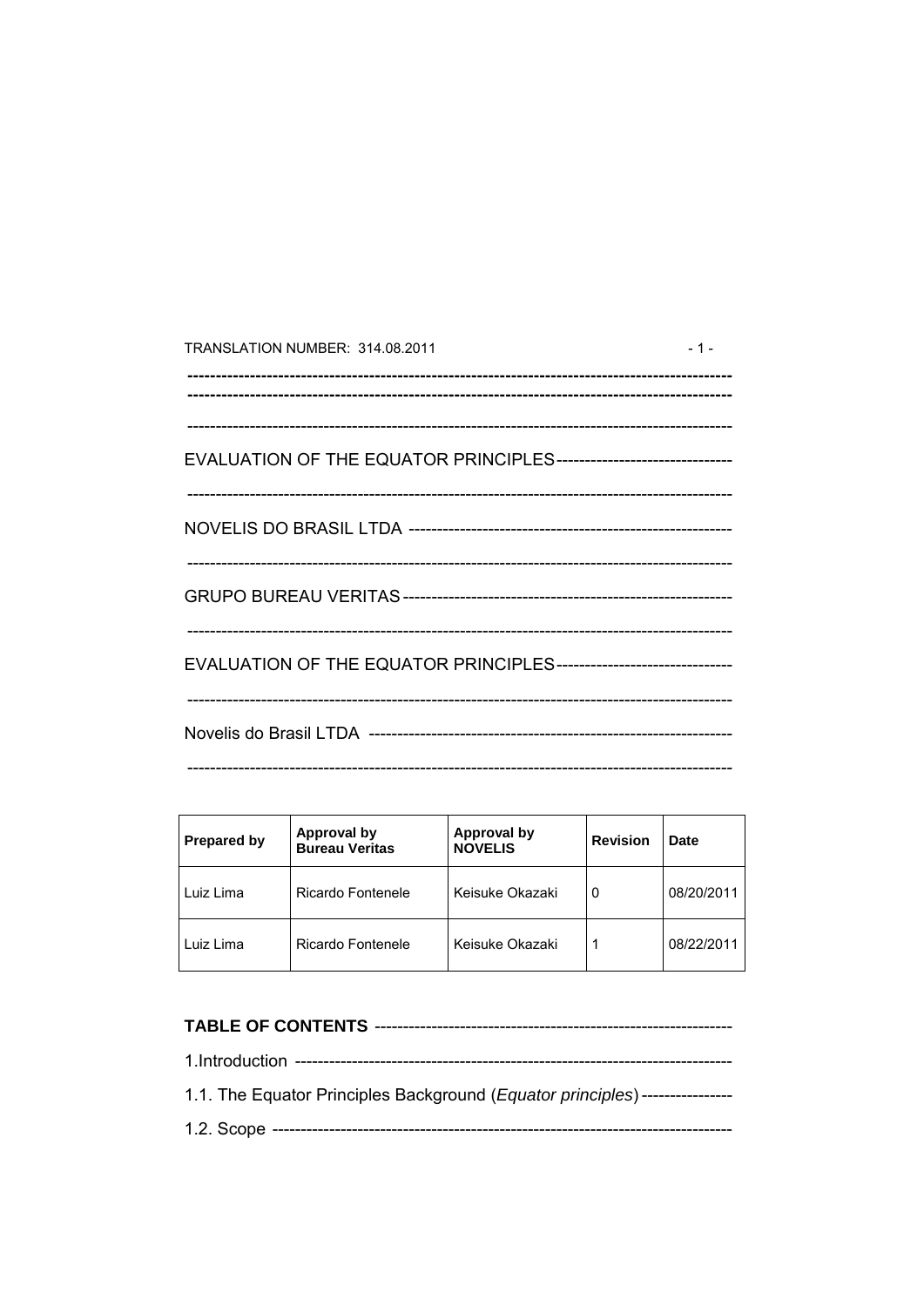TRANSLATION NUMBER: 314.08.2011

EVALUATION OF THE EQUATOR PRINCIPLES

NOVELIS DO BRASIL LTDA

GRUPO BUREAU VERITAS

EVALUATION OF THE EQUATOR PRINCIPLES

Novelis do Brasil LTDA

| Prepared by | Approval by Bureau Veritas | Approval by NOVELIS | Revision | Date |
|---|---|---|---|---|
| Luiz Lima | Ricardo Fontenele | Keisuke Okazaki | 0 | 08/20/2011 |
| Luiz Lima | Ricardo Fontenele | Keisuke Okazaki | 1 | 08/22/2011 |

**TABLE OF CONTENTS**

1.Introduction

1.1. The Equator Principles Background (*Equator principles*)

1.2. Scope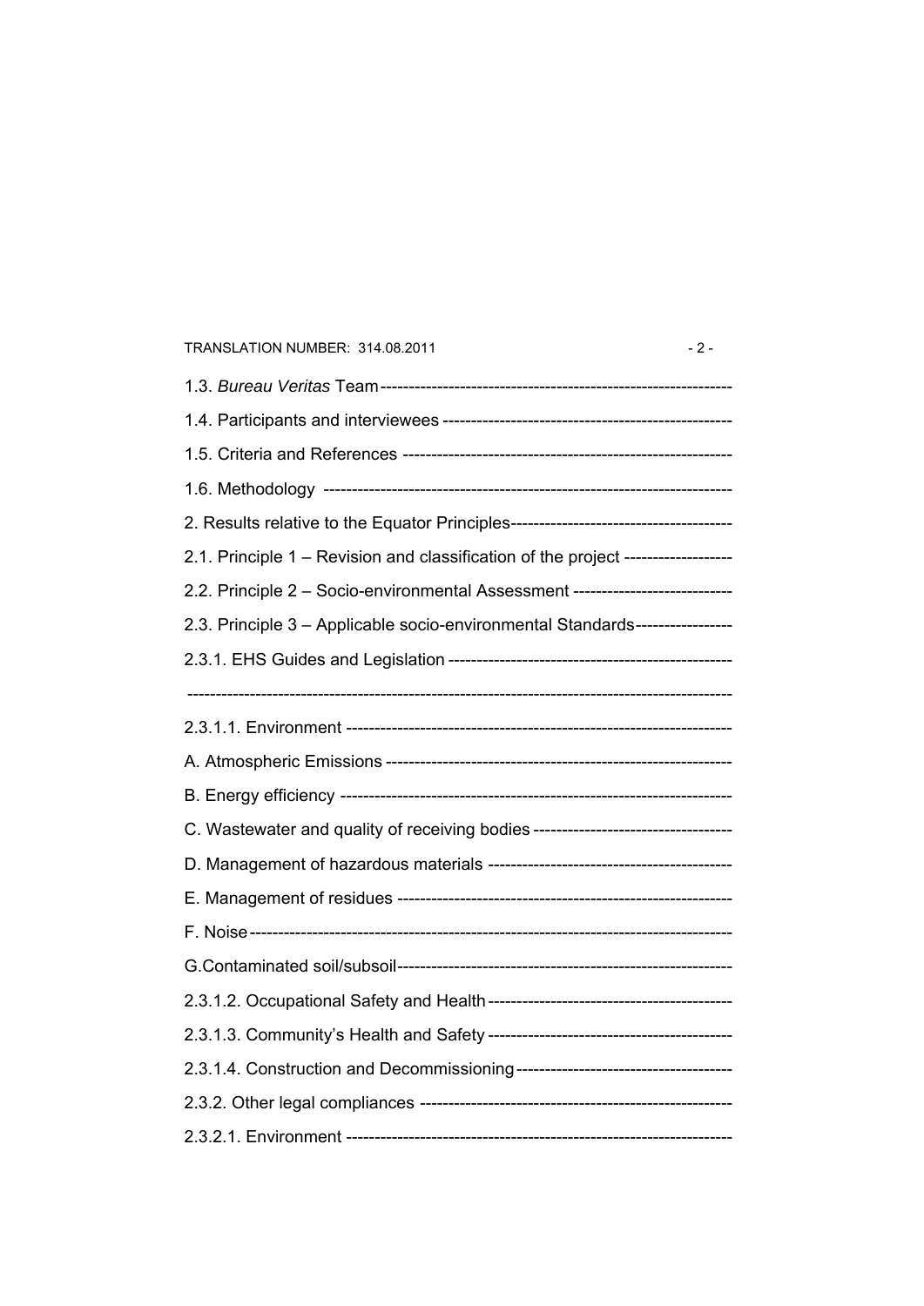1.3. *Bureau Veritas* Team

1.4. Participants and interviewees

1.5. Criteria and References

1.6. Methodology

2. Results relative to the Equator Principles

2.1. Principle 1 – Revision and classification of the project

2.2. Principle 2 – Socio-environmental Assessment

2.3. Principle 3 – Applicable socio-environmental Standards

2.3.1. EHS Guides and Legislation

2.3.1.1. Environment

A. Atmospheric Emissions

B. Energy efficiency

C. Wastewater and quality of receiving bodies

D. Management of hazardous materials

E. Management of residues

F. Noise

G.Contaminated soil/subsoil

2.3.1.2. Occupational Safety and Health

2.3.1.3. Community's Health and Safety

2.3.1.4. Construction and Decommissioning

2.3.2. Other legal compliances

2.3.2.1. Environment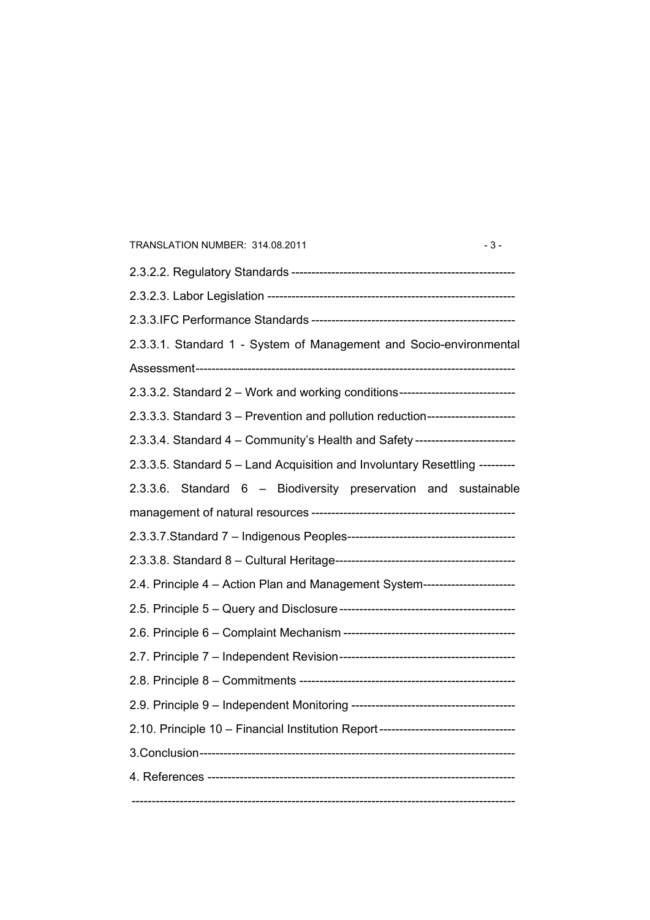2.3.2.2. Regulatory Standards

2.3.2.3. Labor Legislation

2.3.3.IFC Performance Standards

2.3.3.1. Standard 1 - System of Management and Socio-environmental Assessment

2.3.3.2. Standard 2 – Work and working conditions

2.3.3.3. Standard 3 – Prevention and pollution reduction

2.3.3.4. Standard 4 – Community's Health and Safety

2.3.3.5. Standard 5 – Land Acquisition and Involuntary Resettling

2.3.3.6. Standard 6 – Biodiversity preservation and sustainable management of natural resources

2.3.3.7.Standard 7 – Indigenous Peoples

2.3.3.8. Standard 8 – Cultural Heritage

2.4. Principle 4 – Action Plan and Management System

2.5. Principle 5 – Query and Disclosure

2.6. Principle 6 – Complaint Mechanism

2.7. Principle 7 – Independent Revision

2.8. Principle 8 – Commitments

2.9. Principle 9 – Independent Monitoring

2.10. Principle 10 – Financial Institution Report

3.Conclusion

4. References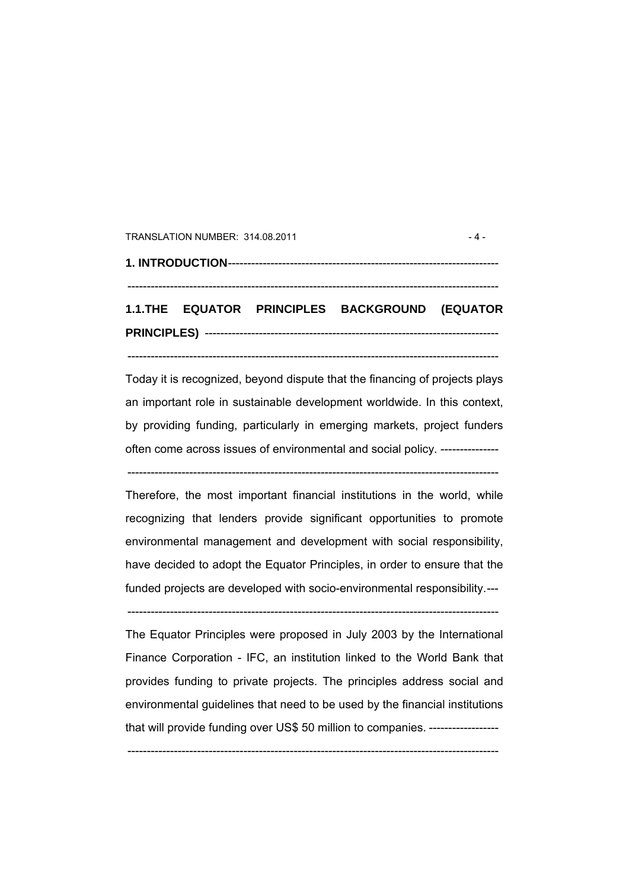# 1. INTRODUCTION

## 1.1. THE EQUATOR PRINCIPLES BACKGROUND (EQUATOR PRINCIPLES)

Today it is recognized, beyond dispute that the financing of projects plays an important role in sustainable development worldwide. In this context, by providing funding, particularly in emerging markets, project funders often come across issues of environmental and social policy.

Therefore, the most important financial institutions in the world, while recognizing that lenders provide significant opportunities to promote environmental management and development with social responsibility, have decided to adopt the Equator Principles, in order to ensure that the funded projects are developed with socio-environmental responsibility.

The Equator Principles were proposed in July 2003 by the International Finance Corporation - IFC, an institution linked to the World Bank that provides funding to private projects. The principles address social and environmental guidelines that need to be used by the financial institutions that will provide funding over US$ 50 million to companies.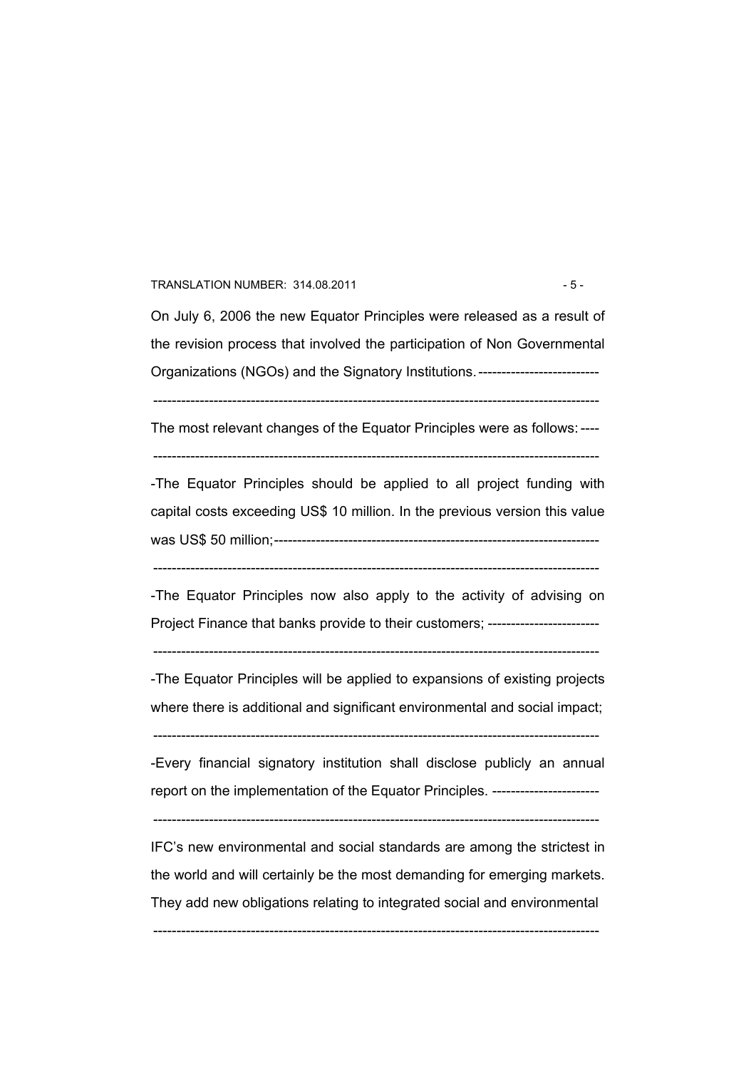On July 6, 2006 the new Equator Principles were released as a result of the revision process that involved the participation of Non Governmental Organizations (NGOs) and the Signatory Institutions.

The most relevant changes of the Equator Principles were as follows:

-The Equator Principles should be applied to all project funding with capital costs exceeding US$ 10 million. In the previous version this value was US$ 50 million;

-The Equator Principles now also apply to the activity of advising on Project Finance that banks provide to their customers;

-The Equator Principles will be applied to expansions of existing projects where there is additional and significant environmental and social impact;

-Every financial signatory institution shall disclose publicly an annual report on the implementation of the Equator Principles.

IFC's new environmental and social standards are among the strictest in the world and will certainly be the most demanding for emerging markets. They add new obligations relating to integrated social and environmental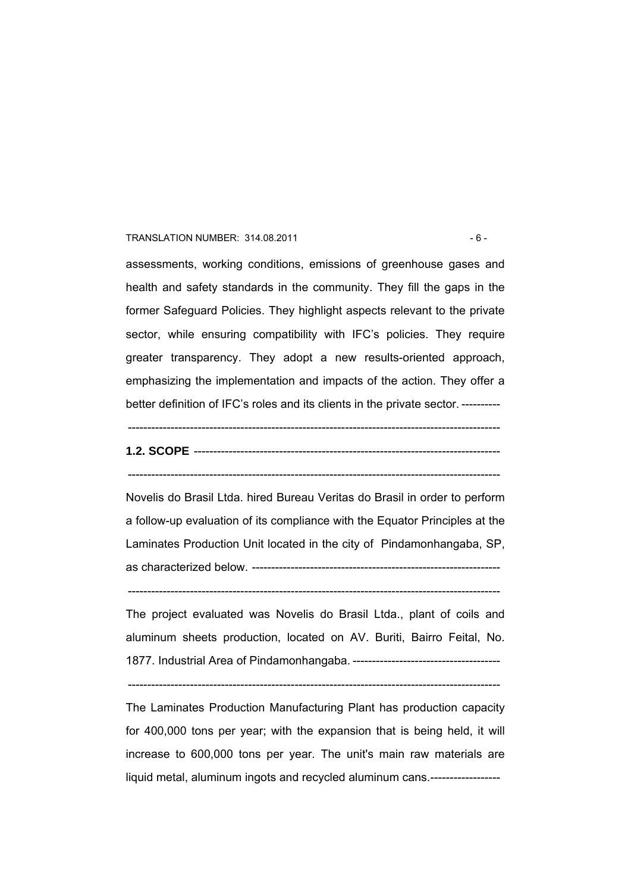assessments, working conditions, emissions of greenhouse gases and health and safety standards in the community. They fill the gaps in the former Safeguard Policies. They highlight aspects relevant to the private sector, while ensuring compatibility with IFC's policies. They require greater transparency. They adopt a new results-oriented approach, emphasizing the implementation and impacts of the action. They offer a better definition of IFC's roles and its clients in the private sector. ----------

------------------------------------------------------------------------------------------------

**1.2. SCOPE** -------------------------------------------------------------------------------

------------------------------------------------------------------------------------------------

Novelis do Brasil Ltda. hired Bureau Veritas do Brasil in order to perform a follow-up evaluation of its compliance with the Equator Principles at the Laminates Production Unit located in the city of Pindamonhangaba, SP, as characterized below. ----------------------------------------------------------------

------------------------------------------------------------------------------------------------

The project evaluated was Novelis do Brasil Ltda., plant of coils and aluminum sheets production, located on AV. Buriti, Bairro Feital, No. 1877. Industrial Area of Pindamonhangaba. --------------------------------------

------------------------------------------------------------------------------------------------

The Laminates Production Manufacturing Plant has production capacity for 400,000 tons per year; with the expansion that is being held, it will increase to 600,000 tons per year. The unit's main raw materials are liquid metal, aluminum ingots and recycled aluminum cans.------------------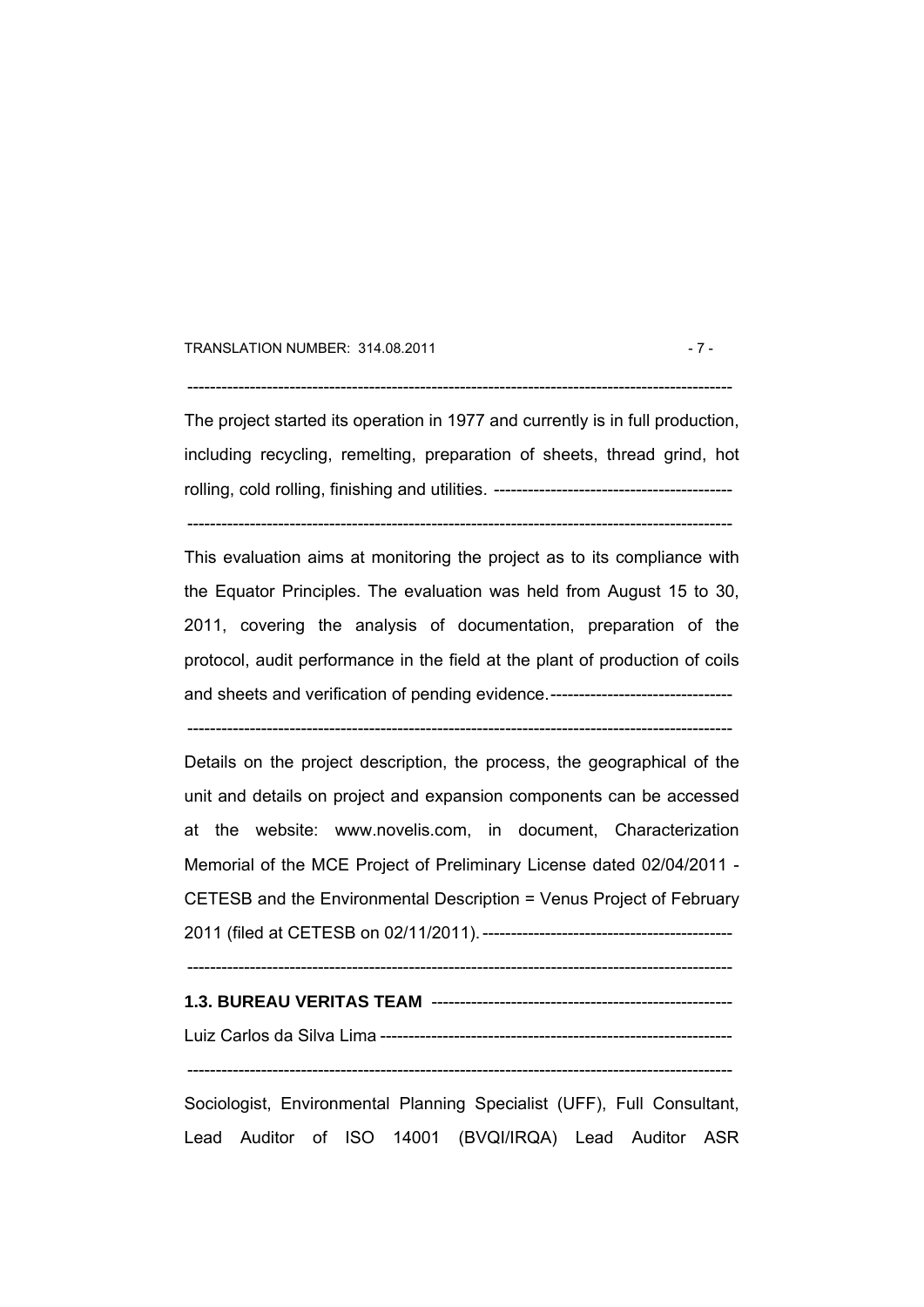The project started its operation in 1977 and currently is in full production, including recycling, remelting, preparation of sheets, thread grind, hot rolling, cold rolling, finishing and utilities. ------------------------------------------

-----------------------------------------------------------------------------------------------

This evaluation aims at monitoring the project as to its compliance with the Equator Principles. The evaluation was held from August 15 to 30, 2011, covering the analysis of documentation, preparation of the protocol, audit performance in the field at the plant of production of coils and sheets and verification of pending evidence.--------------------------------

-----------------------------------------------------------------------------------------------

Details on the project description, the process, the geographical of the unit and details on project and expansion components can be accessed at the website: www.novelis.com, in document, Characterization Memorial of the MCE Project of Preliminary License dated 02/04/2011 - CETESB and the Environmental Description = Venus Project of February 2011 (filed at CETESB on 02/11/2011).--------------------------------------------

-----------------------------------------------------------------------------------------------

**1.3. BUREAU VERITAS TEAM** -----------------------------------------------------

Luiz Carlos da Silva Lima --------------------------------------------------------------

-----------------------------------------------------------------------------------------------

Sociologist, Environmental Planning Specialist (UFF), Full Consultant, Lead Auditor of ISO 14001 (BVQI/IRQA) Lead Auditor ASR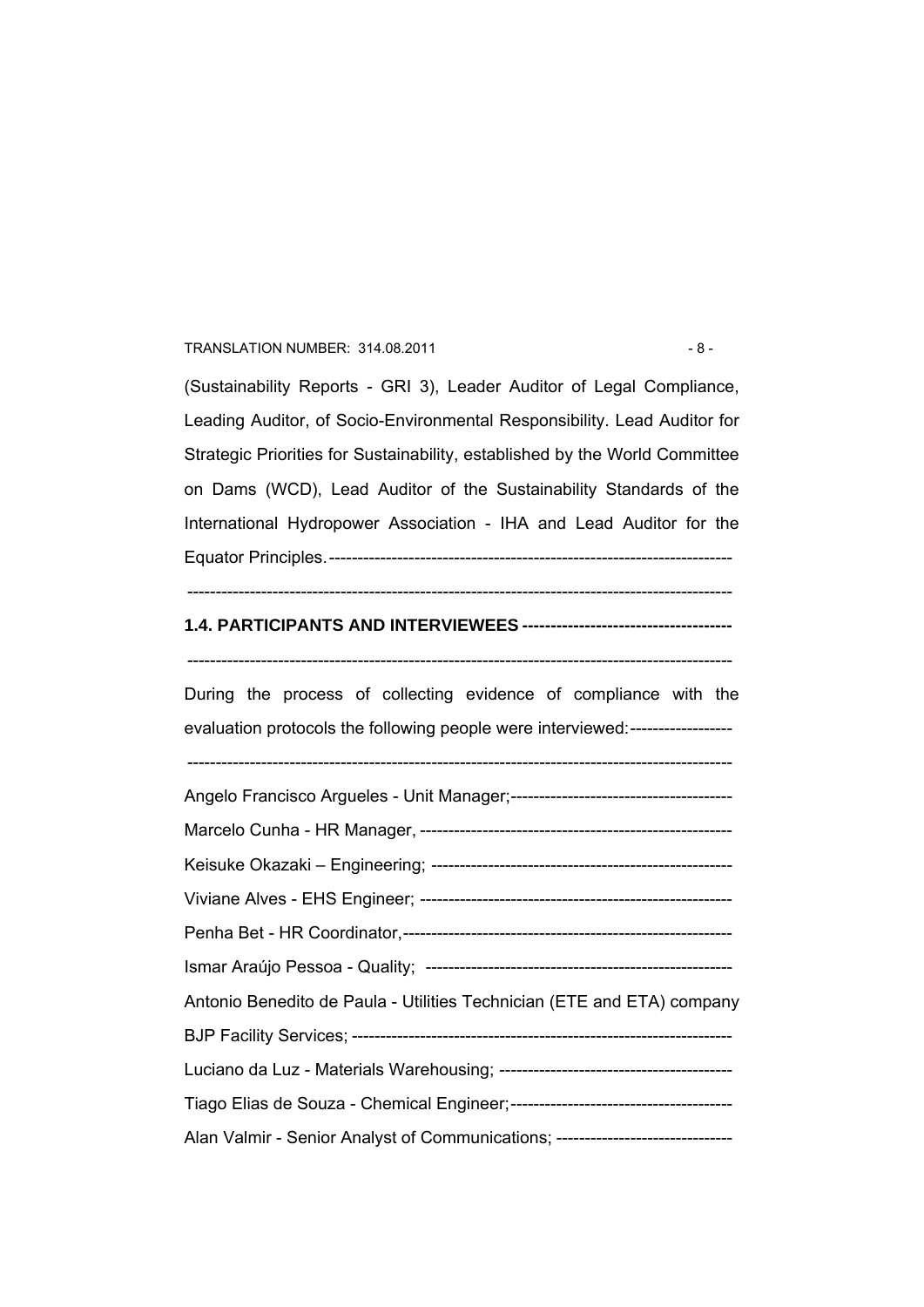(Sustainability Reports - GRI 3), Leader Auditor of Legal Compliance, Leading Auditor, of Socio-Environmental Responsibility. Lead Auditor for Strategic Priorities for Sustainability, established by the World Committee on Dams (WCD), Lead Auditor of the Sustainability Standards of the International Hydropower Association - IHA and Lead Auditor for the Equator Principles.------------------------------------------------------------------------

-----------------------------------------------------------------------------------------------

**1.4. PARTICIPANTS AND INTERVIEWEES ------------------------------------**

-----------------------------------------------------------------------------------------------

During the process of collecting evidence of compliance with the evaluation protocols the following people were interviewed:------------------

-----------------------------------------------------------------------------------------------

Angelo Francisco Argueles - Unit Manager;---------------------------------------

Marcelo Cunha - HR Manager, ------------------------------------------------------

Keisuke Okazaki – Engineering; -----------------------------------------------------

Viviane Alves - EHS Engineer; -------------------------------------------------------

Penha Bet - HR Coordinator,----------------------------------------------------------

Ismar Araújo Pessoa - Quality; ------------------------------------------------------

Antonio Benedito de Paula - Utilities Technician (ETE and ETA) company BJP Facility Services; -------------------------------------------------------------------

Luciano da Luz - Materials Warehousing; -----------------------------------------

Tiago Elias de Souza - Chemical Engineer;---------------------------------------

Alan Valmir - Senior Analyst of Communications; -------------------------------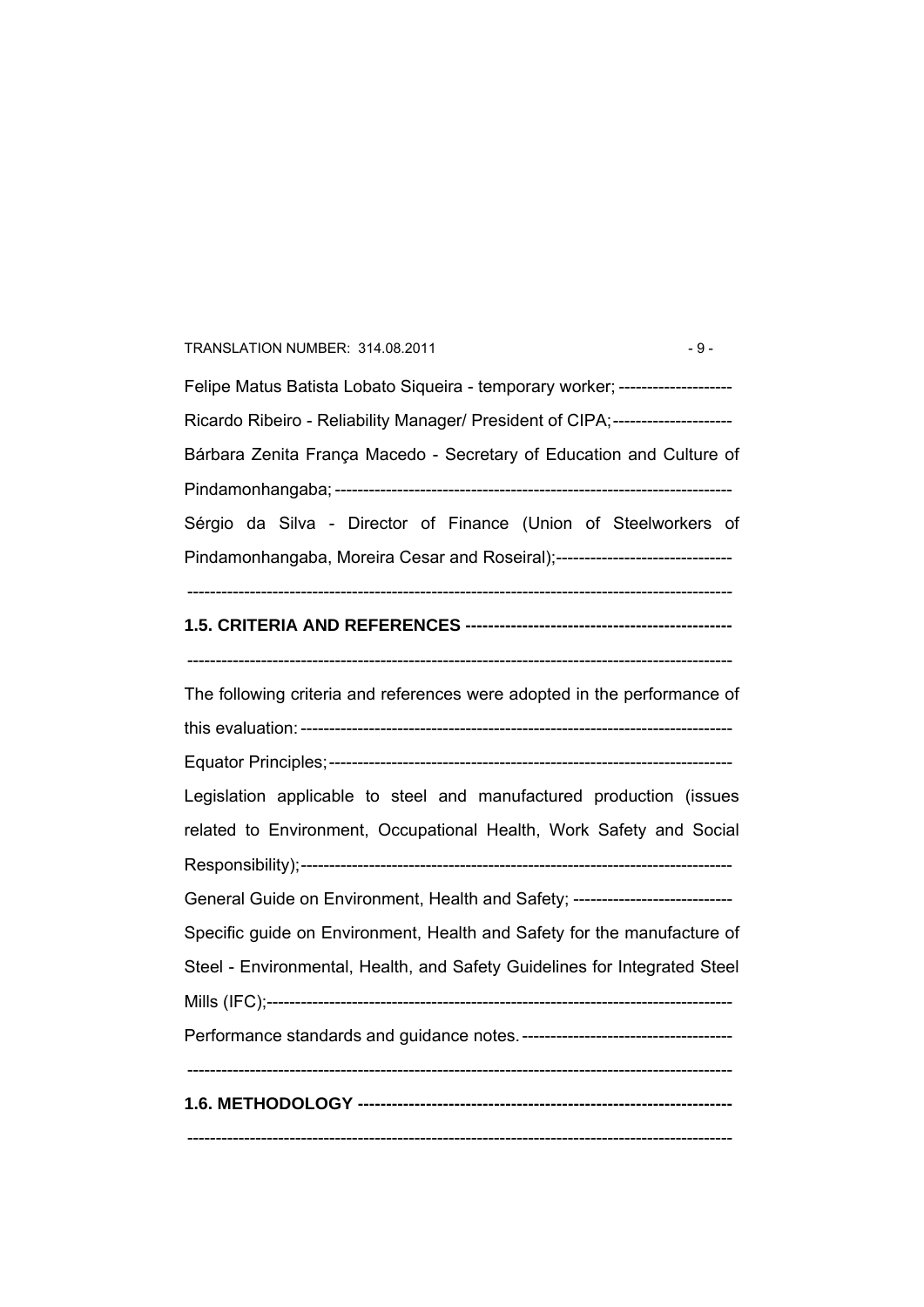Felipe Matus Batista Lobato Siqueira - temporary worker; --------------------

Ricardo Ribeiro - Reliability Manager/ President of CIPA;---------------------

Bárbara Zenita França Macedo - Secretary of Education and Culture of Pindamonhangaba; -----------------------------------------------------------------------

Sérgio da Silva - Director of Finance (Union of Steelworkers of Pindamonhangaba, Moreira Cesar and Roseiral);-------------------------------

-----------------------------------------------------------------------------------------------

## 1.5. CRITERIA AND REFERENCES -----------------------------------------------

-----------------------------------------------------------------------------------------------

The following criteria and references were adopted in the performance of this evaluation: --------------------------------------------------------------------------

Equator Principles; ---------------------------------------------------------------------

Legislation applicable to steel and manufactured production (issues related to Environment, Occupational Health, Work Safety and Social Responsibility); -------------------------------------------------------------------------

General Guide on Environment, Health and Safety; ----------------------------

Specific guide on Environment, Health and Safety for the manufacture of Steel - Environmental, Health, and Safety Guidelines for Integrated Steel Mills (IFC);-------------------------------------------------------------------------------

Performance standards and guidance notes. -------------------------------------

-----------------------------------------------------------------------------------------------

## 1.6. METHODOLOGY ----------------------------------------------------------------

-----------------------------------------------------------------------------------------------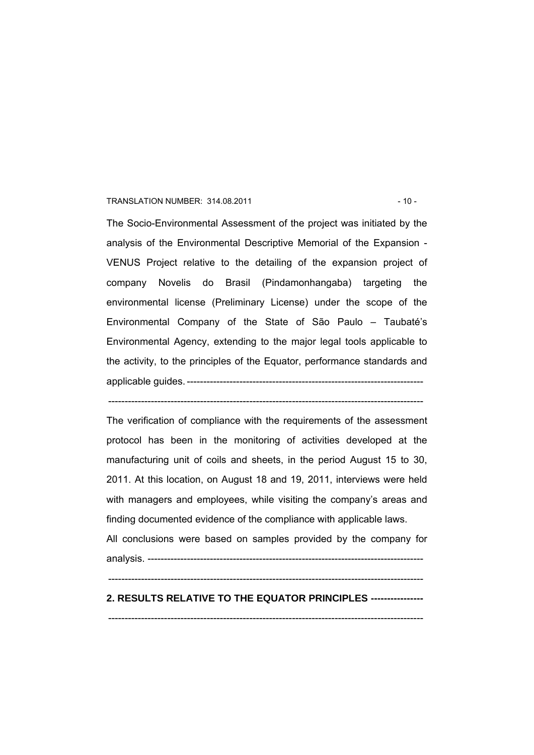The Socio-Environmental Assessment of the project was initiated by the analysis of the Environmental Descriptive Memorial of the Expansion - VENUS Project relative to the detailing of the expansion project of company Novelis do Brasil (Pindamonhangaba) targeting the environmental license (Preliminary License) under the scope of the Environmental Company of the State of São Paulo – Taubaté's Environmental Agency, extending to the major legal tools applicable to the activity, to the principles of the Equator, performance standards and applicable guides. ------------------------------------------------------------------------

-----------------------------------------------------------------------------------------------

The verification of compliance with the requirements of the assessment protocol has been in the monitoring of activities developed at the manufacturing unit of coils and sheets, in the period August 15 to 30, 2011. At this location, on August 18 and 19, 2011, interviews were held with managers and employees, while visiting the company's areas and finding documented evidence of the compliance with applicable laws.

All conclusions were based on samples provided by the company for analysis. ---------------------------------------------------------------------------------

-----------------------------------------------------------------------------------------------

## 2. RESULTS RELATIVE TO THE EQUATOR PRINCIPLES ----------------

-----------------------------------------------------------------------------------------------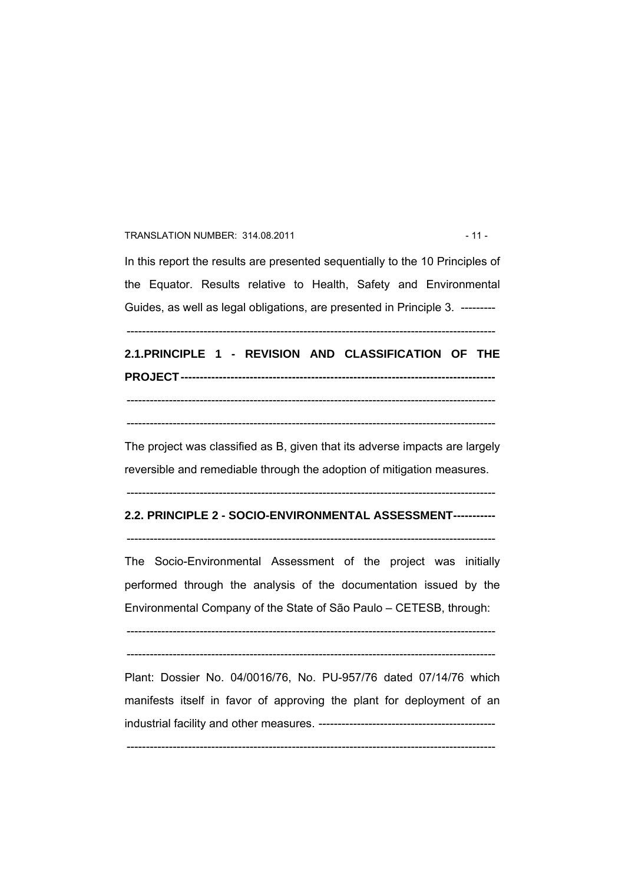In this report the results are presented sequentially to the 10 Principles of the Equator. Results relative to Health, Safety and Environmental Guides, as well as legal obligations, are presented in Principle 3. ---------

----------------------------------------------------------------------------------------------

## 2.1.PRINCIPLE 1 - REVISION AND CLASSIFICATION OF THE PROJECT---------------------------------------------------------------------------------

----------------------------------------------------------------------------------------------

----------------------------------------------------------------------------------------------

The project was classified as B, given that its adverse impacts are largely reversible and remediable through the adoption of mitigation measures.

----------------------------------------------------------------------------------------------

## 2.2. PRINCIPLE 2 - SOCIO-ENVIRONMENTAL ASSESSMENT-----------

----------------------------------------------------------------------------------------------

The Socio-Environmental Assessment of the project was initially performed through the analysis of the documentation issued by the Environmental Company of the State of São Paulo – CETESB, through:

----------------------------------------------------------------------------------------------

----------------------------------------------------------------------------------------------

Plant: Dossier No. 04/0016/76, No. PU-957/76 dated 07/14/76 which manifests itself in favor of approving the plant for deployment of an industrial facility and other measures. ---------------------------------------------

----------------------------------------------------------------------------------------------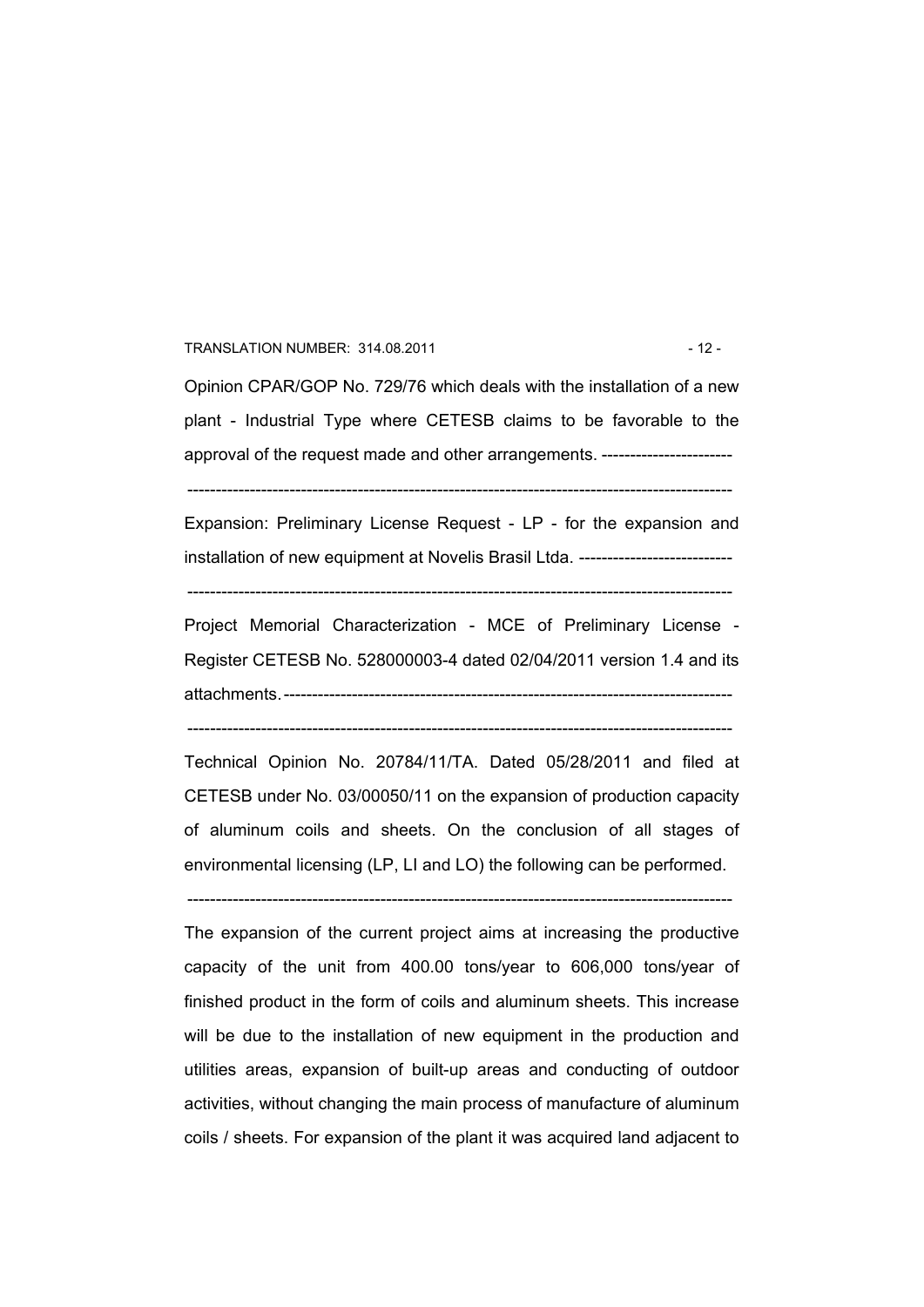Opinion CPAR/GOP No. 729/76 which deals with the installation of a new plant - Industrial Type where CETESB claims to be favorable to the approval of the request made and other arrangements. -----------------------

------------------------------------------------------------------------------------------------

Expansion: Preliminary License Request - LP - for the expansion and installation of new equipment at Novelis Brasil Ltda. ---------------------------

------------------------------------------------------------------------------------------------

Project Memorial Characterization - MCE of Preliminary License - Register CETESB No. 528000003-4 dated 02/04/2011 version 1.4 and its attachments.-------------------------------------------------------------------------------

------------------------------------------------------------------------------------------------

Technical Opinion No. 20784/11/TA. Dated 05/28/2011 and filed at CETESB under No. 03/00050/11 on the expansion of production capacity of aluminum coils and sheets. On the conclusion of all stages of environmental licensing (LP, LI and LO) the following can be performed.

------------------------------------------------------------------------------------------------

The expansion of the current project aims at increasing the productive capacity of the unit from 400.00 tons/year to 606,000 tons/year of finished product in the form of coils and aluminum sheets. This increase will be due to the installation of new equipment in the production and utilities areas, expansion of built-up areas and conducting of outdoor activities, without changing the main process of manufacture of aluminum coils / sheets. For expansion of the plant it was acquired land adjacent to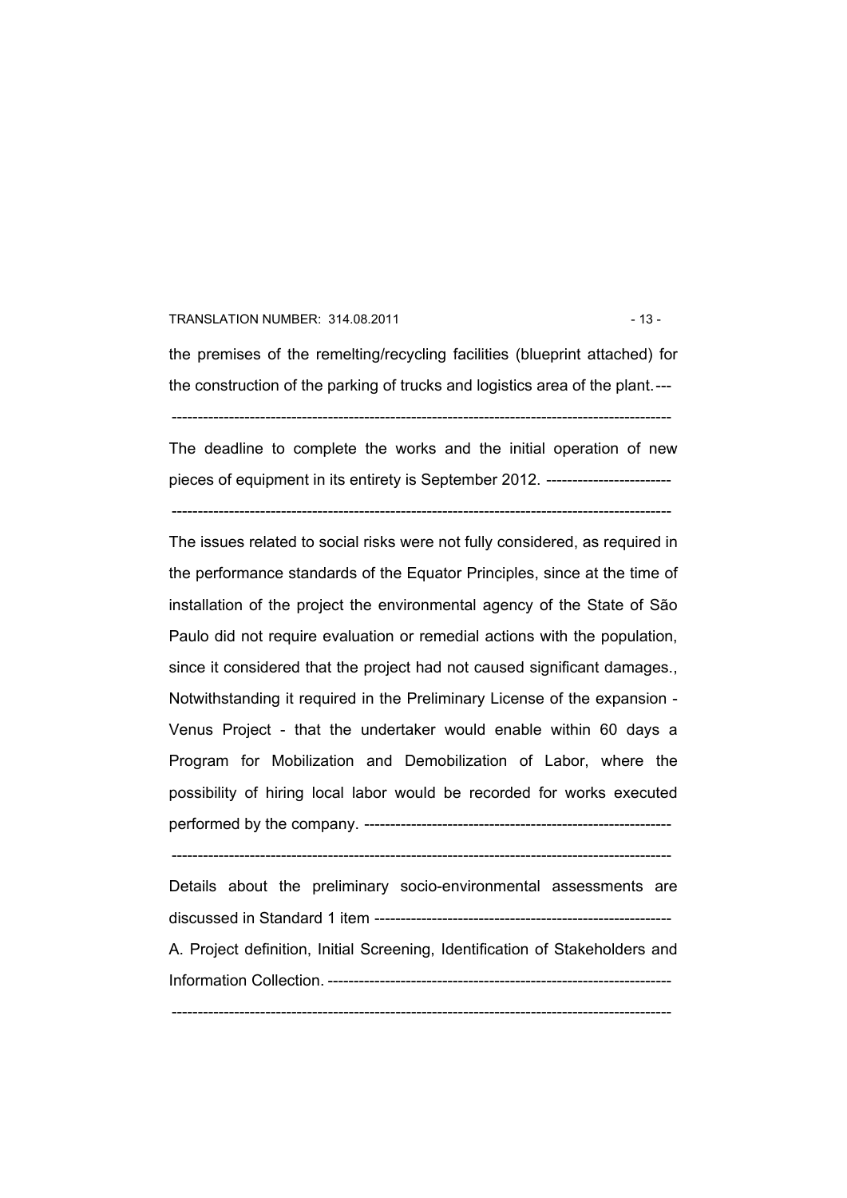the premises of the remelting/recycling facilities (blueprint attached) for the construction of the parking of trucks and logistics area of the plant.---

-----------------------------------------------------------------------------------------------

The deadline to complete the works and the initial operation of new pieces of equipment in its entirety is September 2012. ------------------------

-----------------------------------------------------------------------------------------------

The issues related to social risks were not fully considered, as required in the performance standards of the Equator Principles, since at the time of installation of the project the environmental agency of the State of São Paulo did not require evaluation or remedial actions with the population, since it considered that the project had not caused significant damages., Notwithstanding it required in the Preliminary License of the expansion - Venus Project - that the undertaker would enable within 60 days a Program for Mobilization and Demobilization of Labor, where the possibility of hiring local labor would be recorded for works executed performed by the company. ----------------------------------------------------------

-----------------------------------------------------------------------------------------------

Details about the preliminary socio-environmental assessments are discussed in Standard 1 item ---------------------------------------------------------

A. Project definition, Initial Screening, Identification of Stakeholders and Information Collection. ------------------------------------------------------------------

-----------------------------------------------------------------------------------------------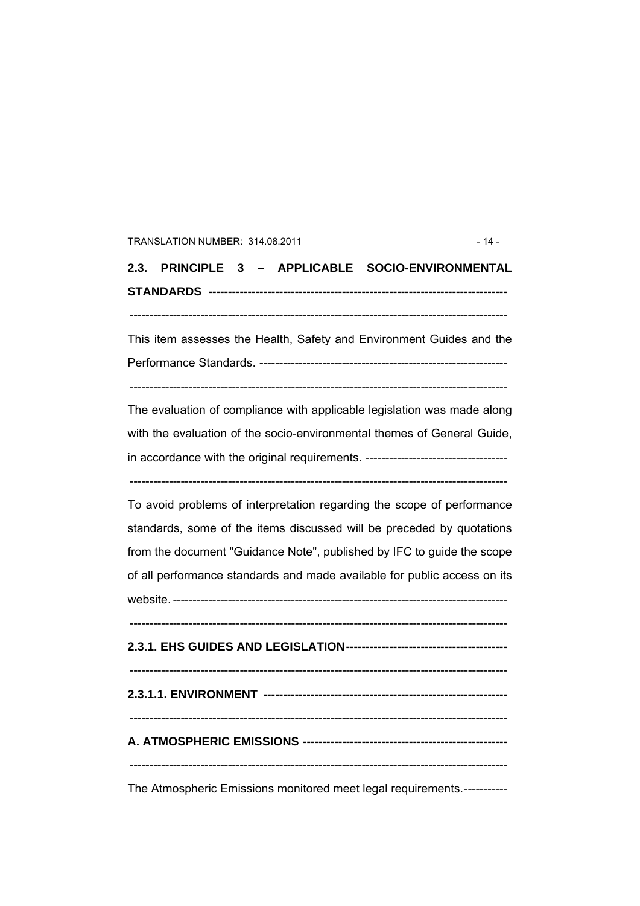## 2.3. PRINCIPLE 3 – APPLICABLE SOCIO-ENVIRONMENTAL STANDARDS

This item assesses the Health, Safety and Environment Guides and the Performance Standards.

The evaluation of compliance with applicable legislation was made along with the evaluation of the socio-environmental themes of General Guide, in accordance with the original requirements.

To avoid problems of interpretation regarding the scope of performance standards, some of the items discussed will be preceded by quotations from the document "Guidance Note", published by IFC to guide the scope of all performance standards and made available for public access on its website.

### 2.3.1. EHS GUIDES AND LEGISLATION

#### 2.3.1.1. ENVIRONMENT

**A. ATMOSPHERIC EMISSIONS**

The Atmospheric Emissions monitored meet legal requirements.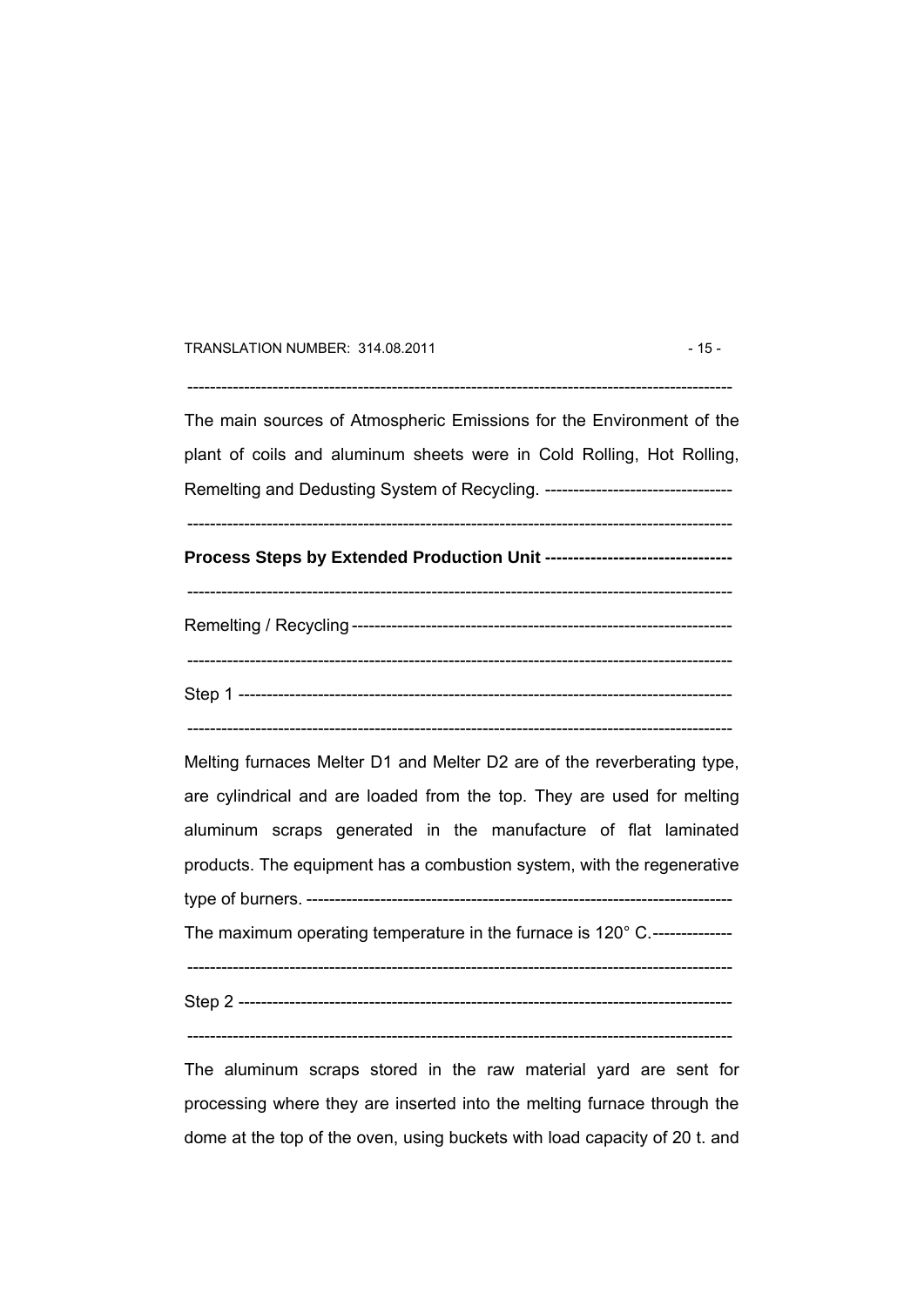The main sources of Atmospheric Emissions for the Environment of the plant of coils and aluminum sheets were in Cold Rolling, Hot Rolling, Remelting and Dedusting System of Recycling. ---------------------------------

---

**Process Steps by Extended Production Unit ---------------------------------**

---

Remelting / Recycling -------------------------------------------------------------------

---

Step 1 ---------------------------------------------------------------------------------------

---

Melting furnaces Melter D1 and Melter D2 are of the reverberating type, are cylindrical and are loaded from the top. They are used for melting aluminum scraps generated in the manufacture of flat laminated products. The equipment has a combustion system, with the regenerative type of burners. ---------------------------------------------------------------------------

The maximum operating temperature in the furnace is 120° C. --------------

---

Step 2 ---------------------------------------------------------------------------------------

---

The aluminum scraps stored in the raw material yard are sent for processing where they are inserted into the melting furnace through the dome at the top of the oven, using buckets with load capacity of 20 t. and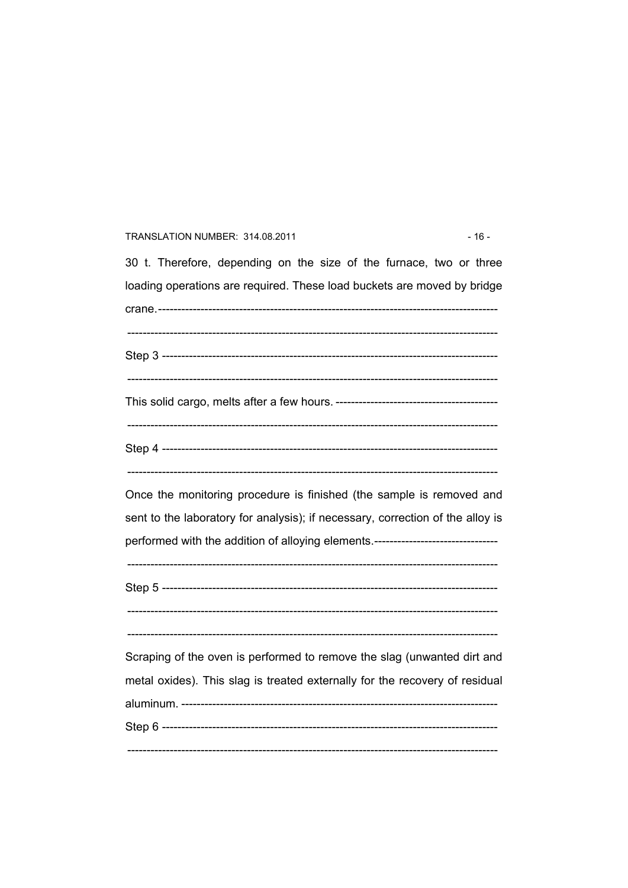30 t. Therefore, depending on the size of the furnace, two or three loading operations are required. These load buckets are moved by bridge crane.--------------------------------------------------------------------------------------

-----------------------------------------------------------------------------------------------

Step 3 ----------------------------------------------------------------------------------

-----------------------------------------------------------------------------------------------

This solid cargo, melts after a few hours. -----------------------------------------

-----------------------------------------------------------------------------------------------

Step 4 ----------------------------------------------------------------------------------

-----------------------------------------------------------------------------------------------

Once the monitoring procedure is finished (the sample is removed and sent to the laboratory for analysis); if necessary, correction of the alloy is performed with the addition of alloying elements.--------------------------------

-----------------------------------------------------------------------------------------------

Step 5 ----------------------------------------------------------------------------------

-----------------------------------------------------------------------------------------------

-----------------------------------------------------------------------------------------------

Scraping of the oven is performed to remove the slag (unwanted dirt and metal oxides). This slag is treated externally for the recovery of residual aluminum. --------------------------------------------------------------------------------

Step 6 ----------------------------------------------------------------------------------

-----------------------------------------------------------------------------------------------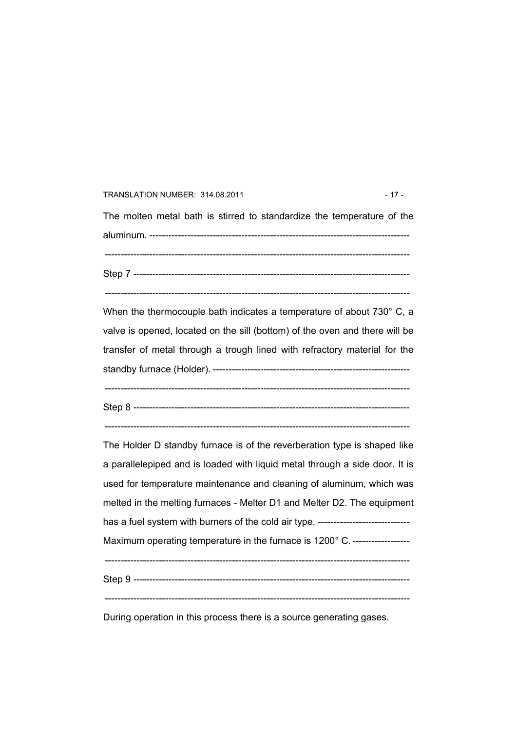The molten metal bath is stirred to standardize the temperature of the aluminum. ---------------------------------------------------------------------------------

---------------------------------------------------------------------------------------------

Step 7 ---------------------------------------------------------------------------------------

---------------------------------------------------------------------------------------------

When the thermocouple bath indicates a temperature of about 730° C, a valve is opened, located on the sill (bottom) of the oven and there will be transfer of metal through a trough lined with refractory material for the standby furnace (Holder). --------------------------------------------------------------

---------------------------------------------------------------------------------------------

Step 8 ---------------------------------------------------------------------------------------

---------------------------------------------------------------------------------------------

The Holder D standby furnace is of the reverberation type is shaped like a parallelepiped and is loaded with liquid metal through a side door. It is used for temperature maintenance and cleaning of aluminum, which was melted in the melting furnaces - Melter D1 and Melter D2. The equipment has a fuel system with burners of the cold air type. -----------------------------

Maximum operating temperature in the furnace is 1200° C. ------------------

---------------------------------------------------------------------------------------------

Step 9 ---------------------------------------------------------------------------------------

---------------------------------------------------------------------------------------------

During operation in this process there is a source generating gases.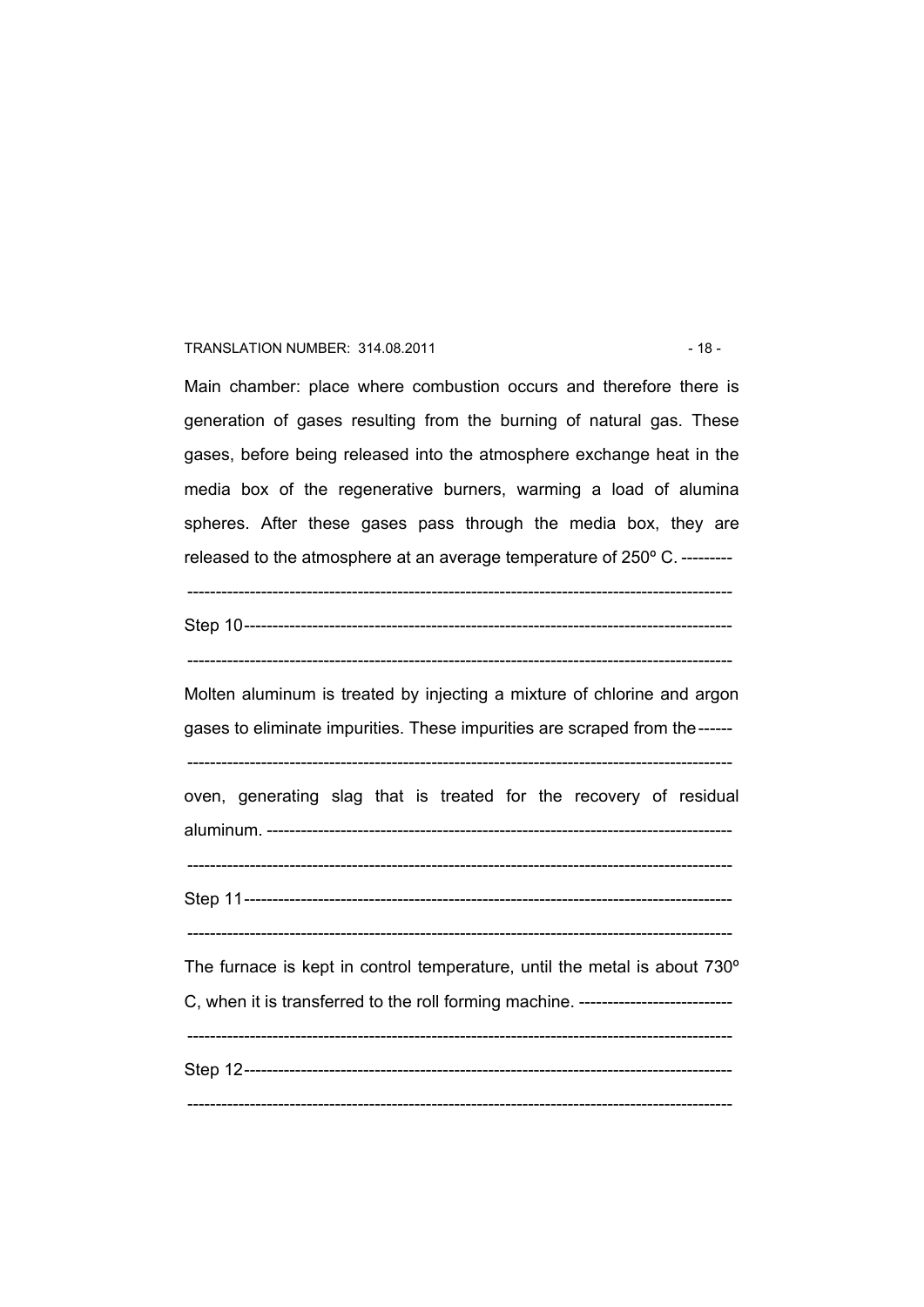Main chamber: place where combustion occurs and therefore there is generation of gases resulting from the burning of natural gas. These gases, before being released into the atmosphere exchange heat in the media box of the regenerative burners, warming a load of alumina spheres. After these gases pass through the media box, they are released to the atmosphere at an average temperature of 250º C.

Step 10

Molten aluminum is treated by injecting a mixture of chlorine and argon gases to eliminate impurities. These impurities are scraped from the oven, generating slag that is treated for the recovery of residual aluminum.

Step 11

The furnace is kept in control temperature, until the metal is about 730º C, when it is transferred to the roll forming machine.

Step 12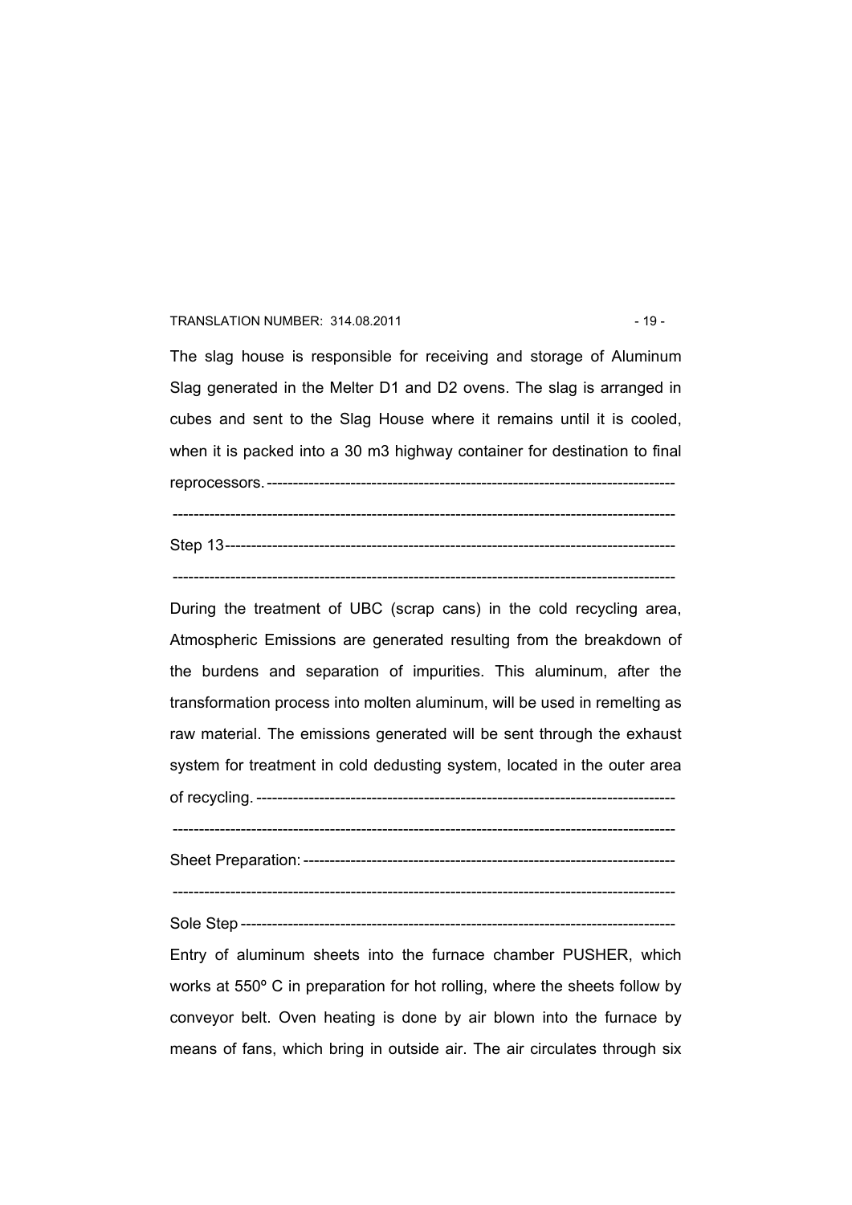The slag house is responsible for receiving and storage of Aluminum Slag generated in the Melter D1 and D2 ovens. The slag is arranged in cubes and sent to the Slag House where it remains until it is cooled, when it is packed into a 30 m3 highway container for destination to final reprocessors.------------------------------------------------------------------------------

-------------------------------------------------------------------------------------------------

Step 13------------------------------------------------------------------------------------

-------------------------------------------------------------------------------------------------

During the treatment of UBC (scrap cans) in the cold recycling area, Atmospheric Emissions are generated resulting from the breakdown of the burdens and separation of impurities. This aluminum, after the transformation process into molten aluminum, will be used in remelting as raw material. The emissions generated will be sent through the exhaust system for treatment in cold dedusting system, located in the outer area of recycling. -------------------------------------------------------------------------------

-------------------------------------------------------------------------------------------------

Sheet Preparation: ----------------------------------------------------------------------

-------------------------------------------------------------------------------------------------

Sole Step ------------------------------------------------------------------------------------

Entry of aluminum sheets into the furnace chamber PUSHER, which works at 550º C in preparation for hot rolling, where the sheets follow by conveyor belt. Oven heating is done by air blown into the furnace by means of fans, which bring in outside air. The air circulates through six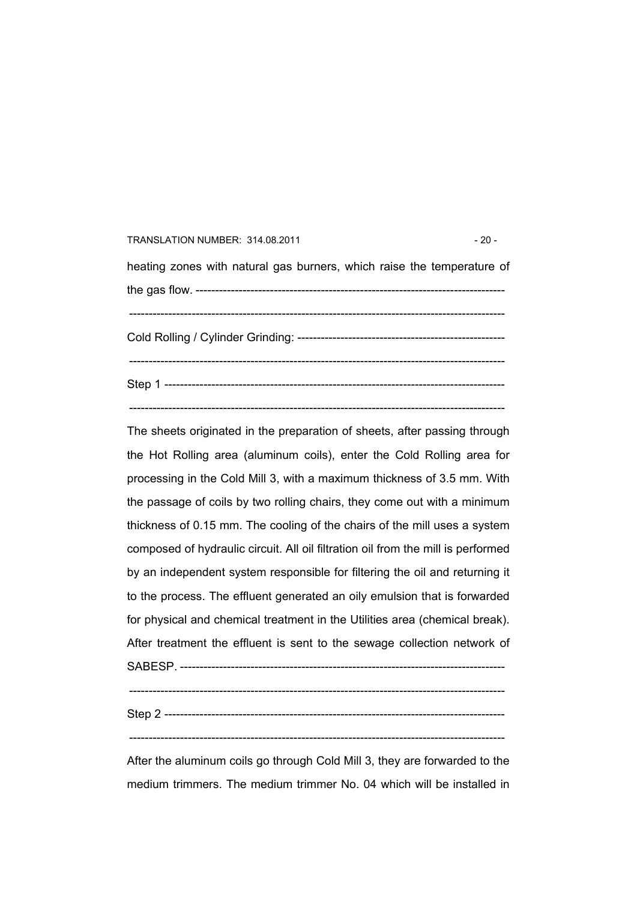heating zones with natural gas burners, which raise the temperature of the gas flow. ------------------------------------------------------------------------------

----------------------------------------------------------------------------------------------

Cold Rolling / Cylinder Grinding: -----------------------------------------------------

----------------------------------------------------------------------------------------------

Step 1 ---------------------------------------------------------------------------------------

----------------------------------------------------------------------------------------------

The sheets originated in the preparation of sheets, after passing through the Hot Rolling area (aluminum coils), enter the Cold Rolling area for processing in the Cold Mill 3, with a maximum thickness of 3.5 mm. With the passage of coils by two rolling chairs, they come out with a minimum thickness of 0.15 mm. The cooling of the chairs of the mill uses a system composed of hydraulic circuit. All oil filtration oil from the mill is performed by an independent system responsible for filtering the oil and returning it to the process. The effluent generated an oily emulsion that is forwarded for physical and chemical treatment in the Utilities area (chemical break). After treatment the effluent is sent to the sewage collection network of SABESP. -----------------------------------------------------------------------------------

----------------------------------------------------------------------------------------------

Step 2 ---------------------------------------------------------------------------------------

----------------------------------------------------------------------------------------------

After the aluminum coils go through Cold Mill 3, they are forwarded to the medium trimmers. The medium trimmer No. 04 which will be installed in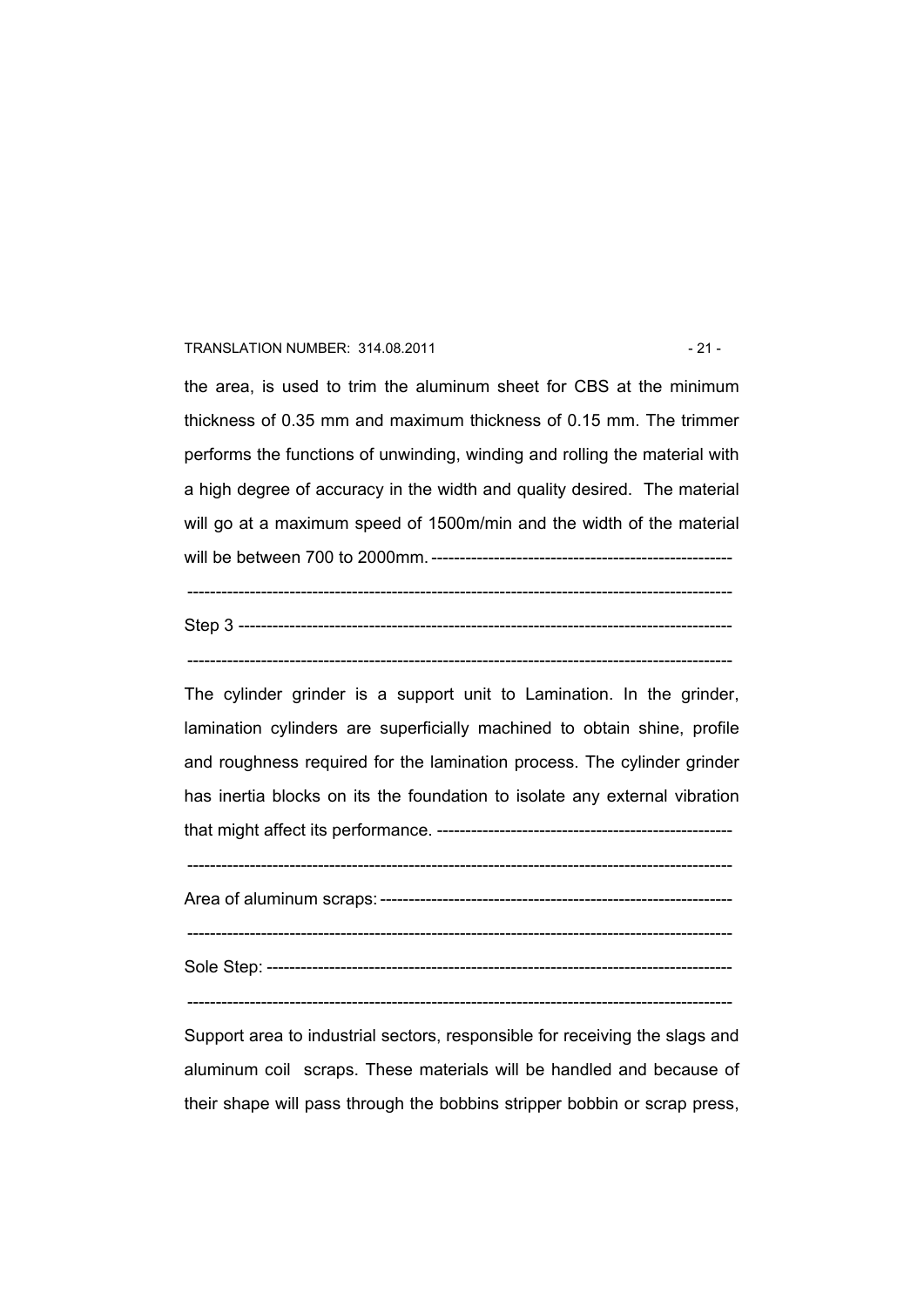the area, is used to trim the aluminum sheet for CBS at the minimum thickness of 0.35 mm and maximum thickness of 0.15 mm. The trimmer performs the functions of unwinding, winding and rolling the material with a high degree of accuracy in the width and quality desired. The material will go at a maximum speed of 1500m/min and the width of the material will be between 700 to 2000mm. ----------------------------------------------------

-----------------------------------------------------------------------------------------------

Step 3 ----------------------------------------------------------------------------------------

-----------------------------------------------------------------------------------------------

The cylinder grinder is a support unit to Lamination. In the grinder, lamination cylinders are superficially machined to obtain shine, profile and roughness required for the lamination process. The cylinder grinder has inertia blocks on its the foundation to isolate any external vibration that might affect its performance. ---------------------------------------------------

-----------------------------------------------------------------------------------------------

Area of aluminum scraps: -------------------------------------------------------------

-----------------------------------------------------------------------------------------------

Sole Step: ---------------------------------------------------------------------------------

-----------------------------------------------------------------------------------------------

Support area to industrial sectors, responsible for receiving the slags and aluminum coil scraps. These materials will be handled and because of their shape will pass through the bobbins stripper bobbin or scrap press,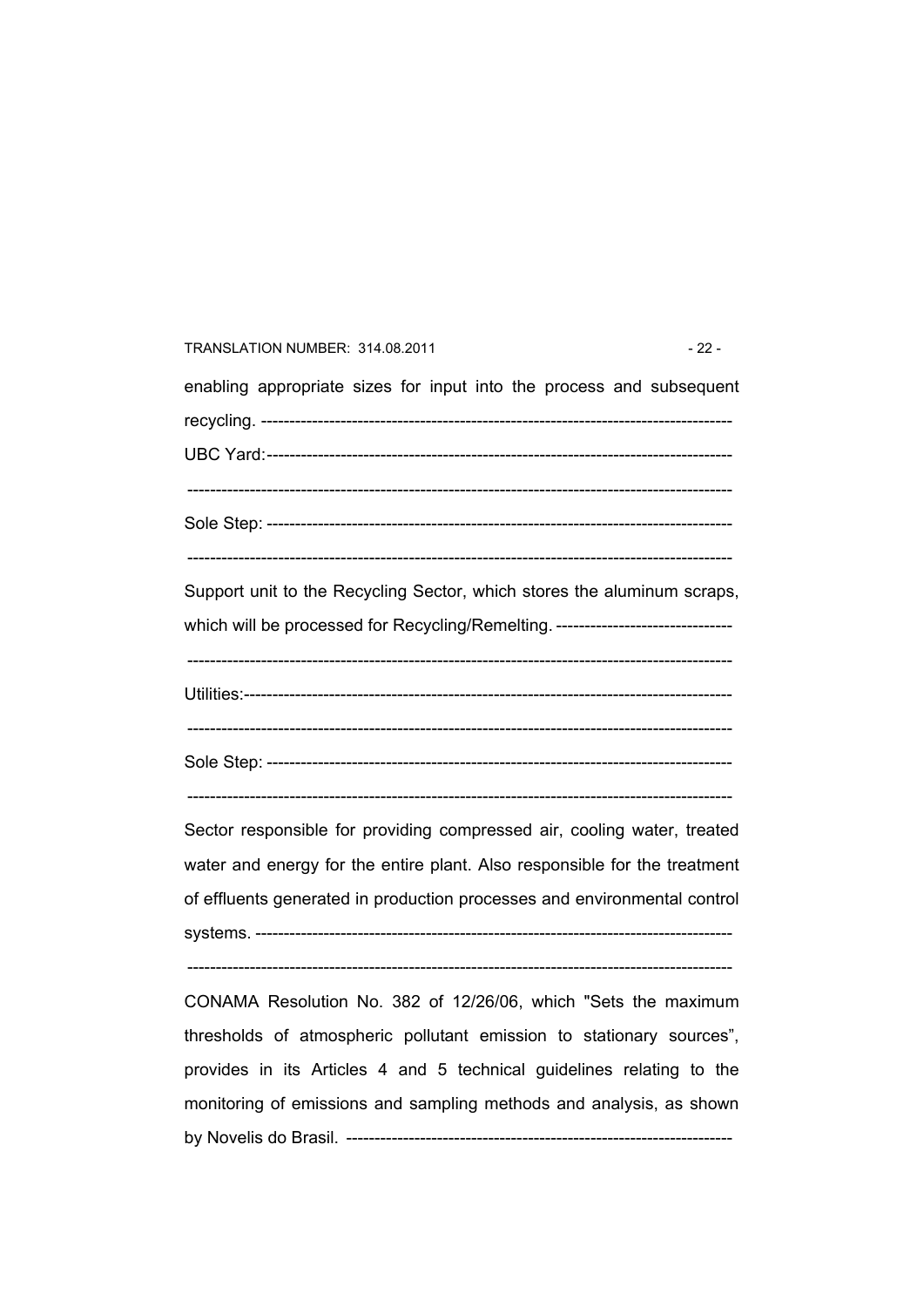enabling appropriate sizes for input into the process and subsequent recycling. ----------------------------------------------------------------------------------

UBC Yard:----------------------------------------------------------------------------------

----------------------------------------------------------------------------------------------

Sole Step: ---------------------------------------------------------------------------------

----------------------------------------------------------------------------------------------

Support unit to the Recycling Sector, which stores the aluminum scraps, which will be processed for Recycling/Remelting. -------------------------------

----------------------------------------------------------------------------------------------

Utilities:-------------------------------------------------------------------------------------

----------------------------------------------------------------------------------------------

Sole Step: ---------------------------------------------------------------------------------

----------------------------------------------------------------------------------------------

Sector responsible for providing compressed air, cooling water, treated water and energy for the entire plant. Also responsible for the treatment of effluents generated in production processes and environmental control systems. ------------------------------------------------------------------------------------

----------------------------------------------------------------------------------------------

CONAMA Resolution No. 382 of 12/26/06, which "Sets the maximum thresholds of atmospheric pollutant emission to stationary sources", provides in its Articles 4 and 5 technical guidelines relating to the monitoring of emissions and sampling methods and analysis, as shown by Novelis do Brasil. --------------------------------------------------------------------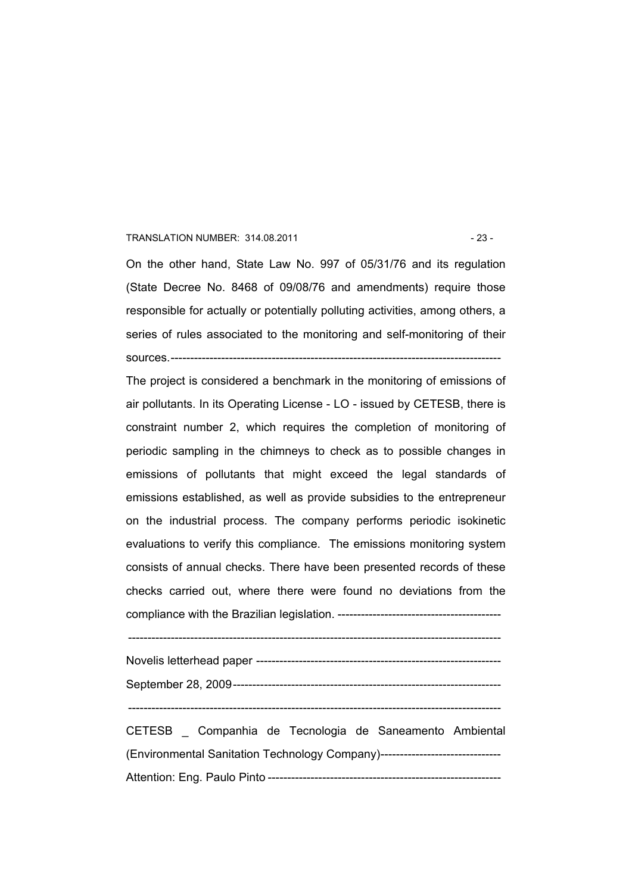On the other hand, State Law No. 997 of 05/31/76 and its regulation (State Decree No. 8468 of 09/08/76 and amendments) require those responsible for actually or potentially polluting activities, among others, a series of rules associated to the monitoring and self-monitoring of their sources.------------------------------------------------------------------------------------

The project is considered a benchmark in the monitoring of emissions of air pollutants. In its Operating License - LO - issued by CETESB, there is constraint number 2, which requires the completion of monitoring of periodic sampling in the chimneys to check as to possible changes in emissions of pollutants that might exceed the legal standards of emissions established, as well as provide subsidies to the entrepreneur on the industrial process. The company performs periodic isokinetic evaluations to verify this compliance. The emissions monitoring system consists of annual checks. There have been presented records of these checks carried out, where there were found no deviations from the compliance with the Brazilian legislation. ------------------------------------------

-----------------------------------------------------------------------------------------------

Novelis letterhead paper ---------------------------------------------------------------

September 28, 2009---------------------------------------------------------------------

-----------------------------------------------------------------------------------------------

CETESB _ Companhia de Tecnologia de Saneamento Ambiental (Environmental Sanitation Technology Company)-------------------------------

Attention: Eng. Paulo Pinto ------------------------------------------------------------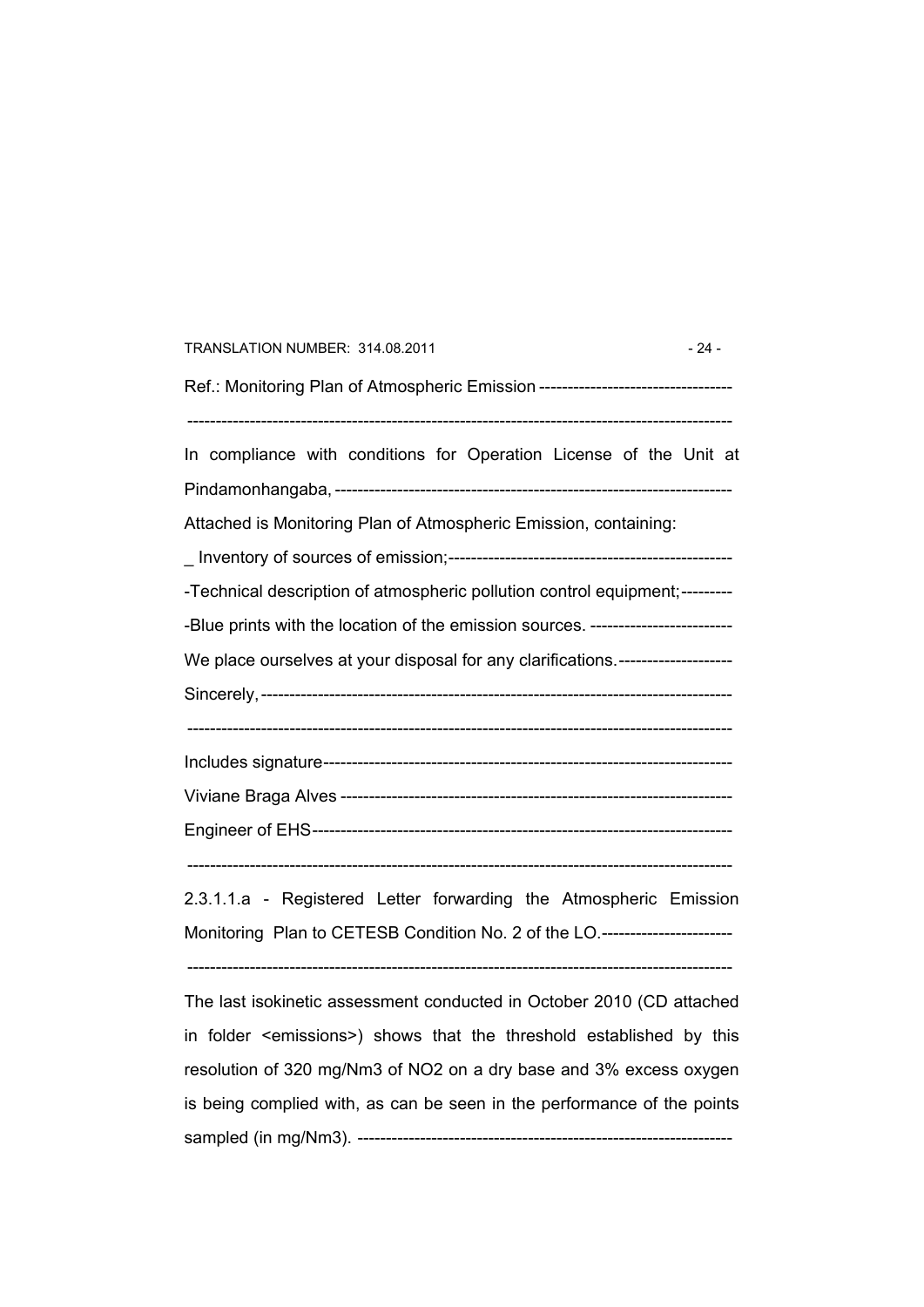Ref.: Monitoring Plan of Atmospheric Emission ---------------------------------

---------------------------------------------------------------------------------------------

In compliance with conditions for Operation License of the Unit at Pindamonhangaba, ---------------------------------------------------------------------

Attached is Monitoring Plan of Atmospheric Emission, containing:

_ Inventory of sources of emission;-------------------------------------------------

-Technical description of atmospheric pollution control equipment;---------

-Blue prints with the location of the emission sources. ------------------------

We place ourselves at your disposal for any clarifications.-------------------

Sincerely, ----------------------------------------------------------------------------

---------------------------------------------------------------------------------------------

Includes signature---------------------------------------------------------------------

Viviane Braga Alves --------------------------------------------------------------------

Engineer of EHS-------------------------------------------------------------------------

---------------------------------------------------------------------------------------------

2.3.1.1.a - Registered Letter forwarding the Atmospheric Emission Monitoring Plan to CETESB Condition No. 2 of the LO.----------------------

---------------------------------------------------------------------------------------------

The last isokinetic assessment conducted in October 2010 (CD attached in folder <emissions>) shows that the threshold established by this resolution of 320 mg/Nm3 of $NO_2$ on a dry base and 3% excess oxygen is being complied with, as can be seen in the performance of the points sampled (in mg/Nm3). ----------------------------------------------------------------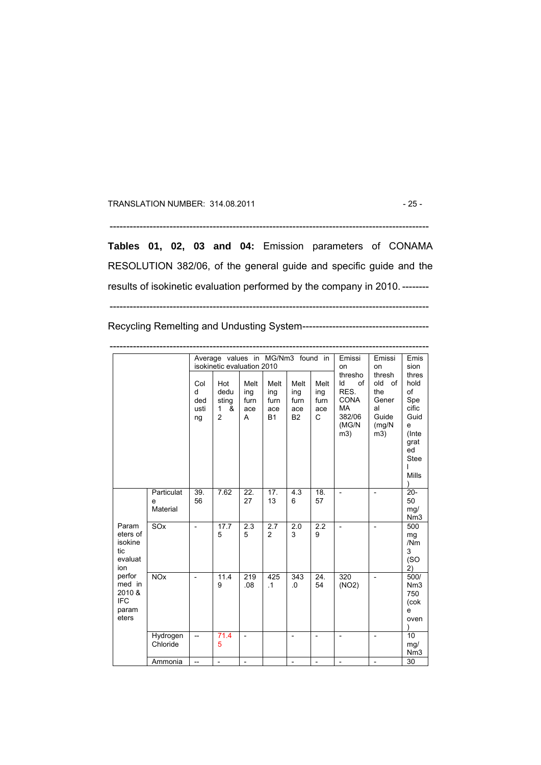---

**Tables 01, 02, 03 and 04:** Emission parameters of CONAMA RESOLUTION 382/06, of the general guide and specific guide and the results of isokinetic evaluation performed by the company in 2010. --------

---

Recycling Remelting and Undusting System--------------------------------------

---

| | | Average values in MG/Nm3 found in isokinetic evaluation 2010 | | | | | | Emission threshold of RES. CONAMA 382/06 (MG/Nm3) | Emission threshold of the General Guide (mg/Nm3) | Emission threshold of Specific Guide (Integrated Steel Mills) |
|---|---|---|---|---|---|---|---|---|---|---|
| | | Cold dedusting | Hot dedusting 1 & 2 | Melting furnace A | Melting furnace B1 | Melting furnace B2 | Melting furnace C | | | |
| Parameters of isokinetic evaluation performed in 2010 & IFC parameters | Particulate Material | 39.56 | 7.62 | 22.27 | 17.13 | 4.36 | 18.57 | - | - | 20-50 mg/Nm3 |
| | SOx | - | 17.75 | 2.35 | 2.72 | 2.03 | 2.29 | - | - | 500 mg/Nm3 ($SO_2$) |
| | NOx | - | 11.49 | 219.08 | 425.1 | 343.0 | 24.54 | 320 ($NO_2$) | - | 500/Nm3 750 (coke oven) |
| | Hydrogen Chloride | -- | 71.45 | - | | - | - | - | - | 10 mg/Nm3 |
| | Ammonia | -- | - | - | | - | - | - | - | 30 |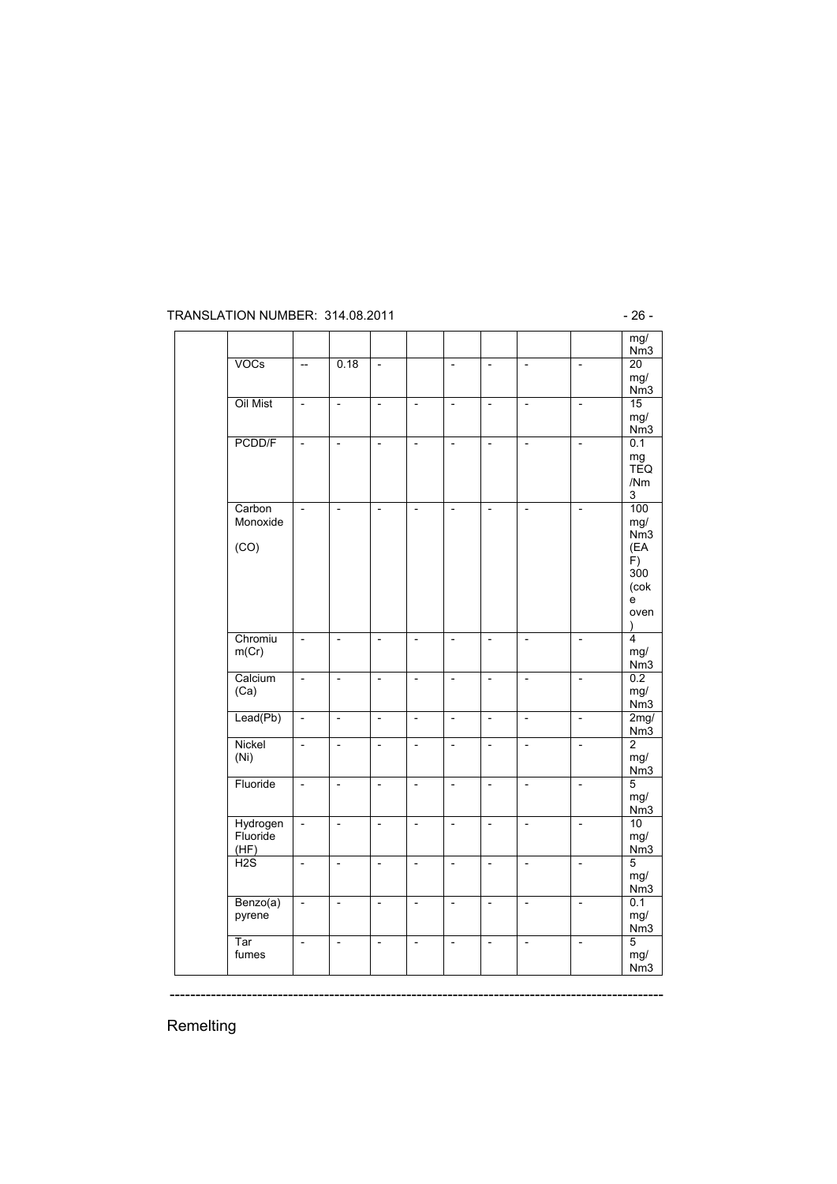| | | | | | | | | | | |
|---|---|---|---|---|---|---|---|---|---|---|
| | | | | | | | | | | mg/ Nm3 |
| | VOCs | -- | 0.18 | - | | - | - | - | - | 20 mg/ Nm3 |
| | Oil Mist | - | - | - | - | - | - | - | - | 15 mg/ Nm3 |
| | PCDD/F | - | - | - | - | - | - | - | - | 0.1 mg TEQ /Nm 3 |
| | Carbon Monoxide (CO) | - | - | - | - | - | - | - | - | 100 mg/ Nm3 (EAF) 300 (coke oven) |
| | Chromium(Cr) | - | - | - | - | - | - | - | - | 4 mg/ Nm3 |
| | Calcium (Ca) | - | - | - | - | - | - | - | - | 0.2 mg/ Nm3 |
| | Lead(Pb) | - | - | - | - | - | - | - | - | 2mg/ Nm3 |
| | Nickel (Ni) | - | - | - | - | - | - | - | - | 2 mg/ Nm3 |
| | Fluoride | - | - | - | - | - | - | - | - | 5 mg/ Nm3 |
| | Hydrogen Fluoride (HF) | - | - | - | - | - | - | - | - | 10 mg/ Nm3 |
| | H2S | - | - | - | - | - | - | - | - | 5 mg/ Nm3 |
| | Benzo(a) pyrene | - | - | - | - | - | - | - | - | 0.1 mg/ Nm3 |
| | Tar fumes | - | - | - | - | - | - | - | - | 5 mg/ Nm3 |

---

Remelting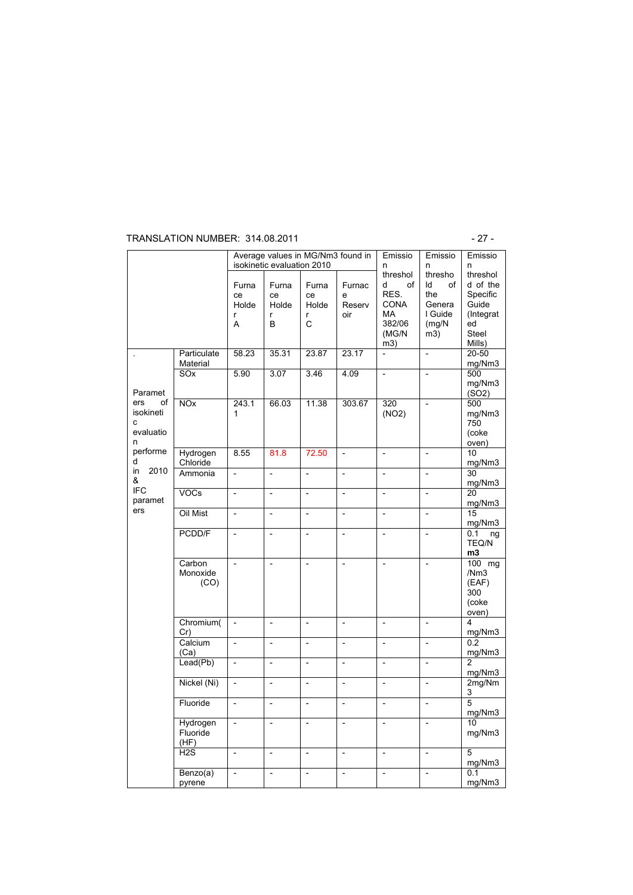TRANSLATION NUMBER: 314.08.2011

| | | Average values in MG/Nm3 found in isokinetic evaluation 2010 | | | | Emission threshold of RES. CONAMA 382/06 (MG/Nm3) | Emission threshold of the General Guide (mg/Nm3) | Emission threshold of the Specific Guide (Integrated Steel Mills) |
|---|---|---|---|---|---|---|---|---|
| | | Furnace Holder A | Furnace Holder B | Furnace Holder C | Furnace Reservoir | | | |
| Parameters of isokinetic evaluation performed in 2010 & IFC parameters | Particulate Material | 58.23 | 35.31 | 23.87 | 23.17 | - | - | 20-50 mg/Nm3 |
| | SOx | 5.90 | 3.07 | 3.46 | 4.09 | - | - | 500 mg/Nm3 ($SO_2$) |
| | NOx | 243.11 | 66.03 | 11.38 | 303.67 | 320 ($NO_2$) | - | 500 mg/Nm3 750 (coke oven) |
| | Hydrogen Chloride | 8.55 | 81.8 | 72.50 | - | - | - | 10 mg/Nm3 |
| | Ammonia | - | - | - | - | - | - | 30 mg/Nm3 |
| | VOCs | - | - | - | - | - | - | 20 mg/Nm3 |
| | Oil Mist | - | - | - | - | - | - | 15 mg/Nm3 |
| | PCDD/F | - | - | - | - | - | - | 0.1 ng TEQ/Nm3 |
| | Carbon Monoxide (CO) | - | - | - | - | - | - | 100 mg /Nm3 (EAF) 300 (coke oven) |
| | Chromium(Cr) | - | - | - | - | - | - | 4 mg/Nm3 |
| | Calcium (Ca) | - | - | - | - | - | - | 0.2 mg/Nm3 |
| | Lead(Pb) | - | - | - | - | - | - | 2 mg/Nm3 |
| | Nickel (Ni) | - | - | - | - | - | - | 2mg/Nm3 |
| | Fluoride | - | - | - | - | - | - | 5 mg/Nm3 |
| | Hydrogen Fluoride (HF) | - | - | - | - | - | - | 10 mg/Nm3 |
| | H2S | - | - | - | - | - | - | 5 mg/Nm3 |
| | Benzo(a) pyrene | - | - | - | - | - | - | 0.1 mg/Nm3 |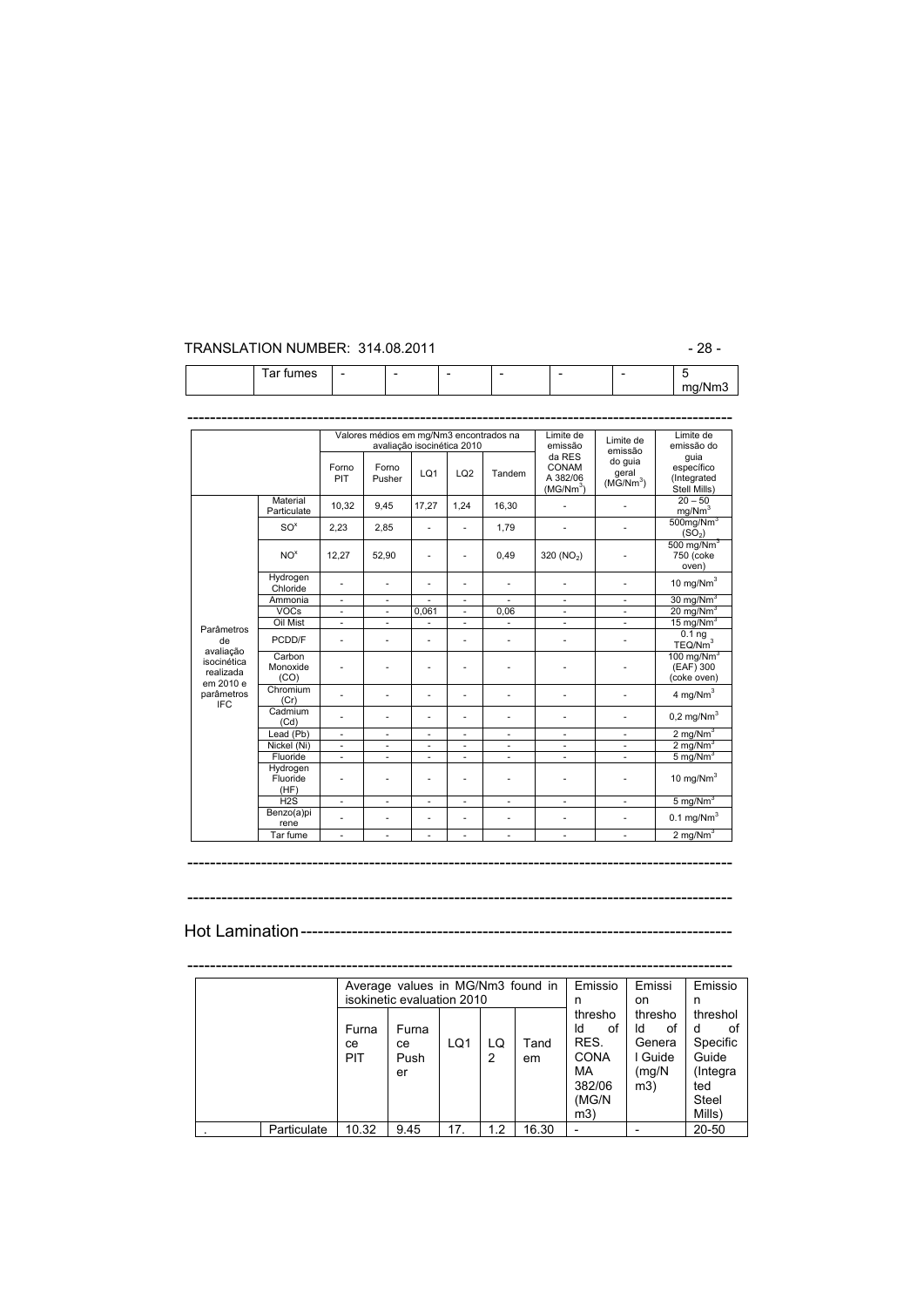| | Tar fumes | - | - | - | - | - | - | 5 mg/Nm3 |
|---|---|---|---|---|---|---|---|---|

------------------------------------------------------------------------------------------------

| | | Valores médios em mg/Nm3 encontrados na avaliação isocinética 2010 | | | | | Limite de emissão da RES CONAM A 382/06 (MG/Nm$^3$) | Limite de emissão do guia geral (MG/Nm$^3$) | Limite de emissão do guia específico (Integrated Stell Mills) |
|---|---|---|---|---|---|---|---|---|---|
| | | Forno PIT | Forno Pusher | LQ1 | LQ2 | Tandem | | | |
| Parâmetros de avaliação isocinética realizada em 2010 e parâmetros IFC | Material Particulate | 10,32 | 9,45 | 17,27 | 1,24 | 16,30 | - | - | 20 – 50 mg/Nm$^3$ |
| | SO$^x$ | 2,23 | 2,85 | - | - | 1,79 | - | - | 500mg/Nm$^3$ ($SO_2$) |
| | NO$^x$ | 12,27 | 52,90 | - | - | 0,49 | 320 ($NO_2$) | - | 500 mg/Nm$^3$ 750 (coke oven) |
| | Hydrogen Chloride | - | - | - | - | - | - | - | 10 mg/Nm$^3$ |
| | Ammonia | - | - | - | - | - | - | - | 30 mg/Nm$^3$ |
| | VOCs | - | - | 0,061 | - | 0,06 | - | - | 20 mg/Nm$^3$ |
| | Oil Mist | - | - | - | - | - | - | - | 15 mg/Nm$^3$ |
| | PCDD/F | - | - | - | - | - | - | - | 0.1 ng TEQ/Nm$^3$ |
| | Carbon Monoxide (CO) | - | - | - | - | - | - | - | 100 mg/Nm$^3$ (EAF) 300 (coke oven) |
| | Chromium (Cr) | - | - | - | - | - | - | - | 4 mg/Nm$^3$ |
| | Cadmium (Cd) | - | - | - | - | - | - | - | 0,2 mg/Nm$^3$ |
| | Lead (Pb) | - | - | - | - | - | - | - | 2 mg/Nm$^3$ |
| | Nickel (Ni) | - | - | - | - | - | - | - | 2 mg/Nm$^3$ |
| | Fluoride | - | - | - | - | - | - | - | 5 mg/Nm$^3$ |
| | Hydrogen Fluoride (HF) | - | - | - | - | - | - | - | 10 mg/Nm$^3$ |
| | H2S | - | - | - | - | - | - | - | 5 mg/Nm$^3$ |
| | Benzo(a)pirene | - | - | - | - | - | - | - | 0.1 mg/Nm$^3$ |
| | Tar fume | - | - | - | - | - | - | - | 2 mg/Nm$^3$ |

------------------------------------------------------------------------------------------------

------------------------------------------------------------------------------------------------

Hot Lamination------------------------------------------------------------------------

------------------------------------------------------------------------------------------------

| | | Average values in MG/Nm3 found in isokinetic evaluation 2010 | | | | | Emission threshold of RES. CONAMA 382/06 (MG/Nm3) | Emission threshold of General Guide (mg/Nm3) | Emission threshold of Specific Guide (Integrated Steel Mills) |
|---|---|---|---|---|---|---|---|---|---|
| | | Furnace PIT | Furnace Pusher | LQ1 | LQ 2 | Tandem | | | |
| . | Particulate | 10.32 | 9.45 | 17. | 1.2 | 16.30 | - | - | 20-50 |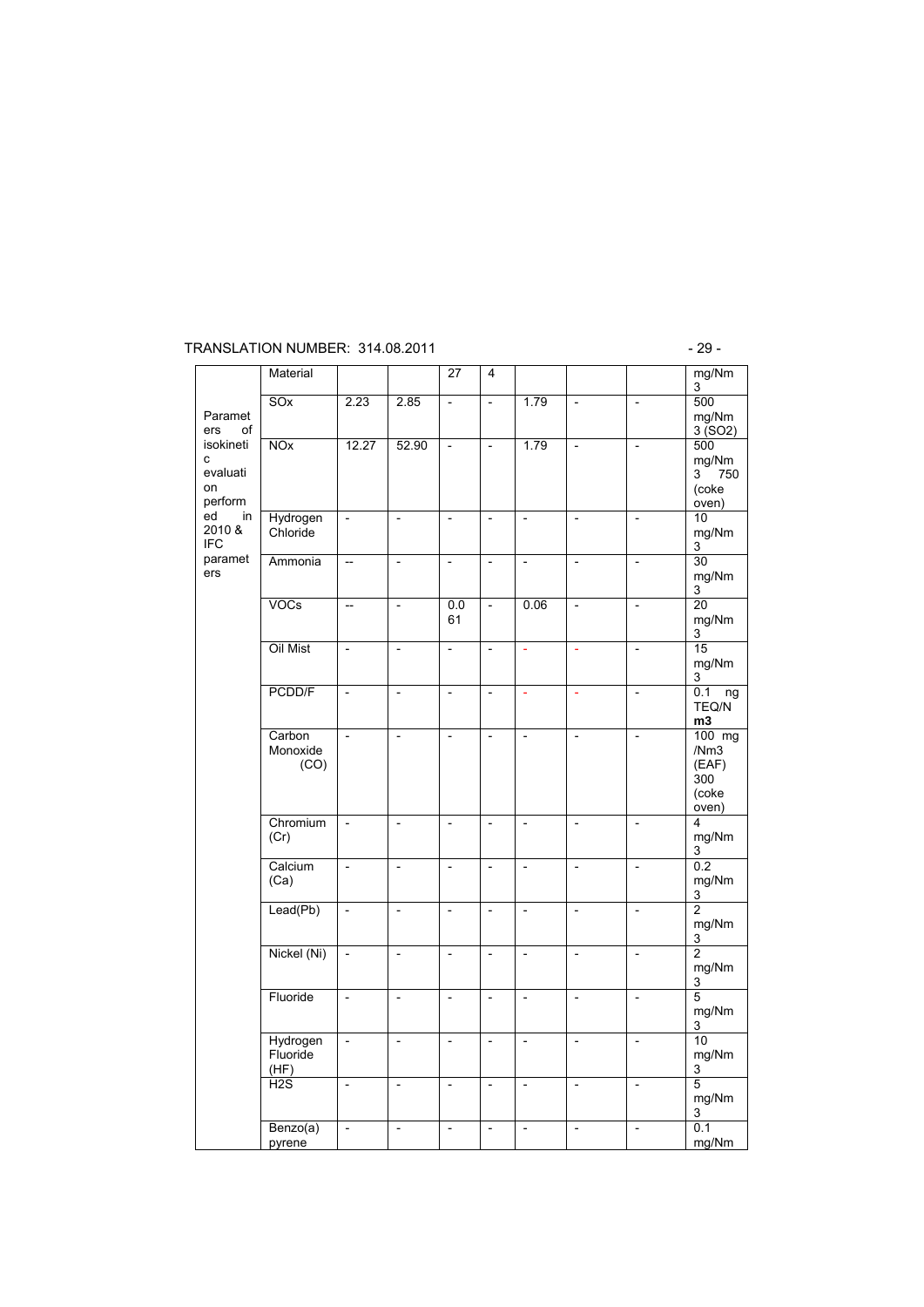| | Material | | | 27 | 4 | | | | mg/Nm3 |
|---|---|---|---|---|---|---|---|---|---|
| Parameters of isokinetic evaluation performed in 2010 & IFC parameters | SOx | 2.23 | 2.85 | - | - | 1.79 | - | - | 500 mg/Nm3 ($SO_2$) |
| | NOx | 12.27 | 52.90 | - | - | 1.79 | - | - | 500 mg/Nm3 750 (coke oven) |
| | Hydrogen Chloride | - | - | - | - | - | - | - | 10 mg/Nm3 |
| | Ammonia | -- | - | - | - | - | - | - | 30 mg/Nm3 |
| | VOCs | -- | - | 0.061 | - | 0.06 | - | - | 20 mg/Nm3 |
| | Oil Mist | - | - | - | - | - | - | - | 15 mg/Nm3 |
| | PCDD/F | - | - | - | - | - | - | - | 0.1 ng TEQ/N **m3** |
| | Carbon Monoxide (CO) | - | - | - | - | - | - | - | 100 mg /Nm3 (EAF) 300 (coke oven) |
| | Chromium (Cr) | - | - | - | - | - | - | - | 4 mg/Nm3 |
| | Calcium (Ca) | - | - | - | - | - | - | - | 0.2 mg/Nm3 |
| | Lead(Pb) | - | - | - | - | - | - | - | 2 mg/Nm3 |
| | Nickel (Ni) | - | - | - | - | - | - | - | 2 mg/Nm3 |
| | Fluoride | - | - | - | - | - | - | - | 5 mg/Nm3 |
| | Hydrogen Fluoride (HF) | - | - | - | - | - | - | - | 10 mg/Nm3 |
| | $H_2S$ | - | - | - | - | - | - | - | 5 mg/Nm3 |
| | Benzo(a) pyrene | - | - | - | - | - | - | - | 0.1 mg/Nm |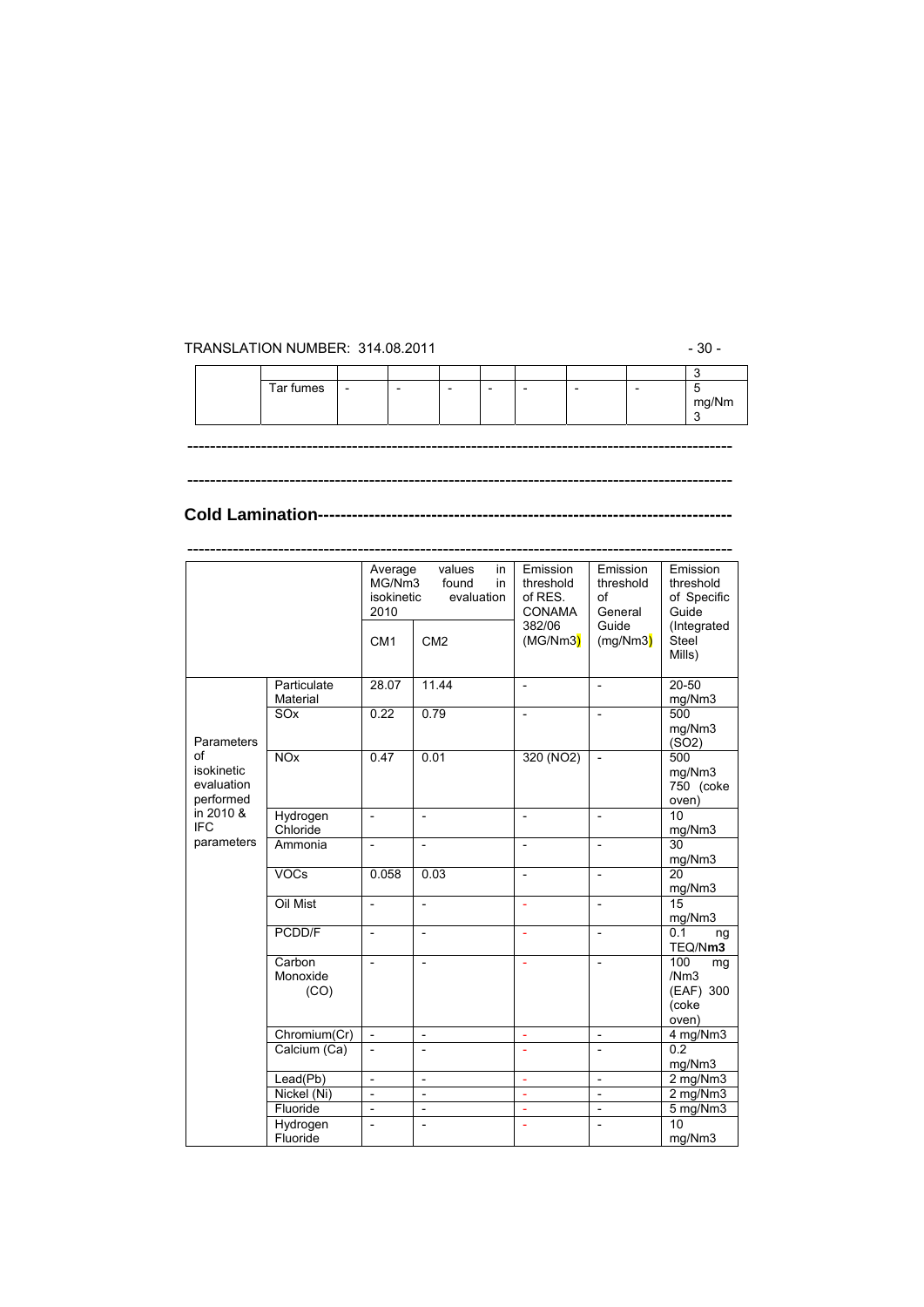| | | | | | | | | | 3 |
|---|---|---|---|---|---|---|---|---|---|
| | Tar fumes | - | - | - | - | - | - | - | 5 mg/Nm3 |

---

---

## Cold Lamination

---

| | | Average MG/Nm3 found in isokinetic evaluation 2010 | | Emission threshold of RES. CONAMA 382/06 (MG/Nm3) | Emission threshold of General Guide (mg/Nm3) | Emission threshold of Specific Guide (Integrated Steel Mills) |
|---|---|---|---|---|---|---|
| | | CM1 | CM2 | | | |
| Parameters of isokinetic evaluation performed in 2010 & IFC parameters | Particulate Material | 28.07 | 11.44 | - | - | 20-50 mg/Nm3 |
| | SOx | 0.22 | 0.79 | - | - | 500 mg/Nm3 ($SO_2$) |
| | NOx | 0.47 | 0.01 | 320 ($NO_2$) | - | 500 mg/Nm3 750 (coke oven) |
| | Hydrogen Chloride | - | - | - | - | 10 mg/Nm3 |
| | Ammonia | - | - | - | - | 30 mg/Nm3 |
| | VOCs | 0.058 | 0.03 | - | - | 20 mg/Nm3 |
| | Oil Mist | - | - | - | - | 15 mg/Nm3 |
| | PCDD/F | - | - | - | - | 0.1 ng TEQ/N**m3** |
| | Carbon Monoxide (CO) | - | - | - | - | 100 mg /Nm3 (EAF) 300 (coke oven) |
| | Chromium(Cr) | - | - | - | - | 4 mg/Nm3 |
| | Calcium (Ca) | - | - | - | - | 0.2 mg/Nm3 |
| | Lead(Pb) | - | - | - | - | 2 mg/Nm3 |
| | Nickel (Ni) | - | - | - | - | 2 mg/Nm3 |
| | Fluoride | - | - | - | - | 5 mg/Nm3 |
| | Hydrogen Fluoride | - | - | - | - | 10 mg/Nm3 |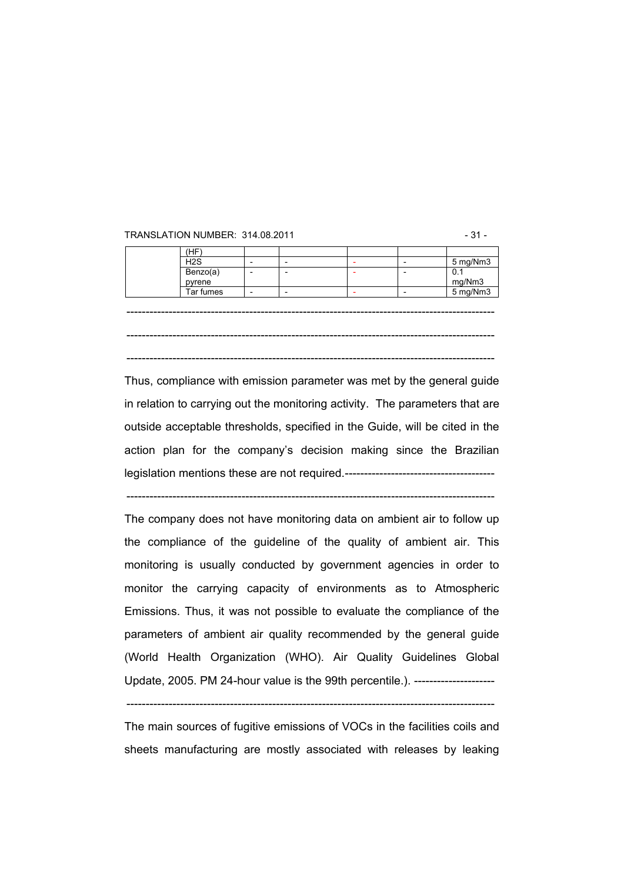| | (HF) | | | | | |
|---|---|---|---|---|---|---|
| | $H_2S$ | - | - | - | - | 5 mg/Nm3 |
| | Benzo(a) pyrene | - | - | - | - | 0.1 mg/Nm3 |
| | Tar fumes | - | - | - | - | 5 mg/Nm3 |

-----------------------------------------------------------------------------------------------

-----------------------------------------------------------------------------------------------

-----------------------------------------------------------------------------------------------

Thus, compliance with emission parameter was met by the general guide in relation to carrying out the monitoring activity. The parameters that are outside acceptable thresholds, specified in the Guide, will be cited in the action plan for the company's decision making since the Brazilian legislation mentions these are not required.---------------------------------------

-----------------------------------------------------------------------------------------------

The company does not have monitoring data on ambient air to follow up the compliance of the guideline of the quality of ambient air. This monitoring is usually conducted by government agencies in order to monitor the carrying capacity of environments as to Atmospheric Emissions. Thus, it was not possible to evaluate the compliance of the parameters of ambient air quality recommended by the general guide (World Health Organization (WHO). Air Quality Guidelines Global Update, 2005. PM 24-hour value is the 99th percentile.). ---------------------

-----------------------------------------------------------------------------------------------

The main sources of fugitive emissions of VOCs in the facilities coils and sheets manufacturing are mostly associated with releases by leaking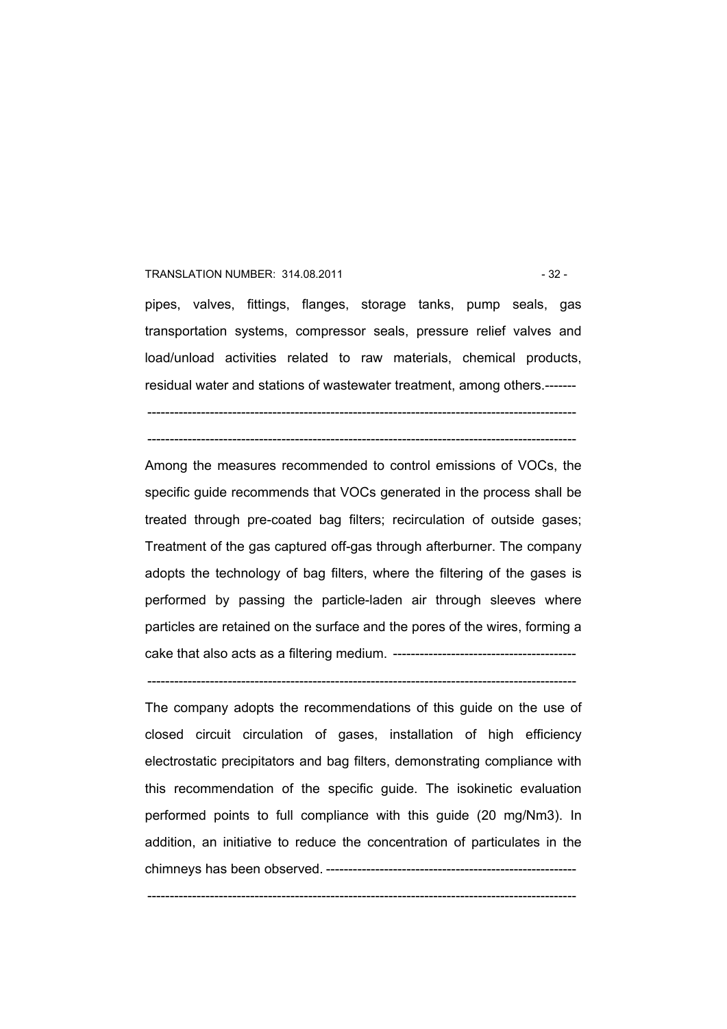pipes, valves, fittings, flanges, storage tanks, pump seals, gas transportation systems, compressor seals, pressure relief valves and load/unload activities related to raw materials, chemical products, residual water and stations of wastewater treatment, among others.-------

-----------------------------------------------------------------------------------------------

-----------------------------------------------------------------------------------------------

Among the measures recommended to control emissions of VOCs, the specific guide recommends that VOCs generated in the process shall be treated through pre-coated bag filters; recirculation of outside gases; Treatment of the gas captured off-gas through afterburner. The company adopts the technology of bag filters, where the filtering of the gases is performed by passing the particle-laden air through sleeves where particles are retained on the surface and the pores of the wires, forming a cake that also acts as a filtering medium. -----------------------------------------

-----------------------------------------------------------------------------------------------

The company adopts the recommendations of this guide on the use of closed circuit circulation of gases, installation of high efficiency electrostatic precipitators and bag filters, demonstrating compliance with this recommendation of the specific guide. The isokinetic evaluation performed points to full compliance with this guide (20 mg/Nm3). In addition, an initiative to reduce the concentration of particulates in the chimneys has been observed. --------------------------------------------------------

-----------------------------------------------------------------------------------------------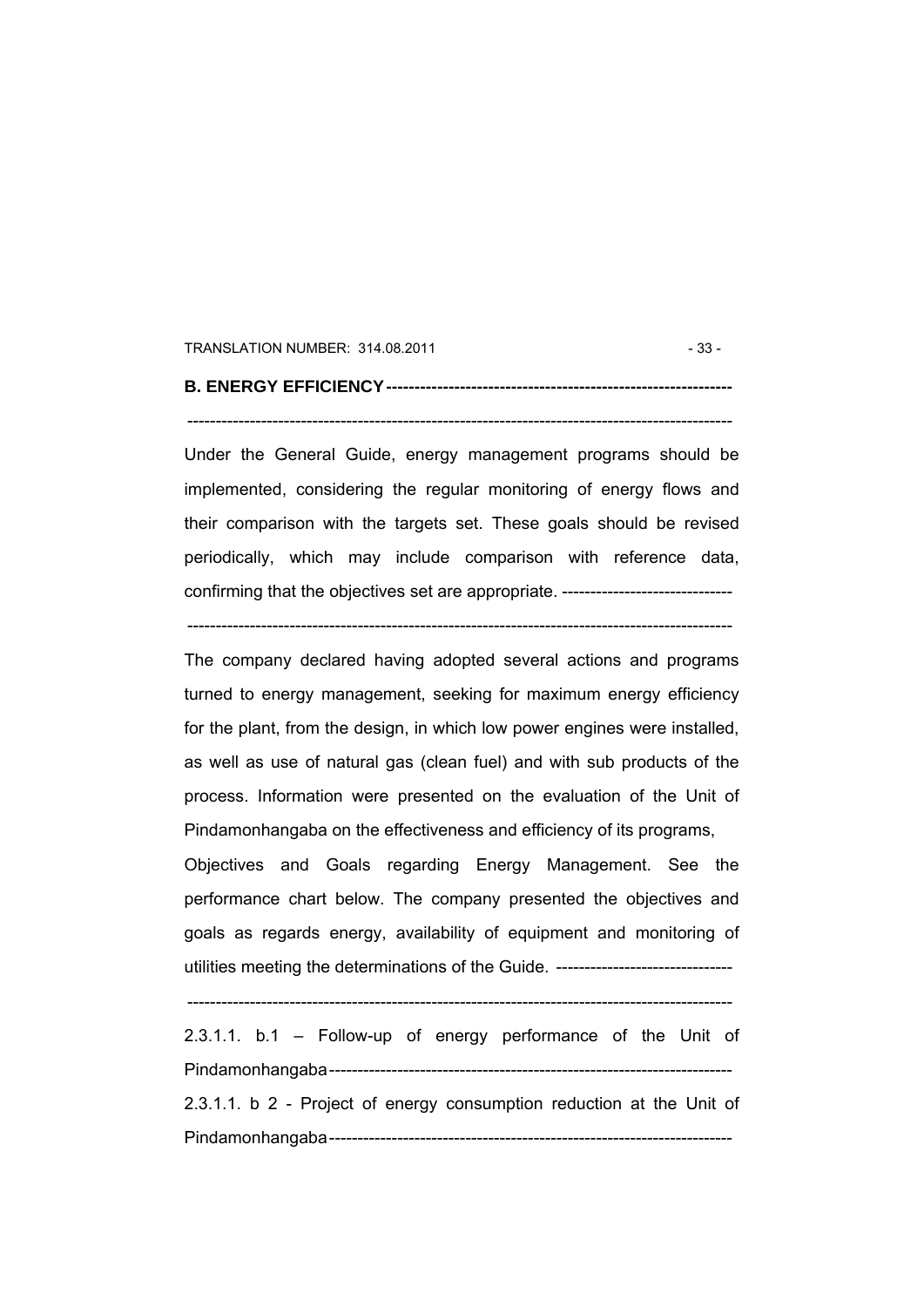**B. ENERGY EFFICIENCY**------------------------------------------------------------

--------------------------------------------------------------------------------------------------

Under the General Guide, energy management programs should be implemented, considering the regular monitoring of energy flows and their comparison with the targets set. These goals should be revised periodically, which may include comparison with reference data, confirming that the objectives set are appropriate. ------------------------------

--------------------------------------------------------------------------------------------------

The company declared having adopted several actions and programs turned to energy management, seeking for maximum energy efficiency for the plant, from the design, in which low power engines were installed, as well as use of natural gas (clean fuel) and with sub products of the process. Information were presented on the evaluation of the Unit of Pindamonhangaba on the effectiveness and efficiency of its programs, Objectives and Goals regarding Energy Management. See the performance chart below. The company presented the objectives and goals as regards energy, availability of equipment and monitoring of utilities meeting the determinations of the Guide. -------------------------------

--------------------------------------------------------------------------------------------------

2.3.1.1. b.1 – Follow-up of energy performance of the Unit of Pindamonhangaba-----------------------------------------------------------------------

2.3.1.1. b 2 - Project of energy consumption reduction at the Unit of Pindamonhangaba-----------------------------------------------------------------------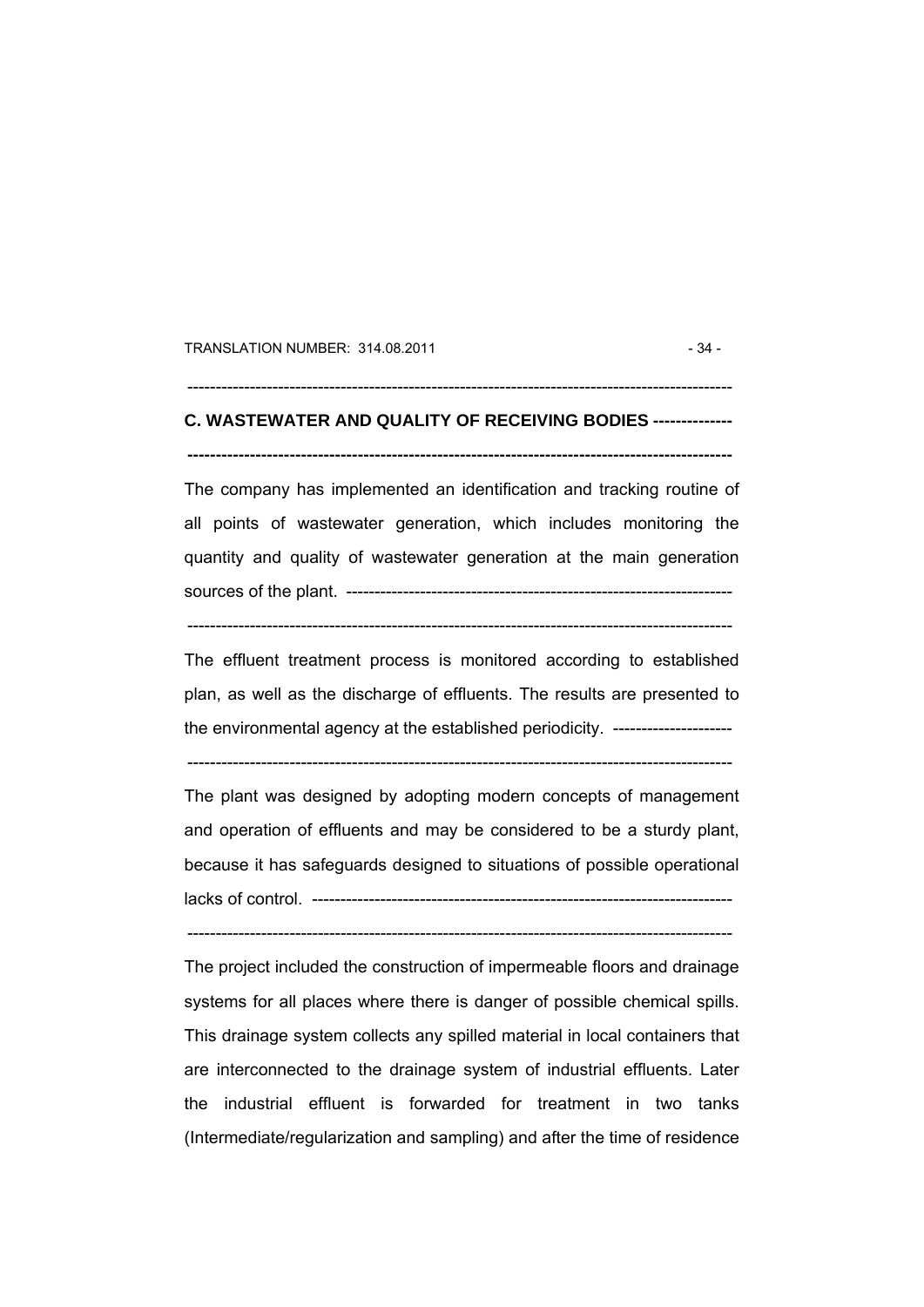## C. WASTEWATER AND QUALITY OF RECEIVING BODIES

The company has implemented an identification and tracking routine of all points of wastewater generation, which includes monitoring the quantity and quality of wastewater generation at the main generation sources of the plant.

The effluent treatment process is monitored according to established plan, as well as the discharge of effluents. The results are presented to the environmental agency at the established periodicity.

The plant was designed by adopting modern concepts of management and operation of effluents and may be considered to be a sturdy plant, because it has safeguards designed to situations of possible operational lacks of control.

The project included the construction of impermeable floors and drainage systems for all places where there is danger of possible chemical spills. This drainage system collects any spilled material in local containers that are interconnected to the drainage system of industrial effluents. Later the industrial effluent is forwarded for treatment in two tanks (Intermediate/regularization and sampling) and after the time of residence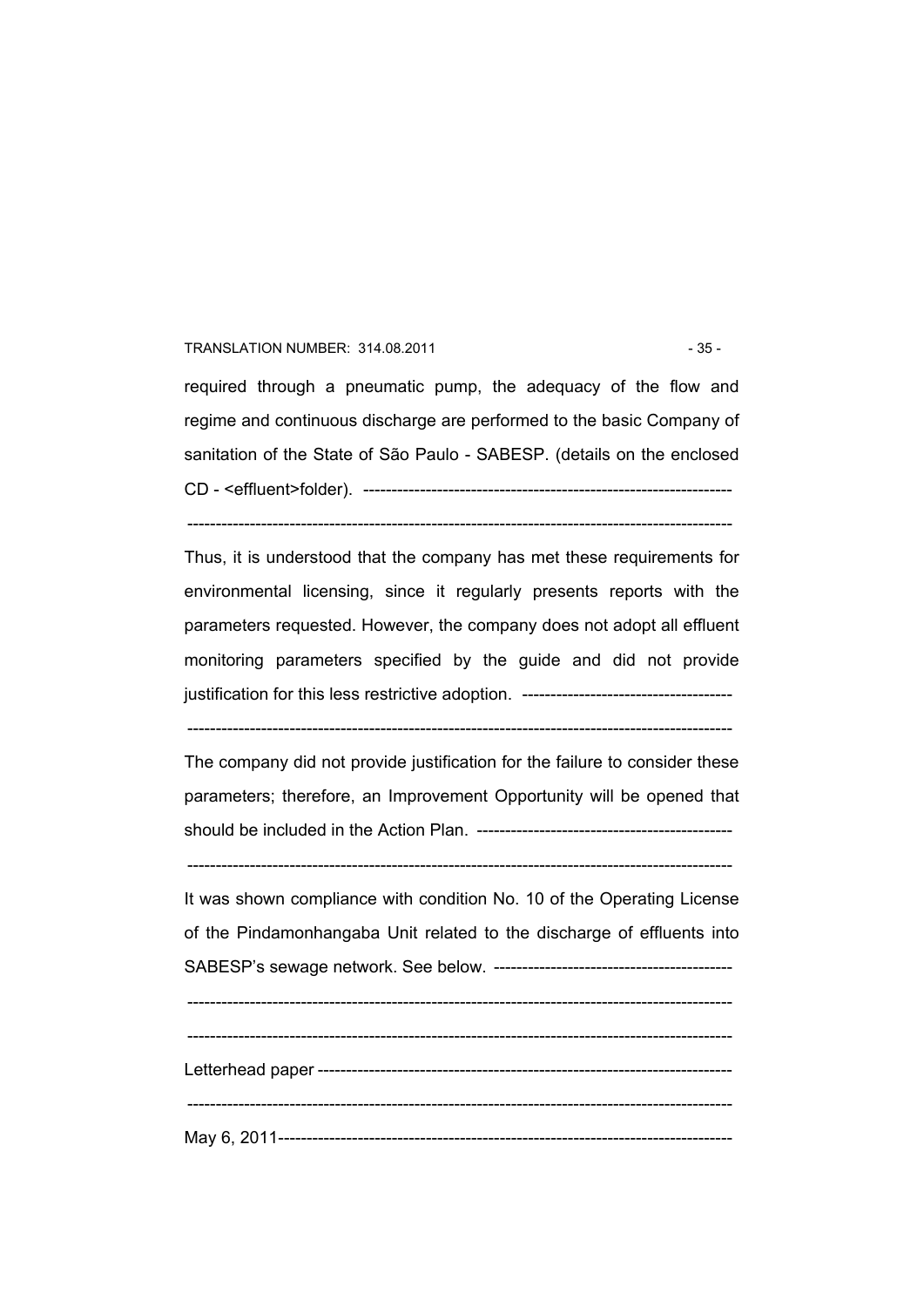required through a pneumatic pump, the adequacy of the flow and regime and continuous discharge are performed to the basic Company of sanitation of the State of São Paulo - SABESP. (details on the enclosed CD - <effluent>folder). ------------------------------------------------------------------

--------------------------------------------------------------------------------------------------

Thus, it is understood that the company has met these requirements for environmental licensing, since it regularly presents reports with the parameters requested. However, the company does not adopt all effluent monitoring parameters specified by the guide and did not provide justification for this less restrictive adoption. -------------------------------------

--------------------------------------------------------------------------------------------------

The company did not provide justification for the failure to consider these parameters; therefore, an Improvement Opportunity will be opened that should be included in the Action Plan. ---------------------------------------------

--------------------------------------------------------------------------------------------------

It was shown compliance with condition No. 10 of the Operating License of the Pindamonhangaba Unit related to the discharge of effluents into SABESP's sewage network. See below. ------------------------------------------

--------------------------------------------------------------------------------------------------

--------------------------------------------------------------------------------------------------

Letterhead paper --------------------------------------------------------------------------

--------------------------------------------------------------------------------------------------

May 6, 2011---------------------------------------------------------------------------------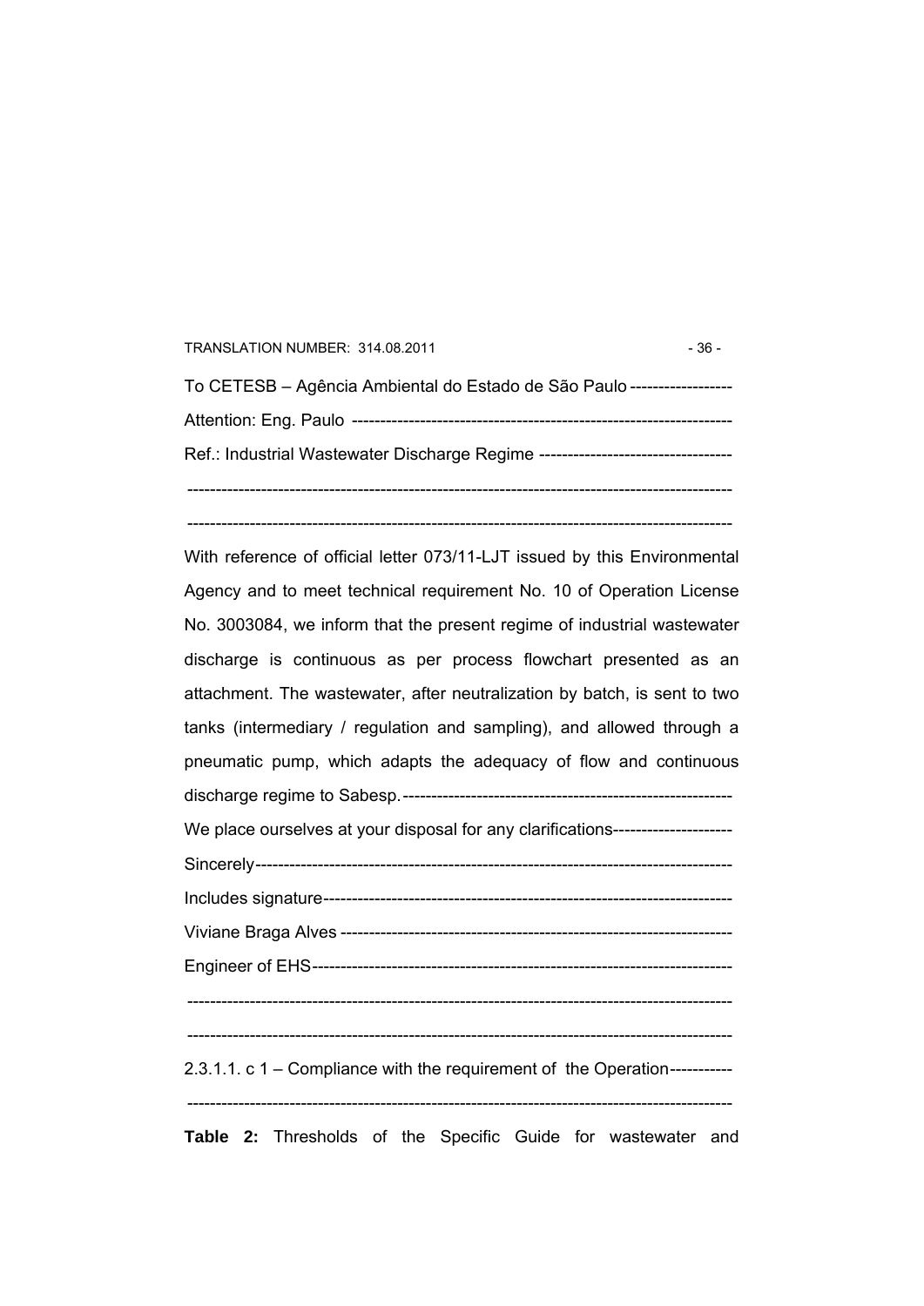To CETESB – Agência Ambiental do Estado de São Paulo ------------------

Attention: Eng. Paulo -------------------------------------------------------------------

Ref.: Industrial Wastewater Discharge Regime ----------------------------------

-----------------------------------------------------------------------------------------------

-----------------------------------------------------------------------------------------------

With reference of official letter 073/11-LJT issued by this Environmental Agency and to meet technical requirement No. 10 of Operation License No. 3003084, we inform that the present regime of industrial wastewater discharge is continuous as per process flowchart presented as an attachment. The wastewater, after neutralization by batch, is sent to two tanks (intermediary / regulation and sampling), and allowed through a pneumatic pump, which adapts the adequacy of flow and continuous discharge regime to Sabesp.----------------------------------------------------------

We place ourselves at your disposal for any clarifications---------------------

Sincerely-------------------------------------------------------------------------------

Includes signature------------------------------------------------------------------------

Viviane Braga Alves --------------------------------------------------------------------

Engineer of EHS---------------------------------------------------------------------------

-----------------------------------------------------------------------------------------------

-----------------------------------------------------------------------------------------------

2.3.1.1. c 1 – Compliance with the requirement of the Operation-----------

-----------------------------------------------------------------------------------------------

**Table 2:** Thresholds of the Specific Guide for wastewater and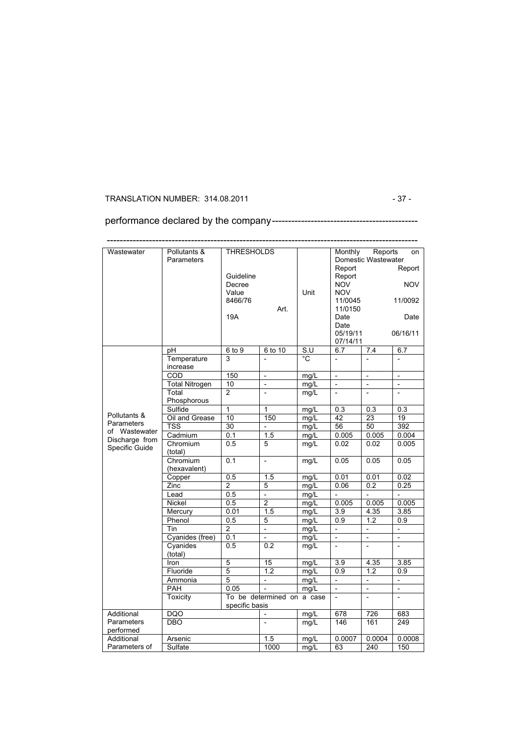performance declared by the company--------------------------------------------

-----------------------------------------------------------------------------------------------

| Wastewater | Pollutants & Parameters | THRESHOLDS | | Unit | Monthly Reports on Domestic Wastewater | | |
|---|---|---|---|---|---|---|---|
| | | Guideline Decree Value | 8466/76 Art. 19A | | Report NOV 11/0045 Date 05/19/11 | Report NOV 11/0092 Date 06/16/11 | Report NOV 11/0150 Date 07/14/11 |
| Pollutants & Parameters of Wastewater Discharge from Specific Guide | pH | 6 to 9 | 6 to 10 | S.U | 6.7 | 7.4 | 6.7 |
| | Temperature increase | 3 | - | °C | - | - | - |
| | COD | 150 | - | mg/L | - | - | - |
| | Total Nitrogen | 10 | - | mg/L | - | - | - |
| | Total Phosphorous | 2 | - | mg/L | - | - | - |
| | Sulfide | 1 | 1 | mg/L | 0.3 | 0.3 | 0.3 |
| | Oil and Grease | 10 | 150 | mg/L | 42 | 23 | 19 |
| | TSS | 30 | - | mg/L | 56 | 50 | 392 |
| | Cadmium | 0.1 | 1.5 | mg/L | 0.005 | 0.005 | 0.004 |
| | Chromium (total) | 0.5 | 5 | mg/L | 0.02 | 0.02 | 0.005 |
| | Chromium (hexavalent) | 0.1 | - | mg/L | 0.05 | 0.05 | 0.05 |
| | Copper | 0.5 | 1.5 | mg/L | 0.01 | 0.01 | 0.02 |
| | Zinc | 2 | 5 | mg/L | 0.06 | 0.2 | 0.25 |
| | Lead | 0.5 | - | mg/L | - | - | - |
| | Nickel | 0.5 | 2 | mg/L | 0.005 | 0.005 | 0.005 |
| | Mercury | 0.01 | 1.5 | mg/L | 3.9 | 4.35 | 3.85 |
| | Phenol | 0.5 | 5 | mg/L | 0.9 | 1.2 | 0.9 |
| | Tin | 2 | - | mg/L | - | - | - |
| | Cyanides (free) | 0.1 | - | mg/L | - | - | - |
| | Cyanides (total) | 0.5 | 0.2 | mg/L | - | - | - |
| | Iron | 5 | 15 | mg/L | 3.9 | 4.35 | 3.85 |
| | Fluoride | 5 | 1.2 | mg/L | 0.9 | 1.2 | 0.9 |
| | Ammonia | 5 | - | mg/L | - | - | - |
| | PAH | 0.05 | - | mg/L | - | - | - |
| | Toxicity | To be determined on a case specific basis | | | - | - | - |
| Additional Parameters performed | DQO | | - | mg/L | 678 | 726 | 683 |
| | DBO | | - | mg/L | 146 | 161 | 249 |
| Additional Parameters of | Arsenic | | 1.5 | mg/L | 0.0007 | 0.0004 | 0.0008 |
| | Sulfate | | 1000 | mg/L | 63 | 240 | 150 |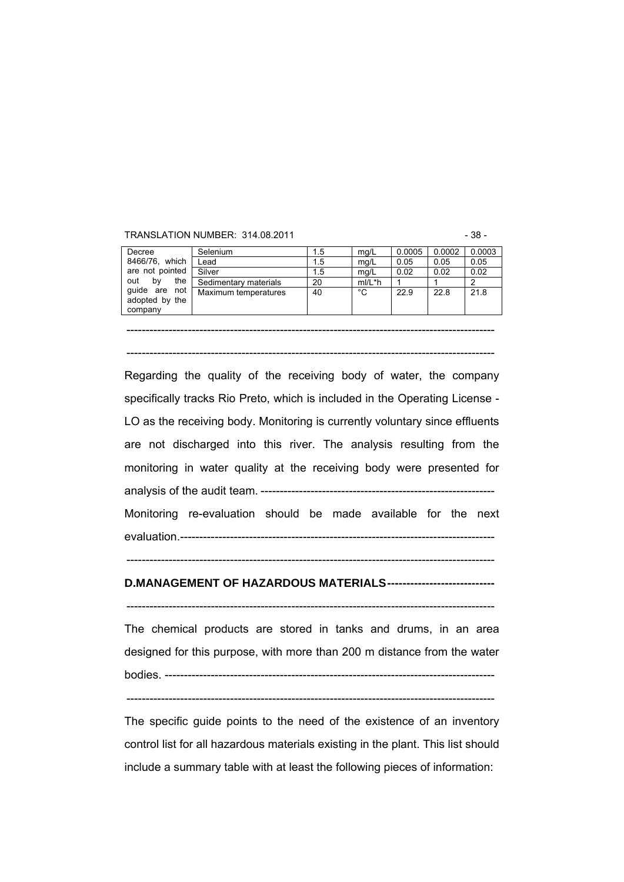| Decree 8466/76, which are not pointed out by the guide are not adopted by the company | Selenium | 1.5 | mg/L | 0.0005 | 0.0002 | 0.0003 |
|---|---|---|---|---|---|---|
| | Lead | 1.5 | mg/L | 0.05 | 0.05 | 0.05 |
| | Silver | 1.5 | mg/L | 0.02 | 0.02 | 0.02 |
| | Sedimentary materials | 20 | ml/L*h | 1 | 1 | 2 |
| | Maximum temperatures | 40 | °C | 22.9 | 22.8 | 21.8 |

-----------------------------------------------------------------------------------------------

-----------------------------------------------------------------------------------------------

Regarding the quality of the receiving body of water, the company specifically tracks Rio Preto, which is included in the Operating License - LO as the receiving body. Monitoring is currently voluntary since effluents are not discharged into this river. The analysis resulting from the monitoring in water quality at the receiving body were presented for analysis of the audit team. -------------------------------------------------------------

Monitoring re-evaluation should be made available for the next evaluation.----------------------------------------------------------------------------------

-----------------------------------------------------------------------------------------------

**D.MANAGEMENT OF HAZARDOUS MATERIALS----------------------------**

-----------------------------------------------------------------------------------------------

The chemical products are stored in tanks and drums, in an area designed for this purpose, with more than 200 m distance from the water bodies. -------------------------------------------------------------------------------------

-----------------------------------------------------------------------------------------------

The specific guide points to the need of the existence of an inventory control list for all hazardous materials existing in the plant. This list should include a summary table with at least the following pieces of information: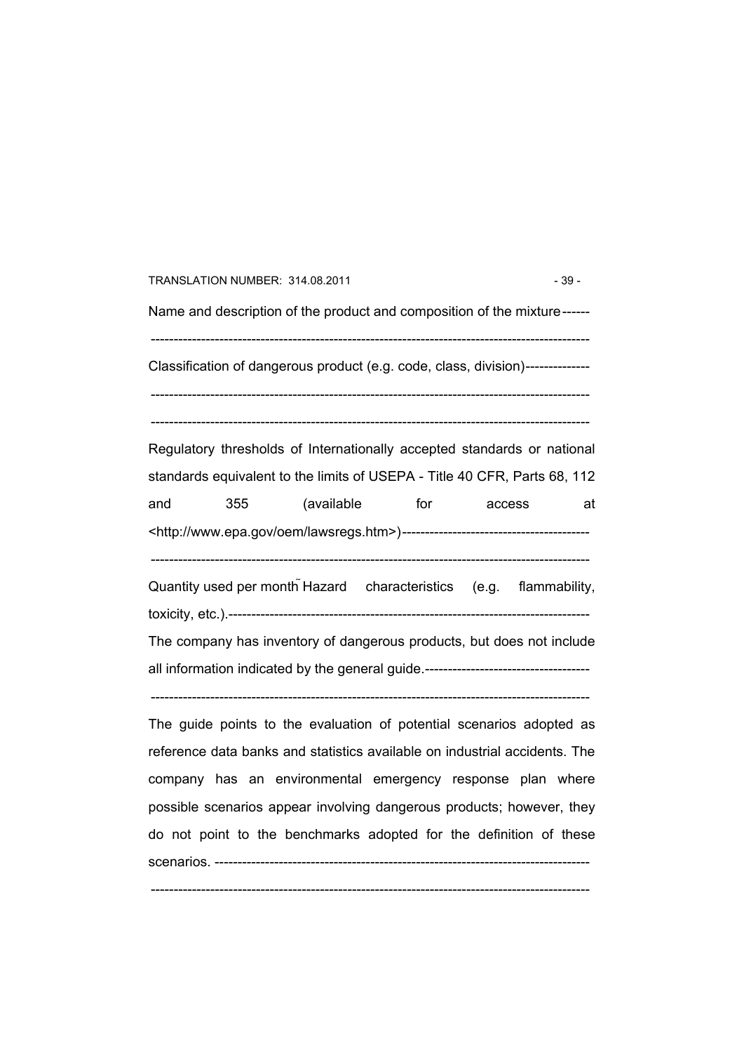Name and description of the product and composition of the mixture------

-----------------------------------------------------------------------------------------------

Classification of dangerous product (e.g. code, class, division)--------------

-----------------------------------------------------------------------------------------------

-----------------------------------------------------------------------------------------------

Regulatory thresholds of Internationally accepted standards or national standards equivalent to the limits of USEPA - Title 40 CFR, Parts 68, 112 and 355 (available for access at <http://www.epa.gov/oem/lawsregs.htm>)-----------------------------------------

-----------------------------------------------------------------------------------------------

Quantity used per month Hazard characteristics (e.g. flammability, toxicity, etc.).------------------------------------------------------------------------------

The company has inventory of dangerous products, but does not include all information indicated by the general guide.------------------------------------

-----------------------------------------------------------------------------------------------

The guide points to the evaluation of potential scenarios adopted as reference data banks and statistics available on industrial accidents. The company has an environmental emergency response plan where possible scenarios appear involving dangerous products; however, they do not point to the benchmarks adopted for the definition of these scenarios. ----------------------------------------------------------------------------------

-----------------------------------------------------------------------------------------------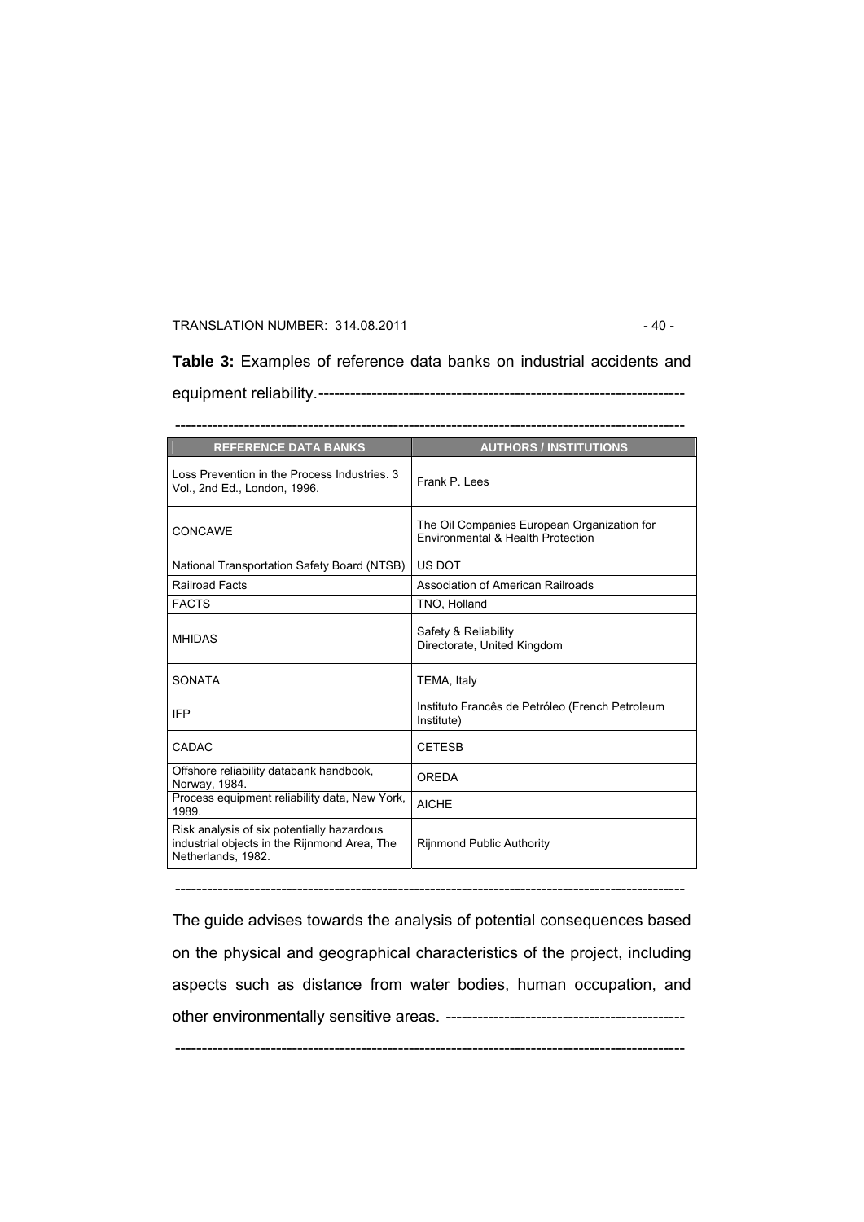**Table 3:** Examples of reference data banks on industrial accidents and equipment reliability.-------------------------------------------------------------------

-----------------------------------------------------------------------------------------------

| REFERENCE DATA BANKS | AUTHORS / INSTITUTIONS |
|---|---|
| Loss Prevention in the Process Industries. 3 Vol., 2nd Ed., London, 1996. | Frank P. Lees |
| CONCAWE | The Oil Companies European Organization for Environmental & Health Protection |
| National Transportation Safety Board (NTSB) | US DOT |
| Railroad Facts | Association of American Railroads |
| FACTS | TNO, Holland |
| MHIDAS | Safety & Reliability Directorate, United Kingdom |
| SONATA | TEMA, Italy |
| IFP | Instituto Francês de Petróleo (French Petroleum Institute) |
| CADAC | CETESB |
| Offshore reliability databank handbook, Norway, 1984. | OREDA |
| Process equipment reliability data, New York, 1989. | AICHE |
| Risk analysis of six potentially hazardous industrial objects in the Rijnmond Area, The Netherlands, 1982. | Rijnmond Public Authority |

-----------------------------------------------------------------------------------------------

The guide advises towards the analysis of potential consequences based on the physical and geographical characteristics of the project, including aspects such as distance from water bodies, human occupation, and other environmentally sensitive areas. --------------------------------------------

-----------------------------------------------------------------------------------------------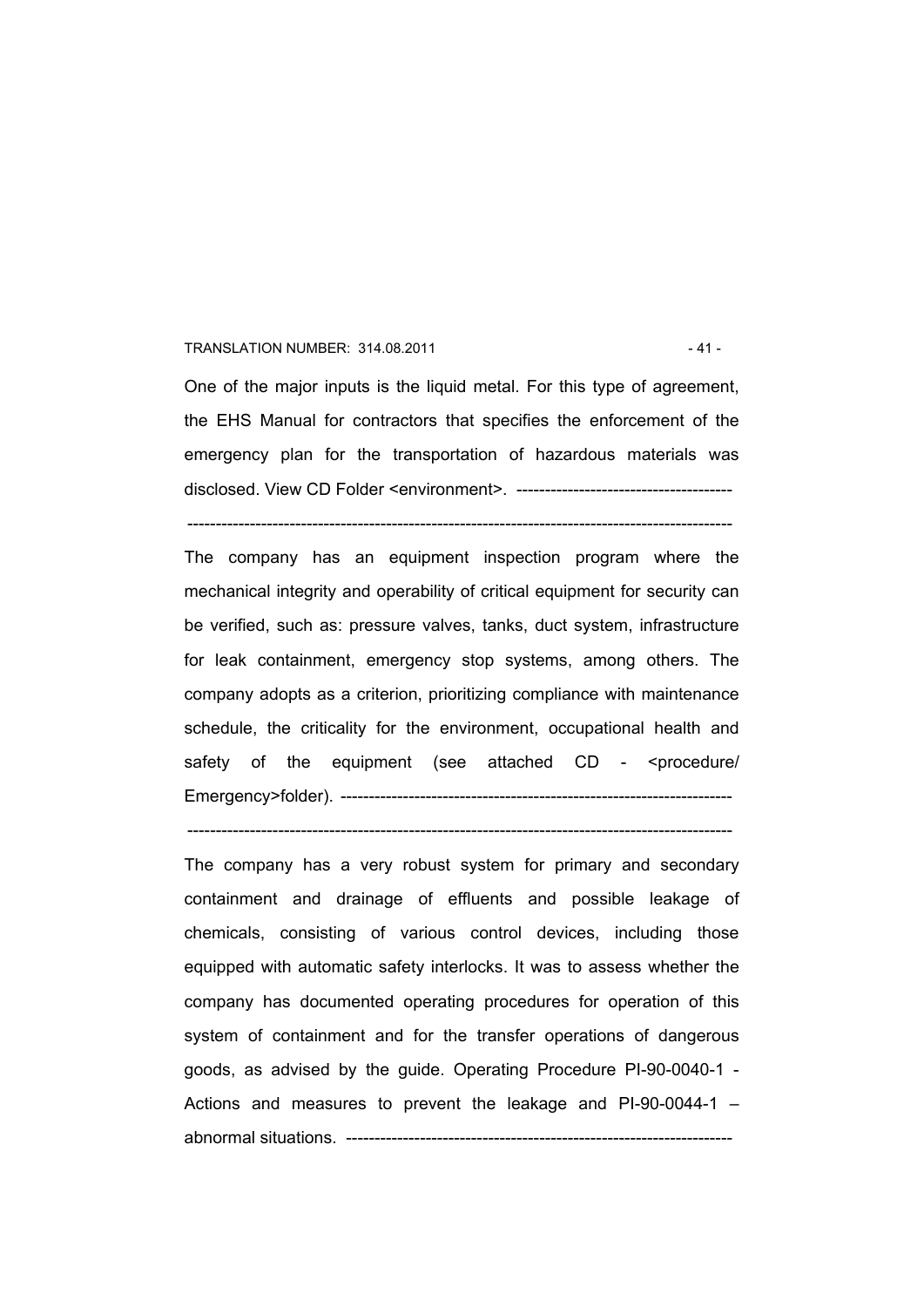One of the major inputs is the liquid metal. For this type of agreement, the EHS Manual for contractors that specifies the enforcement of the emergency plan for the transportation of hazardous materials was disclosed. View CD Folder <environment>. --------------------------------------

-----------------------------------------------------------------------------------------------------

The company has an equipment inspection program where the mechanical integrity and operability of critical equipment for security can be verified, such as: pressure valves, tanks, duct system, infrastructure for leak containment, emergency stop systems, among others. The company adopts as a criterion, prioritizing compliance with maintenance schedule, the criticality for the environment, occupational health and safety of the equipment (see attached CD - <procedure/ Emergency>folder). ---------------------------------------------------------------------

-----------------------------------------------------------------------------------------------------

The company has a very robust system for primary and secondary containment and drainage of effluents and possible leakage of chemicals, consisting of various control devices, including those equipped with automatic safety interlocks. It was to assess whether the company has documented operating procedures for operation of this system of containment and for the transfer operations of dangerous goods, as advised by the guide. Operating Procedure PI-90-0040-1 - Actions and measures to prevent the leakage and PI-90-0044-1 – abnormal situations. --------------------------------------------------------------------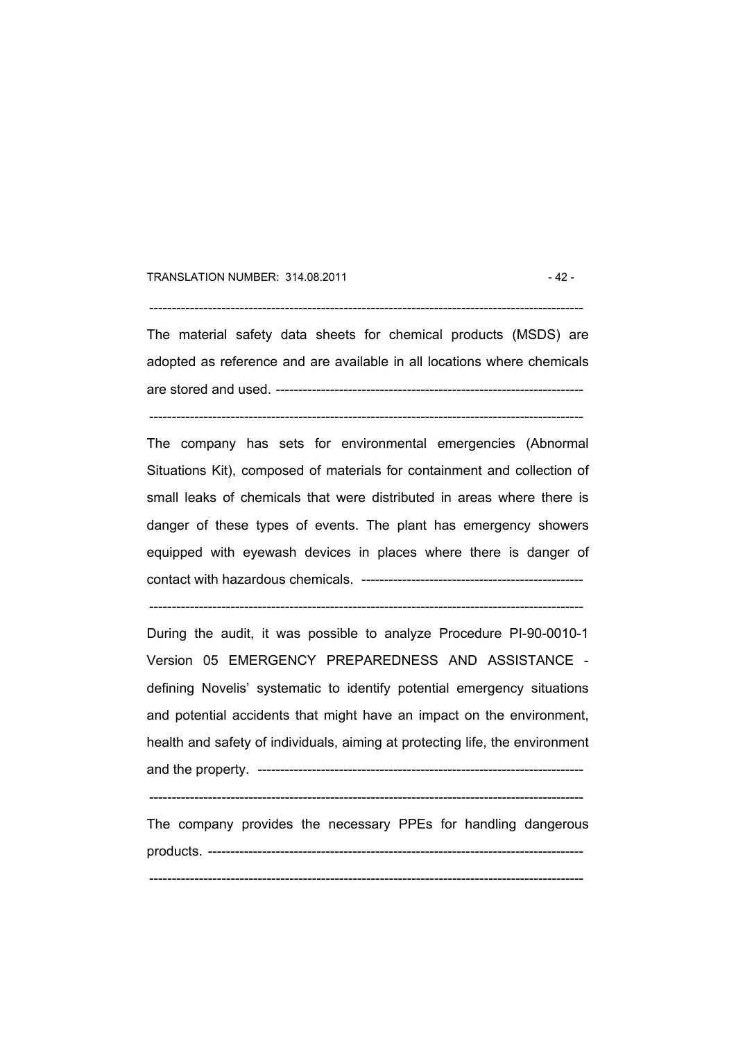The material safety data sheets for chemical products (MSDS) are adopted as reference and are available in all locations where chemicals are stored and used. ----------------------------------------------------------------------

------------------------------------------------------------------------------------------------

The company has sets for environmental emergencies (Abnormal Situations Kit), composed of materials for containment and collection of small leaks of chemicals that were distributed in areas where there is danger of these types of events. The plant has emergency showers equipped with eyewash devices in places where there is danger of contact with hazardous chemicals. -------------------------------------------------

------------------------------------------------------------------------------------------------

During the audit, it was possible to analyze Procedure PI-90-0010-1 Version 05 EMERGENCY PREPAREDNESS AND ASSISTANCE - defining Novelis' systematic to identify potential emergency situations and potential accidents that might have an impact on the environment, health and safety of individuals, aiming at protecting life, the environment and the property. ------------------------------------------------------------------------

------------------------------------------------------------------------------------------------

The company provides the necessary PPEs for handling dangerous products. -----------------------------------------------------------------------------------

------------------------------------------------------------------------------------------------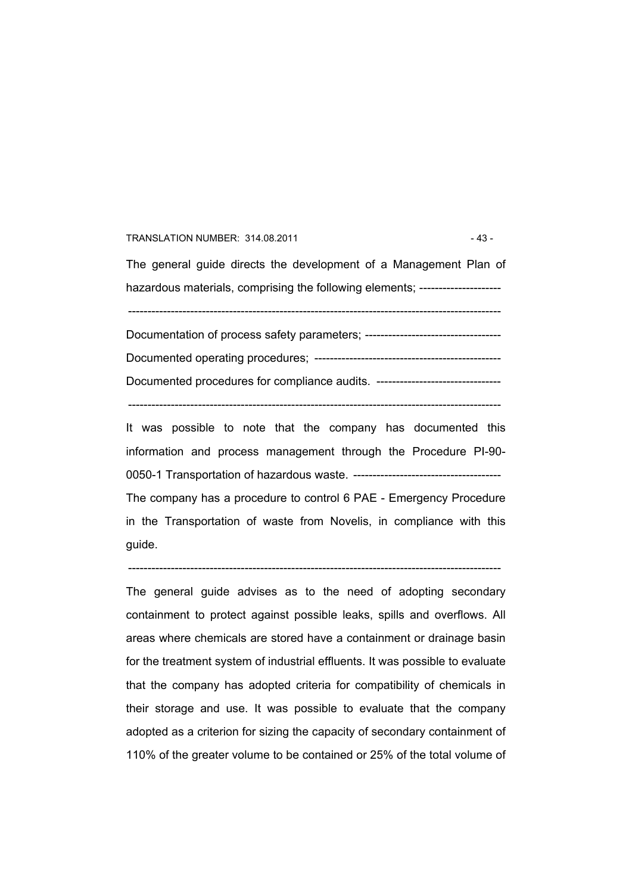The general guide directs the development of a Management Plan of hazardous materials, comprising the following elements; --------------------

--------------------------------------------------------------------------------------------

Documentation of process safety parameters; ----------------------------------

Documented operating procedures; -----------------------------------------------

Documented procedures for compliance audits. -------------------------------

--------------------------------------------------------------------------------------------

It was possible to note that the company has documented this information and process management through the Procedure PI-90-0050-1 Transportation of hazardous waste. -------------------------------------

The company has a procedure to control 6 PAE - Emergency Procedure in the Transportation of waste from Novelis, in compliance with this guide.

--------------------------------------------------------------------------------------------

The general guide advises as to the need of adopting secondary containment to protect against possible leaks, spills and overflows. All areas where chemicals are stored have a containment or drainage basin for the treatment system of industrial effluents. It was possible to evaluate that the company has adopted criteria for compatibility of chemicals in their storage and use. It was possible to evaluate that the company adopted as a criterion for sizing the capacity of secondary containment of 110% of the greater volume to be contained or 25% of the total volume of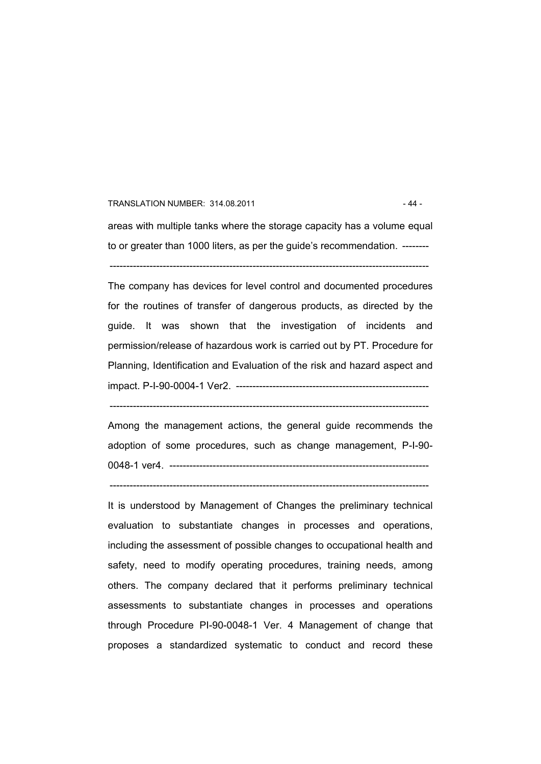areas with multiple tanks where the storage capacity has a volume equal to or greater than 1000 liters, as per the guide's recommendation. --------

-----------------------------------------------------------------------------------------------

The company has devices for level control and documented procedures for the routines of transfer of dangerous products, as directed by the guide. It was shown that the investigation of incidents and permission/release of hazardous work is carried out by PT. Procedure for Planning, Identification and Evaluation of the risk and hazard aspect and impact. P-I-90-0004-1 Ver2. ---------------------------------------------------------

-----------------------------------------------------------------------------------------------

Among the management actions, the general guide recommends the adoption of some procedures, such as change management, P-I-90-0048-1 ver4. -----------------------------------------------------------------------------

-----------------------------------------------------------------------------------------------

It is understood by Management of Changes the preliminary technical evaluation to substantiate changes in processes and operations, including the assessment of possible changes to occupational health and safety, need to modify operating procedures, training needs, among others. The company declared that it performs preliminary technical assessments to substantiate changes in processes and operations through Procedure PI-90-0048-1 Ver. 4 Management of change that proposes a standardized systematic to conduct and record these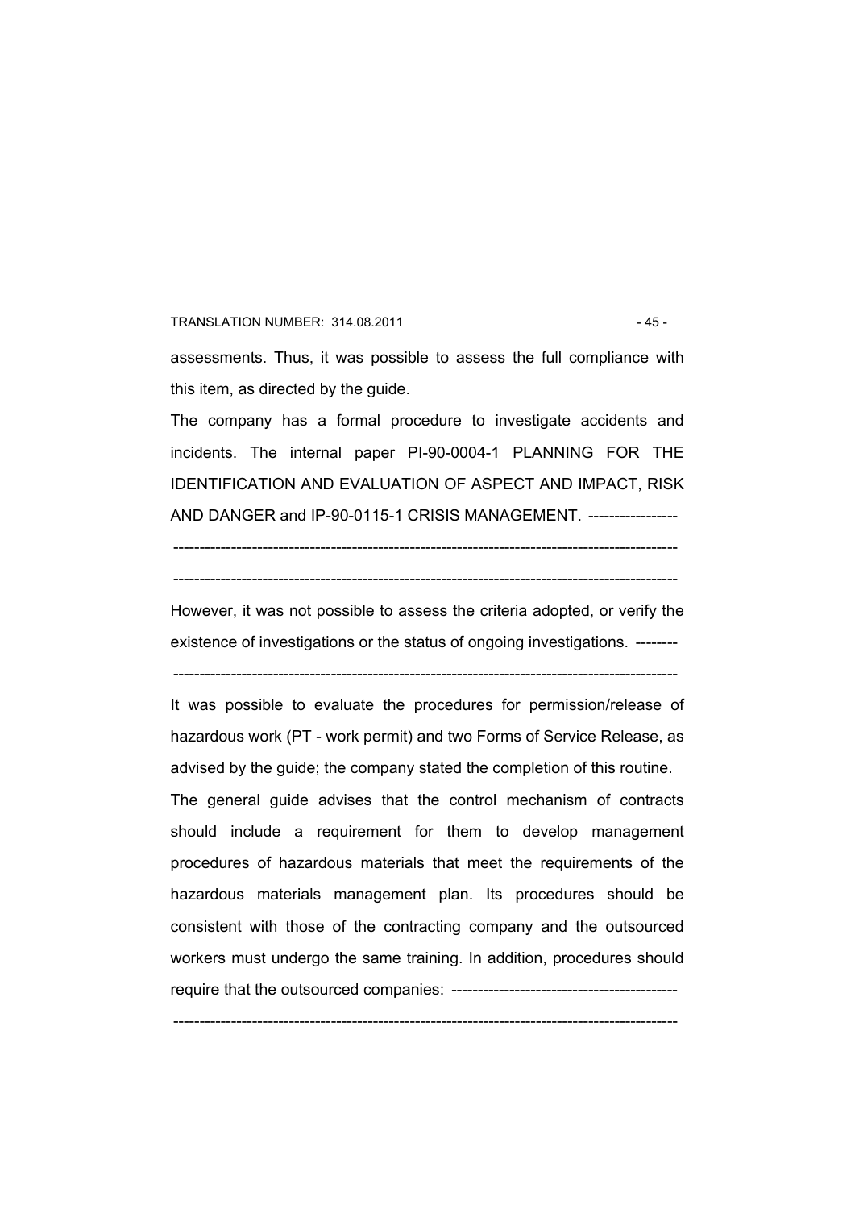assessments. Thus, it was possible to assess the full compliance with this item, as directed by the guide.

The company has a formal procedure to investigate accidents and incidents. The internal paper PI-90-0004-1 PLANNING FOR THE IDENTIFICATION AND EVALUATION OF ASPECT AND IMPACT, RISK AND DANGER and IP-90-0115-1 CRISIS MANAGEMENT. ----------------

-----------------------------------------------------------------------------------------------

-----------------------------------------------------------------------------------------------

However, it was not possible to assess the criteria adopted, or verify the existence of investigations or the status of ongoing investigations. --------

-----------------------------------------------------------------------------------------------

It was possible to evaluate the procedures for permission/release of hazardous work (PT - work permit) and two Forms of Service Release, as advised by the guide; the company stated the completion of this routine.

The general guide advises that the control mechanism of contracts should include a requirement for them to develop management procedures of hazardous materials that meet the requirements of the hazardous materials management plan. Its procedures should be consistent with those of the contracting company and the outsourced workers must undergo the same training. In addition, procedures should require that the outsourced companies: ------------------------------------------

-----------------------------------------------------------------------------------------------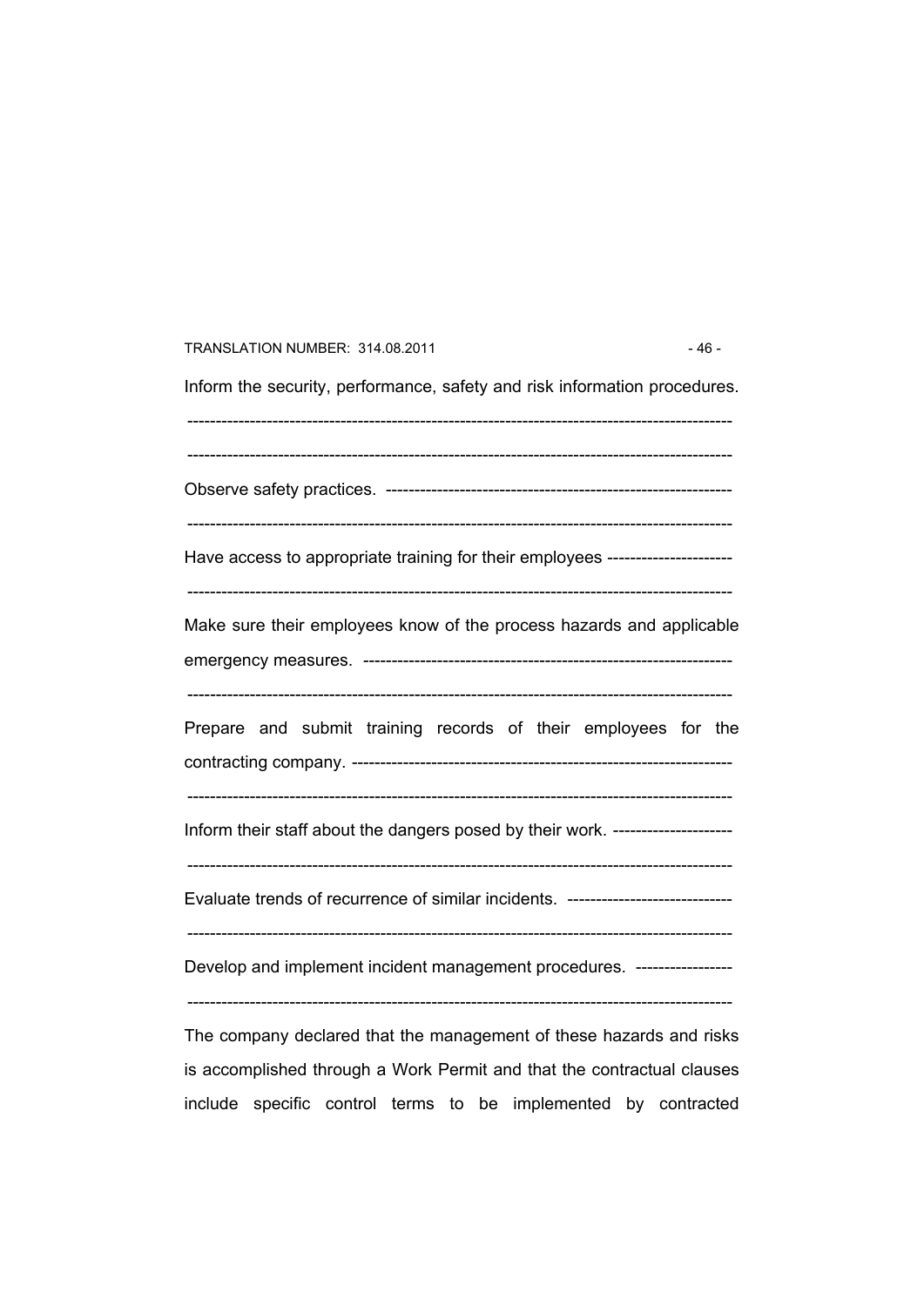Inform the security, performance, safety and risk information procedures.

------------------------------------------------------------------------------------------------

------------------------------------------------------------------------------------------------

Observe safety practices. -------------------------------------------------------------

------------------------------------------------------------------------------------------------

Have access to appropriate training for their employees ----------------------

------------------------------------------------------------------------------------------------

Make sure their employees know of the process hazards and applicable emergency measures. -----------------------------------------------------------------

------------------------------------------------------------------------------------------------

Prepare and submit training records of their employees for the contracting company. -------------------------------------------------------------------

------------------------------------------------------------------------------------------------

Inform their staff about the dangers posed by their work. ---------------------

------------------------------------------------------------------------------------------------

Evaluate trends of recurrence of similar incidents. -----------------------------

------------------------------------------------------------------------------------------------

Develop and implement incident management procedures. -----------------

------------------------------------------------------------------------------------------------

The company declared that the management of these hazards and risks is accomplished through a Work Permit and that the contractual clauses include specific control terms to be implemented by contracted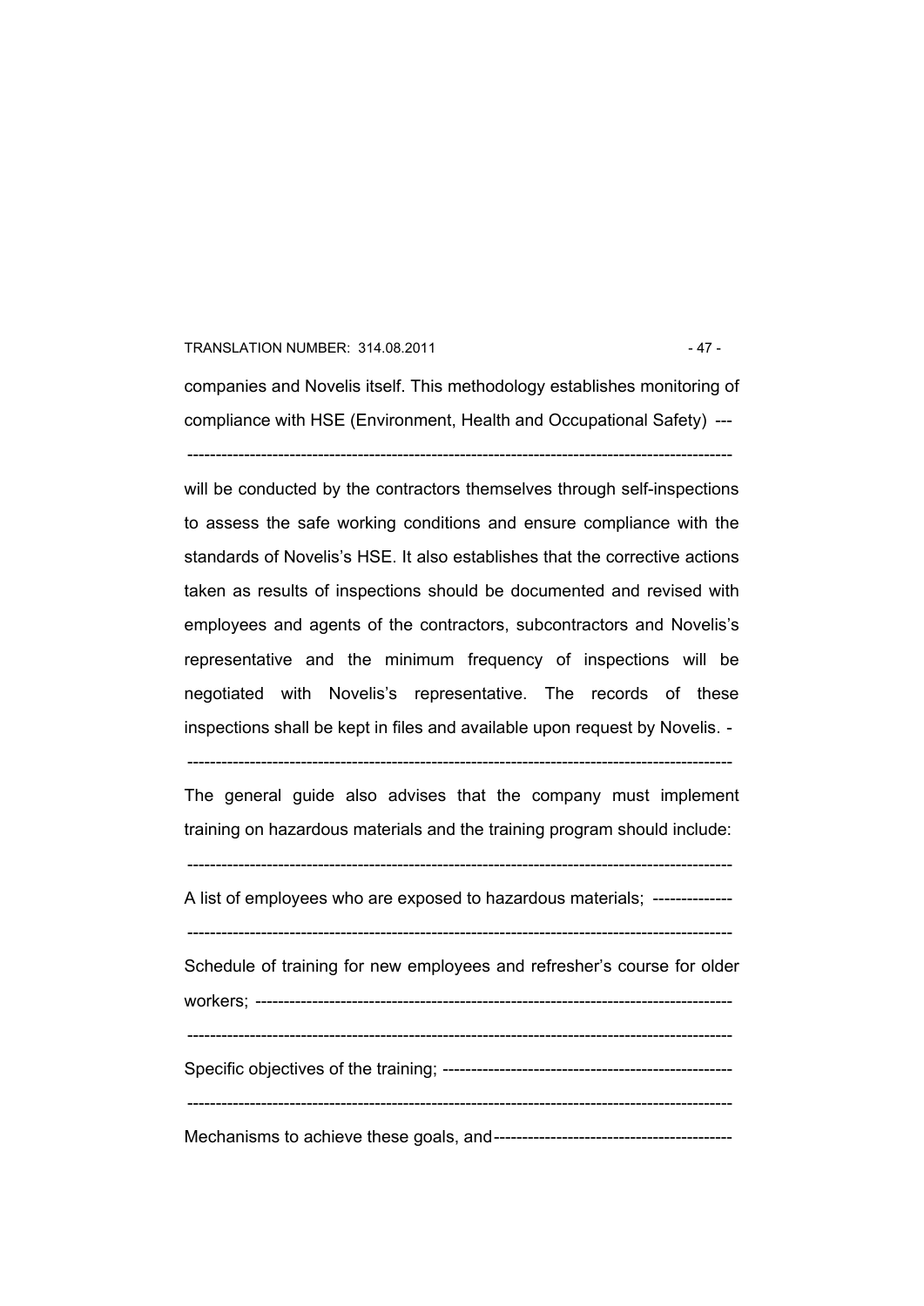companies and Novelis itself. This methodology establishes monitoring of compliance with HSE (Environment, Health and Occupational Safety) ---

------------------------------------------------------------------------------------------------

will be conducted by the contractors themselves through self-inspections to assess the safe working conditions and ensure compliance with the standards of Novelis's HSE. It also establishes that the corrective actions taken as results of inspections should be documented and revised with employees and agents of the contractors, subcontractors and Novelis's representative and the minimum frequency of inspections will be negotiated with Novelis's representative. The records of these inspections shall be kept in files and available upon request by Novelis. -

------------------------------------------------------------------------------------------------

The general guide also advises that the company must implement training on hazardous materials and the training program should include:

------------------------------------------------------------------------------------------------

A list of employees who are exposed to hazardous materials; -------------

------------------------------------------------------------------------------------------------

Schedule of training for new employees and refresher's course for older workers; ------------------------------------------------------------------------------------

------------------------------------------------------------------------------------------------

Specific objectives of the training; ---------------------------------------------------

------------------------------------------------------------------------------------------------

Mechanisms to achieve these goals, and------------------------------------------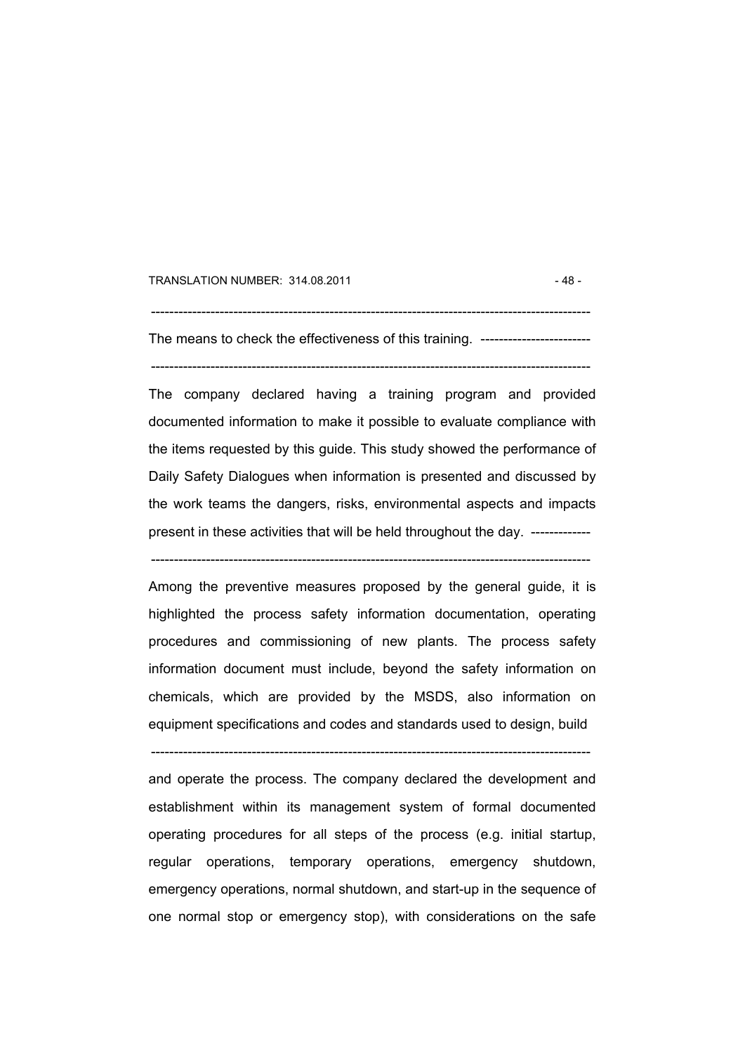The means to check the effectiveness of this training.

The company declared having a training program and provided documented information to make it possible to evaluate compliance with the items requested by this guide. This study showed the performance of Daily Safety Dialogues when information is presented and discussed by the work teams the dangers, risks, environmental aspects and impacts present in these activities that will be held throughout the day.

Among the preventive measures proposed by the general guide, it is highlighted the process safety information documentation, operating procedures and commissioning of new plants. The process safety information document must include, beyond the safety information on chemicals, which are provided by the MSDS, also information on equipment specifications and codes and standards used to design, build and operate the process. The company declared the development and establishment within its management system of formal documented operating procedures for all steps of the process (e.g. initial startup, regular operations, temporary operations, emergency shutdown, emergency operations, normal shutdown, and start-up in the sequence of one normal stop or emergency stop), with considerations on the safe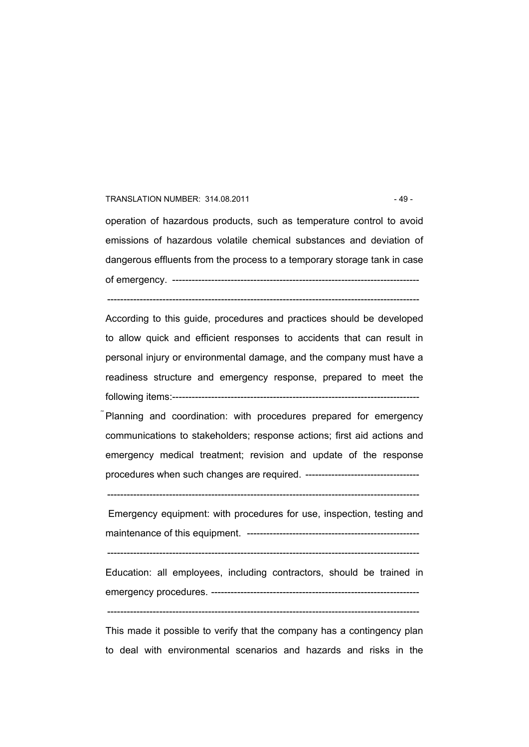operation of hazardous products, such as temperature control to avoid emissions of hazardous volatile chemical substances and deviation of dangerous effluents from the process to a temporary storage tank in case of emergency. -----------------------------------------------------------------------------

-------------------------------------------------------------------------------------------------

According to this guide, procedures and practices should be developed to allow quick and efficient responses to accidents that can result in personal injury or environmental damage, and the company must have a readiness structure and emergency response, prepared to meet the following items:-----------------------------------------------------------------------------

˜Planning and coordination: with procedures prepared for emergency communications to stakeholders; response actions; first aid actions and emergency medical treatment; revision and update of the response procedures when such changes are required. -----------------------------------

-------------------------------------------------------------------------------------------------

Emergency equipment: with procedures for use, inspection, testing and maintenance of this equipment. -----------------------------------------------------

-------------------------------------------------------------------------------------------------

Education: all employees, including contractors, should be trained in emergency procedures. -----------------------------------------------------------------

-------------------------------------------------------------------------------------------------

This made it possible to verify that the company has a contingency plan to deal with environmental scenarios and hazards and risks in the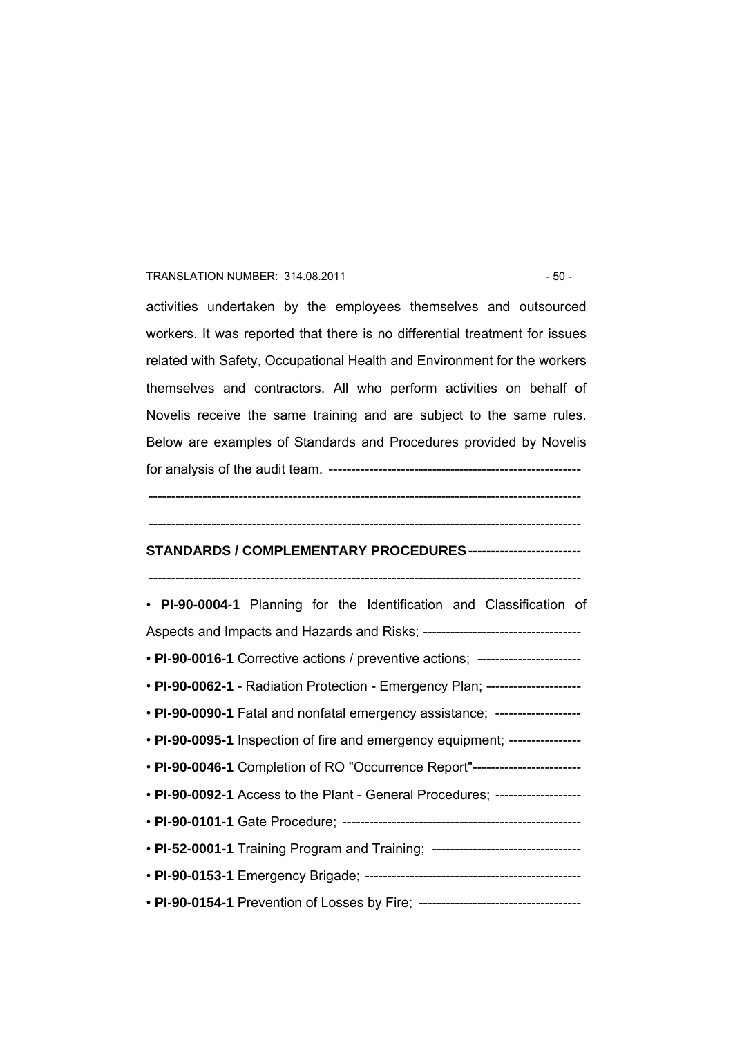activities undertaken by the employees themselves and outsourced workers. It was reported that there is no differential treatment for issues related with Safety, Occupational Health and Environment for the workers themselves and contractors. All who perform activities on behalf of Novelis receive the same training and are subject to the same rules. Below are examples of Standards and Procedures provided by Novelis for analysis of the audit team. --------------------------------------------------------

----------------------------------------------------------------------------------------------

----------------------------------------------------------------------------------------------

**STANDARDS / COMPLEMENTARY PROCEDURES** -------------------------

----------------------------------------------------------------------------------------------

- **PI-90-0004-1** Planning for the Identification and Classification of Aspects and Impacts and Hazards and Risks; -----------------------------------
- **PI-90-0016-1** Corrective actions / preventive actions; -----------------------
- **PI-90-0062-1** - Radiation Protection - Emergency Plan; ---------------------
- **PI-90-0090-1** Fatal and nonfatal emergency assistance; -------------------
- **PI-90-0095-1** Inspection of fire and emergency equipment; ----------------
- **PI-90-0046-1** Completion of RO "Occurrence Report"------------------------
- **PI-90-0092-1** Access to the Plant - General Procedures; -------------------
- **PI-90-0101-1** Gate Procedure; -----------------------------------------------------
- **PI-52-0001-1** Training Program and Training; ---------------------------------
- **PI-90-0153-1** Emergency Brigade; ------------------------------------------------
- **PI-90-0154-1** Prevention of Losses by Fire; ------------------------------------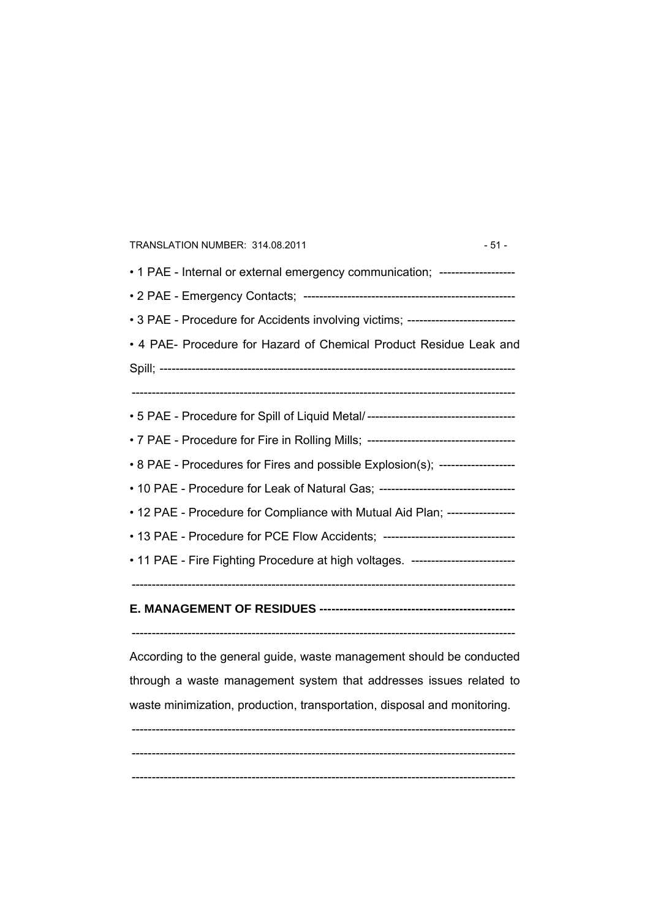• 1 PAE - Internal or external emergency communication; -------------------

• 2 PAE - Emergency Contacts; ----------------------------------------------------

• 3 PAE - Procedure for Accidents involving victims; ---------------------------

• 4 PAE- Procedure for Hazard of Chemical Product Residue Leak and Spill; ---------------------------------------------------------------------------------------

-----------------------------------------------------------------------------------------------

• 5 PAE - Procedure for Spill of Liquid Metal/ -------------------------------------

• 7 PAE - Procedure for Fire in Rolling Mills; -------------------------------------

• 8 PAE - Procedures for Fires and possible Explosion(s); -------------------

• 10 PAE - Procedure for Leak of Natural Gas; ----------------------------------

• 12 PAE - Procedure for Compliance with Mutual Aid Plan; -----------------

• 13 PAE - Procedure for PCE Flow Accidents; ---------------------------------

• 11 PAE - Fire Fighting Procedure at high voltages. --------------------------

-----------------------------------------------------------------------------------------------

**E. MANAGEMENT OF RESIDUES -------------------------------------------------**

-----------------------------------------------------------------------------------------------

According to the general guide, waste management should be conducted through a waste management system that addresses issues related to waste minimization, production, transportation, disposal and monitoring.

-----------------------------------------------------------------------------------------------

-----------------------------------------------------------------------------------------------

-----------------------------------------------------------------------------------------------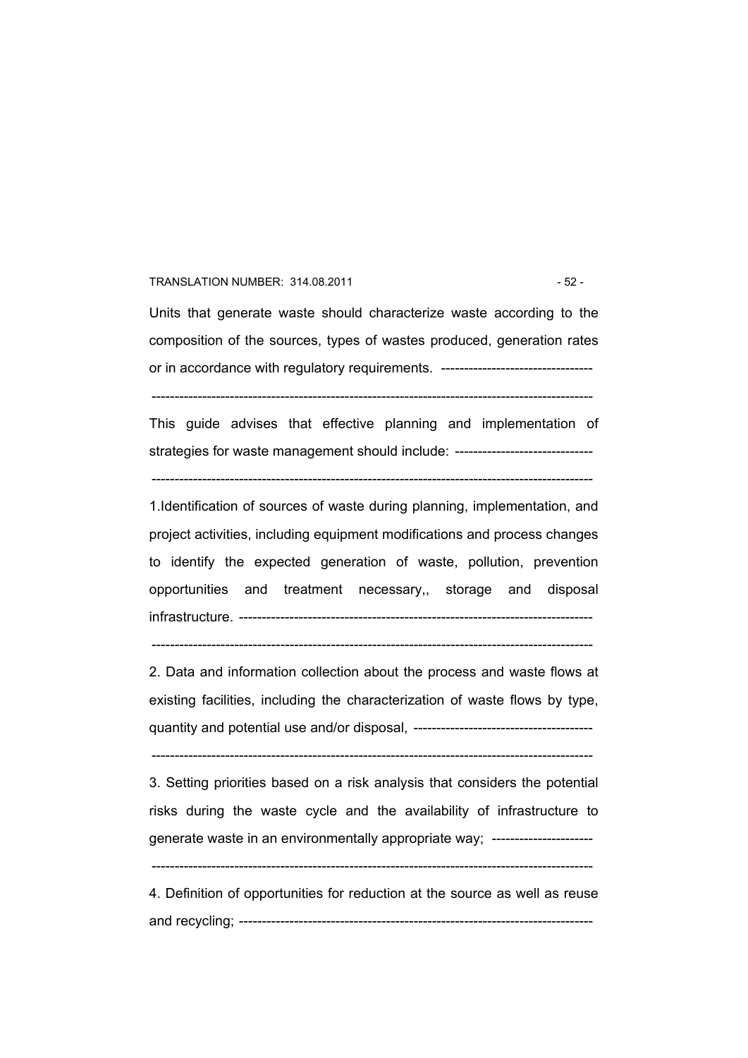Units that generate waste should characterize waste according to the composition of the sources, types of wastes produced, generation rates or in accordance with regulatory requirements. ---------------------------------

-----------------------------------------------------------------------------------------------

This guide advises that effective planning and implementation of strategies for waste management should include: ------------------------------

-----------------------------------------------------------------------------------------------

1.Identification of sources of waste during planning, implementation, and project activities, including equipment modifications and process changes to identify the expected generation of waste, pollution, prevention opportunities and treatment necessary,, storage and disposal infrastructure. ---------------------------------------------------------------------------

-----------------------------------------------------------------------------------------------

2. Data and information collection about the process and waste flows at existing facilities, including the characterization of waste flows by type, quantity and potential use and/or disposal, ---------------------------------------

-----------------------------------------------------------------------------------------------

3. Setting priorities based on a risk analysis that considers the potential risks during the waste cycle and the availability of infrastructure to generate waste in an environmentally appropriate way; ----------------------

-----------------------------------------------------------------------------------------------

4. Definition of opportunities for reduction at the source as well as reuse and recycling; ---------------------------------------------------------------------------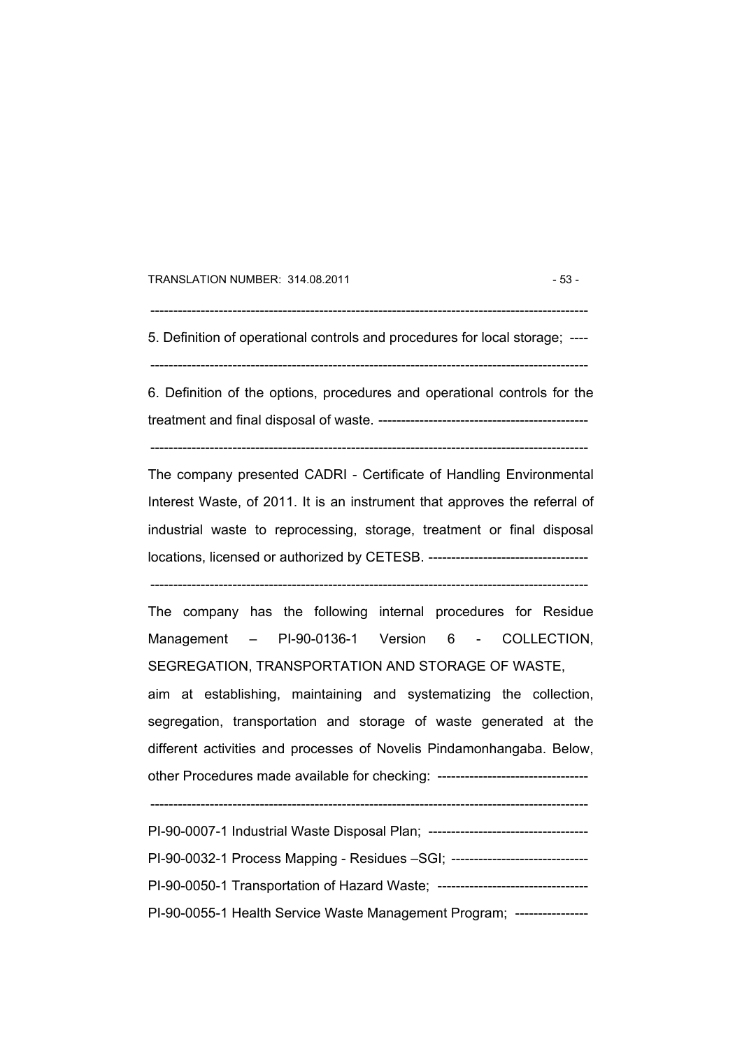5. Definition of operational controls and procedures for local storage;

6. Definition of the options, procedures and operational controls for the treatment and final disposal of waste.

The company presented CADRI - Certificate of Handling Environmental Interest Waste, of 2011. It is an instrument that approves the referral of industrial waste to reprocessing, storage, treatment or final disposal locations, licensed or authorized by CETESB.

The company has the following internal procedures for Residue Management – PI-90-0136-1 Version 6 - COLLECTION, SEGREGATION, TRANSPORTATION AND STORAGE OF WASTE, aim at establishing, maintaining and systematizing the collection, segregation, transportation and storage of waste generated at the different activities and processes of Novelis Pindamonhangaba. Below, other Procedures made available for checking:

PI-90-0007-1 Industrial Waste Disposal Plan;

PI-90-0032-1 Process Mapping - Residues –SGI;

PI-90-0050-1 Transportation of Hazard Waste;

PI-90-0055-1 Health Service Waste Management Program;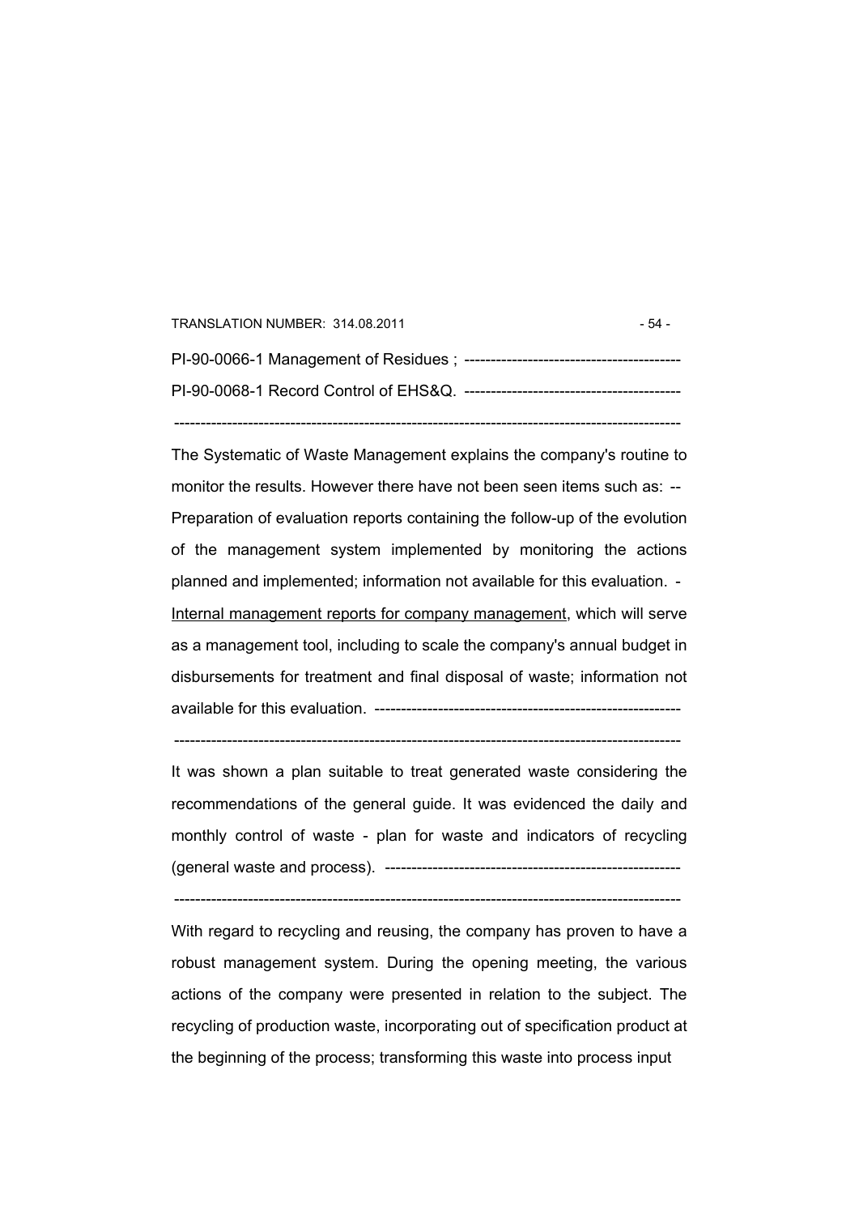PI-90-0066-1 Management of Residues ; ----------------------------------------

PI-90-0068-1 Record Control of EHS&Q. ----------------------------------------

-----------------------------------------------------------------------------------------------

The Systematic of Waste Management explains the company's routine to monitor the results. However there have not been seen items such as: -- Preparation of evaluation reports containing the follow-up of the evolution of the management system implemented by monitoring the actions planned and implemented; information not available for this evaluation. - <u>Internal management reports for company management</u>, which will serve as a management tool, including to scale the company's annual budget in disbursements for treatment and final disposal of waste; information not available for this evaluation. ---------------------------------------------------------

-----------------------------------------------------------------------------------------------

It was shown a plan suitable to treat generated waste considering the recommendations of the general guide. It was evidenced the daily and monthly control of waste - plan for waste and indicators of recycling (general waste and process). -------------------------------------------------------

-----------------------------------------------------------------------------------------------

With regard to recycling and reusing, the company has proven to have a robust management system. During the opening meeting, the various actions of the company were presented in relation to the subject. The recycling of production waste, incorporating out of specification product at the beginning of the process; transforming this waste into process input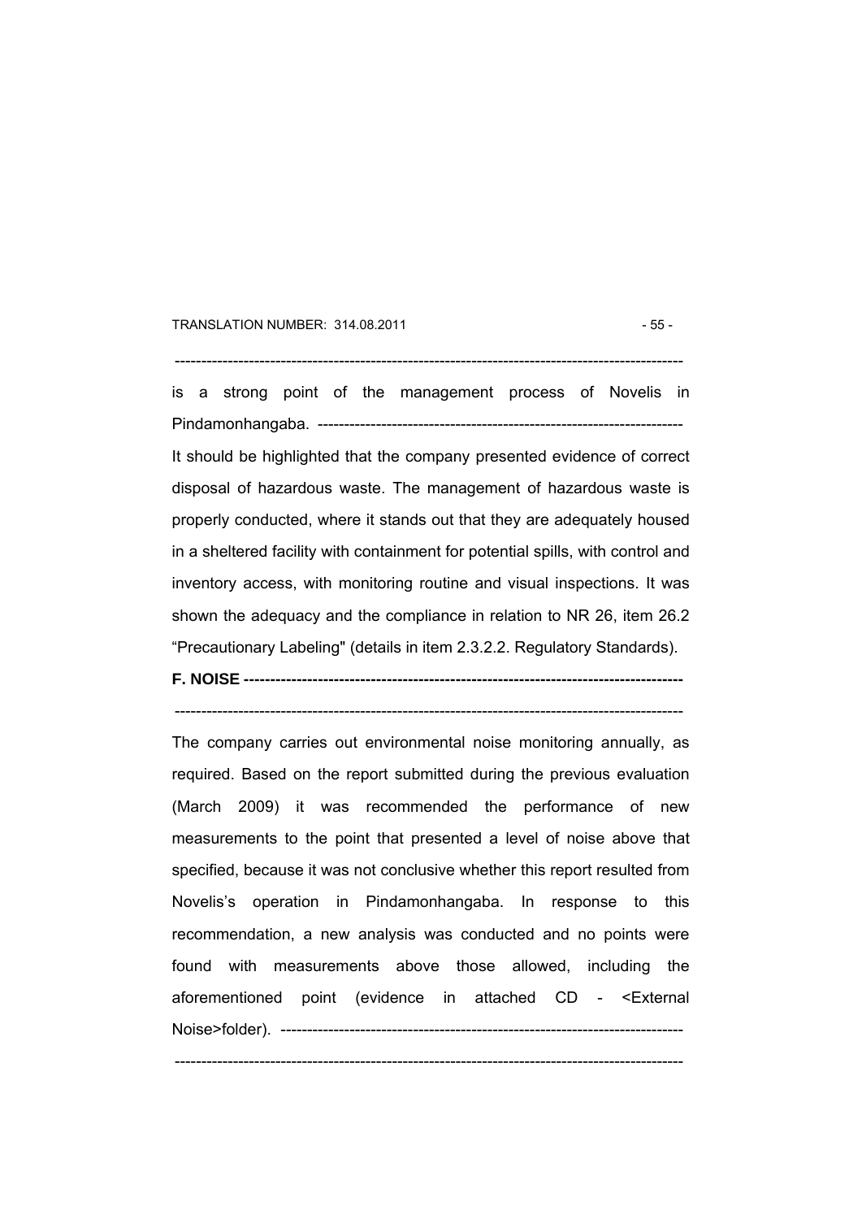is a strong point of the management process of Novelis in Pindamonhangaba. ----------------------------------------------------------------

It should be highlighted that the company presented evidence of correct disposal of hazardous waste. The management of hazardous waste is properly conducted, where it stands out that they are adequately housed in a sheltered facility with containment for potential spills, with control and inventory access, with monitoring routine and visual inspections. It was shown the adequacy and the compliance in relation to NR 26, item 26.2 "Precautionary Labeling" (details in item 2.3.2.2. Regulatory Standards).

**F. NOISE** ----------------------------------------------------------------------------

The company carries out environmental noise monitoring annually, as required. Based on the report submitted during the previous evaluation (March 2009) it was recommended the performance of new measurements to the point that presented a level of noise above that specified, because it was not conclusive whether this report resulted from Novelis's operation in Pindamonhangaba. In response to this recommendation, a new analysis was conducted and no points were found with measurements above those allowed, including the aforementioned point (evidence in attached CD - <External Noise>folder). ----------------------------------------------------------------------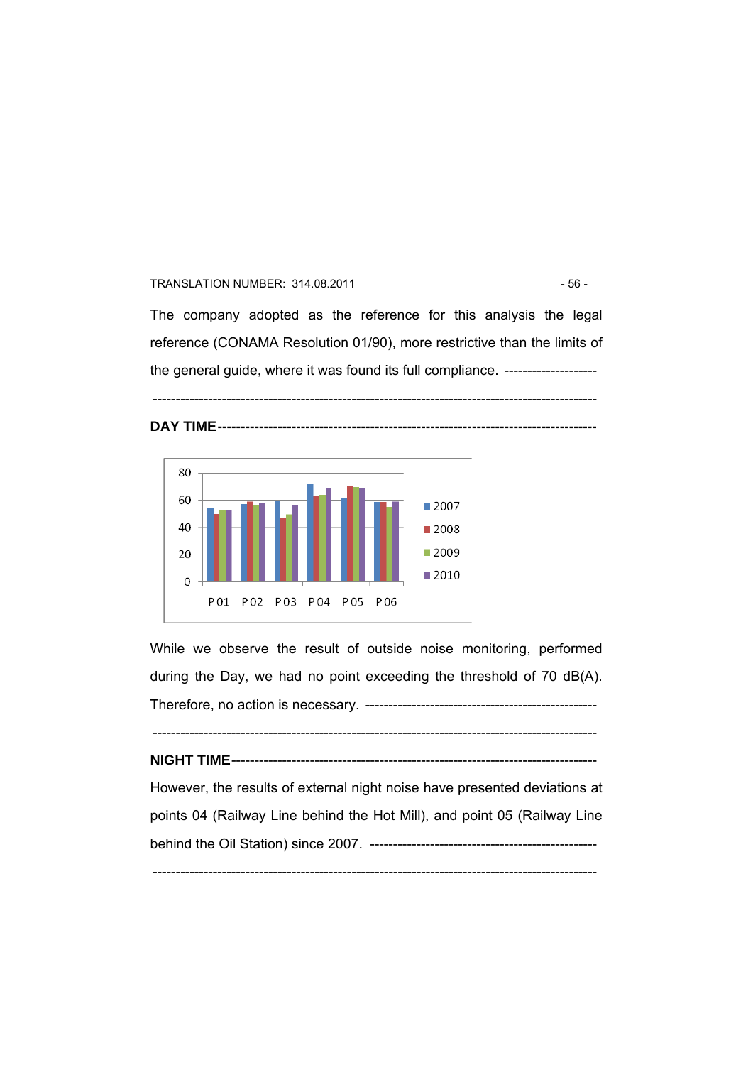The company adopted as the reference for this analysis the legal reference (CONAMA Resolution 01/90), more restrictive than the limits of the general guide, where it was found its full compliance. --------------------

------------------------------------------------------------------------------------------------

**DAY TIME**--------------------------------------------------------------------------------

While we observe the result of outside noise monitoring, performed during the Day, we had no point exceeding the threshold of 70 dB(A). Therefore, no action is necessary. --------------------------------------------------

------------------------------------------------------------------------------------------------

**NIGHT TIME**------------------------------------------------------------------------------

However, the results of external night noise have presented deviations at points 04 (Railway Line behind the Hot Mill), and point 05 (Railway Line behind the Oil Station) since 2007. -------------------------------------------------

------------------------------------------------------------------------------------------------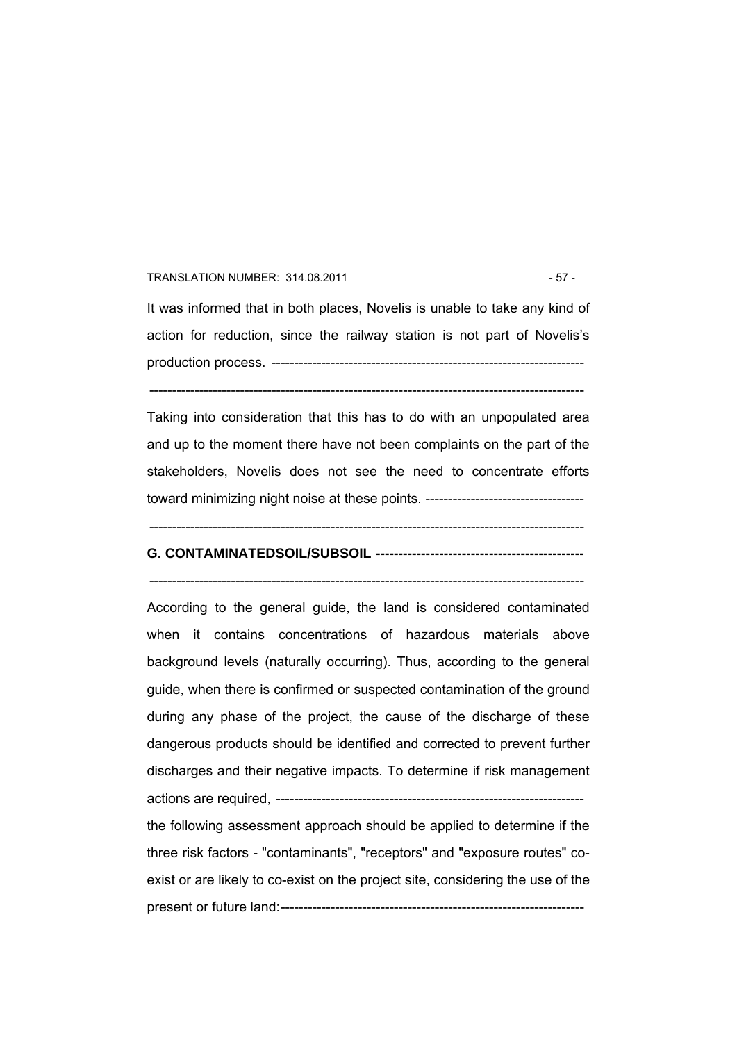It was informed that in both places, Novelis is unable to take any kind of action for reduction, since the railway station is not part of Novelis's production process. ---------------------------------------------------------------------

-------------------------------------------------------------------------------------------------

Taking into consideration that this has to do with an unpopulated area and up to the moment there have not been complaints on the part of the stakeholders, Novelis does not see the need to concentrate efforts toward minimizing night noise at these points. -----------------------------------

-------------------------------------------------------------------------------------------------

**G. CONTAMINATEDSOIL/SUBSOIL ---------------------------------------------**

-------------------------------------------------------------------------------------------------

According to the general guide, the land is considered contaminated when it contains concentrations of hazardous materials above background levels (naturally occurring). Thus, according to the general guide, when there is confirmed or suspected contamination of the ground during any phase of the project, the cause of the discharge of these dangerous products should be identified and corrected to prevent further discharges and their negative impacts. To determine if risk management actions are required, --------------------------------------------------------------------

the following assessment approach should be applied to determine if the three risk factors - "contaminants", "receptors" and "exposure routes" co-exist or are likely to co-exist on the project site, considering the use of the present or future land:-------------------------------------------------------------------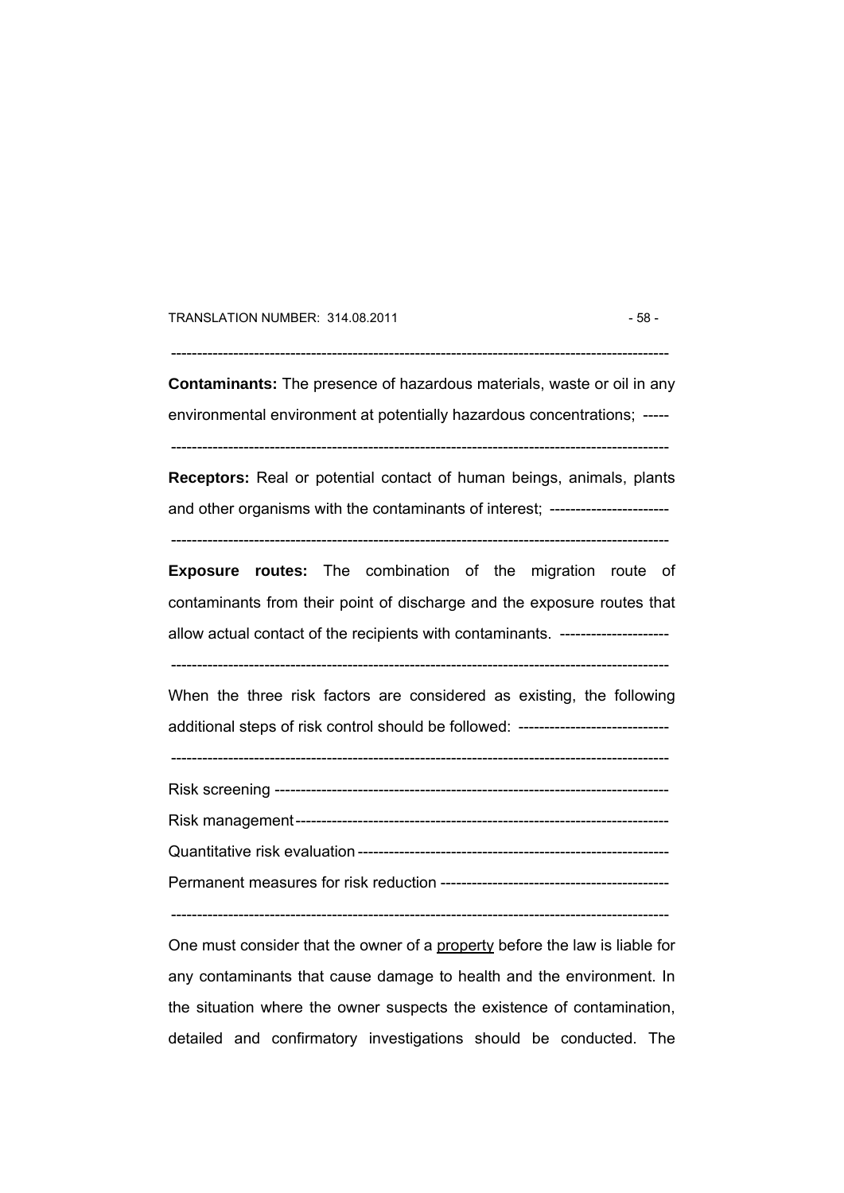-----------------------------------------------------------------------------------------------

**Contaminants:** The presence of hazardous materials, waste or oil in any environmental environment at potentially hazardous concentrations; -----

-----------------------------------------------------------------------------------------------

**Receptors:** Real or potential contact of human beings, animals, plants and other organisms with the contaminants of interest; ----------------------

-----------------------------------------------------------------------------------------------

**Exposure routes:** The combination of the migration route of contaminants from their point of discharge and the exposure routes that allow actual contact of the recipients with contaminants. ---------------------

-----------------------------------------------------------------------------------------------

When the three risk factors are considered as existing, the following additional steps of risk control should be followed: -----------------------------

-----------------------------------------------------------------------------------------------

Risk screening ----------------------------------------------------------------------------

Risk management-----------------------------------------------------------------------

Quantitative risk evaluation ----------------------------------------------------------

Permanent measures for risk reduction --------------------------------------------

-----------------------------------------------------------------------------------------------

One must consider that the owner of a <u>property</u> before the law is liable for any contaminants that cause damage to health and the environment. In the situation where the owner suspects the existence of contamination, detailed and confirmatory investigations should be conducted. The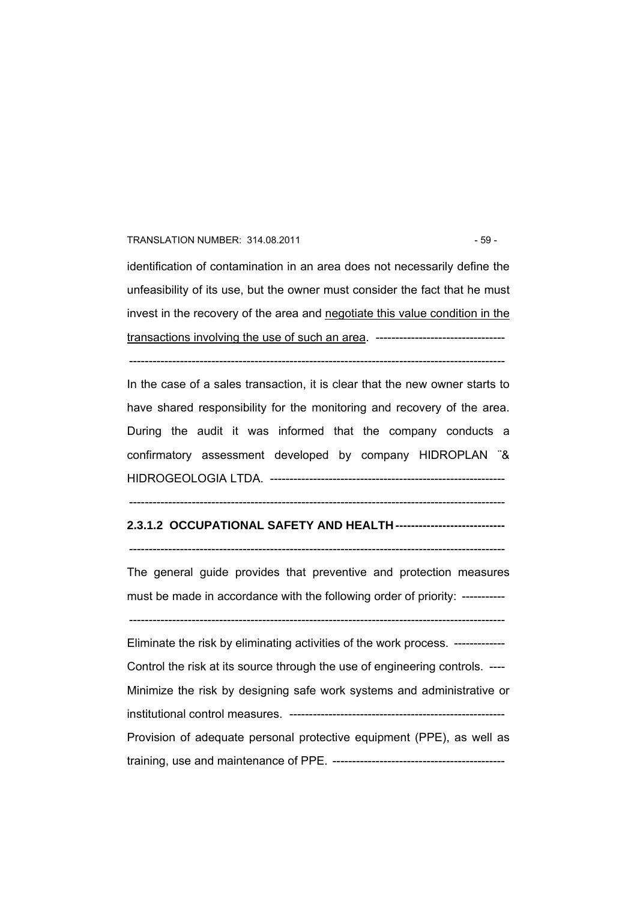identification of contamination in an area does not necessarily define the unfeasibility of its use, but the owner must consider the fact that he must invest in the recovery of the area and <u>negotiate this value condition in the transactions involving the use of such an area</u>. ---------------------------------

--------------------------------------------------------------------------------------------------

In the case of a sales transaction, it is clear that the new owner starts to have shared responsibility for the monitoring and recovery of the area. During the audit it was informed that the company conducts a confirmatory assessment developed by company HIDROPLAN ¨& HIDROGEOLOGIA LTDA. ------------------------------------------------------------

--------------------------------------------------------------------------------------------------

### 2.3.1.2 OCCUPATIONAL SAFETY AND HEALTH ----------------------------

--------------------------------------------------------------------------------------------------

The general guide provides that preventive and protection measures must be made in accordance with the following order of priority: -----------

--------------------------------------------------------------------------------------------------

Eliminate the risk by eliminating activities of the work process. -------------

Control the risk at its source through the use of engineering controls. ----

Minimize the risk by designing safe work systems and administrative or institutional control measures. -------------------------------------------------------

Provision of adequate personal protective equipment (PPE), as well as training, use and maintenance of PPE. --------------------------------------------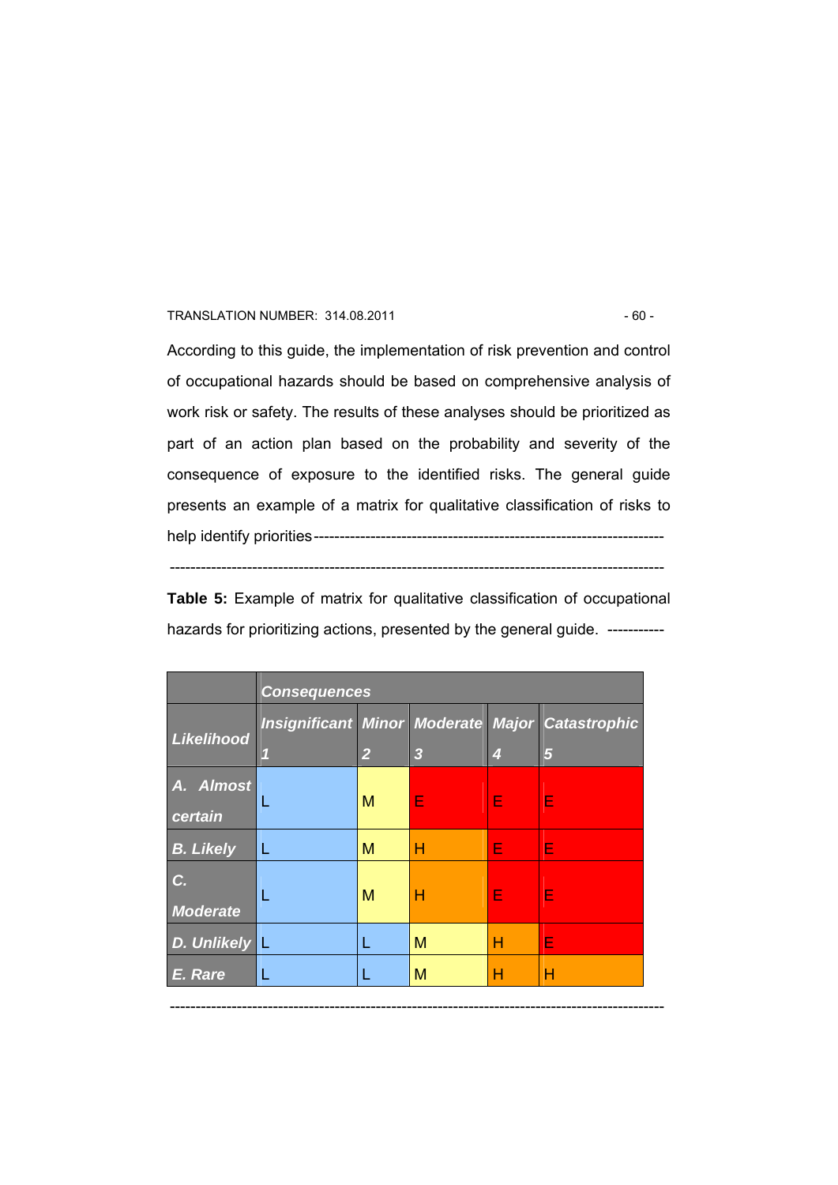According to this guide, the implementation of risk prevention and control of occupational hazards should be based on comprehensive analysis of work risk or safety. The results of these analyses should be prioritized as part of an action plan based on the probability and severity of the consequence of exposure to the identified risks. The general guide presents an example of a matrix for qualitative classification of risks to help identify priorities-------------------------------------------------------------------

---------------------------------------------------------------------------------------------

**Table 5:** Example of matrix for qualitative classification of occupational hazards for prioritizing actions, presented by the general guide. -----------

| | ***Consequences*** | | | | |
|---|---|---|---|---|---|
| ***Likelihood*** | ***Insignificant 1*** | ***Minor 2*** | ***Moderate 3*** | ***Major 4*** | ***Catastrophic 5*** |
| ***A. Almost certain*** | L | M | E | E | E |
| ***B. Likely*** | L | M | H | E | E |
| ***C. Moderate*** | L | M | H | E | E |
| ***D. Unlikely*** | L | L | M | H | E |
| ***E. Rare*** | L | L | M | H | H |

---------------------------------------------------------------------------------------------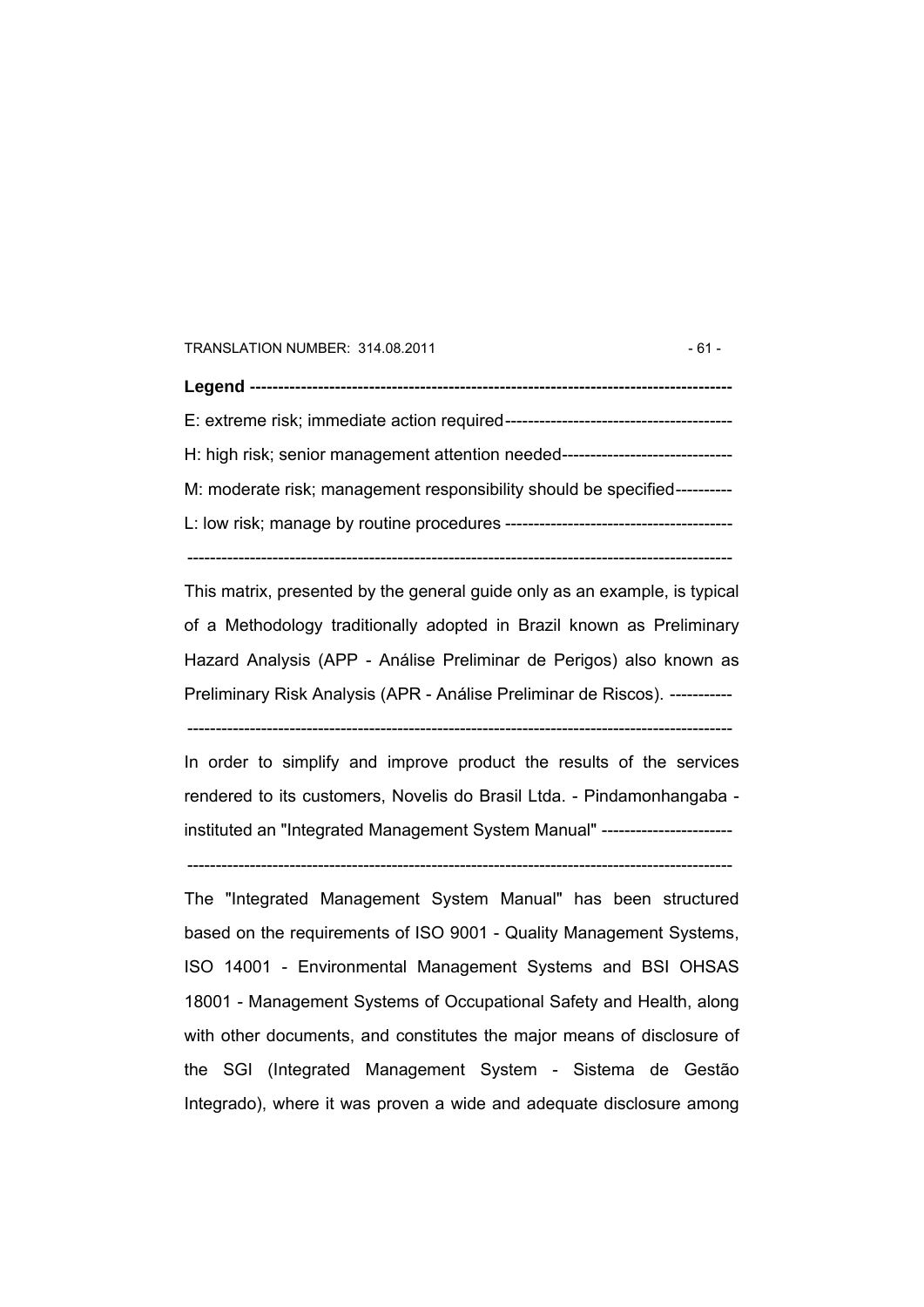**Legend ----------------------------------------------------------------------------------**

E: extreme risk; immediate action required----------------------------------------

H: high risk; senior management attention needed------------------------------

M: moderate risk; management responsibility should be specified----------

L: low risk; manage by routine procedures -----------------------------------------

------------------------------------------------------------------------------------------------

This matrix, presented by the general guide only as an example, is typical of a Methodology traditionally adopted in Brazil known as Preliminary Hazard Analysis (APP - Análise Preliminar de Perigos) also known as Preliminary Risk Analysis (APR - Análise Preliminar de Riscos). -----------

------------------------------------------------------------------------------------------------

In order to simplify and improve product the results of the services rendered to its customers, Novelis do Brasil Ltda. - Pindamonhangaba - instituted an "Integrated Management System Manual" -----------------------

------------------------------------------------------------------------------------------------

The "Integrated Management System Manual" has been structured based on the requirements of ISO 9001 - Quality Management Systems, ISO 14001 - Environmental Management Systems and BSI OHSAS 18001 - Management Systems of Occupational Safety and Health, along with other documents, and constitutes the major means of disclosure of the SGI (Integrated Management System - Sistema de Gestão Integrado), where it was proven a wide and adequate disclosure among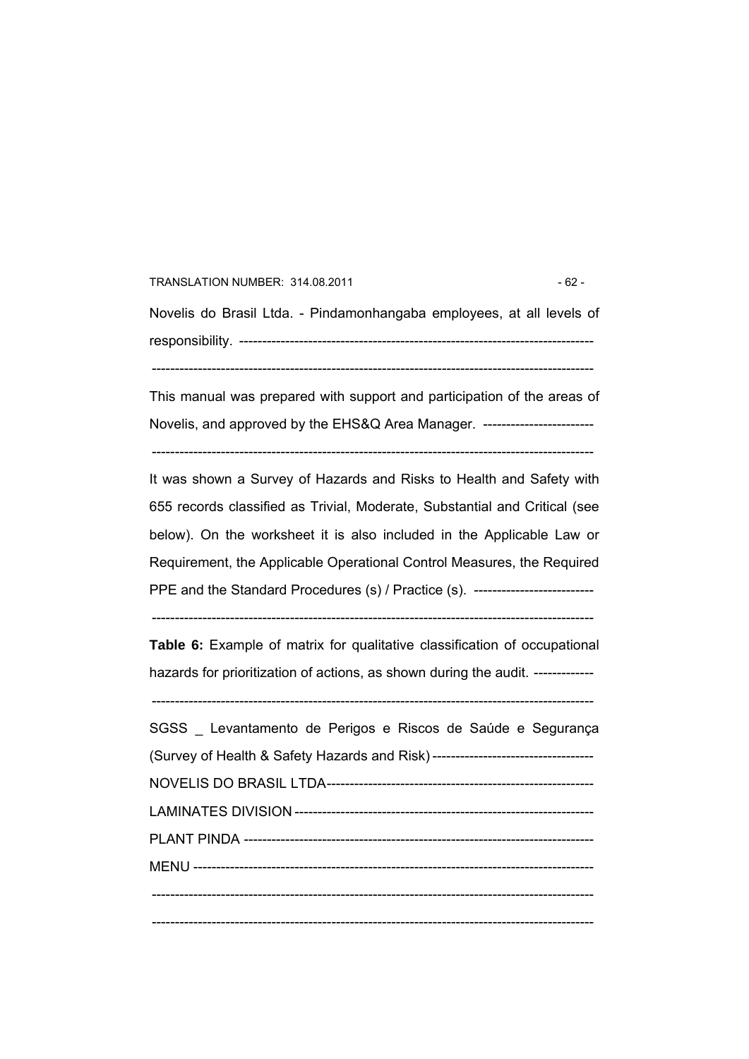Novelis do Brasil Ltda. - Pindamonhangaba employees, at all levels of responsibility. ---------------------------------------------------------------------------

-------------------------------------------------------------------------------------------

This manual was prepared with support and participation of the areas of Novelis, and approved by the EHS&Q Area Manager. ------------------------

-------------------------------------------------------------------------------------------

It was shown a Survey of Hazards and Risks to Health and Safety with 655 records classified as Trivial, Moderate, Substantial and Critical (see below). On the worksheet it is also included in the Applicable Law or Requirement, the Applicable Operational Control Measures, the Required PPE and the Standard Procedures (s) / Practice (s). --------------------------

-------------------------------------------------------------------------------------------

**Table 6:** Example of matrix for qualitative classification of occupational hazards for prioritization of actions, as shown during the audit. -------------

-------------------------------------------------------------------------------------------

SGSS _ Levantamento de Perigos e Riscos de Saúde e Segurança (Survey of Health & Safety Hazards and Risk) ----------------------------------

NOVELIS DO BRASIL LTDA----------------------------------------------------------

LAMINATES DIVISION ----------------------------------------------------------------

PLANT PINDA ---------------------------------------------------------------------------

MENU ------------------------------------------------------------------------------------

-------------------------------------------------------------------------------------------

-------------------------------------------------------------------------------------------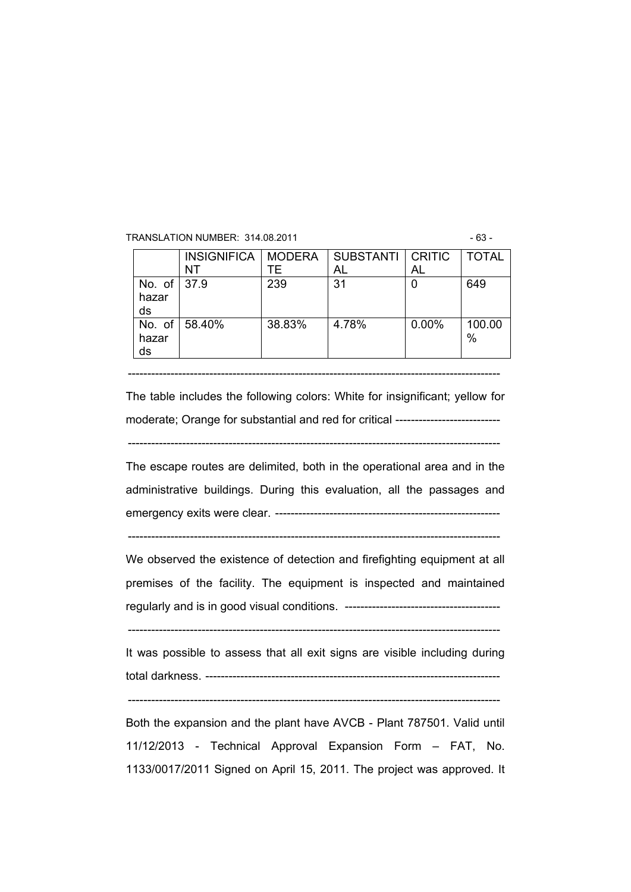|  | INSIGNIFICANT | MODERATE | SUBSTANTIAL | CRITICAL | TOTAL |
| --- | --- | --- | --- | --- | --- |
| No. of hazards | 37.9 | 239 | 31 | 0 | 649 |
| No. of hazards | 58.40% | 38.83% | 4.78% | 0.00% | 100.00% |

-----------------------------------------------------------------------------------------------

The table includes the following colors: White for insignificant; yellow for moderate; Orange for substantial and red for critical --------------------------

-----------------------------------------------------------------------------------------------

The escape routes are delimited, both in the operational area and in the administrative buildings. During this evaluation, all the passages and emergency exits were clear. ---------------------------------------------------------

-----------------------------------------------------------------------------------------------

We observed the existence of detection and firefighting equipment at all premises of the facility. The equipment is inspected and maintained regularly and is in good visual conditions. ---------------------------------------

-----------------------------------------------------------------------------------------------

It was possible to assess that all exit signs are visible including during total darkness. ---------------------------------------------------------------------------

-----------------------------------------------------------------------------------------------

Both the expansion and the plant have AVCB - Plant 787501. Valid until 11/12/2013 - Technical Approval Expansion Form – FAT, No. 1133/0017/2011 Signed on April 15, 2011. The project was approved. It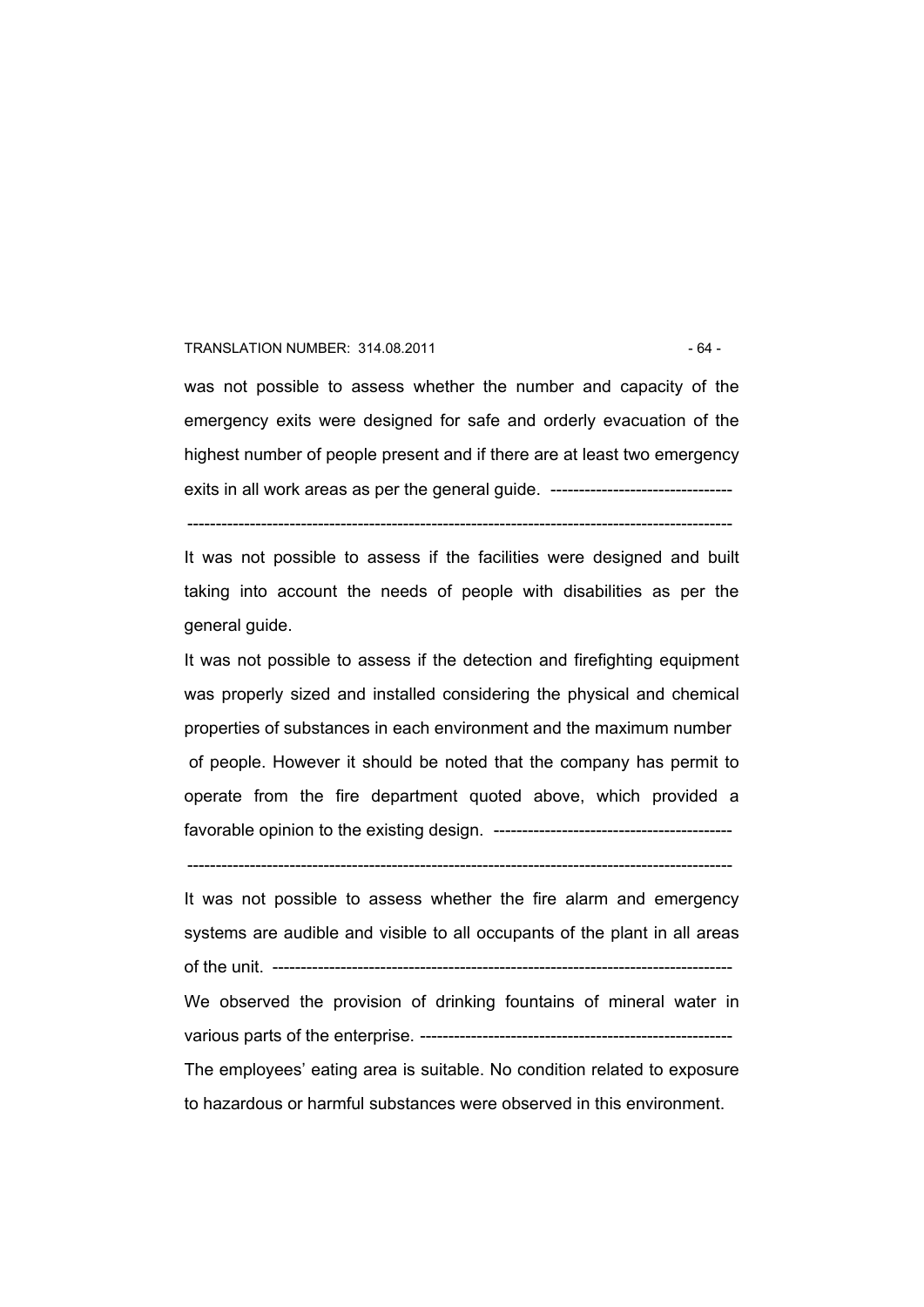was not possible to assess whether the number and capacity of the emergency exits were designed for safe and orderly evacuation of the highest number of people present and if there are at least two emergency exits in all work areas as per the general guide. --------------------------------

-------------------------------------------------------------------------------------------------

It was not possible to assess if the facilities were designed and built taking into account the needs of people with disabilities as per the general guide.

It was not possible to assess if the detection and firefighting equipment was properly sized and installed considering the physical and chemical properties of substances in each environment and the maximum number of people. However it should be noted that the company has permit to operate from the fire department quoted above, which provided a favorable opinion to the existing design. ------------------------------------------

-------------------------------------------------------------------------------------------------

It was not possible to assess whether the fire alarm and emergency systems are audible and visible to all occupants of the plant in all areas of the unit. ---------------------------------------------------------------------------------

We observed the provision of drinking fountains of mineral water in various parts of the enterprise. -------------------------------------------------------

The employees' eating area is suitable. No condition related to exposure to hazardous or harmful substances were observed in this environment.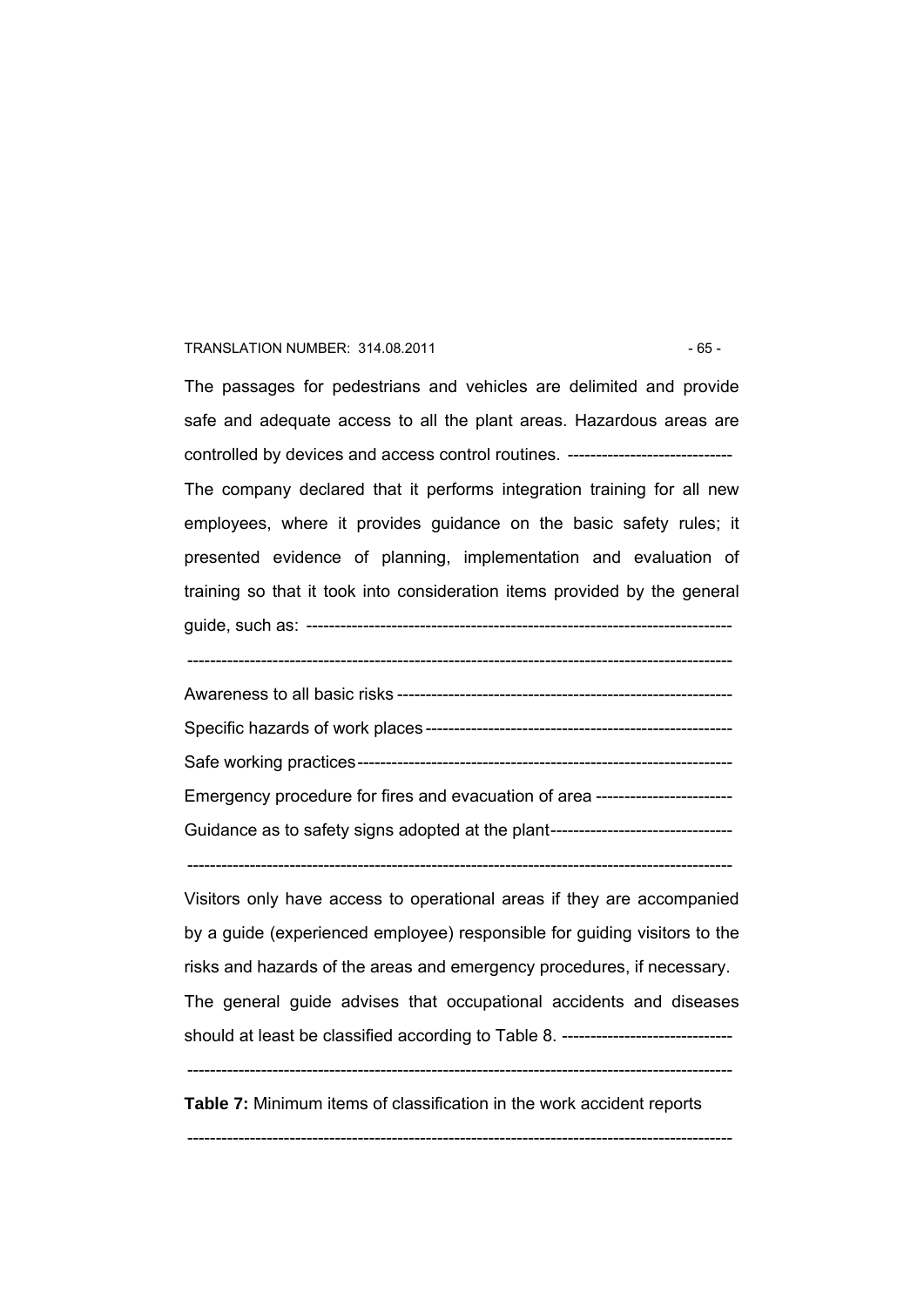The passages for pedestrians and vehicles are delimited and provide safe and adequate access to all the plant areas. Hazardous areas are controlled by devices and access control routines. -----------------------------

The company declared that it performs integration training for all new employees, where it provides guidance on the basic safety rules; it presented evidence of planning, implementation and evaluation of training so that it took into consideration items provided by the general guide, such as: -------------------------------------------------------------------------

-----------------------------------------------------------------------------------------------

Awareness to all basic risks -----------------------------------------------------------

Specific hazards of work places ------------------------------------------------------

Safe working practices -----------------------------------------------------------------

Emergency procedure for fires and evacuation of area ------------------------

Guidance as to safety signs adopted at the plant--------------------------------

-----------------------------------------------------------------------------------------------

Visitors only have access to operational areas if they are accompanied by a guide (experienced employee) responsible for guiding visitors to the risks and hazards of the areas and emergency procedures, if necessary.

The general guide advises that occupational accidents and diseases should at least be classified according to Table 8. ------------------------------

-----------------------------------------------------------------------------------------------

**Table 7:** Minimum items of classification in the work accident reports

-----------------------------------------------------------------------------------------------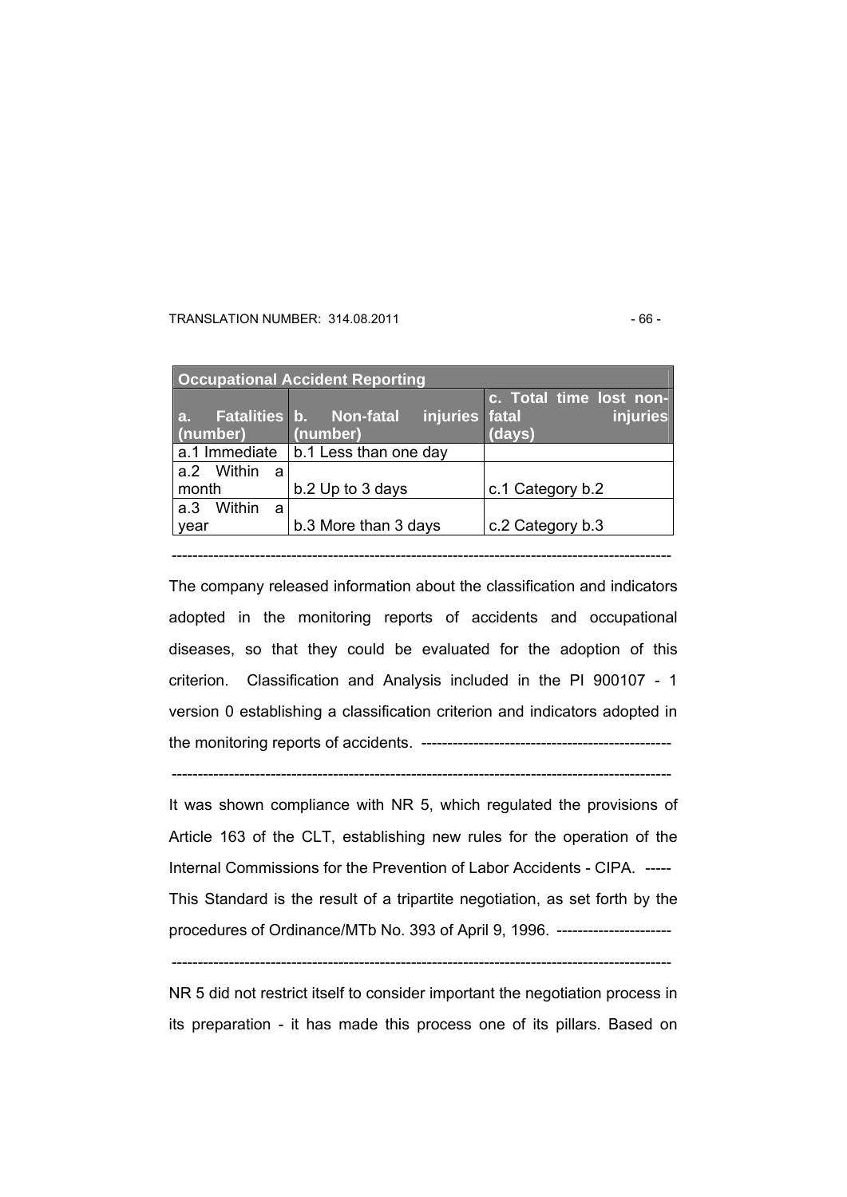| Occupational Accident Reporting | | |
|---|---|---|
| a. Fatalities (number) | b. Non-fatal injuries (number) | c. Total time lost non-fatal injuries (days) |
| a.1 Immediate | b.1 Less than one day | |
| a.2 Within a month | b.2 Up to 3 days | c.1 Category b.2 |
| a.3 Within a year | b.3 More than 3 days | c.2 Category b.3 |

---------------------------------------------------------------------------------------------------

The company released information about the classification and indicators adopted in the monitoring reports of accidents and occupational diseases, so that they could be evaluated for the adoption of this criterion. Classification and Analysis included in the PI 900107 - 1 version 0 establishing a classification criterion and indicators adopted in the monitoring reports of accidents. -----------------------------------------------

---------------------------------------------------------------------------------------------------

It was shown compliance with NR 5, which regulated the provisions of Article 163 of the CLT, establishing new rules for the operation of the Internal Commissions for the Prevention of Labor Accidents - CIPA. ----- This Standard is the result of a tripartite negotiation, as set forth by the procedures of Ordinance/MTb No. 393 of April 9, 1996. ----------------------

---------------------------------------------------------------------------------------------------

NR 5 did not restrict itself to consider important the negotiation process in its preparation - it has made this process one of its pillars. Based on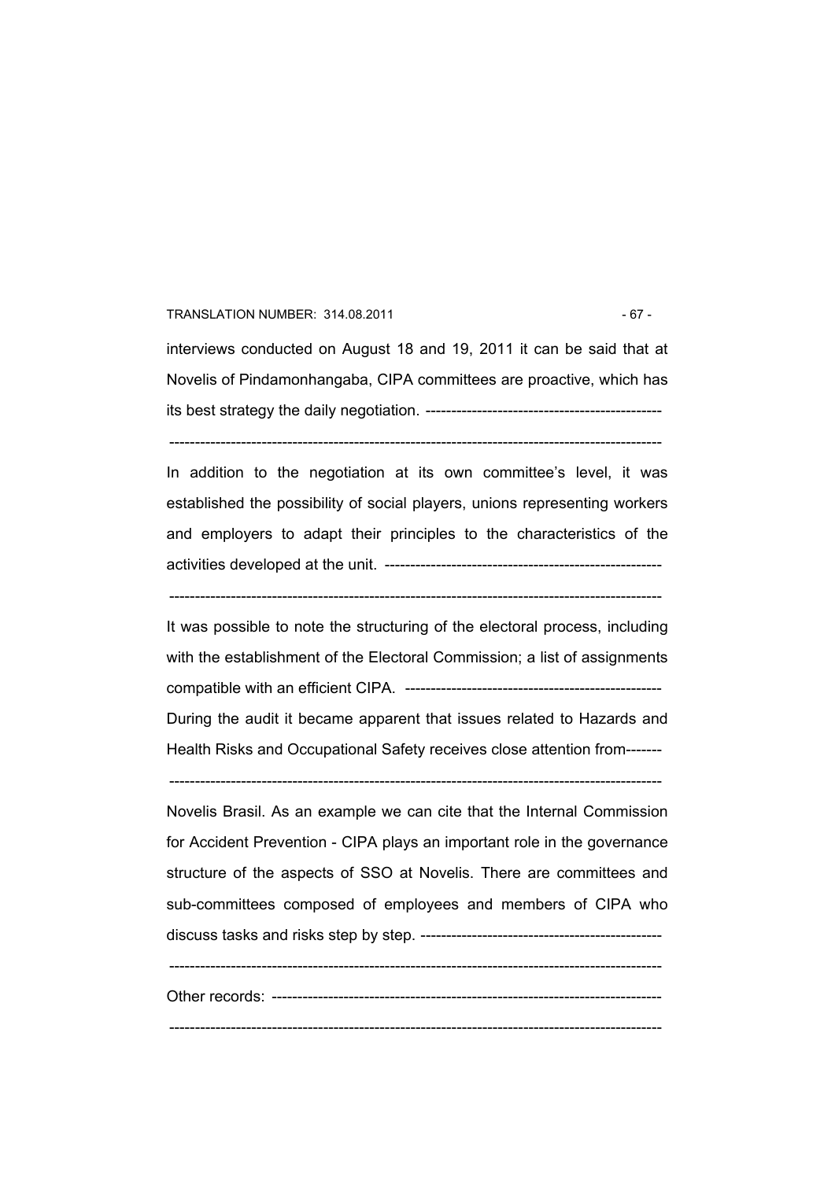interviews conducted on August 18 and 19, 2011 it can be said that at Novelis of Pindamonhangaba, CIPA committees are proactive, which has its best strategy the daily negotiation. ----------------------------------------------

--------------------------------------------------------------------------------------------------

In addition to the negotiation at its own committee's level, it was established the possibility of social players, unions representing workers and employers to adapt their principles to the characteristics of the activities developed at the unit. ------------------------------------------------------

--------------------------------------------------------------------------------------------------

It was possible to note the structuring of the electoral process, including with the establishment of the Electoral Commission; a list of assignments compatible with an efficient CIPA. --------------------------------------------------

During the audit it became apparent that issues related to Hazards and Health Risks and Occupational Safety receives close attention from-------

--------------------------------------------------------------------------------------------------

Novelis Brasil. As an example we can cite that the Internal Commission for Accident Prevention - CIPA plays an important role in the governance structure of the aspects of SSO at Novelis. There are committees and sub-committees composed of employees and members of CIPA who discuss tasks and risks step by step. -----------------------------------------------

--------------------------------------------------------------------------------------------------

Other records: ----------------------------------------------------------------------------

--------------------------------------------------------------------------------------------------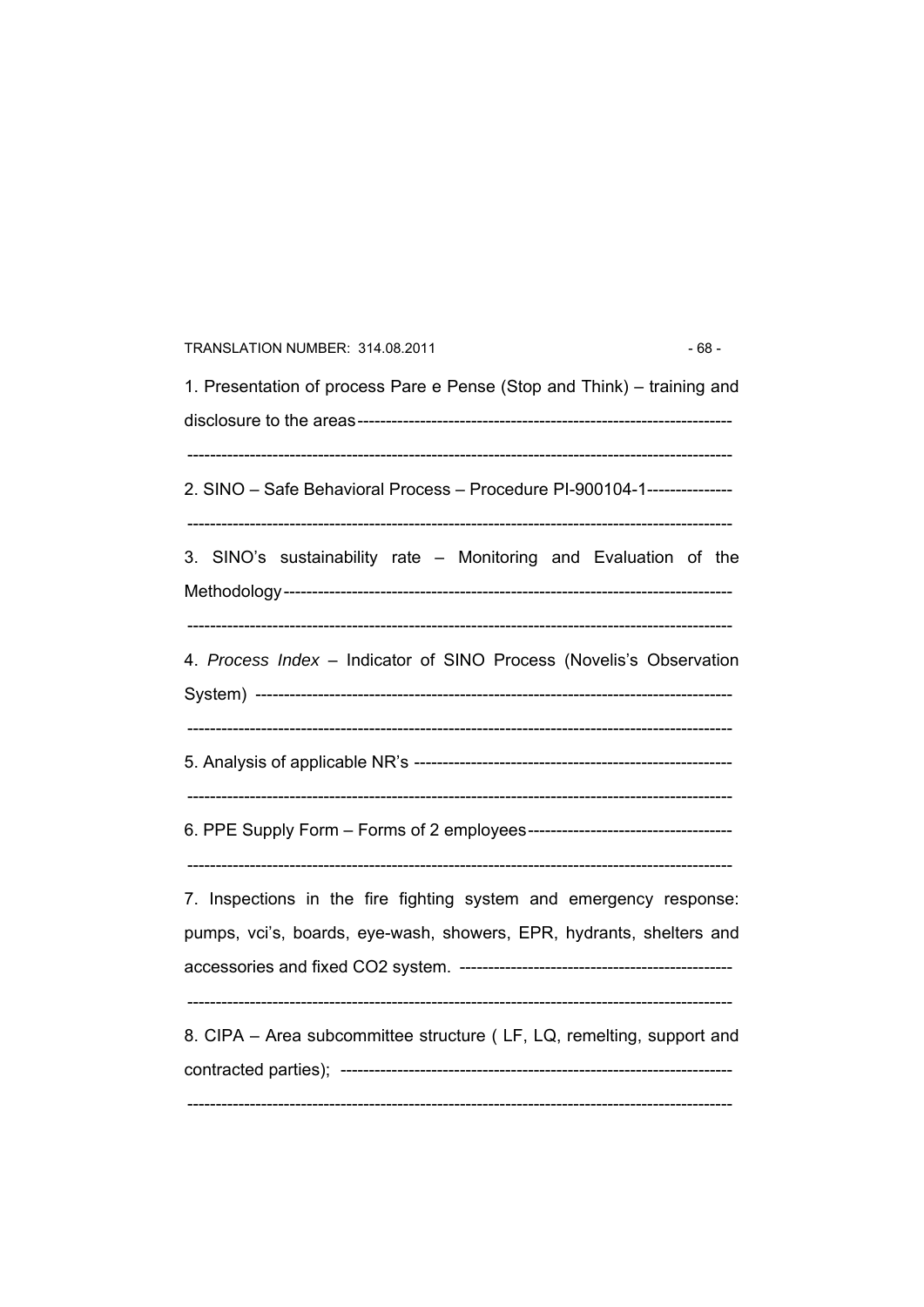1. Presentation of process Pare e Pense (Stop and Think) – training and disclosure to the areas-----------------------------------------------------------------

---------------------------------------------------------------------------------------------

2. SINO – Safe Behavioral Process – Procedure PI-900104-1---------------

---------------------------------------------------------------------------------------------

3. SINO's sustainability rate – Monitoring and Evaluation of the Methodology-----------------------------------------------------------------------------

---------------------------------------------------------------------------------------------

4. *Process Index* – Indicator of SINO Process (Novelis's Observation System) --------------------------------------------------------------------------------

---------------------------------------------------------------------------------------------

5. Analysis of applicable NR's -------------------------------------------------------

---------------------------------------------------------------------------------------------

6. PPE Supply Form – Forms of 2 employees------------------------------------

---------------------------------------------------------------------------------------------

7. Inspections in the fire fighting system and emergency response: pumps, vci's, boards, eye-wash, showers, EPR, hydrants, shelters and accessories and fixed CO2 system. ------------------------------------------------

---------------------------------------------------------------------------------------------

8. CIPA – Area subcommittee structure ( LF, LQ, remelting, support and contracted parties); ---------------------------------------------------------------------

---------------------------------------------------------------------------------------------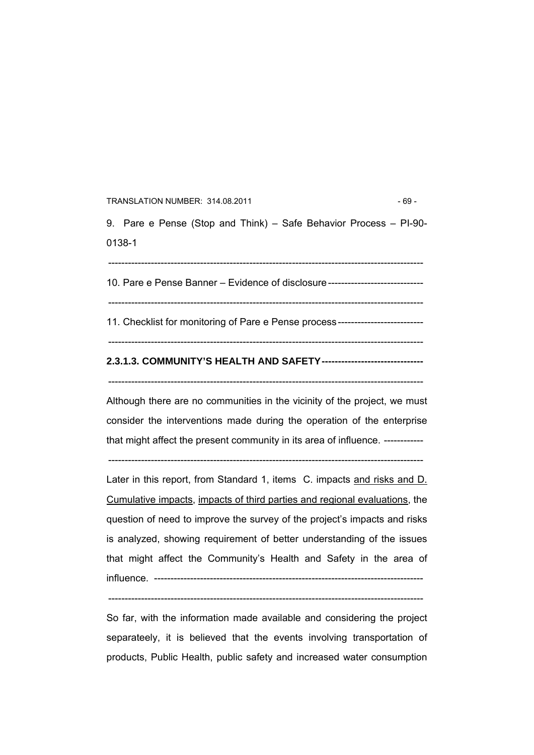9. Pare e Pense (Stop and Think) – Safe Behavior Process – PI-90-0138-1

---

10. Pare e Pense Banner – Evidence of disclosure

---

11. Checklist for monitoring of Pare e Pense process

---

**2.3.1.3. COMMUNITY'S HEALTH AND SAFETY**

---

Although there are no communities in the vicinity of the project, we must consider the interventions made during the operation of the enterprise that might affect the present community in its area of influence.

---

Later in this report, from Standard 1, items C. impacts and risks and D. Cumulative impacts, impacts of third parties and regional evaluations, the question of need to improve the survey of the project's impacts and risks is analyzed, showing requirement of better understanding of the issues that might affect the Community's Health and Safety in the area of influence.

---

So far, with the information made available and considering the project separateely, it is believed that the events involving transportation of products, Public Health, public safety and increased water consumption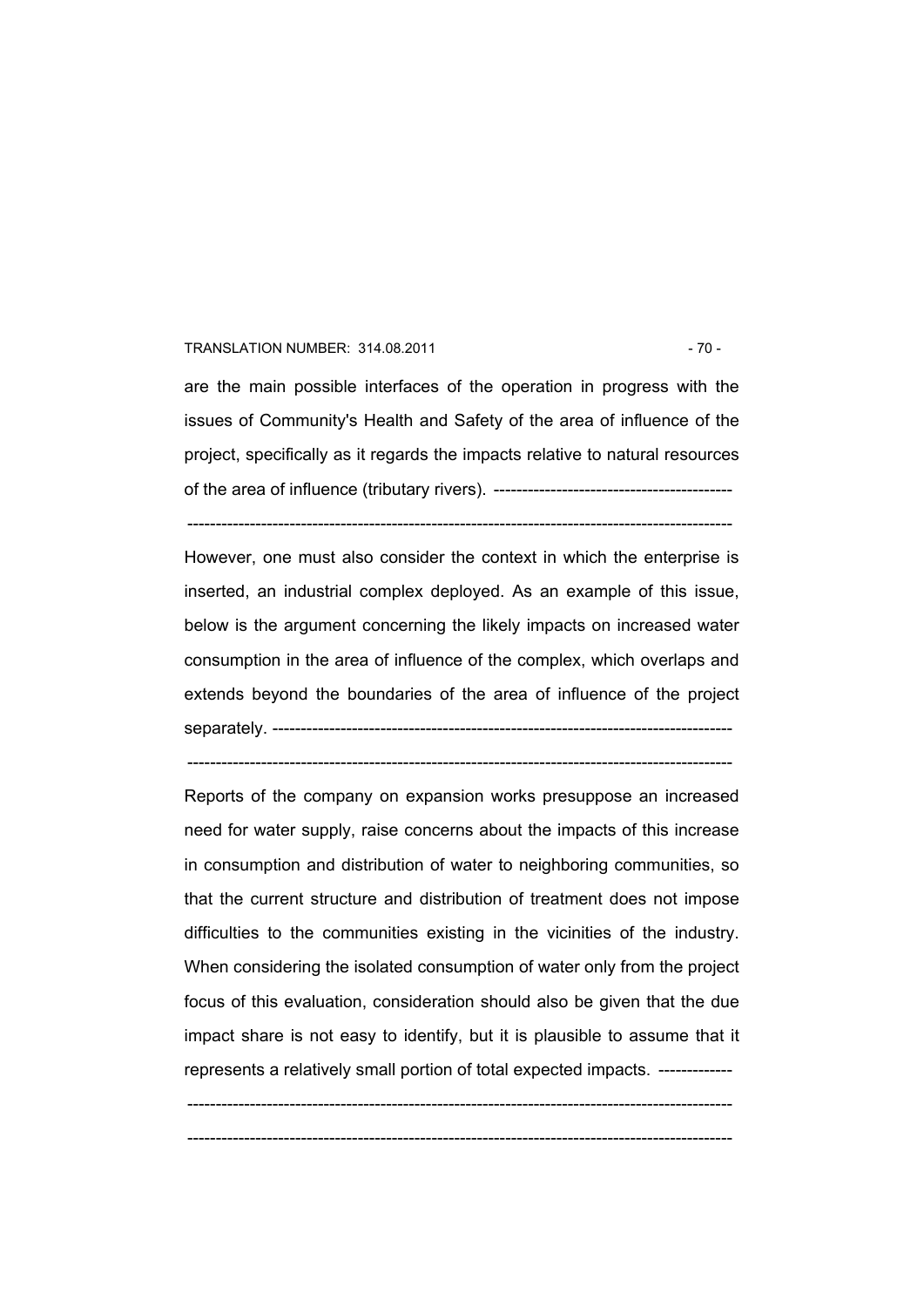are the main possible interfaces of the operation in progress with the issues of Community's Health and Safety of the area of influence of the project, specifically as it regards the impacts relative to natural resources of the area of influence (tributary rivers). ------------------------------------------

-----------------------------------------------------------------------------------------------

However, one must also consider the context in which the enterprise is inserted, an industrial complex deployed. As an example of this issue, below is the argument concerning the likely impacts on increased water consumption in the area of influence of the complex, which overlaps and extends beyond the boundaries of the area of influence of the project separately. ----------------------------------------------------------------------------------

-----------------------------------------------------------------------------------------------

Reports of the company on expansion works presuppose an increased need for water supply, raise concerns about the impacts of this increase in consumption and distribution of water to neighboring communities, so that the current structure and distribution of treatment does not impose difficulties to the communities existing in the vicinities of the industry. When considering the isolated consumption of water only from the project focus of this evaluation, consideration should also be given that the due impact share is not easy to identify, but it is plausible to assume that it represents a relatively small portion of total expected impacts. -------------

-----------------------------------------------------------------------------------------------

-----------------------------------------------------------------------------------------------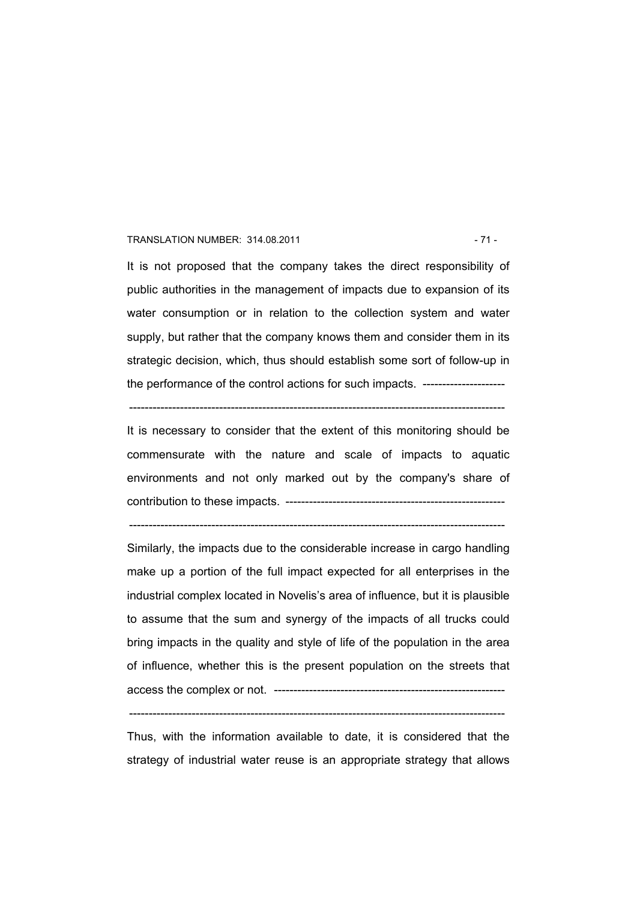It is not proposed that the company takes the direct responsibility of public authorities in the management of impacts due to expansion of its water consumption or in relation to the collection system and water supply, but rather that the company knows them and consider them in its strategic decision, which, thus should establish some sort of follow-up in the performance of the control actions for such impacts. ---------------------

-----------------------------------------------------------------------------------------------

It is necessary to consider that the extent of this monitoring should be commensurate with the nature and scale of impacts to aquatic environments and not only marked out by the company's share of contribution to these impacts. --------------------------------------------------------

-----------------------------------------------------------------------------------------------

Similarly, the impacts due to the considerable increase in cargo handling make up a portion of the full impact expected for all enterprises in the industrial complex located in Novelis's area of influence, but it is plausible to assume that the sum and synergy of the impacts of all trucks could bring impacts in the quality and style of life of the population in the area of influence, whether this is the present population on the streets that access the complex or not. -----------------------------------------------------------

-----------------------------------------------------------------------------------------------

Thus, with the information available to date, it is considered that the strategy of industrial water reuse is an appropriate strategy that allows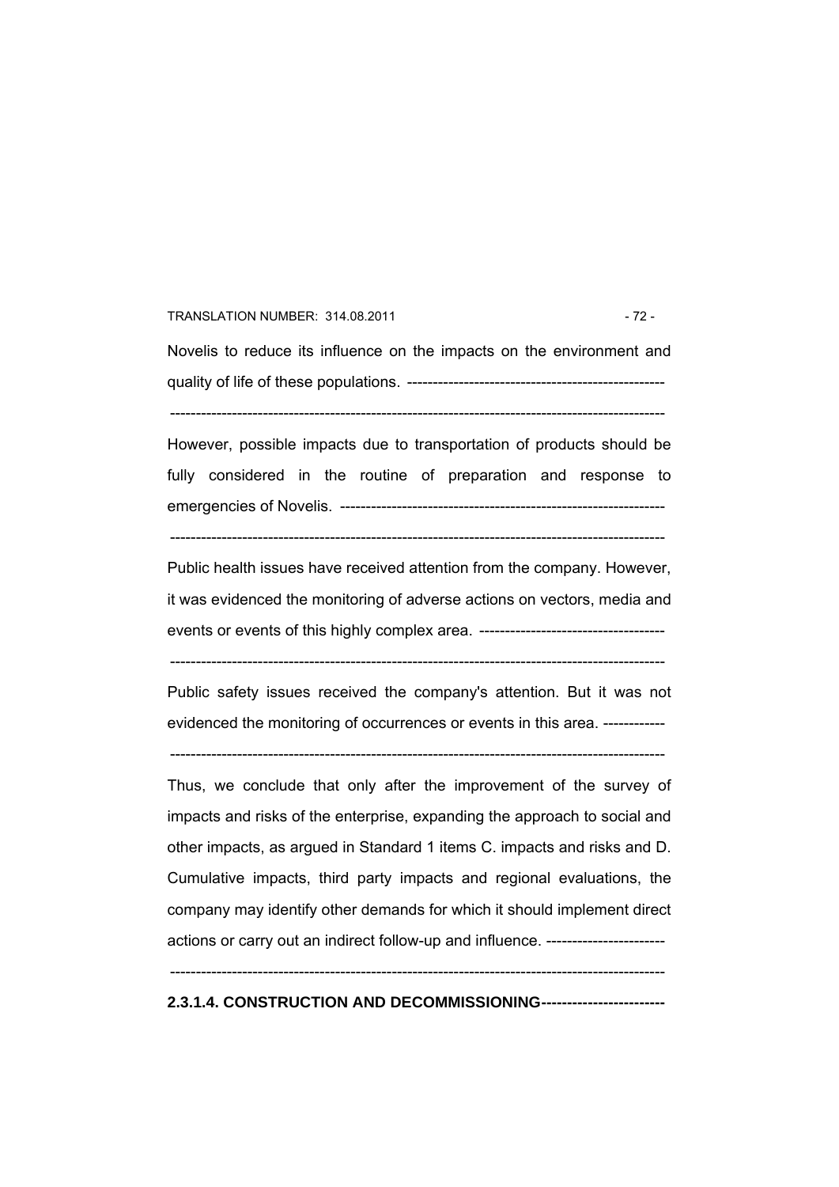Novelis to reduce its influence on the impacts on the environment and quality of life of these populations. -------------------------------------------------

-----------------------------------------------------------------------------------------------

However, possible impacts due to transportation of products should be fully considered in the routine of preparation and response to emergencies of Novelis. --------------------------------------------------------------

-----------------------------------------------------------------------------------------------

Public health issues have received attention from the company. However, it was evidenced the monitoring of adverse actions on vectors, media and events or events of this highly complex area. ------------------------------------

-----------------------------------------------------------------------------------------------

Public safety issues received the company's attention. But it was not evidenced the monitoring of occurrences or events in this area. ------------

-----------------------------------------------------------------------------------------------

Thus, we conclude that only after the improvement of the survey of impacts and risks of the enterprise, expanding the approach to social and other impacts, as argued in Standard 1 items C. impacts and risks and D. Cumulative impacts, third party impacts and regional evaluations, the company may identify other demands for which it should implement direct actions or carry out an indirect follow-up and influence. -----------------------

-----------------------------------------------------------------------------------------------

**2.3.1.4. CONSTRUCTION AND DECOMMISSIONING-----------------------**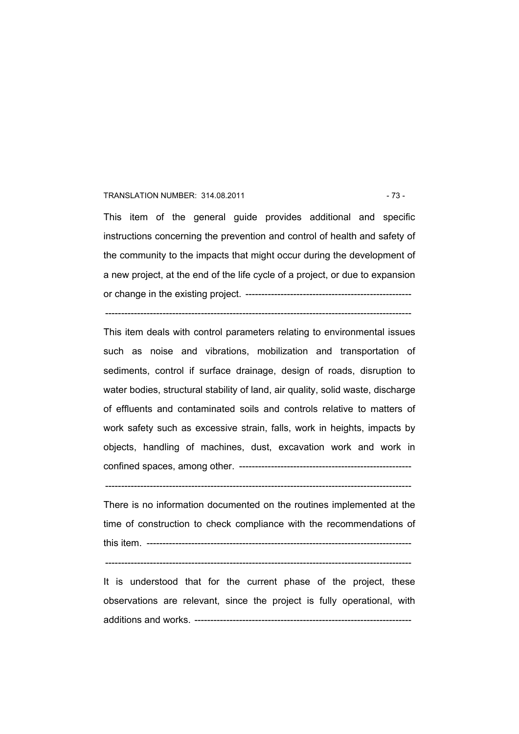This item of the general guide provides additional and specific instructions concerning the prevention and control of health and safety of the community to the impacts that might occur during the development of a new project, at the end of the life cycle of a project, or due to expansion or change in the existing project. ----------------------------------------------------

-----------------------------------------------------------------------------------------------

This item deals with control parameters relating to environmental issues such as noise and vibrations, mobilization and transportation of sediments, control if surface drainage, design of roads, disruption to water bodies, structural stability of land, air quality, solid waste, discharge of effluents and contaminated soils and controls relative to matters of work safety such as excessive strain, falls, work in heights, impacts by objects, handling of machines, dust, excavation work and work in confined spaces, among other. -----------------------------------------------------

-----------------------------------------------------------------------------------------------

There is no information documented on the routines implemented at the time of construction to check compliance with the recommendations of this item. ---------------------------------------------------------------------------------

-----------------------------------------------------------------------------------------------

It is understood that for the current phase of the project, these observations are relevant, since the project is fully operational, with additions and works. -------------------------------------------------------------------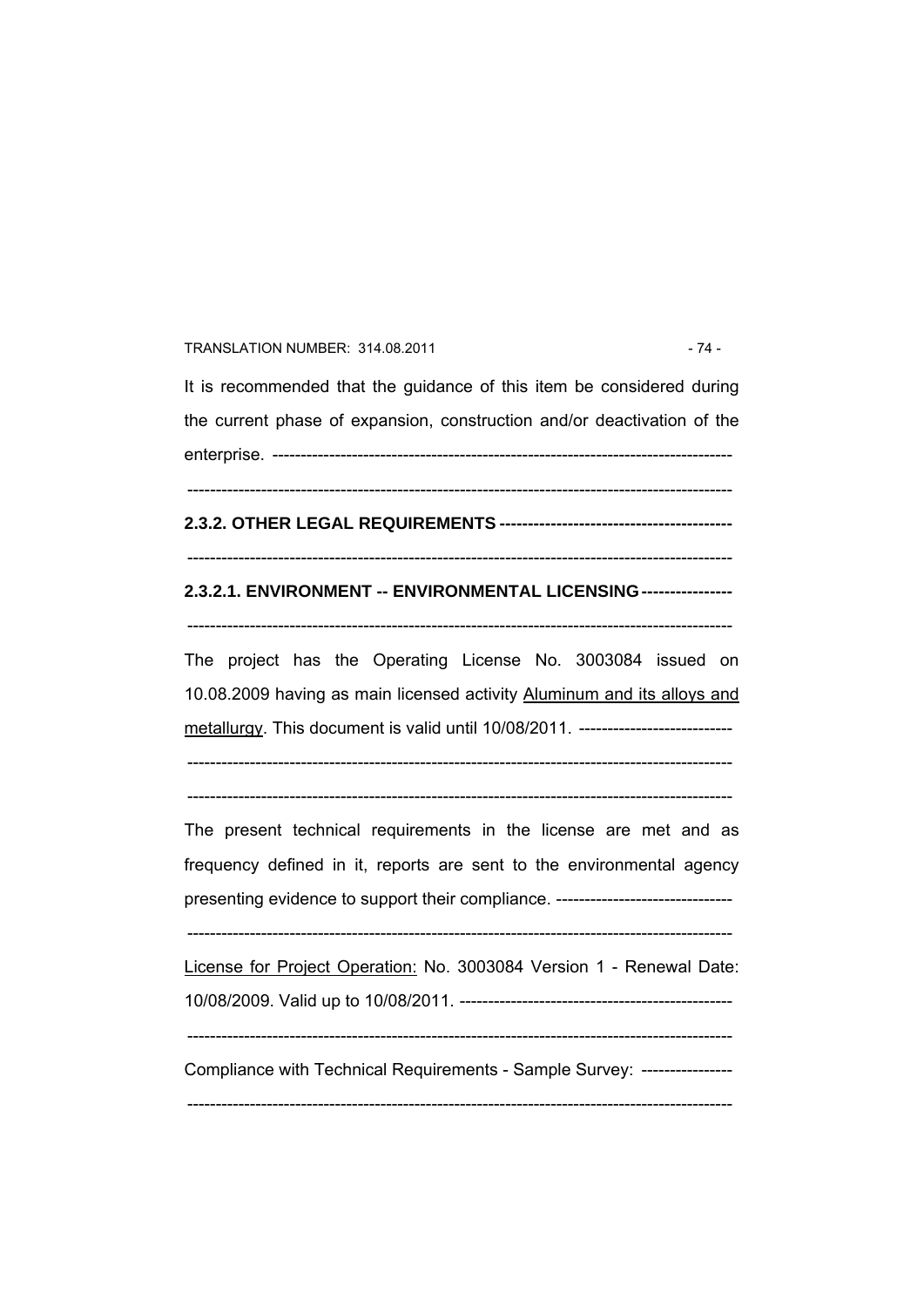It is recommended that the guidance of this item be considered during the current phase of expansion, construction and/or deactivation of the enterprise. --------------------------------------------------------------------------------

-----------------------------------------------------------------------------------------------

**2.3.2. OTHER LEGAL REQUIREMENTS** ----------------------------------------

-----------------------------------------------------------------------------------------------

**2.3.2.1. ENVIRONMENT -- ENVIRONMENTAL LICENSING** ---------------

-----------------------------------------------------------------------------------------------

The project has the Operating License No. 3003084 issued on 10.08.2009 having as main licensed activity <u>Aluminum and its alloys and metallurgy</u>. This document is valid until 10/08/2011. --------------------------

-----------------------------------------------------------------------------------------------

-----------------------------------------------------------------------------------------------

The present technical requirements in the license are met and as frequency defined in it, reports are sent to the environmental agency presenting evidence to support their compliance. -------------------------------

-----------------------------------------------------------------------------------------------

<u>License for Project Operation:</u> No. 3003084 Version 1 - Renewal Date: 10/08/2009. Valid up to 10/08/2011. ------------------------------------------------

-----------------------------------------------------------------------------------------------

Compliance with Technical Requirements - Sample Survey: ----------------

-----------------------------------------------------------------------------------------------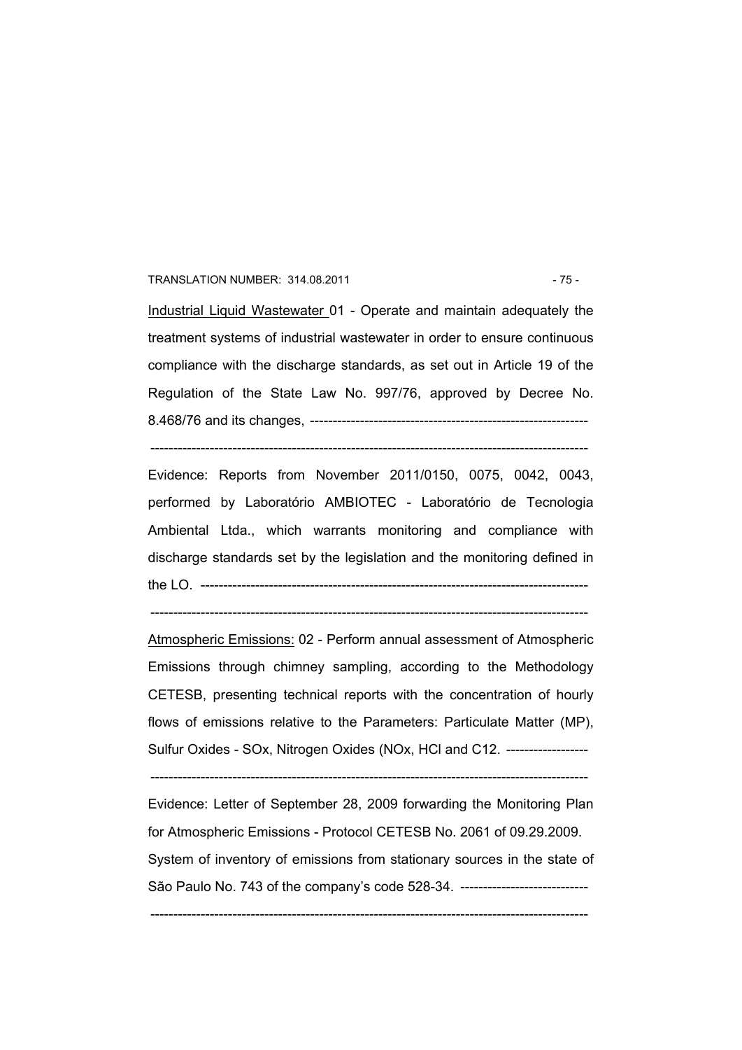Industrial Liquid Wastewater 01 - Operate and maintain adequately the treatment systems of industrial wastewater in order to ensure continuous compliance with the discharge standards, as set out in Article 19 of the Regulation of the State Law No. 997/76, approved by Decree No. 8.468/76 and its changes, ------------------------------------------------------------

-----------------------------------------------------------------------------------------------

Evidence: Reports from November 2011/0150, 0075, 0042, 0043, performed by Laboratório AMBIOTEC - Laboratório de Tecnologia Ambiental Ltda., which warrants monitoring and compliance with discharge standards set by the legislation and the monitoring defined in the LO. -----------------------------------------------------------------------------------

-----------------------------------------------------------------------------------------------

Atmospheric Emissions: 02 - Perform annual assessment of Atmospheric Emissions through chimney sampling, according to the Methodology CETESB, presenting technical reports with the concentration of hourly flows of emissions relative to the Parameters: Particulate Matter (MP), Sulfur Oxides - SOx, Nitrogen Oxides (NOx, HCl and C12. -----------------

-----------------------------------------------------------------------------------------------

Evidence: Letter of September 28, 2009 forwarding the Monitoring Plan for Atmospheric Emissions - Protocol CETESB No. 2061 of 09.29.2009. System of inventory of emissions from stationary sources in the state of São Paulo No. 743 of the company's code 528-34. ----------------------------

-----------------------------------------------------------------------------------------------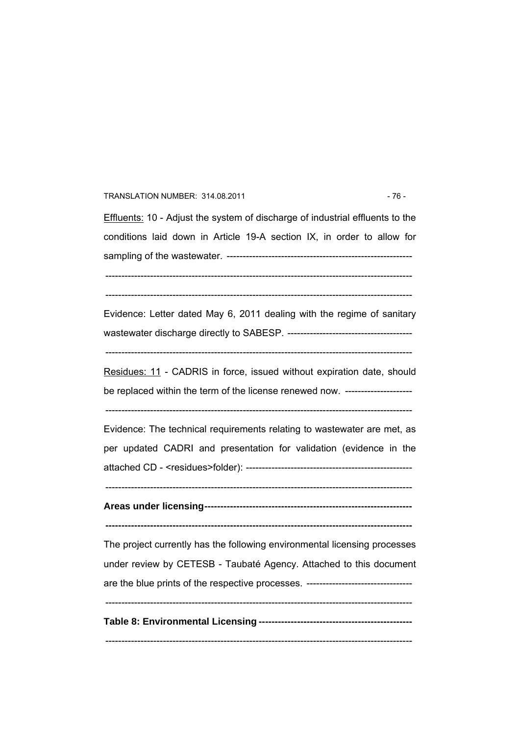<u>Effluents:</u> 10 - Adjust the system of discharge of industrial effluents to the conditions laid down in Article 19-A section IX, in order to allow for sampling of the wastewater. ----------------------------------------------------------

-----------------------------------------------------------------------------------------------

-----------------------------------------------------------------------------------------------

Evidence: Letter dated May 6, 2011 dealing with the regime of sanitary wastewater discharge directly to SABESP. ---------------------------------------

-----------------------------------------------------------------------------------------------

<u>Residues: 11</u> - CADRIS in force, issued without expiration date, should be replaced within the term of the license renewed now. ---------------------

-----------------------------------------------------------------------------------------------

Evidence: The technical requirements relating to wastewater are met, as per updated CADRI and presentation for validation (evidence in the attached CD - <residues>folder): ----------------------------------------------------

-----------------------------------------------------------------------------------------------

**Areas under licensing-----------------------------------------------------------------**

**-----------------------------------------------------------------------------------------------**

The project currently has the following environmental licensing processes under review by CETESB - Taubaté Agency. Attached to this document are the blue prints of the respective processes. ---------------------------------

-----------------------------------------------------------------------------------------------

**Table 8: Environmental Licensing ------------------------------------------------**

-----------------------------------------------------------------------------------------------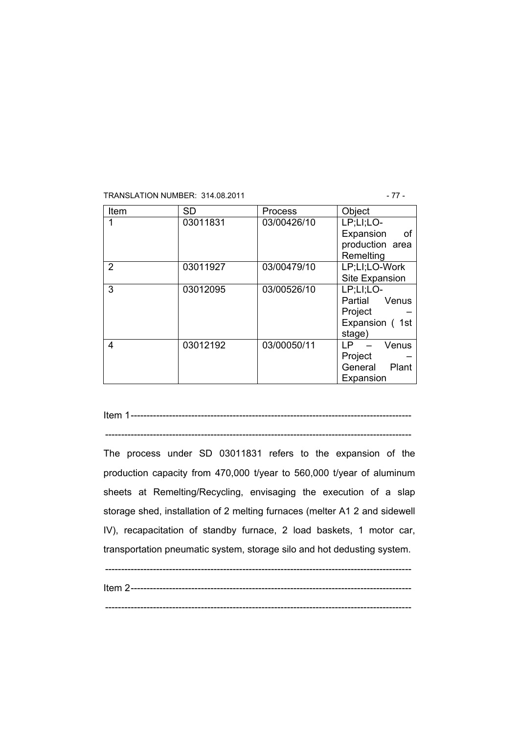| Item | SD | Process | Object |
|---|---|---|---|
| 1 | 03011831 | 03/00426/10 | LP;LI;LO-Expansion of production area Remelting |
| 2 | 03011927 | 03/00479/10 | LP;LI;LO-Work Site Expansion |
| 3 | 03012095 | 03/00526/10 | LP;LI;LO-Partial Venus Project – Expansion ( 1st stage) |
| 4 | 03012192 | 03/00050/11 | LP – Venus Project – General Plant Expansion |

Item 1-------------------------------------------------------------------------------------

----------------------------------------------------------------------------------------------

The process under SD 03011831 refers to the expansion of the production capacity from 470,000 t/year to 560,000 t/year of aluminum sheets at Remelting/Recycling, envisaging the execution of a slap storage shed, installation of 2 melting furnaces (melter A1 2 and sidewell IV), recapacitation of standby furnace, 2 load baskets, 1 motor car, transportation pneumatic system, storage silo and hot dedusting system.

----------------------------------------------------------------------------------------------

Item 2-------------------------------------------------------------------------------------

----------------------------------------------------------------------------------------------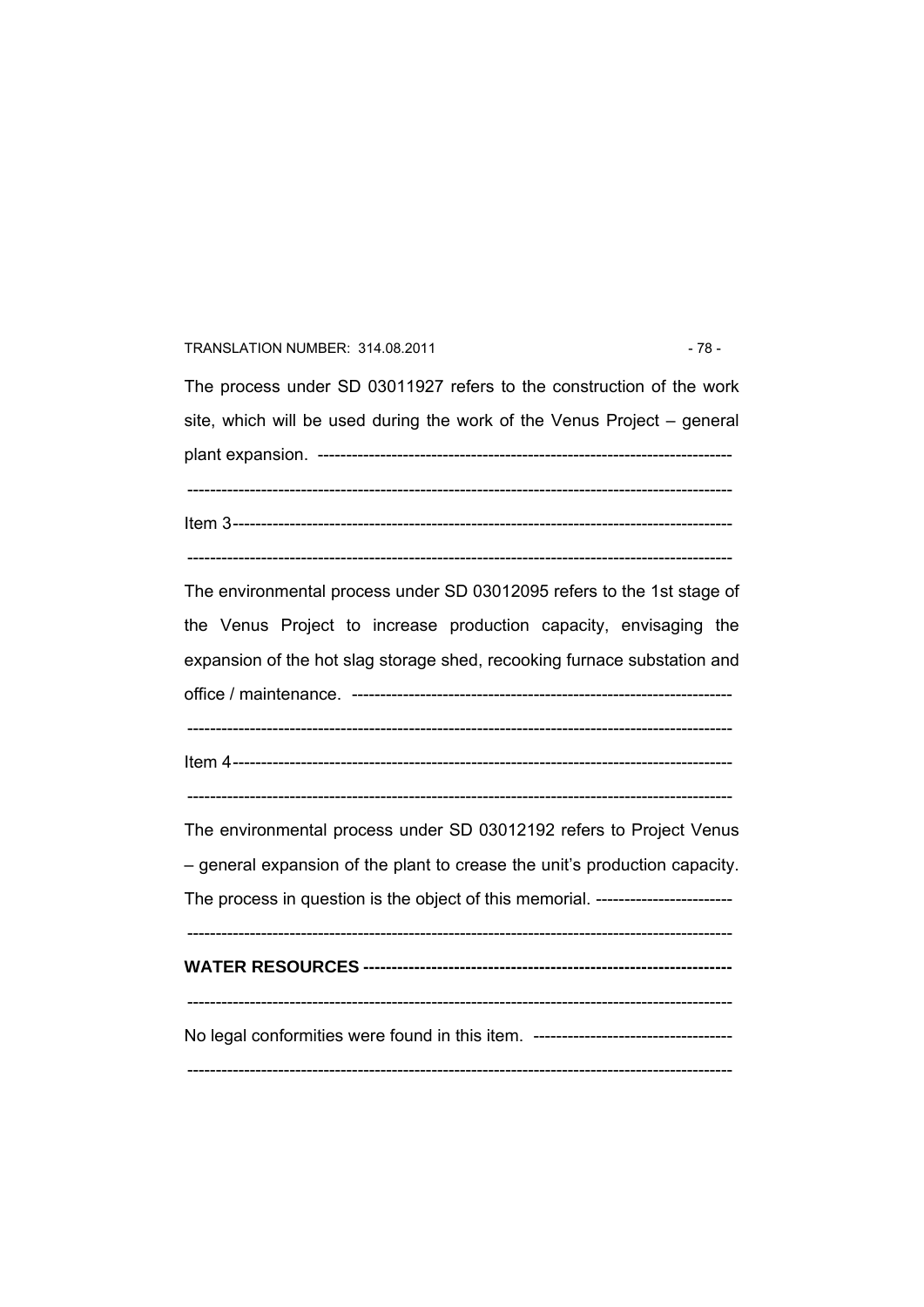The process under SD 03011927 refers to the construction of the work site, which will be used during the work of the Venus Project – general plant expansion. ----------------------------------------------------------------------

------------------------------------------------------------------------------------------------

Item 3------------------------------------------------------------------------------------------

------------------------------------------------------------------------------------------------

The environmental process under SD 03012095 refers to the 1st stage of the Venus Project to increase production capacity, envisaging the expansion of the hot slag storage shed, recooking furnace substation and office / maintenance. -----------------------------------------------------------------

------------------------------------------------------------------------------------------------

Item 4------------------------------------------------------------------------------------------

------------------------------------------------------------------------------------------------

The environmental process under SD 03012192 refers to Project Venus – general expansion of the plant to crease the unit's production capacity. The process in question is the object of this memorial. -----------------------

------------------------------------------------------------------------------------------------

**WATER RESOURCES ---------------------------------------------------------------**

------------------------------------------------------------------------------------------------

No legal conformities were found in this item. ----------------------------------

------------------------------------------------------------------------------------------------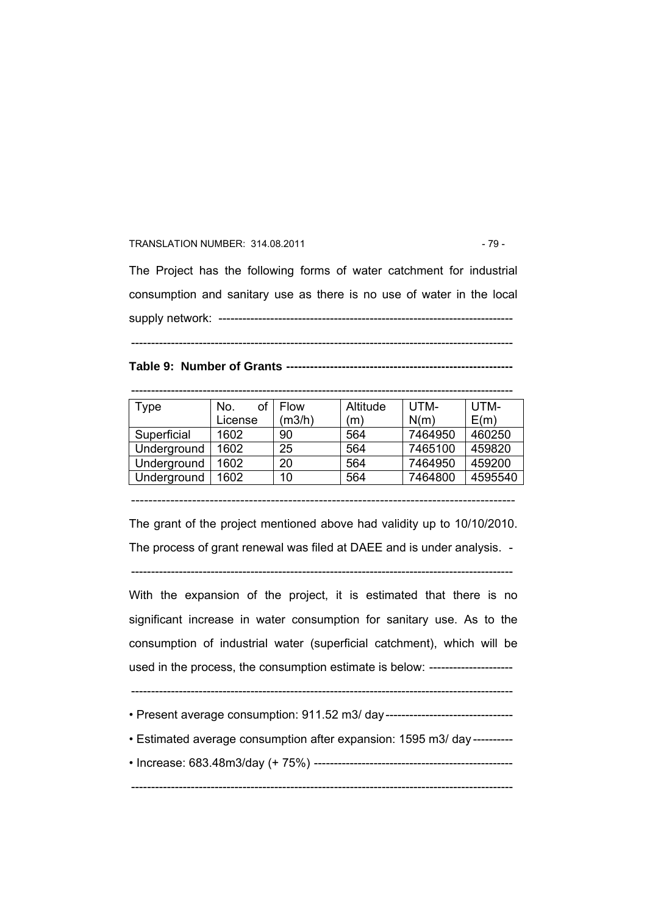The Project has the following forms of water catchment for industrial consumption and sanitary use as there is no use of water in the local supply network: --------------------------------------------------------------------------

-----------------------------------------------------------------------------------------------

**Table 9: Number of Grants --------------------------------------------------------**

-----------------------------------------------------------------------------------------------

| Type | No. of License | Flow (m3/h) | Altitude (m) | UTM-N(m) | UTM-E(m) |
|---|---|---|---|---|---|
| Superficial | 1602 | 90 | 564 | 7464950 | 460250 |
| Underground | 1602 | 25 | 564 | 7465100 | 459820 |
| Underground | 1602 | 20 | 564 | 7464950 | 459200 |
| Underground | 1602 | 10 | 564 | 7464800 | 4595540 |

------------------------------------------------------------------------------------------

The grant of the project mentioned above had validity up to 10/10/2010. The process of grant renewal was filed at DAEE and is under analysis. -

-----------------------------------------------------------------------------------------------

With the expansion of the project, it is estimated that there is no significant increase in water consumption for sanitary use. As to the consumption of industrial water (superficial catchment), which will be used in the process, the consumption estimate is below: ---------------------

-----------------------------------------------------------------------------------------------

- Present average consumption: 911.52 m3/ day--------------------------------
- Estimated average consumption after expansion: 1595 m3/ day----------
- Increase: 683.48m3/day (+ 75%) --------------------------------------------------

-----------------------------------------------------------------------------------------------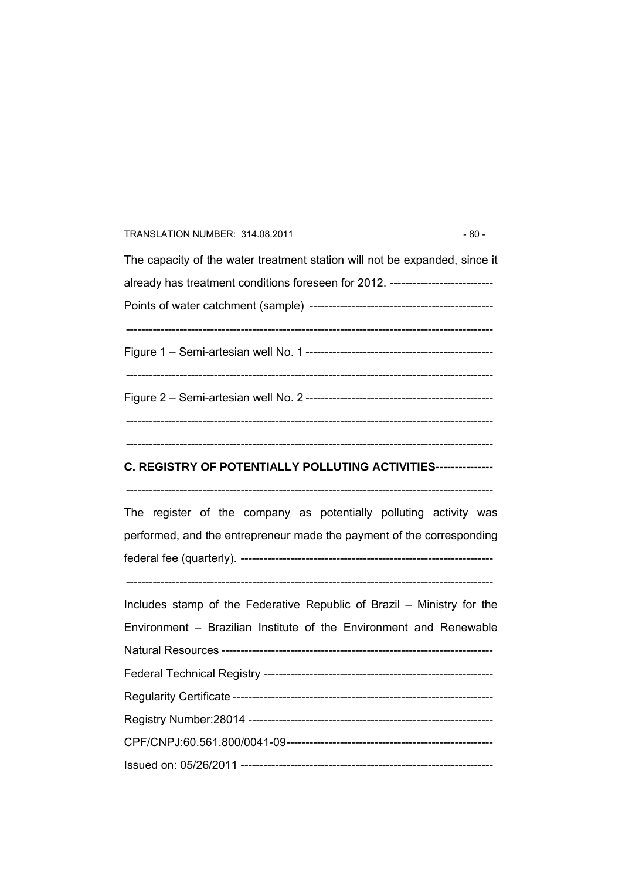The capacity of the water treatment station will not be expanded, since it already has treatment conditions foreseen for 2012. ---------------------------

Points of water catchment (sample) ------------------------------------------------

-----------------------------------------------------------------------------------------------

Figure 1 – Semi-artesian well No. 1 -------------------------------------------------

-----------------------------------------------------------------------------------------------

Figure 2 – Semi-artesian well No. 2 -------------------------------------------------

-----------------------------------------------------------------------------------------------

-----------------------------------------------------------------------------------------------

**C. REGISTRY OF POTENTIALLY POLLUTING ACTIVITIES---------------**

-----------------------------------------------------------------------------------------------

The register of the company as potentially polluting activity was performed, and the entrepreneur made the payment of the corresponding federal fee (quarterly). ------------------------------------------------------------------

-----------------------------------------------------------------------------------------------

Includes stamp of the Federative Republic of Brazil – Ministry for the Environment – Brazilian Institute of the Environment and Renewable Natural Resources ----------------------------------------------------------------------

Federal Technical Registry ------------------------------------------------------------

Regularity Certificate --------------------------------------------------------------------

Registry Number:28014 -----------------------------------------------------------------

CPF/CNPJ:60.561.800/0041-09------------------------------------------------------

Issued on: 05/26/2011 -------------------------------------------------------------------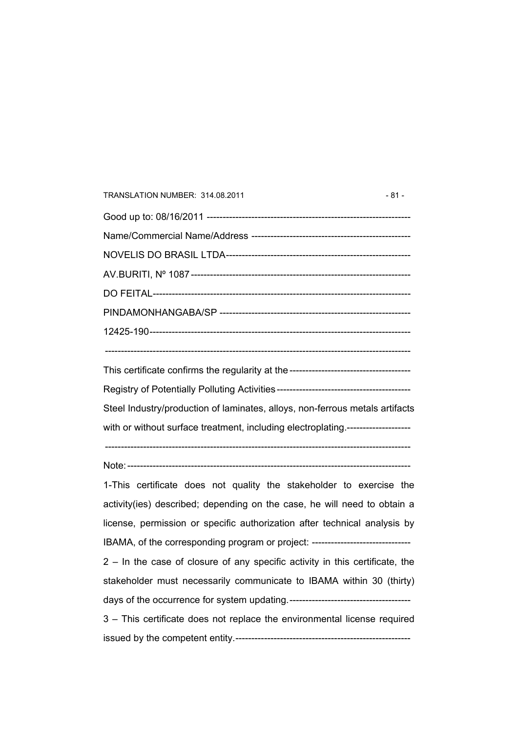Good up to: 08/16/2011 ---------------------------------------------------------------

Name/Commercial Name/Address -------------------------------------------------

NOVELIS DO BRASIL LTDA---------------------------------------------------------

AV.BURITI, Nº 1087-------------------------------------------------------------------

DO FEITAL------------------------------------------------------------------------------

PINDAMONHANGABA/SP -----------------------------------------------------------

12425-190------------------------------------------------------------------------------

-------------------------------------------------------------------------------------------

This certificate confirms the regularity at the --------------------------------------

Registry of Potentially Polluting Activities ------------------------------------------

Steel Industry/production of laminates, alloys, non-ferrous metals artifacts with or without surface treatment, including electroplating.--------------------

-------------------------------------------------------------------------------------------

Note:-------------------------------------------------------------------------------------

1-This certificate does not quality the stakeholder to exercise the activity(ies) described; depending on the case, he will need to obtain a license, permission or specific authorization after technical analysis by IBAMA, of the corresponding program or project: -------------------------------

2 – In the case of closure of any specific activity in this certificate, the stakeholder must necessarily communicate to IBAMA within 30 (thirty) days of the occurrence for system updating.--------------------------------------

3 – This certificate does not replace the environmental license required issued by the competent entity.-------------------------------------------------------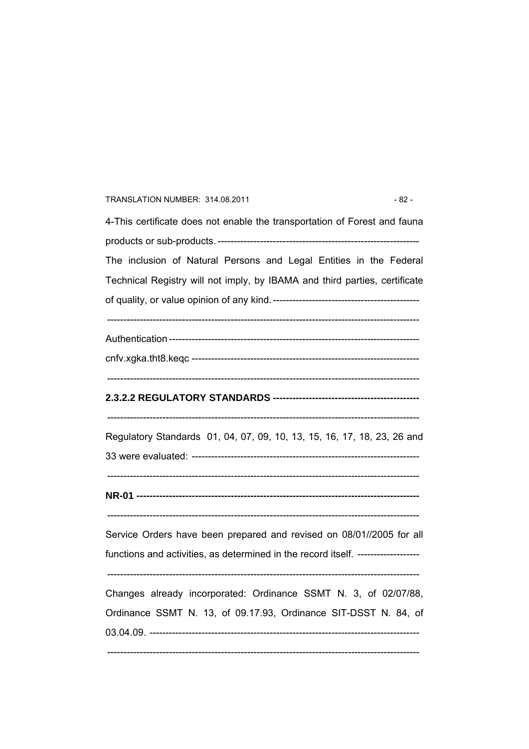4-This certificate does not enable the transportation of Forest and fauna products or sub-products. ------------------------------------------------------------

The inclusion of Natural Persons and Legal Entities in the Federal Technical Registry will not imply, by IBAMA and third parties, certificate of quality, or value opinion of any kind. --------------------------------------------

-----------------------------------------------------------------------------------------------

Authentication --------------------------------------------------------------------------

cnfv.xgka.tht8.keqc --------------------------------------------------------------------

-----------------------------------------------------------------------------------------------

**2.3.2.2 REGULATORY STANDARDS --------------------------------------------**

-----------------------------------------------------------------------------------------------

Regulatory Standards 01, 04, 07, 09, 10, 13, 15, 16, 17, 18, 23, 26 and 33 were evaluated: --------------------------------------------------------------------

-----------------------------------------------------------------------------------------------

**NR-01 ----------------------------------------------------------------------------------**

-----------------------------------------------------------------------------------------------

Service Orders have been prepared and revised on 08/01//2005 for all functions and activities, as determined in the record itself. ------------------

-----------------------------------------------------------------------------------------------

Changes already incorporated: Ordinance SSMT N. 3, of 02/07/88, Ordinance SSMT N. 13, of 09.17.93, Ordinance SIT-DSST N. 84, of 03.04.09. ---------------------------------------------------------------------------------

-----------------------------------------------------------------------------------------------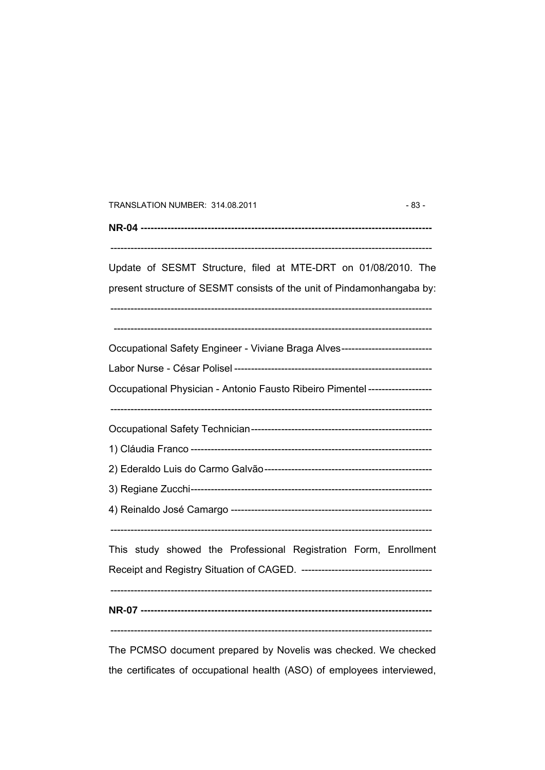**NR-04 -----------------------------------------------------------------------------------**

-----------------------------------------------------------------------------------------------

Update of SESMT Structure, filed at MTE-DRT on 01/08/2010. The present structure of SESMT consists of the unit of Pindamonhangaba by:

-----------------------------------------------------------------------------------------------

-----------------------------------------------------------------------------------------------

Occupational Safety Engineer - Viviane Braga Alves---------------------------

Labor Nurse - César Polisel ----------------------------------------------------------

Occupational Physician - Antonio Fausto Ribeiro Pimentel -------------------

-----------------------------------------------------------------------------------------------

Occupational Safety Technician------------------------------------------------------

1) Cláudia Franco -----------------------------------------------------------------------

2) Ederaldo Luis do Carmo Galvão--------------------------------------------------

3) Regiane Zucchi------------------------------------------------------------------------

4) Reinaldo José Camargo ------------------------------------------------------------

-----------------------------------------------------------------------------------------------

This study showed the Professional Registration Form, Enrollment Receipt and Registry Situation of CAGED. ---------------------------------------

-----------------------------------------------------------------------------------------------

**NR-07 -----------------------------------------------------------------------------------**

-----------------------------------------------------------------------------------------------

The PCMSO document prepared by Novelis was checked. We checked the certificates of occupational health (ASO) of employees interviewed,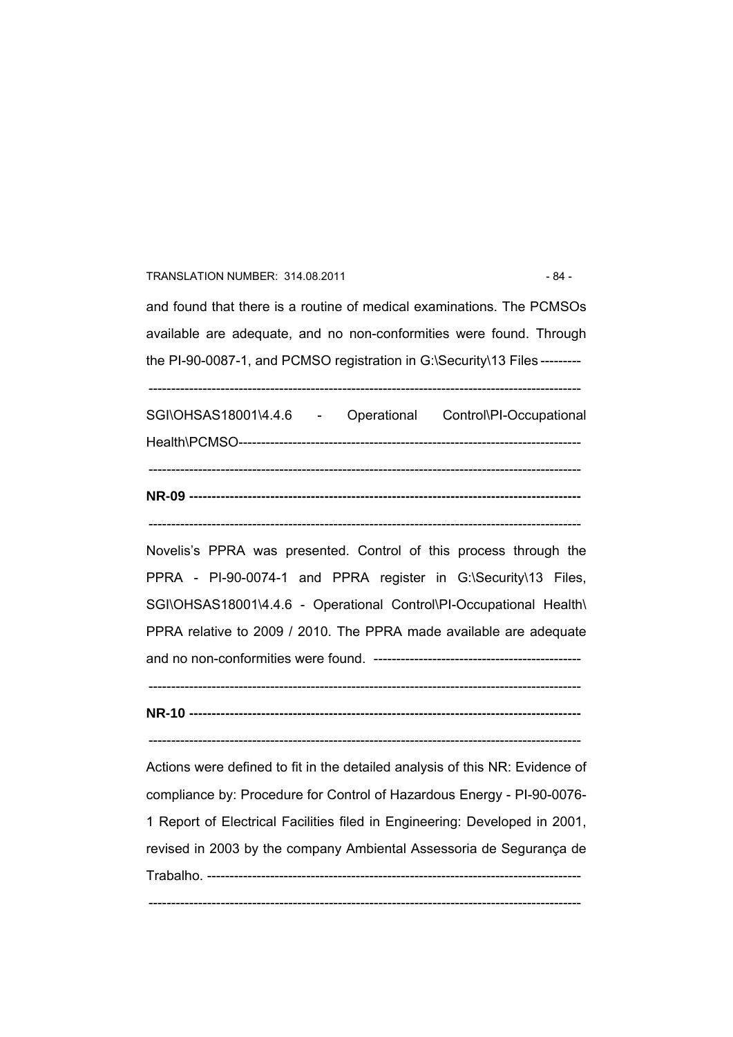and found that there is a routine of medical examinations. The PCMSOs available are adequate, and no non-conformities were found. Through the PI-90-0087-1, and PCMSO registration in G:\Security\13 Files ---------

------------------------------------------------------------------------------------------------

SGI\OHSAS18001\4.4.6 - Operational Control\PI-Occupational Health\PCMSO------------------------------------------------------------------------------

------------------------------------------------------------------------------------------------

**NR-09 ---------------------------------------------------------------------------------**

------------------------------------------------------------------------------------------------

Novelis's PPRA was presented. Control of this process through the PPRA - PI-90-0074-1 and PPRA register in G:\Security\13 Files, SGI\OHSAS18001\4.4.6 - Operational Control\PI-Occupational Health\ PPRA relative to 2009 / 2010. The PPRA made available are adequate and no non-conformities were found. ---------------------------------------------

------------------------------------------------------------------------------------------------

**NR-10 ---------------------------------------------------------------------------------**

------------------------------------------------------------------------------------------------

Actions were defined to fit in the detailed analysis of this NR: Evidence of compliance by: Procedure for Control of Hazardous Energy - PI-90-0076-1 Report of Electrical Facilities filed in Engineering: Developed in 2001, revised in 2003 by the company Ambiental Assessoria de Segurança de Trabalho. -----------------------------------------------------------------------------------

------------------------------------------------------------------------------------------------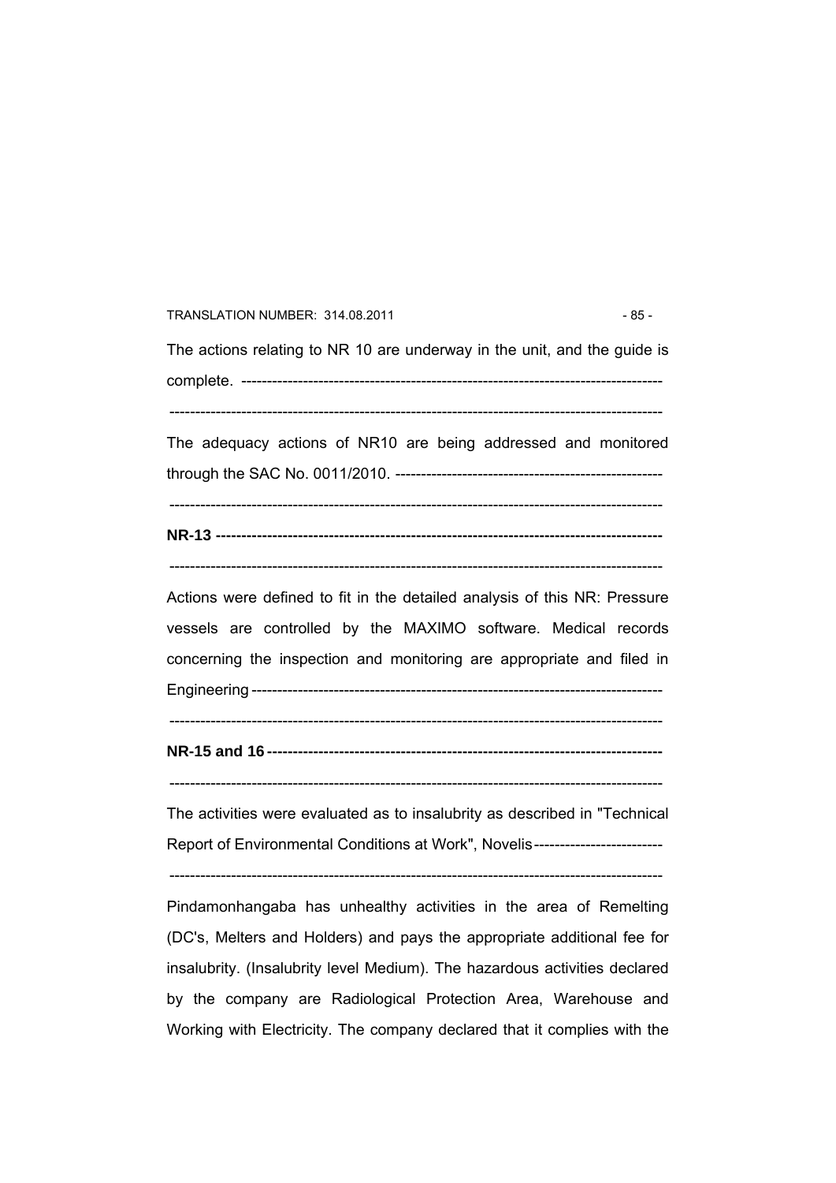The actions relating to NR 10 are underway in the unit, and the guide is complete. ----------------------------------------------------------------------------------

----------------------------------------------------------------------------------------------

The adequacy actions of NR10 are being addressed and monitored through the SAC No. 0011/2010. ----------------------------------------------------

----------------------------------------------------------------------------------------------

**NR-13 -------------------------------------------------------------------------------------**

----------------------------------------------------------------------------------------------

Actions were defined to fit in the detailed analysis of this NR: Pressure vessels are controlled by the MAXIMO software. Medical records concerning the inspection and monitoring are appropriate and filed in Engineering -------------------------------------------------------------------------------

----------------------------------------------------------------------------------------------

**NR-15 and 16 ----------------------------------------------------------------------------**

----------------------------------------------------------------------------------------------

The activities were evaluated as to insalubrity as described in "Technical Report of Environmental Conditions at Work", Novelis-------------------------

----------------------------------------------------------------------------------------------

Pindamonhangaba has unhealthy activities in the area of Remelting (DC's, Melters and Holders) and pays the appropriate additional fee for insalubrity. (Insalubrity level Medium). The hazardous activities declared by the company are Radiological Protection Area, Warehouse and Working with Electricity. The company declared that it complies with the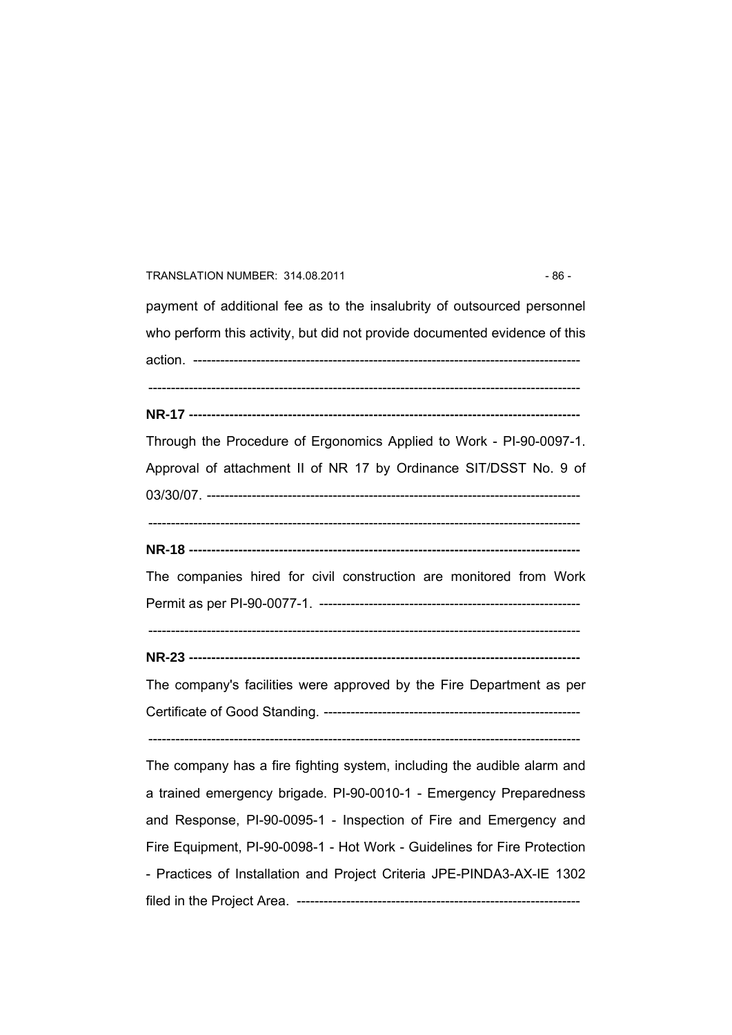payment of additional fee as to the insalubrity of outsourced personnel who perform this activity, but did not provide documented evidence of this action. ------------------------------------------------------------------------------------

------------------------------------------------------------------------------------------------

**NR-17 ------------------------------------------------------------------------------------**

Through the Procedure of Ergonomics Applied to Work - PI-90-0097-1. Approval of attachment II of NR 17 by Ordinance SIT/DSST No. 9 of 03/30/07. ---------------------------------------------------------------------------------

------------------------------------------------------------------------------------------------

**NR-18 ------------------------------------------------------------------------------------**

The companies hired for civil construction are monitored from Work Permit as per PI-90-0077-1. ---------------------------------------------------------

------------------------------------------------------------------------------------------------

**NR-23 ------------------------------------------------------------------------------------**

The company's facilities were approved by the Fire Department as per Certificate of Good Standing. ---------------------------------------------------------

------------------------------------------------------------------------------------------------

The company has a fire fighting system, including the audible alarm and a trained emergency brigade. PI-90-0010-1 - Emergency Preparedness and Response, PI-90-0095-1 - Inspection of Fire and Emergency and Fire Equipment, PI-90-0098-1 - Hot Work - Guidelines for Fire Protection - Practices of Installation and Project Criteria JPE-PINDA3-AX-IE 1302 filed in the Project Area. ---------------------------------------------------------------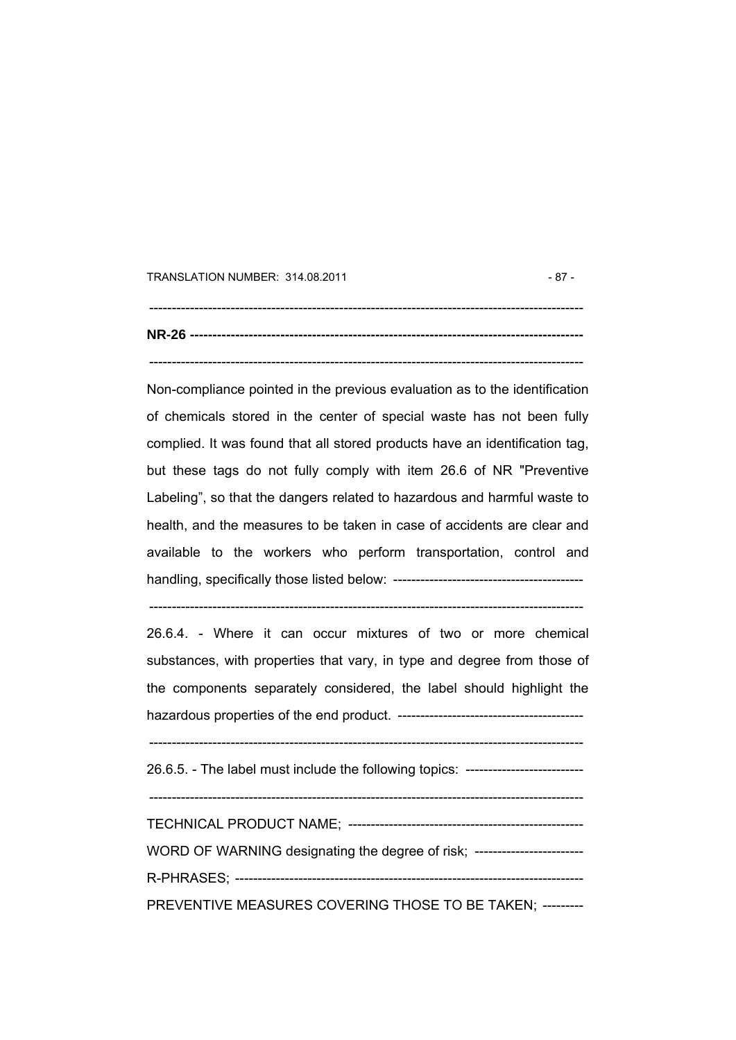---

**NR-26 --------------------------------------------------------------------------------**

---

Non-compliance pointed in the previous evaluation as to the identification of chemicals stored in the center of special waste has not been fully complied. It was found that all stored products have an identification tag, but these tags do not fully comply with item 26.6 of NR "Preventive Labeling", so that the dangers related to hazardous and harmful waste to health, and the measures to be taken in case of accidents are clear and available to the workers who perform transportation, control and handling, specifically those listed below: ------------------------------------------

---

26.6.4. - Where it can occur mixtures of two or more chemical substances, with properties that vary, in type and degree from those of the components separately considered, the label should highlight the hazardous properties of the end product. -----------------------------------------

---

26.6.5. - The label must include the following topics: --------------------------

---

TECHNICAL PRODUCT NAME; ----------------------------------------------------

WORD OF WARNING designating the degree of risk; ------------------------

R-PHRASES; ----------------------------------------------------------------------------

PREVENTIVE MEASURES COVERING THOSE TO BE TAKEN; ---------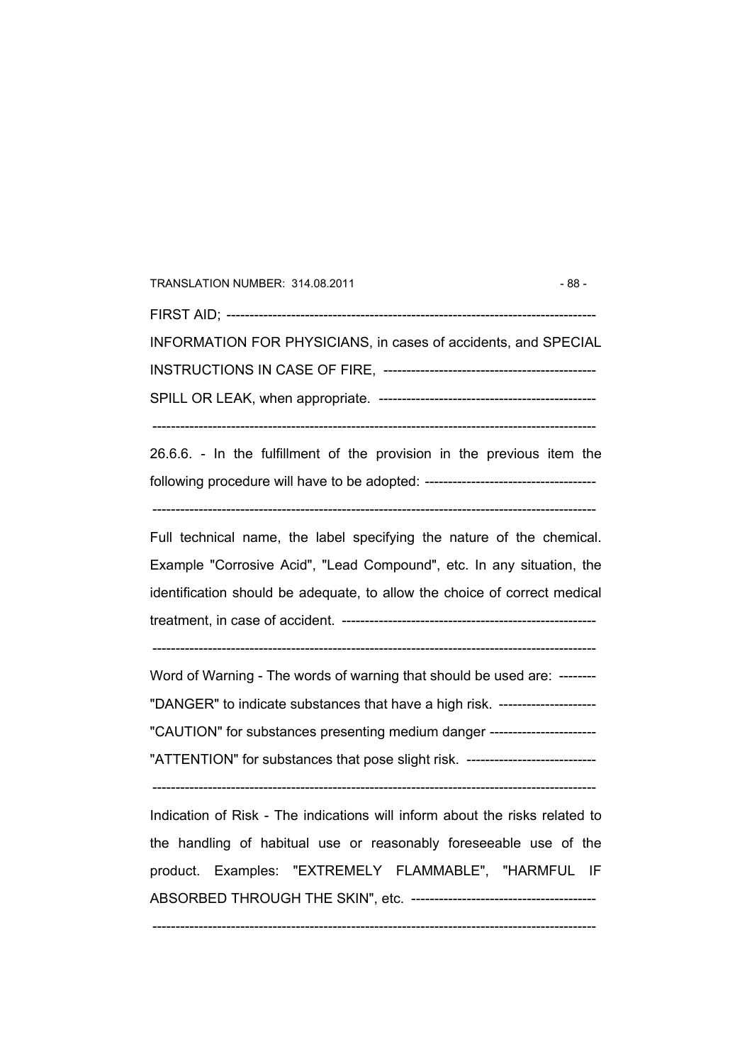FIRST AID; ------------------------------------------------------------------------------

INFORMATION FOR PHYSICIANS, in cases of accidents, and SPECIAL INSTRUCTIONS IN CASE OF FIRE, --------------------------------------------- SPILL OR LEAK, when appropriate. -----------------------------------------------

------------------------------------------------------------------------------------------------

26.6.6. - In the fulfillment of the provision in the previous item the following procedure will have to be adopted: -------------------------------------

------------------------------------------------------------------------------------------------

Full technical name, the label specifying the nature of the chemical. Example "Corrosive Acid", "Lead Compound", etc. In any situation, the identification should be adequate, to allow the choice of correct medical treatment, in case of accident. -------------------------------------------------------

------------------------------------------------------------------------------------------------

Word of Warning - The words of warning that should be used are: --------

"DANGER" to indicate substances that have a high risk. ---------------------

"CAUTION" for substances presenting medium danger -----------------------

"ATTENTION" for substances that pose slight risk. ----------------------------

------------------------------------------------------------------------------------------------

Indication of Risk - The indications will inform about the risks related to the handling of habitual use or reasonably foreseeable use of the product. Examples: "EXTREMELY FLAMMABLE", "HARMFUL IF ABSORBED THROUGH THE SKIN", etc. ----------------------------------------

------------------------------------------------------------------------------------------------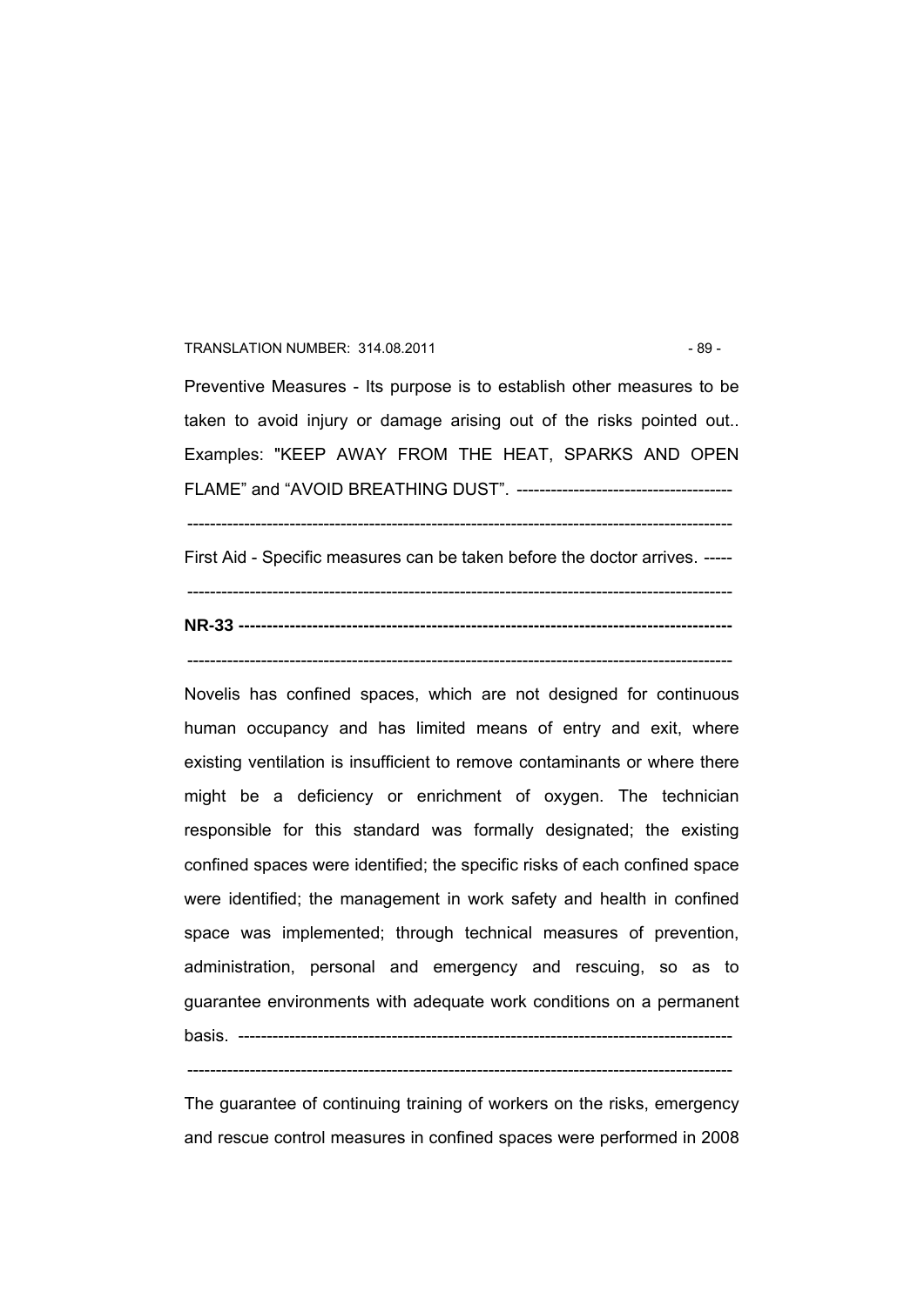Preventive Measures - Its purpose is to establish other measures to be taken to avoid injury or damage arising out of the risks pointed out.. Examples: "KEEP AWAY FROM THE HEAT, SPARKS AND OPEN FLAME" and "AVOID BREATHING DUST". --------------------------------------

-----------------------------------------------------------------------------------------------

First Aid - Specific measures can be taken before the doctor arrives. -----

-----------------------------------------------------------------------------------------------

**NR-33 -------------------------------------------------------------------------------------**

-----------------------------------------------------------------------------------------------

Novelis has confined spaces, which are not designed for continuous human occupancy and has limited means of entry and exit, where existing ventilation is insufficient to remove contaminants or where there might be a deficiency or enrichment of oxygen. The technician responsible for this standard was formally designated; the existing confined spaces were identified; the specific risks of each confined space were identified; the management in work safety and health in confined space was implemented; through technical measures of prevention, administration, personal and emergency and rescuing, so as to guarantee environments with adequate work conditions on a permanent basis. ---------------------------------------------------------------------------------------

-----------------------------------------------------------------------------------------------

The guarantee of continuing training of workers on the risks, emergency and rescue control measures in confined spaces were performed in 2008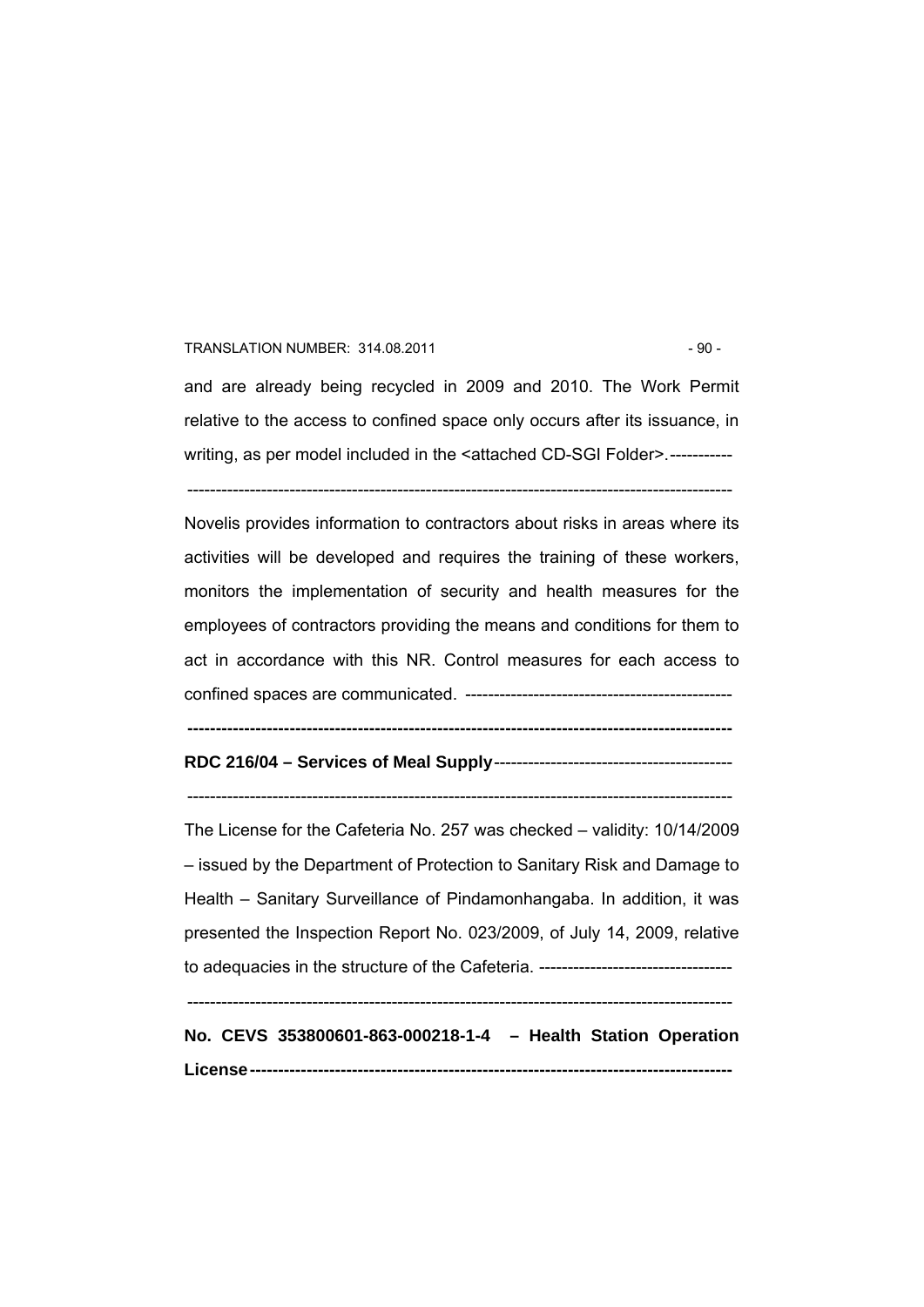and are already being recycled in 2009 and 2010. The Work Permit relative to the access to confined space only occurs after its issuance, in writing, as per model included in the <attached CD-SGI Folder>.-----------

--------------------------------------------------------------------------------------------------

Novelis provides information to contractors about risks in areas where its activities will be developed and requires the training of these workers, monitors the implementation of security and health measures for the employees of contractors providing the means and conditions for them to act in accordance with this NR. Control measures for each access to confined spaces are communicated. -----------------------------------------------

--------------------------------------------------------------------------------------------------

**RDC 216/04 – Services of Meal Supply**------------------------------------------

--------------------------------------------------------------------------------------------------

The License for the Cafeteria No. 257 was checked – validity: 10/14/2009 – issued by the Department of Protection to Sanitary Risk and Damage to Health – Sanitary Surveillance of Pindamonhangaba. In addition, it was presented the Inspection Report No. 023/2009, of July 14, 2009, relative to adequacies in the structure of the Cafeteria. ----------------------------------

--------------------------------------------------------------------------------------------------

**No. CEVS 353800601-863-000218-1-4 – Health Station Operation License**--------------------------------------------------------------------------------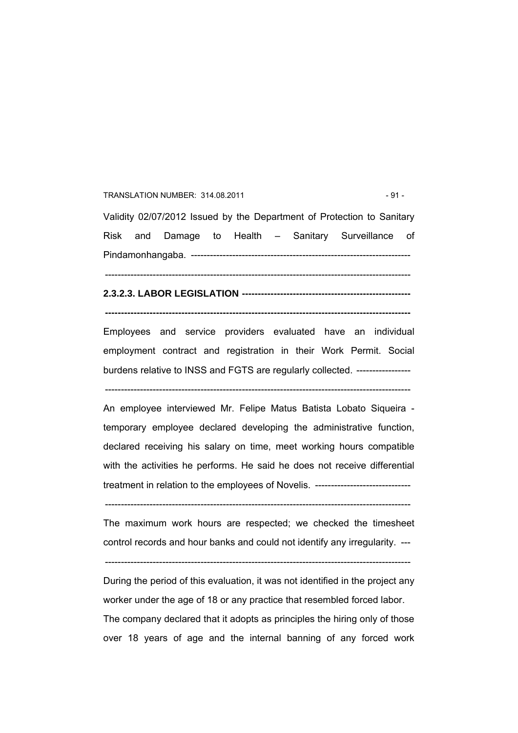Validity 02/07/2012 Issued by the Department of Protection to Sanitary Risk and Damage to Health – Sanitary Surveillance of Pindamonhangaba. ---------------------------------------------------------------------

-----------------------------------------------------------------------------------------------

**2.3.2.3. LABOR LEGISLATION ----------------------------------------------------**

**-----------------------------------------------------------------------------------------------**

Employees and service providers evaluated have an individual employment contract and registration in their Work Permit. Social burdens relative to INSS and FGTS are regularly collected. -----------------

-----------------------------------------------------------------------------------------------

An employee interviewed Mr. Felipe Matus Batista Lobato Siqueira - temporary employee declared developing the administrative function, declared receiving his salary on time, meet working hours compatible with the activities he performs. He said he does not receive differential treatment in relation to the employees of Novelis. ------------------------------

-----------------------------------------------------------------------------------------------

The maximum work hours are respected; we checked the timesheet control records and hour banks and could not identify any irregularity. ---

-----------------------------------------------------------------------------------------------

During the period of this evaluation, it was not identified in the project any worker under the age of 18 or any practice that resembled forced labor. The company declared that it adopts as principles the hiring only of those over 18 years of age and the internal banning of any forced work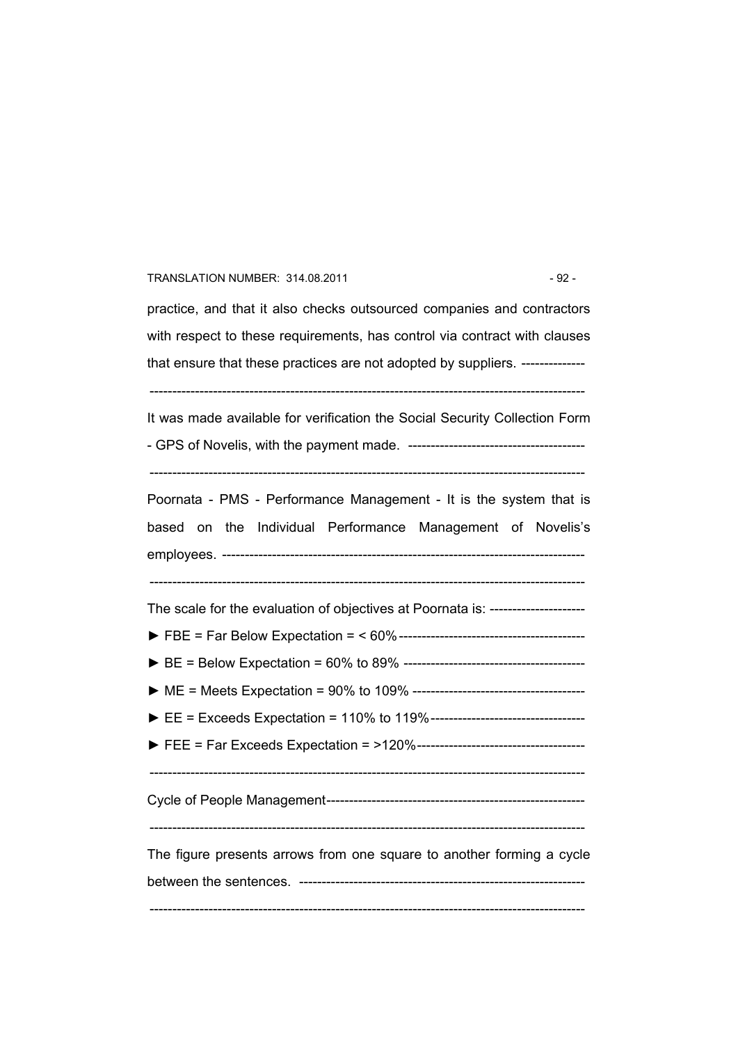practice, and that it also checks outsourced companies and contractors with respect to these requirements, has control via contract with clauses that ensure that these practices are not adopted by suppliers. --------------

-----------------------------------------------------------------------------------------------

It was made available for verification the Social Security Collection Form - GPS of Novelis, with the payment made. ---------------------------------------

-----------------------------------------------------------------------------------------------

Poornata - PMS - Performance Management - It is the system that is based on the Individual Performance Management of Novelis's employees. -------------------------------------------------------------------------------

-----------------------------------------------------------------------------------------------

The scale for the evaluation of objectives at Poornata is: ---------------------

► FBE = Far Below Expectation = < 60%-----------------------------------------

► BE = Below Expectation = 60% to 89% ----------------------------------------

► ME = Meets Expectation = 90% to 109% --------------------------------------

► EE = Exceeds Expectation = 110% to 119%----------------------------------

► FEE = Far Exceeds Expectation = >120%-------------------------------------

-----------------------------------------------------------------------------------------------

Cycle of People Management---------------------------------------------------------

-----------------------------------------------------------------------------------------------

The figure presents arrows from one square to another forming a cycle between the sentences. ---------------------------------------------------------------

-----------------------------------------------------------------------------------------------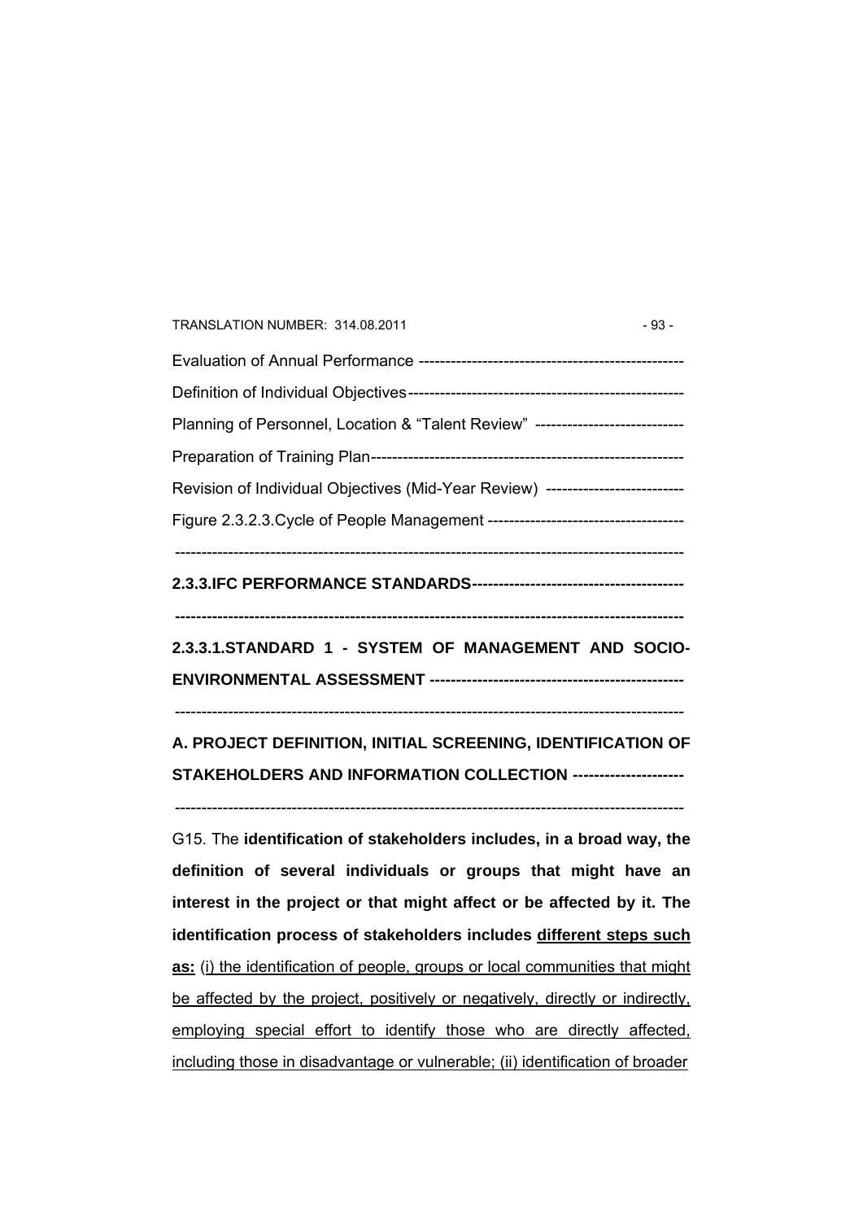Evaluation of Annual Performance

Definition of Individual Objectives

Planning of Personnel, Location & "Talent Review"

Preparation of Training Plan

Revision of Individual Objectives (Mid-Year Review)

Figure 2.3.2.3.Cycle of People Management

---

**2.3.3.IFC PERFORMANCE STANDARDS**

---

**2.3.3.1.STANDARD 1 - SYSTEM OF MANAGEMENT AND SOCIO-ENVIRONMENTAL ASSESSMENT**

---

**A. PROJECT DEFINITION, INITIAL SCREENING, IDENTIFICATION OF STAKEHOLDERS AND INFORMATION COLLECTION**

---

G15. The **identification of stakeholders includes, in a broad way, the definition of several individuals or groups that might have an interest in the project or that might affect or be affected by it. The identification process of stakeholders includes <u>different steps such as:</u>** <u>(i) the identification of people, groups or local communities that might be affected by the project, positively or negatively, directly or indirectly, employing special effort to identify those who are directly affected, including those in disadvantage or vulnerable; (ii) identification of broader</u>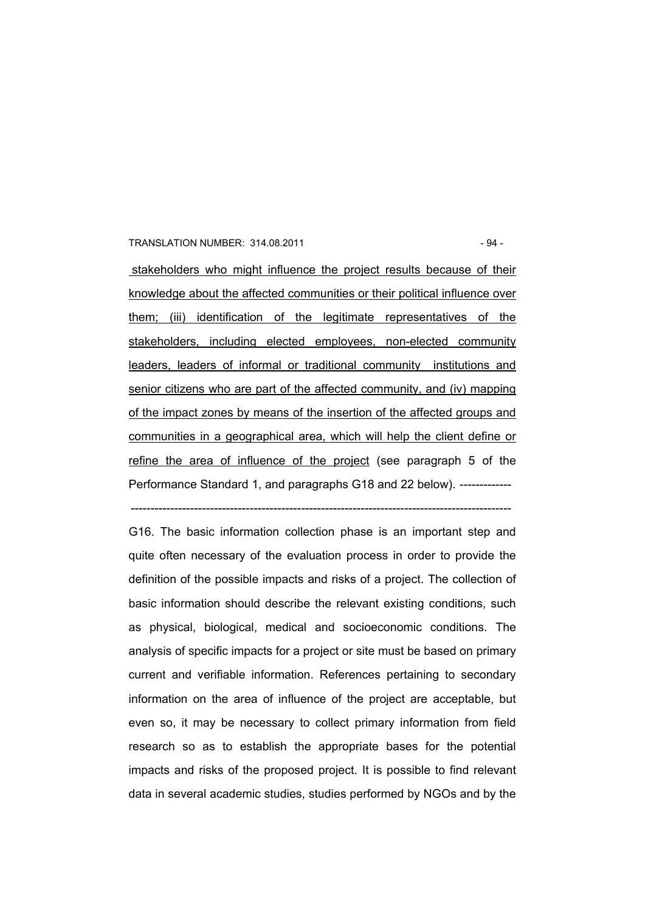stakeholders who might influence the project results because of their knowledge about the affected communities or their political influence over them; (iii) identification of the legitimate representatives of the stakeholders, including elected employees, non-elected community leaders, leaders of informal or traditional community institutions and senior citizens who are part of the affected community, and (iv) mapping of the impact zones by means of the insertion of the affected groups and communities in a geographical area, which will help the client define or refine the area of influence of the project (see paragraph 5 of the Performance Standard 1, and paragraphs G18 and 22 below). -------------

-----------------------------------------------------------------------------------------------

G16. The basic information collection phase is an important step and quite often necessary of the evaluation process in order to provide the definition of the possible impacts and risks of a project. The collection of basic information should describe the relevant existing conditions, such as physical, biological, medical and socioeconomic conditions. The analysis of specific impacts for a project or site must be based on primary current and verifiable information. References pertaining to secondary information on the area of influence of the project are acceptable, but even so, it may be necessary to collect primary information from field research so as to establish the appropriate bases for the potential impacts and risks of the proposed project. It is possible to find relevant data in several academic studies, studies performed by NGOs and by the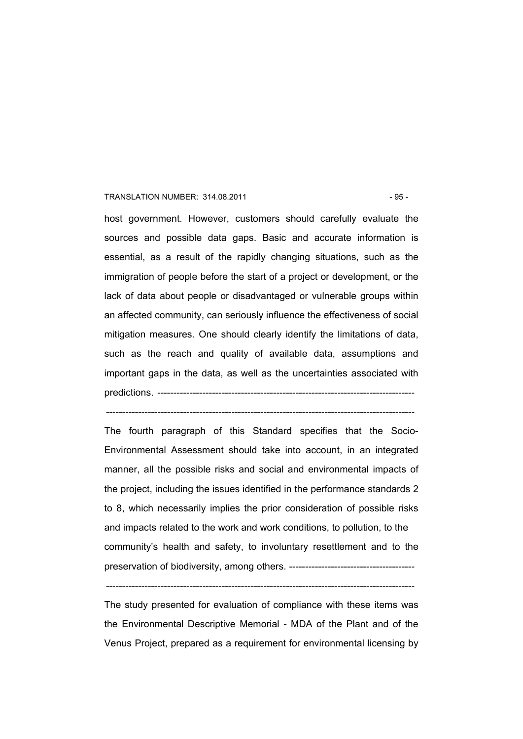host government. However, customers should carefully evaluate the sources and possible data gaps. Basic and accurate information is essential, as a result of the rapidly changing situations, such as the immigration of people before the start of a project or development, or the lack of data about people or disadvantaged or vulnerable groups within an affected community, can seriously influence the effectiveness of social mitigation measures. One should clearly identify the limitations of data, such as the reach and quality of available data, assumptions and important gaps in the data, as well as the uncertainties associated with predictions. --------------------------------------------------------------------------------

-----------------------------------------------------------------------------------------------

The fourth paragraph of this Standard specifies that the Socio-Environmental Assessment should take into account, in an integrated manner, all the possible risks and social and environmental impacts of the project, including the issues identified in the performance standards 2 to 8, which necessarily implies the prior consideration of possible risks and impacts related to the work and work conditions, to pollution, to the community's health and safety, to involuntary resettlement and to the preservation of biodiversity, among others. ---------------------------------------

-----------------------------------------------------------------------------------------------

The study presented for evaluation of compliance with these items was the Environmental Descriptive Memorial - MDA of the Plant and of the Venus Project, prepared as a requirement for environmental licensing by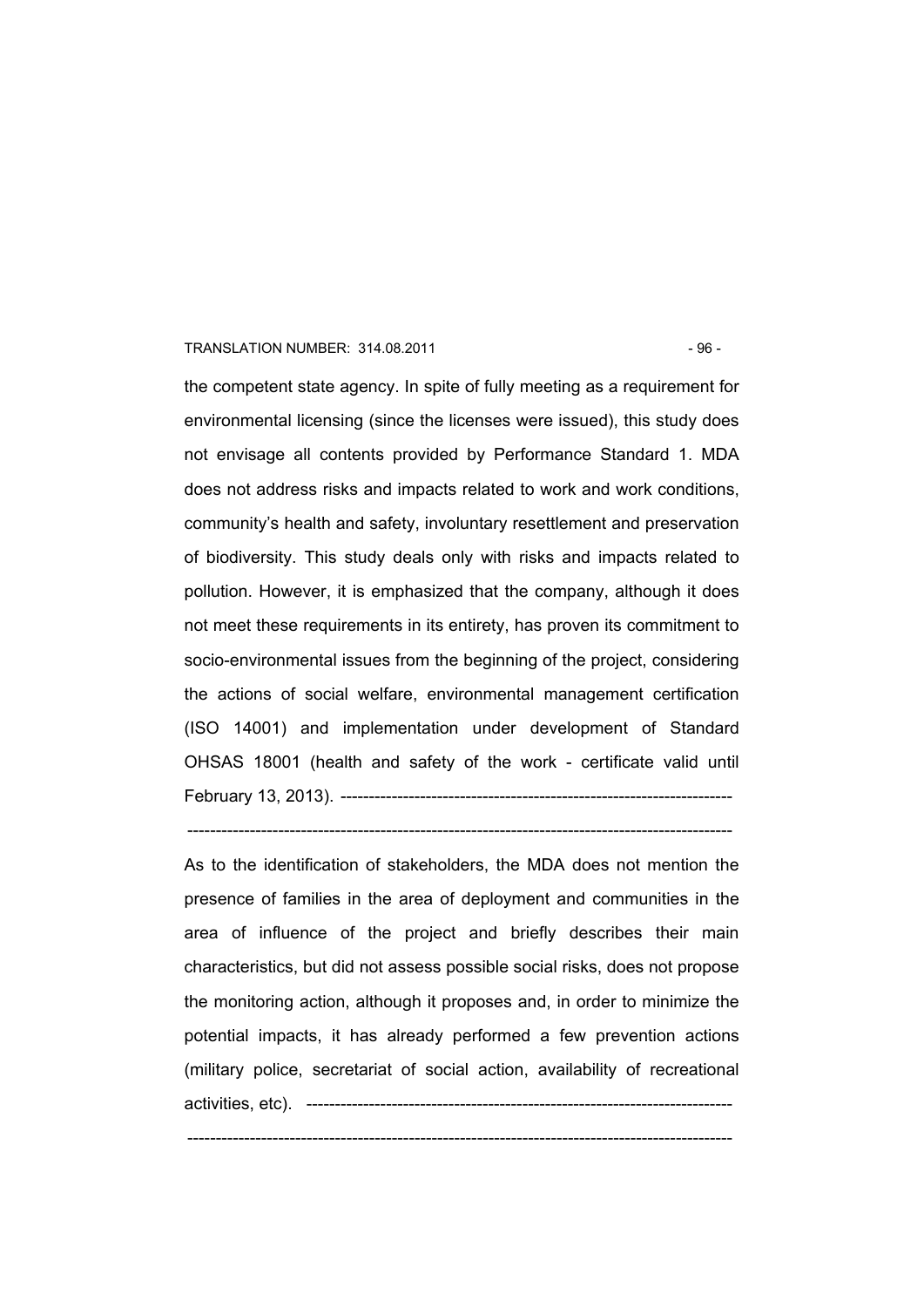the competent state agency. In spite of fully meeting as a requirement for environmental licensing (since the licenses were issued), this study does not envisage all contents provided by Performance Standard 1. MDA does not address risks and impacts related to work and work conditions, community's health and safety, involuntary resettlement and preservation of biodiversity. This study deals only with risks and impacts related to pollution. However, it is emphasized that the company, although it does not meet these requirements in its entirety, has proven its commitment to socio-environmental issues from the beginning of the project, considering the actions of social welfare, environmental management certification (ISO 14001) and implementation under development of Standard OHSAS 18001 (health and safety of the work - certificate valid until February 13, 2013). ---------------------------------------------------------------------

-------------------------------------------------------------------------------------------------

As to the identification of stakeholders, the MDA does not mention the presence of families in the area of deployment and communities in the area of influence of the project and briefly describes their main characteristics, but did not assess possible social risks, does not propose the monitoring action, although it proposes and, in order to minimize the potential impacts, it has already performed a few prevention actions (military police, secretariat of social action, availability of recreational activities, etc). ---------------------------------------------------------------------------

-------------------------------------------------------------------------------------------------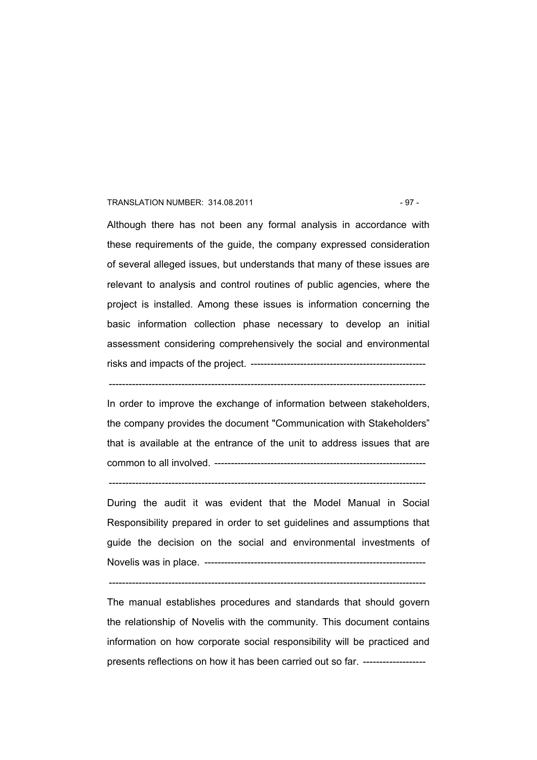Although there has not been any formal analysis in accordance with these requirements of the guide, the company expressed consideration of several alleged issues, but understands that many of these issues are relevant to analysis and control routines of public agencies, where the project is installed. Among these issues is information concerning the basic information collection phase necessary to develop an initial assessment considering comprehensively the social and environmental risks and impacts of the project.

In order to improve the exchange of information between stakeholders, the company provides the document "Communication with Stakeholders" that is available at the entrance of the unit to address issues that are common to all involved.

During the audit it was evident that the Model Manual in Social Responsibility prepared in order to set guidelines and assumptions that guide the decision on the social and environmental investments of Novelis was in place.

The manual establishes procedures and standards that should govern the relationship of Novelis with the community. This document contains information on how corporate social responsibility will be practiced and presents reflections on how it has been carried out so far.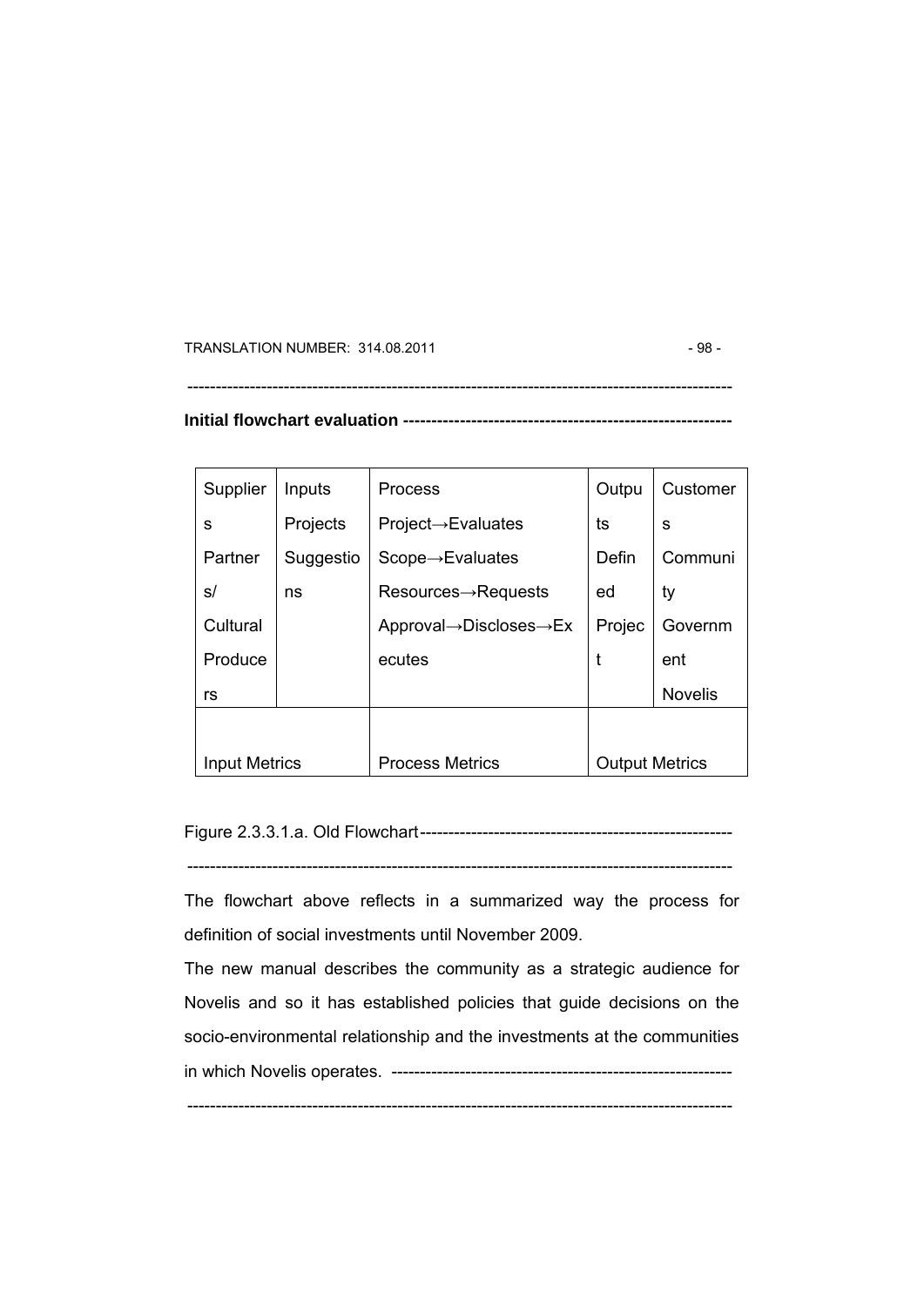**Initial flowchart evaluation** ---------------------------------------------------------

| Suppliers | Inputs | Process | Outputs | Customers |
|---|---|---|---|---|
| Partners/ Cultural Producers | Projects Suggestions | Project→Evaluates Scope→Evaluates Resources→Requests Approval→Discloses→Executes | Defined Project | Community Government Novelis |
| Input Metrics | | Process Metrics | Output Metrics | |

Figure 2.3.3.1.a. Old Flowchart-------------------------------------------------------

-----------------------------------------------------------------------------------------------

The flowchart above reflects in a summarized way the process for definition of social investments until November 2009.

The new manual describes the community as a strategic audience for Novelis and so it has established policies that guide decisions on the socio-environmental relationship and the investments at the communities in which Novelis operates. ------------------------------------------------------------

-----------------------------------------------------------------------------------------------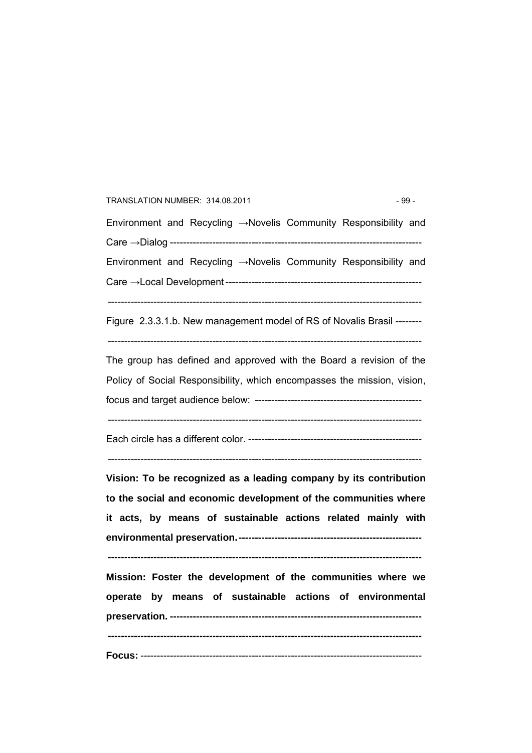Environment and Recycling →Novelis Community Responsibility and Care →Dialog ---------------------------------------------------------------------------

Environment and Recycling →Novelis Community Responsibility and Care →Local Development ----------------------------------------------------------

-----------------------------------------------------------------------------------------------

Figure 2.3.3.1.b. New management model of RS of Novalis Brasil --------

-----------------------------------------------------------------------------------------------

The group has defined and approved with the Board a revision of the Policy of Social Responsibility, which encompasses the mission, vision, focus and target audience below: --------------------------------------------------

-----------------------------------------------------------------------------------------------

Each circle has a different color. ----------------------------------------------------

-----------------------------------------------------------------------------------------------

**Vision: To be recognized as a leading company by its contribution to the social and economic development of the communities where it acts, by means of sustainable actions related mainly with environmental preservation.-------------------------------------------------------**

**-----------------------------------------------------------------------------------------------**

**Mission: Foster the development of the communities where we operate by means of sustainable actions of environmental preservation. ---------------------------------------------------------------------------**

**-----------------------------------------------------------------------------------------------**

**Focus:** -----------------------------------------------------------------------------------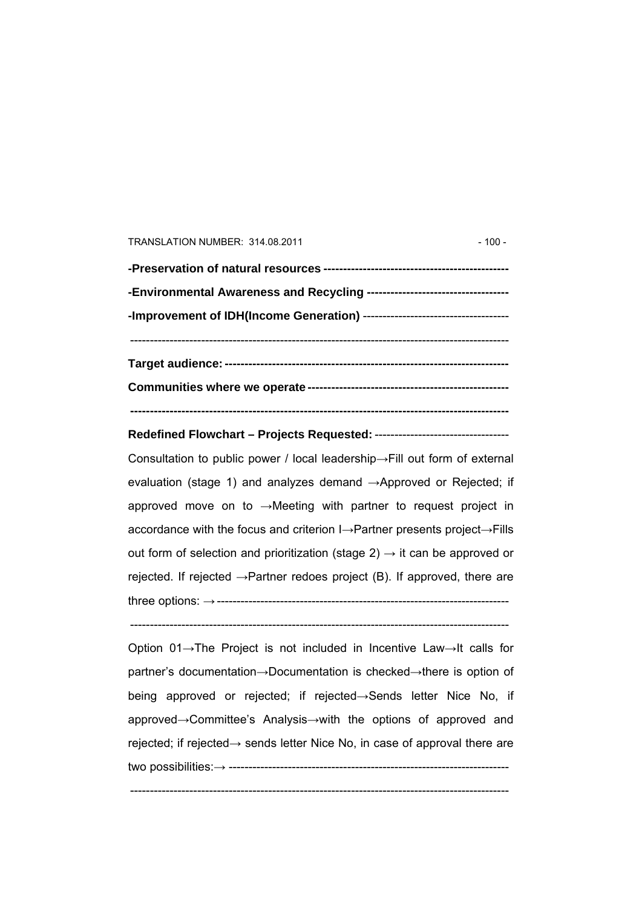**-Preservation of natural resources ----------------------------------------------**

**-Environmental Awareness and Recycling -----------------------------------**

**-Improvement of IDH(Income Generation)** ------------------------------------

-------------------------------------------------------------------------------------------------

**Target audience: ----------------------------------------------------------------------**

**Communities where we operate --------------------------------------------------**

**-------------------------------------------------------------------------------------------------**

**Redefined Flowchart – Projects Requested:** ----------------------------------

Consultation to public power / local leadership→Fill out form of external evaluation (stage 1) and analyzes demand →Approved or Rejected; if approved move on to →Meeting with partner to request project in accordance with the focus and criterion I→Partner presents project→Fills out form of selection and prioritization (stage 2) → it can be approved or rejected. If rejected →Partner redoes project (B). If approved, there are three options: →-------------------------------------------------------------------------

-------------------------------------------------------------------------------------------------

Option 01→The Project is not included in Incentive Law→It calls for partner's documentation→Documentation is checked→there is option of being approved or rejected; if rejected→Sends letter Nice No, if approved→Committee's Analysis→with the options of approved and rejected; if rejected→ sends letter Nice No, in case of approval there are two possibilities:→ ----------------------------------------------------------------------

-------------------------------------------------------------------------------------------------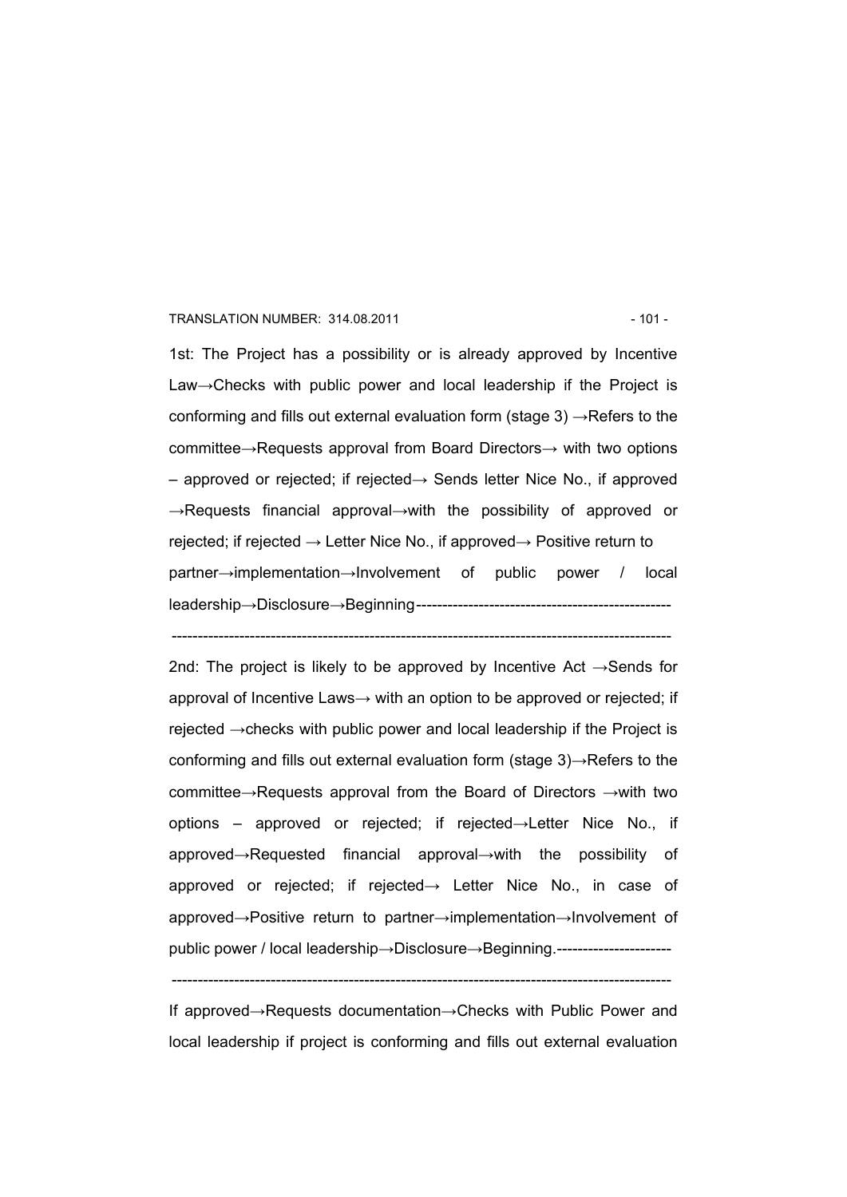1st: The Project has a possibility or is already approved by Incentive Law→Checks with public power and local leadership if the Project is conforming and fills out external evaluation form (stage 3) →Refers to the committee→Requests approval from Board Directors→ with two options – approved or rejected; if rejected→ Sends letter Nice No., if approved →Requests financial approval→with the possibility of approved or rejected; if rejected → Letter Nice No., if approved→ Positive return to partner→implementation→Involvement of public power / local leadership→Disclosure→Beginning-------------------------------------------------

------------------------------------------------------------------------------------------------

2nd: The project is likely to be approved by Incentive Act →Sends for approval of Incentive Laws→ with an option to be approved or rejected; if rejected →checks with public power and local leadership if the Project is conforming and fills out external evaluation form (stage 3)→Refers to the committee→Requests approval from the Board of Directors →with two options – approved or rejected; if rejected→Letter Nice No., if approved→Requested financial approval→with the possibility of approved or rejected; if rejected→ Letter Nice No., in case of approved→Positive return to partner→implementation→Involvement of public power / local leadership→Disclosure→Beginning.----------------------

------------------------------------------------------------------------------------------------

If approved→Requests documentation→Checks with Public Power and local leadership if project is conforming and fills out external evaluation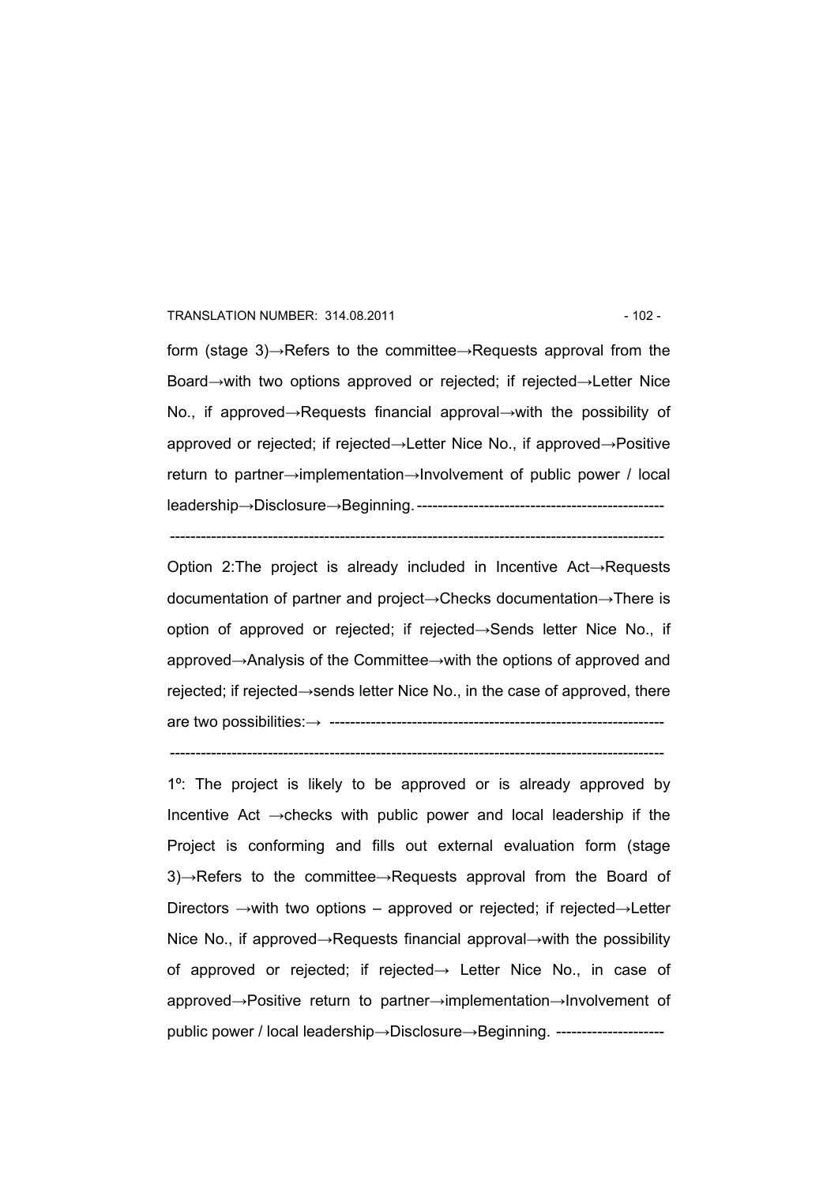form (stage 3)→Refers to the committee→Requests approval from the Board→with two options approved or rejected; if rejected→Letter Nice No., if approved→Requests financial approval→with the possibility of approved or rejected; if rejected→Letter Nice No., if approved→Positive return to partner→implementation→Involvement of public power / local leadership→Disclosure→Beginning. ------------------------------------------------

------------------------------------------------------------------------------------------------

Option 2:The project is already included in Incentive Act→Requests documentation of partner and project→Checks documentation→There is option of approved or rejected; if rejected→Sends letter Nice No., if approved→Analysis of the Committee→with the options of approved and rejected; if rejected→sends letter Nice No., in the case of approved, there are two possibilities:→ -----------------------------------------------------------------

------------------------------------------------------------------------------------------------

1º: The project is likely to be approved or is already approved by Incentive Act →checks with public power and local leadership if the Project is conforming and fills out external evaluation form (stage 3)→Refers to the committee→Requests approval from the Board of Directors →with two options – approved or rejected; if rejected→Letter Nice No., if approved→Requests financial approval→with the possibility of approved or rejected; if rejected→ Letter Nice No., in case of approved→Positive return to partner→implementation→Involvement of public power / local leadership→Disclosure→Beginning. ---------------------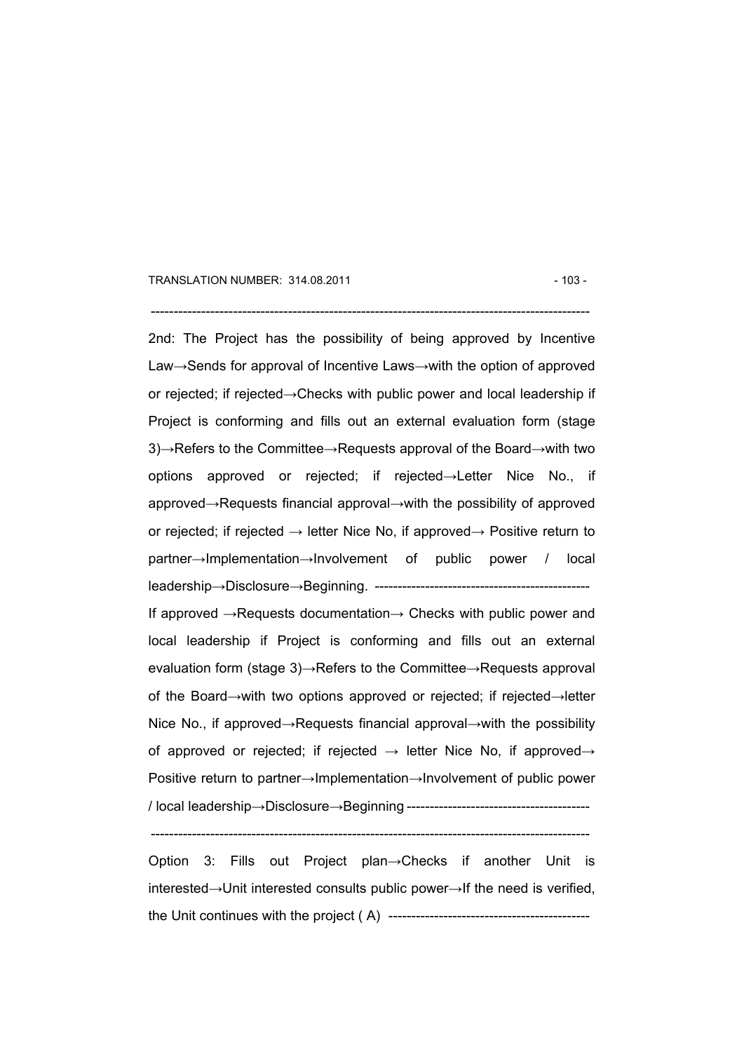---

2nd: The Project has the possibility of being approved by Incentive Law→Sends for approval of Incentive Laws→with the option of approved or rejected; if rejected→Checks with public power and local leadership if Project is conforming and fills out an external evaluation form (stage 3)→Refers to the Committee→Requests approval of the Board→with two options approved or rejected; if rejected→Letter Nice No., if approved→Requests financial approval→with the possibility of approved or rejected; if rejected → letter Nice No, if approved→ Positive return to partner→Implementation→Involvement of public power / local leadership→Disclosure→Beginning. ----------------------------------------------

If approved →Requests documentation→ Checks with public power and local leadership if Project is conforming and fills out an external evaluation form (stage 3)→Refers to the Committee→Requests approval of the Board→with two options approved or rejected; if rejected→letter Nice No., if approved→Requests financial approval→with the possibility of approved or rejected; if rejected → letter Nice No, if approved→ Positive return to partner→Implementation→Involvement of public power / local leadership→Disclosure→Beginning ----------------------------------------

---

Option 3: Fills out Project plan→Checks if another Unit is interested→Unit interested consults public power→If the need is verified, the Unit continues with the project ( A) --------------------------------------------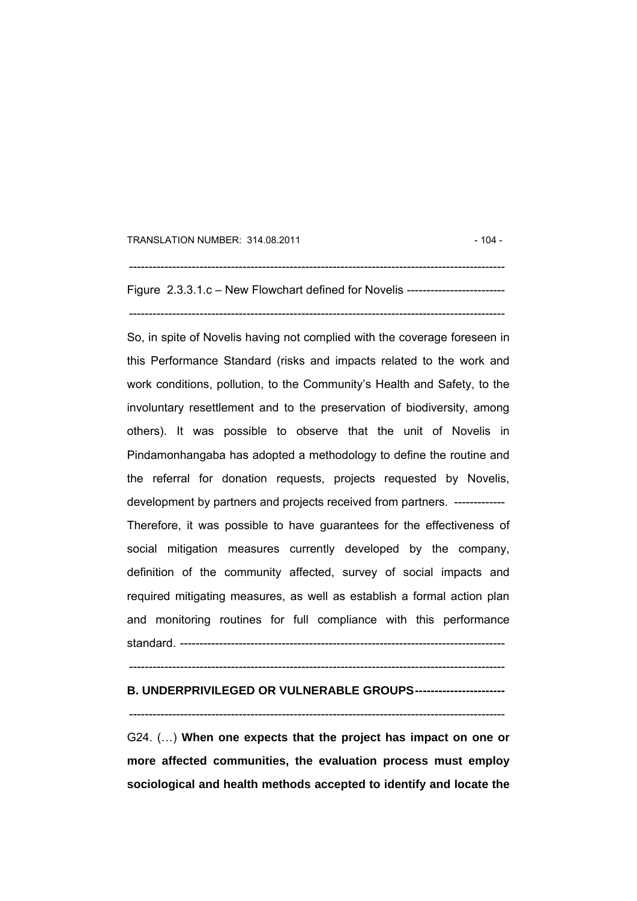-----------------------------------------------------------------------------------------------

Figure 2.3.3.1.c – New Flowchart defined for Novelis ------------------------

-----------------------------------------------------------------------------------------------

So, in spite of Novelis having not complied with the coverage foreseen in this Performance Standard (risks and impacts related to the work and work conditions, pollution, to the Community's Health and Safety, to the involuntary resettlement and to the preservation of biodiversity, among others). It was possible to observe that the unit of Novelis in Pindamonhangaba has adopted a methodology to define the routine and the referral for donation requests, projects requested by Novelis, development by partners and projects received from partners. ------------

Therefore, it was possible to have guarantees for the effectiveness of social mitigation measures currently developed by the company, definition of the community affected, survey of social impacts and required mitigating measures, as well as establish a formal action plan and monitoring routines for full compliance with this performance standard. ---------------------------------------------------------------------------------

-----------------------------------------------------------------------------------------------

**B. UNDERPRIVILEGED OR VULNERABLE GROUPS----------------------**

-----------------------------------------------------------------------------------------------

G24. (…) **When one expects that the project has impact on one or more affected communities, the evaluation process must employ sociological and health methods accepted to identify and locate the**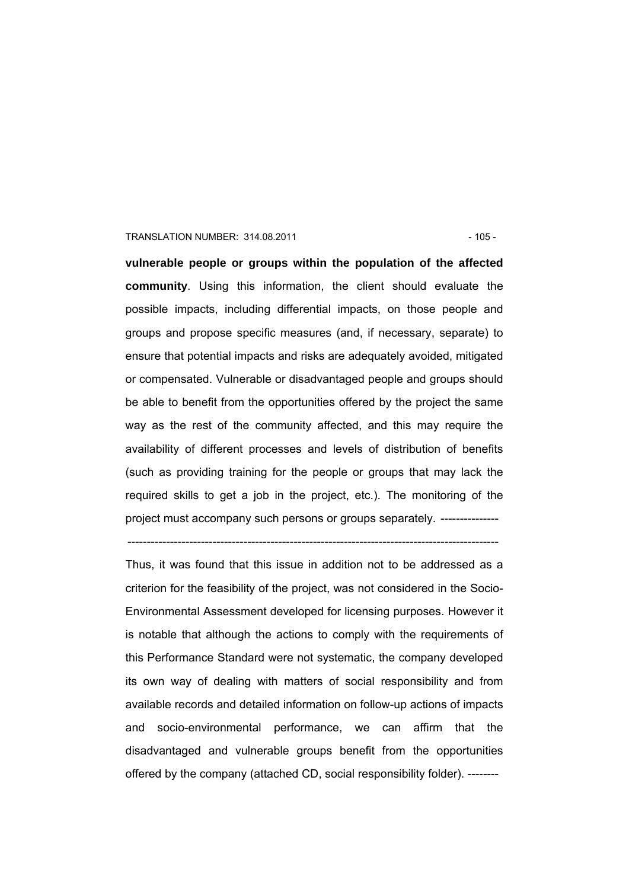**vulnerable people or groups within the population of the affected community**. Using this information, the client should evaluate the possible impacts, including differential impacts, on those people and groups and propose specific measures (and, if necessary, separate) to ensure that potential impacts and risks are adequately avoided, mitigated or compensated. Vulnerable or disadvantaged people and groups should be able to benefit from the opportunities offered by the project the same way as the rest of the community affected, and this may require the availability of different processes and levels of distribution of benefits (such as providing training for the people or groups that may lack the required skills to get a job in the project, etc.). The monitoring of the project must accompany such persons or groups separately. ---------------

------------------------------------------------------------------------------------------------

Thus, it was found that this issue in addition not to be addressed as a criterion for the feasibility of the project, was not considered in the Socio-Environmental Assessment developed for licensing purposes. However it is notable that although the actions to comply with the requirements of this Performance Standard were not systematic, the company developed its own way of dealing with matters of social responsibility and from available records and detailed information on follow-up actions of impacts and socio-environmental performance, we can affirm that the disadvantaged and vulnerable groups benefit from the opportunities offered by the company (attached CD, social responsibility folder). --------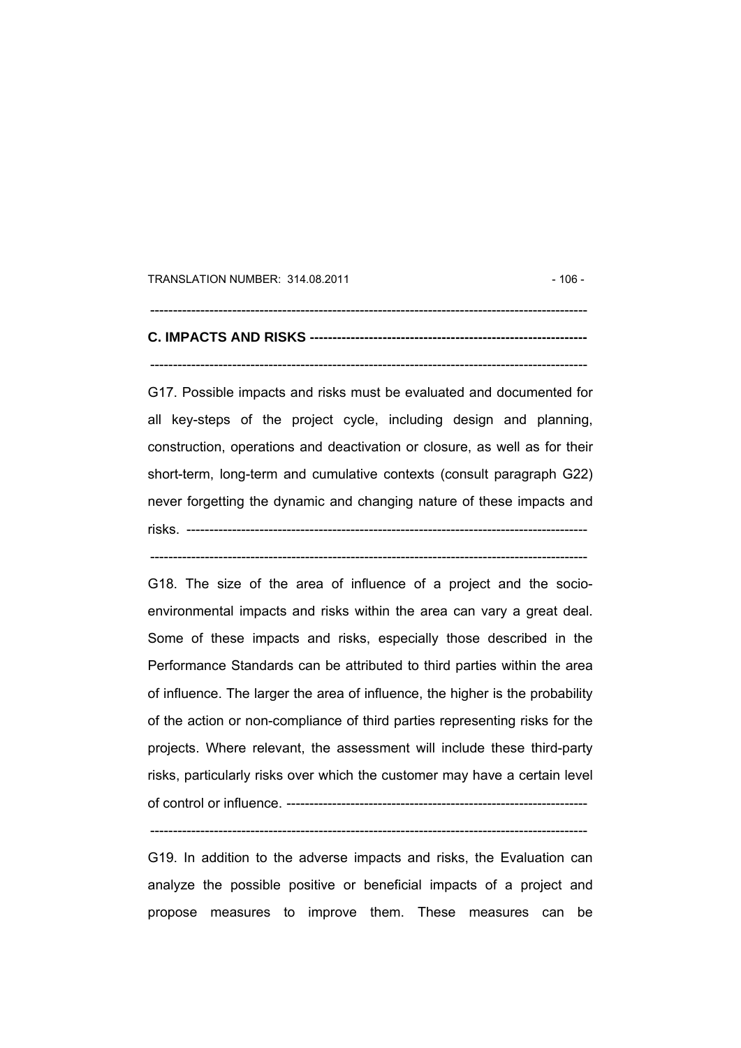## C. IMPACTS AND RISKS

G17. Possible impacts and risks must be evaluated and documented for all key-steps of the project cycle, including design and planning, construction, operations and deactivation or closure, as well as for their short-term, long-term and cumulative contexts (consult paragraph G22) never forgetting the dynamic and changing nature of these impacts and risks.

G18. The size of the area of influence of a project and the socio-environmental impacts and risks within the area can vary a great deal. Some of these impacts and risks, especially those described in the Performance Standards can be attributed to third parties within the area of influence. The larger the area of influence, the higher is the probability of the action or non-compliance of third parties representing risks for the projects. Where relevant, the assessment will include these third-party risks, particularly risks over which the customer may have a certain level of control or influence.

G19. In addition to the adverse impacts and risks, the Evaluation can analyze the possible positive or beneficial impacts of a project and propose measures to improve them. These measures can be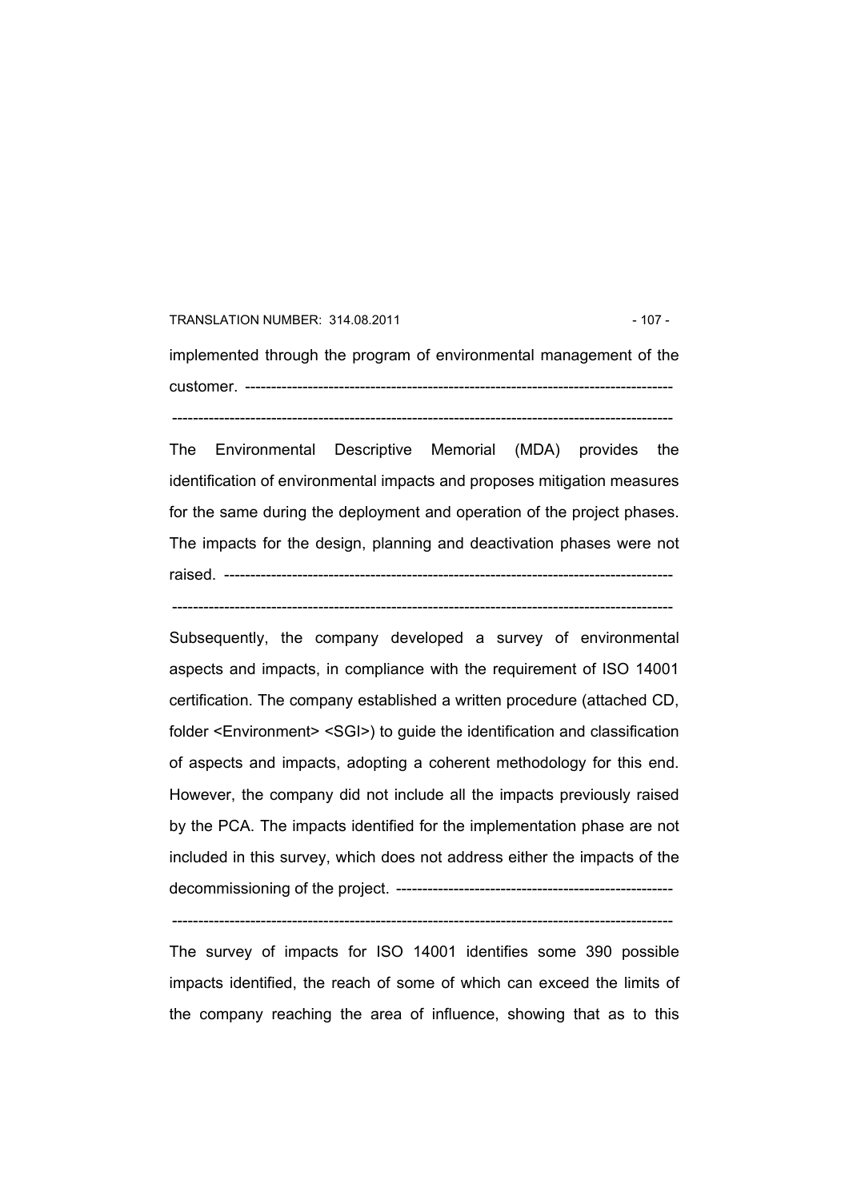implemented through the program of environmental management of the customer. ---------------------------------------------------------------------------------

---------------------------------------------------------------------------------------------

The Environmental Descriptive Memorial (MDA) provides the identification of environmental impacts and proposes mitigation measures for the same during the deployment and operation of the project phases. The impacts for the design, planning and deactivation phases were not raised. ---------------------------------------------------------------------------------------

---------------------------------------------------------------------------------------------

Subsequently, the company developed a survey of environmental aspects and impacts, in compliance with the requirement of ISO 14001 certification. The company established a written procedure (attached CD, folder <Environment> <SGI>) to guide the identification and classification of aspects and impacts, adopting a coherent methodology for this end. However, the company did not include all the impacts previously raised by the PCA. The impacts identified for the implementation phase are not included in this survey, which does not address either the impacts of the decommissioning of the project. -----------------------------------------------------

---------------------------------------------------------------------------------------------

The survey of impacts for ISO 14001 identifies some 390 possible impacts identified, the reach of some of which can exceed the limits of the company reaching the area of influence, showing that as to this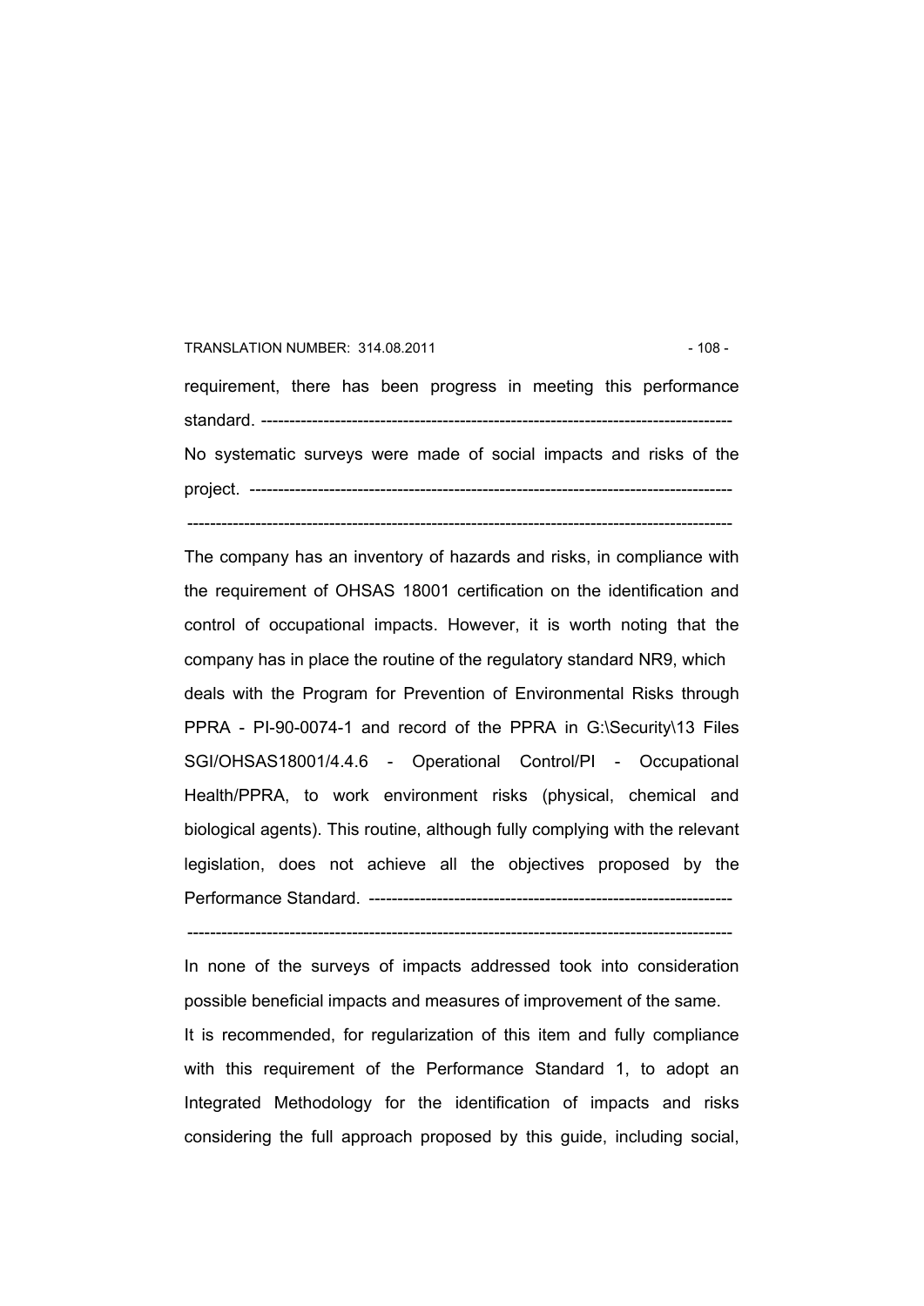requirement, there has been progress in meeting this performance standard. ---------------------------------------------------------------------------------

No systematic surveys were made of social impacts and risks of the project. ----------------------------------------------------------------------------------

-----------------------------------------------------------------------------------------------

The company has an inventory of hazards and risks, in compliance with the requirement of OHSAS 18001 certification on the identification and control of occupational impacts. However, it is worth noting that the company has in place the routine of the regulatory standard NR9, which deals with the Program for Prevention of Environmental Risks through PPRA - PI-90-0074-1 and record of the PPRA in G:\Security\13 Files SGI/OHSAS18001/4.4.6 - Operational Control/PI - Occupational Health/PPRA, to work environment risks (physical, chemical and biological agents). This routine, although fully complying with the relevant legislation, does not achieve all the objectives proposed by the Performance Standard. ---------------------------------------------------------------

-----------------------------------------------------------------------------------------------

In none of the surveys of impacts addressed took into consideration possible beneficial impacts and measures of improvement of the same.

It is recommended, for regularization of this item and fully compliance with this requirement of the Performance Standard 1, to adopt an Integrated Methodology for the identification of impacts and risks considering the full approach proposed by this guide, including social,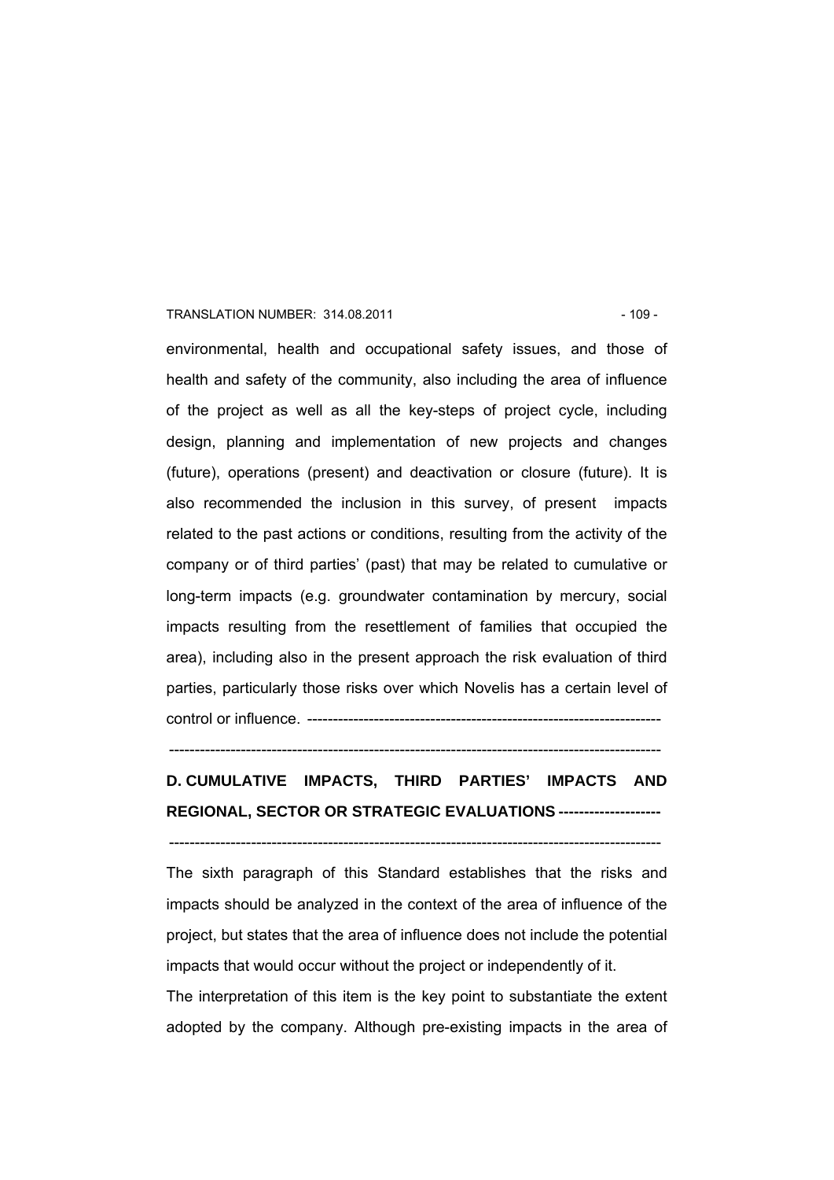environmental, health and occupational safety issues, and those of health and safety of the community, also including the area of influence of the project as well as all the key-steps of project cycle, including design, planning and implementation of new projects and changes (future), operations (present) and deactivation or closure (future). It is also recommended the inclusion in this survey, of present impacts related to the past actions or conditions, resulting from the activity of the company or of third parties' (past) that may be related to cumulative or long-term impacts (e.g. groundwater contamination by mercury, social impacts resulting from the resettlement of families that occupied the area), including also in the present approach the risk evaluation of third parties, particularly those risks over which Novelis has a certain level of control or influence. ----------------------------------------------------------------------

------------------------------------------------------------------------------------------------

**D. CUMULATIVE IMPACTS, THIRD PARTIES' IMPACTS AND REGIONAL, SECTOR OR STRATEGIC EVALUATIONS --------------------**

------------------------------------------------------------------------------------------------

The sixth paragraph of this Standard establishes that the risks and impacts should be analyzed in the context of the area of influence of the project, but states that the area of influence does not include the potential impacts that would occur without the project or independently of it.

The interpretation of this item is the key point to substantiate the extent adopted by the company. Although pre-existing impacts in the area of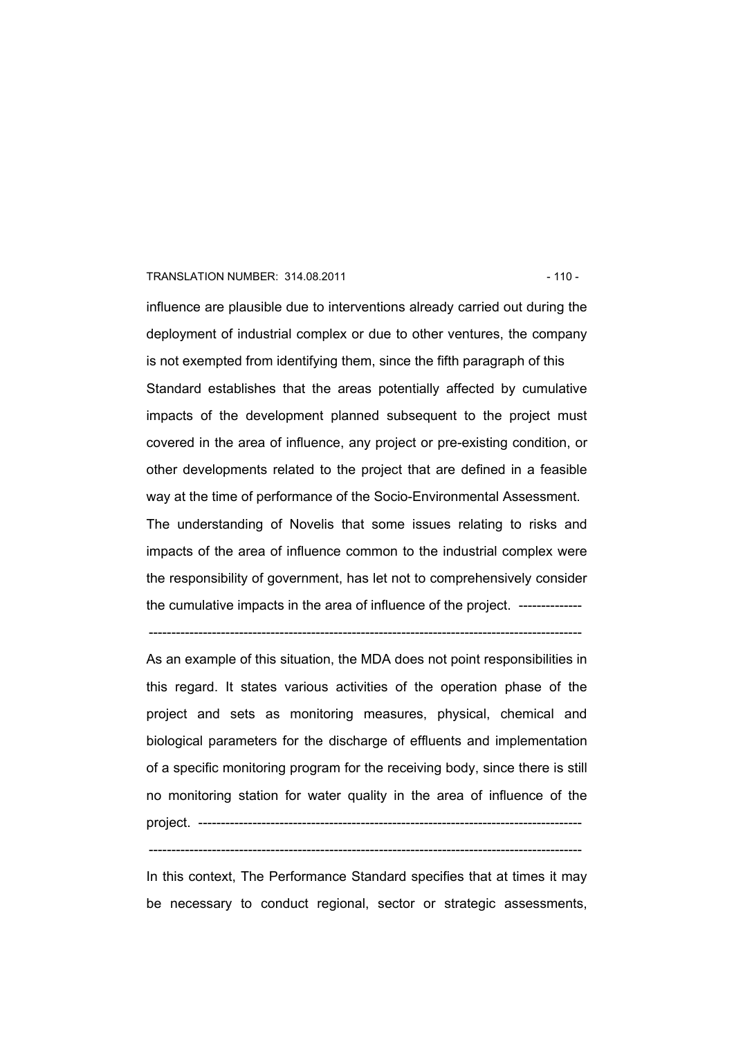influence are plausible due to interventions already carried out during the deployment of industrial complex or due to other ventures, the company is not exempted from identifying them, since the fifth paragraph of this Standard establishes that the areas potentially affected by cumulative impacts of the development planned subsequent to the project must covered in the area of influence, any project or pre-existing condition, or other developments related to the project that are defined in a feasible way at the time of performance of the Socio-Environmental Assessment. The understanding of Novelis that some issues relating to risks and impacts of the area of influence common to the industrial complex were the responsibility of government, has let not to comprehensively consider the cumulative impacts in the area of influence of the project. --------------

-----------------------------------------------------------------------------------------------

As an example of this situation, the MDA does not point responsibilities in this regard. It states various activities of the operation phase of the project and sets as monitoring measures, physical, chemical and biological parameters for the discharge of effluents and implementation of a specific monitoring program for the receiving body, since there is still no monitoring station for water quality in the area of influence of the project. -------------------------------------------------------------------------------------

-----------------------------------------------------------------------------------------------

In this context, The Performance Standard specifies that at times it may be necessary to conduct regional, sector or strategic assessments,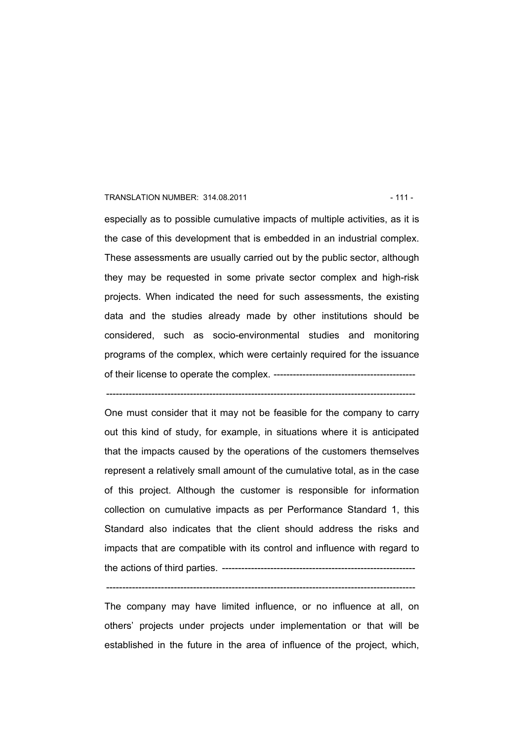especially as to possible cumulative impacts of multiple activities, as it is the case of this development that is embedded in an industrial complex. These assessments are usually carried out by the public sector, although they may be requested in some private sector complex and high-risk projects. When indicated the need for such assessments, the existing data and the studies already made by other institutions should be considered, such as socio-environmental studies and monitoring programs of the complex, which were certainly required for the issuance of their license to operate the complex. ---------------------------------------------

-----------------------------------------------------------------------------------------------

One must consider that it may not be feasible for the company to carry out this kind of study, for example, in situations where it is anticipated that the impacts caused by the operations of the customers themselves represent a relatively small amount of the cumulative total, as in the case of this project. Although the customer is responsible for information collection on cumulative impacts as per Performance Standard 1, this Standard also indicates that the client should address the risks and impacts that are compatible with its control and influence with regard to the actions of third parties. ------------------------------------------------------------

-----------------------------------------------------------------------------------------------

The company may have limited influence, or no influence at all, on others' projects under projects under implementation or that will be established in the future in the area of influence of the project, which,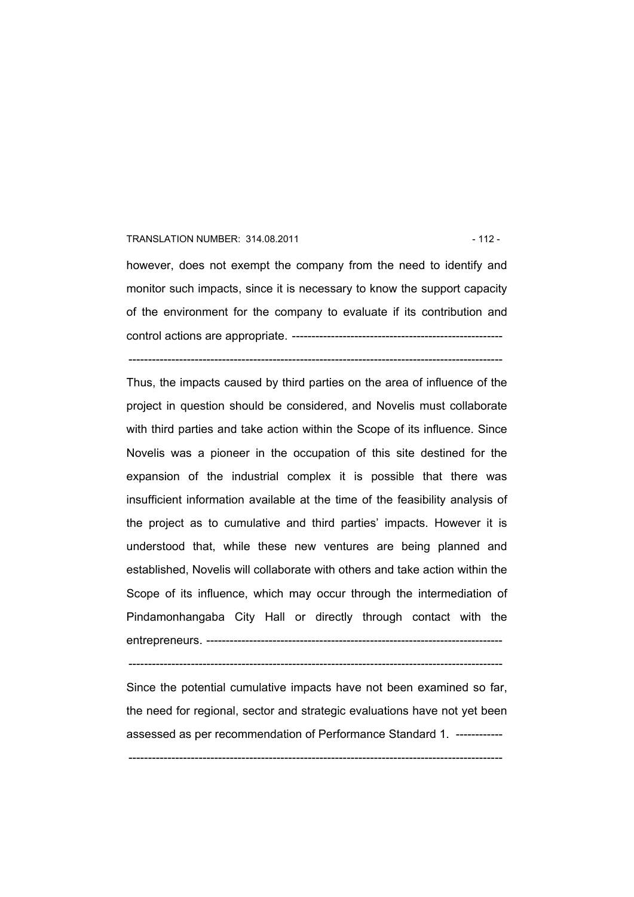however, does not exempt the company from the need to identify and monitor such impacts, since it is necessary to know the support capacity of the environment for the company to evaluate if its contribution and control actions are appropriate. -------------------------------------------------------

-----------------------------------------------------------------------------------------------

Thus, the impacts caused by third parties on the area of influence of the project in question should be considered, and Novelis must collaborate with third parties and take action within the Scope of its influence. Since Novelis was a pioneer in the occupation of this site destined for the expansion of the industrial complex it is possible that there was insufficient information available at the time of the feasibility analysis of the project as to cumulative and third parties' impacts. However it is understood that, while these new ventures are being planned and established, Novelis will collaborate with others and take action within the Scope of its influence, which may occur through the intermediation of Pindamonhangaba City Hall or directly through contact with the entrepreneurs. ----------------------------------------------------------------------------

-----------------------------------------------------------------------------------------------

Since the potential cumulative impacts have not been examined so far, the need for regional, sector and strategic evaluations have not yet been assessed as per recommendation of Performance Standard 1. ------------

-----------------------------------------------------------------------------------------------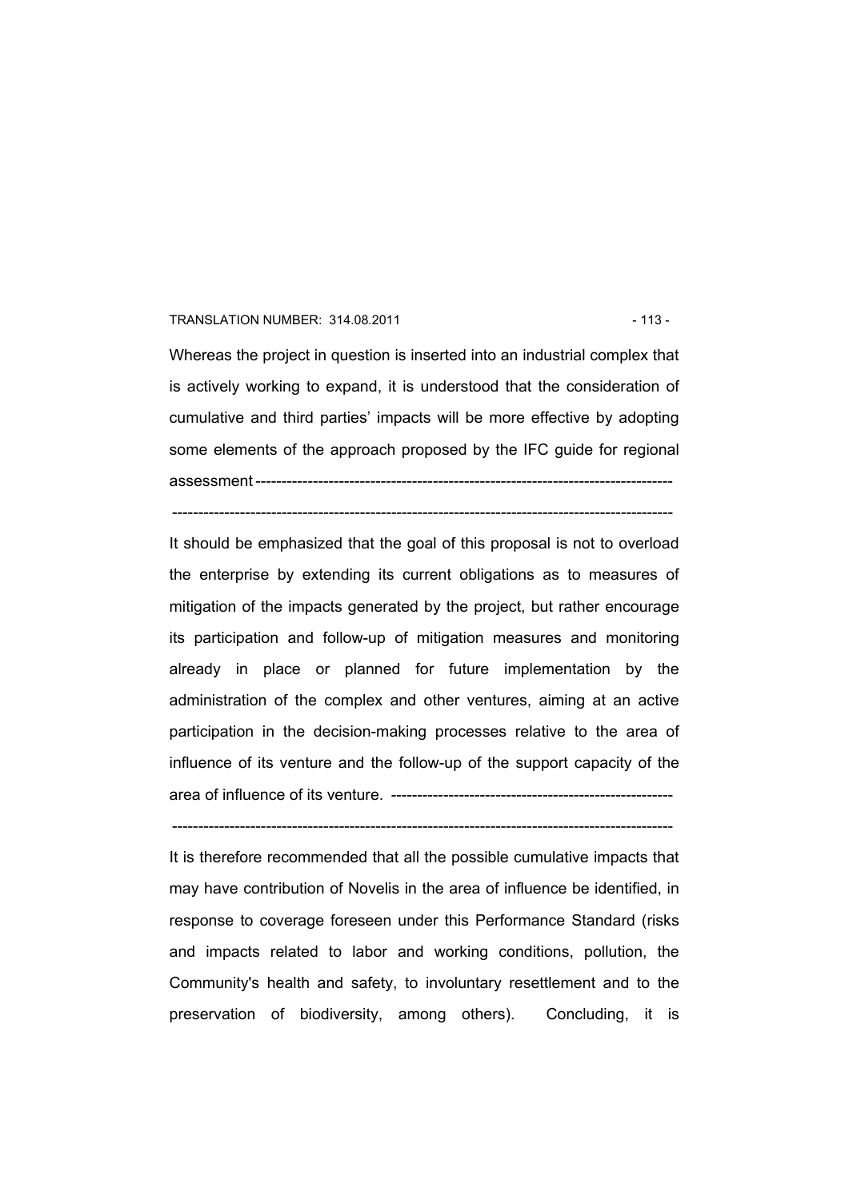Whereas the project in question is inserted into an industrial complex that is actively working to expand, it is understood that the consideration of cumulative and third parties' impacts will be more effective by adopting some elements of the approach proposed by the IFC guide for regional assessment ---------------------------------------------------------------------------------

-----------------------------------------------------------------------------------------------

It should be emphasized that the goal of this proposal is not to overload the enterprise by extending its current obligations as to measures of mitigation of the impacts generated by the project, but rather encourage its participation and follow-up of mitigation measures and monitoring already in place or planned for future implementation by the administration of the complex and other ventures, aiming at an active participation in the decision-making processes relative to the area of influence of its venture and the follow-up of the support capacity of the area of influence of its venture. -------------------------------------------------------

-----------------------------------------------------------------------------------------------

It is therefore recommended that all the possible cumulative impacts that may have contribution of Novelis in the area of influence be identified, in response to coverage foreseen under this Performance Standard (risks and impacts related to labor and working conditions, pollution, the Community's health and safety, to involuntary resettlement and to the preservation of biodiversity, among others). Concluding, it is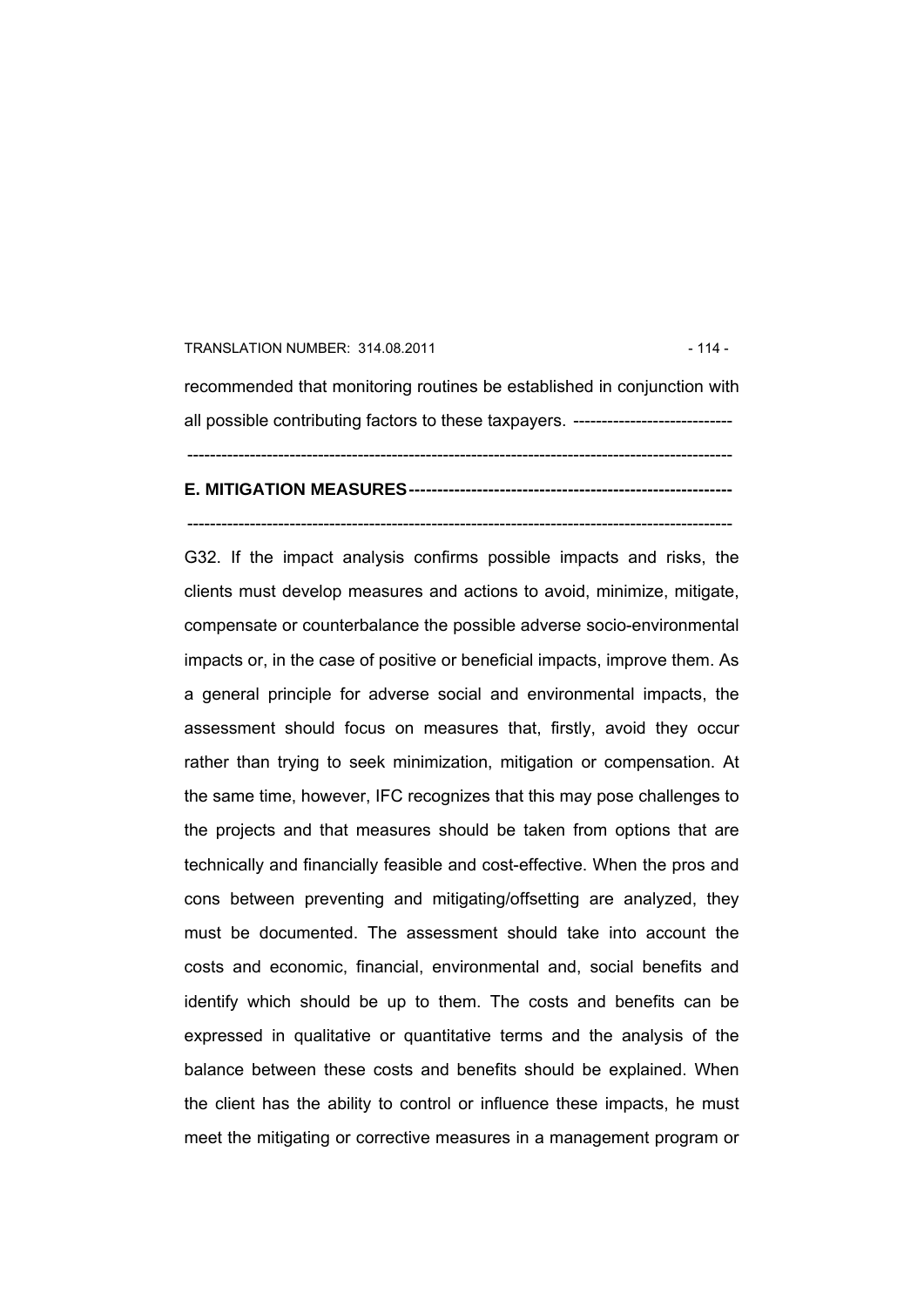recommended that monitoring routines be established in conjunction with all possible contributing factors to these taxpayers. ----------------------------

-----------------------------------------------------------------------------------------------

**E. MITIGATION MEASURES---------------------------------------------------------**

-----------------------------------------------------------------------------------------------

G32. If the impact analysis confirms possible impacts and risks, the clients must develop measures and actions to avoid, minimize, mitigate, compensate or counterbalance the possible adverse socio-environmental impacts or, in the case of positive or beneficial impacts, improve them. As a general principle for adverse social and environmental impacts, the assessment should focus on measures that, firstly, avoid they occur rather than trying to seek minimization, mitigation or compensation. At the same time, however, IFC recognizes that this may pose challenges to the projects and that measures should be taken from options that are technically and financially feasible and cost-effective. When the pros and cons between preventing and mitigating/offsetting are analyzed, they must be documented. The assessment should take into account the costs and economic, financial, environmental and, social benefits and identify which should be up to them. The costs and benefits can be expressed in qualitative or quantitative terms and the analysis of the balance between these costs and benefits should be explained. When the client has the ability to control or influence these impacts, he must meet the mitigating or corrective measures in a management program or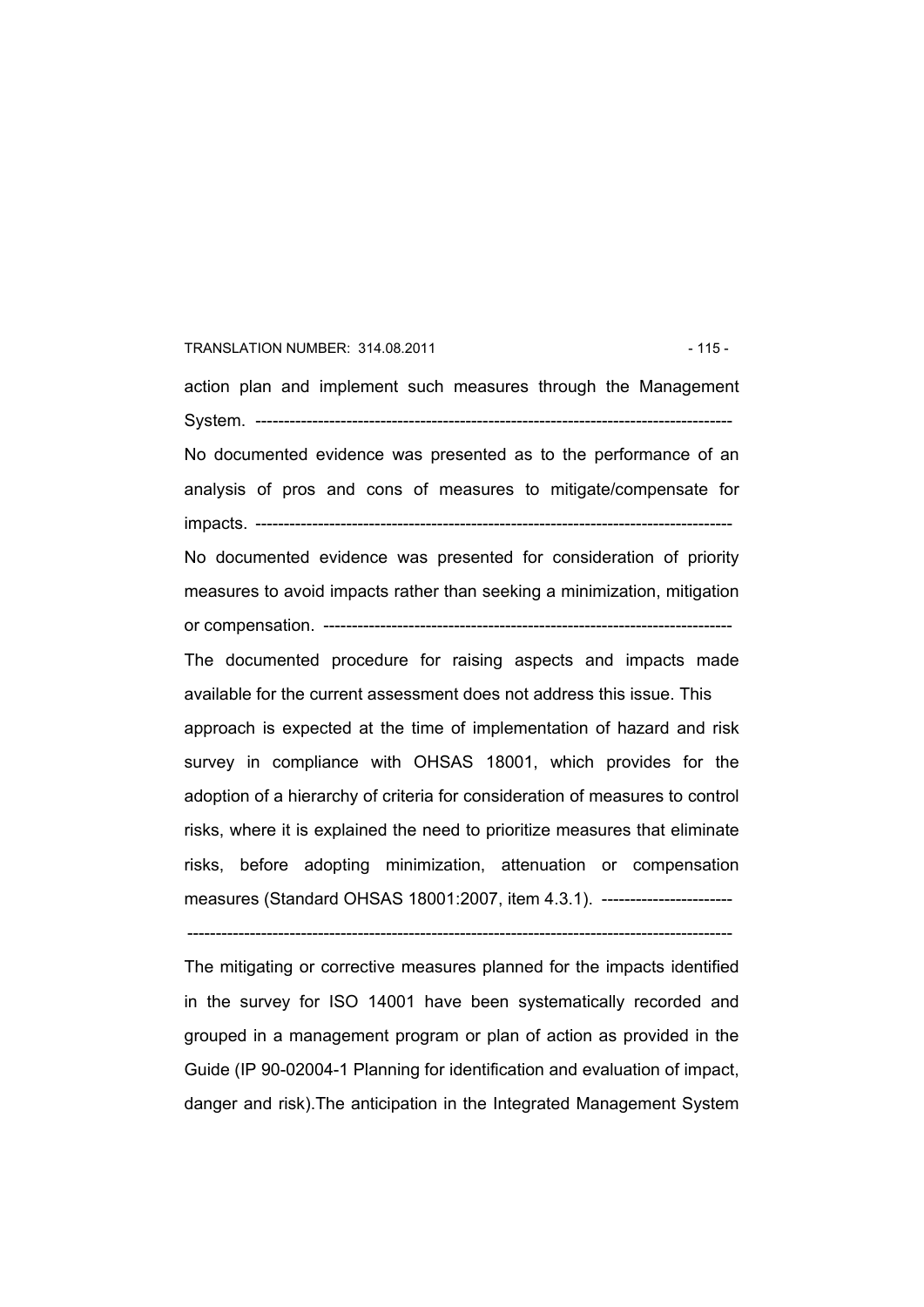action plan and implement such measures through the Management System. ------------------------------------------------------------------------------------

No documented evidence was presented as to the performance of an analysis of pros and cons of measures to mitigate/compensate for impacts. ------------------------------------------------------------------------------------

No documented evidence was presented for consideration of priority measures to avoid impacts rather than seeking a minimization, mitigation or compensation. ------------------------------------------------------------------------

The documented procedure for raising aspects and impacts made available for the current assessment does not address this issue. This approach is expected at the time of implementation of hazard and risk survey in compliance with OHSAS 18001, which provides for the adoption of a hierarchy of criteria for consideration of measures to control risks, where it is explained the need to prioritize measures that eliminate risks, before adopting minimization, attenuation or compensation measures (Standard OHSAS 18001:2007, item 4.3.1). -----------------------

-----------------------------------------------------------------------------------------------

The mitigating or corrective measures planned for the impacts identified in the survey for ISO 14001 have been systematically recorded and grouped in a management program or plan of action as provided in the Guide (IP 90-02004-1 Planning for identification and evaluation of impact, danger and risk).The anticipation in the Integrated Management System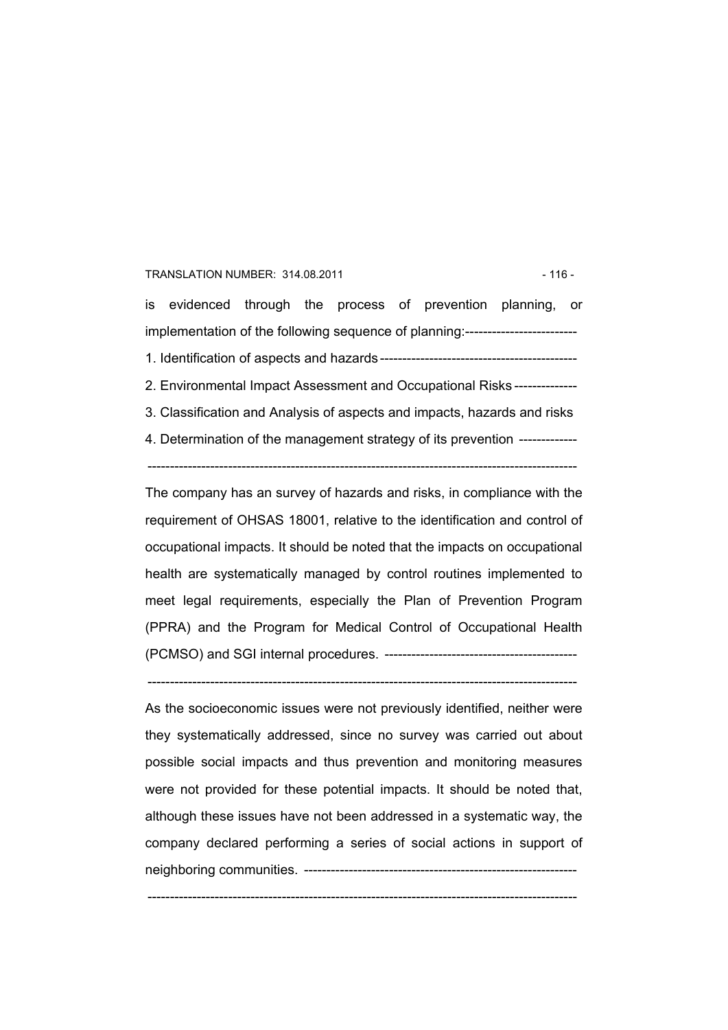is evidenced through the process of prevention planning, or implementation of the following sequence of planning:-------------------------

1. Identification of aspects and hazards--------------------------------------------
2. Environmental Impact Assessment and Occupational Risks--------------
3. Classification and Analysis of aspects and impacts, hazards and risks
4. Determination of the management strategy of its prevention -------------

------------------------------------------------------------------------------------------------

The company has an survey of hazards and risks, in compliance with the requirement of OHSAS 18001, relative to the identification and control of occupational impacts. It should be noted that the impacts on occupational health are systematically managed by control routines implemented to meet legal requirements, especially the Plan of Prevention Program (PPRA) and the Program for Medical Control of Occupational Health (PCMSO) and SGI internal procedures. -------------------------------------------

------------------------------------------------------------------------------------------------

As the socioeconomic issues were not previously identified, neither were they systematically addressed, since no survey was carried out about possible social impacts and thus prevention and monitoring measures were not provided for these potential impacts. It should be noted that, although these issues have not been addressed in a systematic way, the company declared performing a series of social actions in support of neighboring communities. ------------------------------------------------------------

------------------------------------------------------------------------------------------------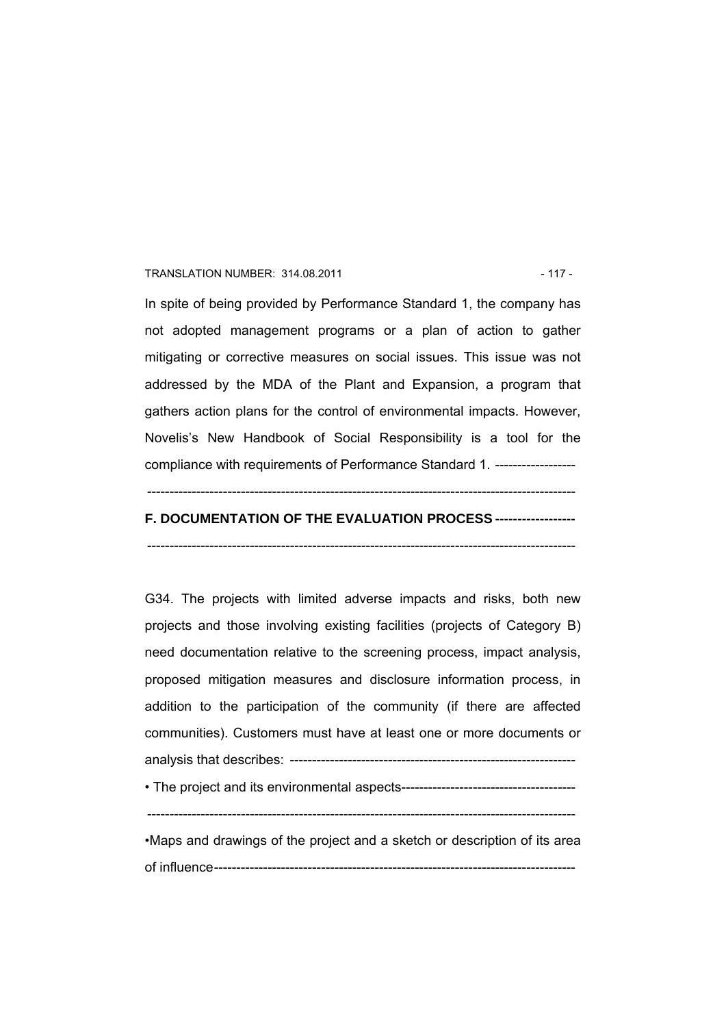In spite of being provided by Performance Standard 1, the company has not adopted management programs or a plan of action to gather mitigating or corrective measures on social issues. This issue was not addressed by the MDA of the Plant and Expansion, a program that gathers action plans for the control of environmental impacts. However, Novelis's New Handbook of Social Responsibility is a tool for the compliance with requirements of Performance Standard 1. ------------------

-----------------------------------------------------------------------------------------------

**F. DOCUMENTATION OF THE EVALUATION PROCESS ------------------**

-----------------------------------------------------------------------------------------------

G34. The projects with limited adverse impacts and risks, both new projects and those involving existing facilities (projects of Category B) need documentation relative to the screening process, impact analysis, proposed mitigation measures and disclosure information process, in addition to the participation of the community (if there are affected communities). Customers must have at least one or more documents or analysis that describes: ----------------------------------------------------------------

• The project and its environmental aspects---------------------------------------

-----------------------------------------------------------------------------------------------

•Maps and drawings of the project and a sketch or description of its area of influence---------------------------------------------------------------------------------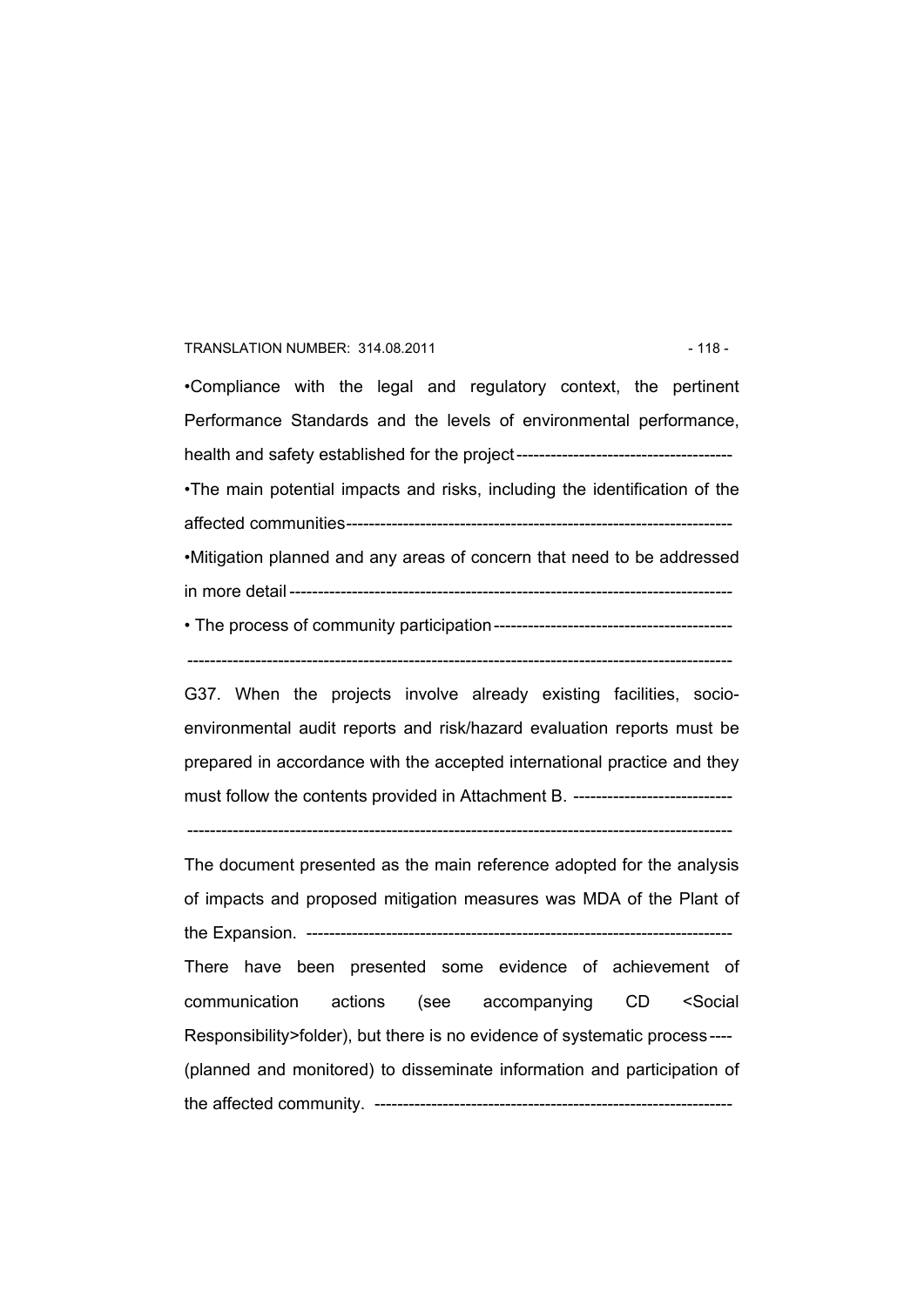- Compliance with the legal and regulatory context, the pertinent Performance Standards and the levels of environmental performance, health and safety established for the project
- The main potential impacts and risks, including the identification of the affected communities
- Mitigation planned and any areas of concern that need to be addressed in more detail
- The process of community participation

G37. When the projects involve already existing facilities, socio-environmental audit reports and risk/hazard evaluation reports must be prepared in accordance with the accepted international practice and they must follow the contents provided in Attachment B.

The document presented as the main reference adopted for the analysis of impacts and proposed mitigation measures was MDA of the Plant of the Expansion.

There have been presented some evidence of achievement of communication actions (see accompanying CD <Social Responsibility>folder), but there is no evidence of systematic process (planned and monitored) to disseminate information and participation of the affected community.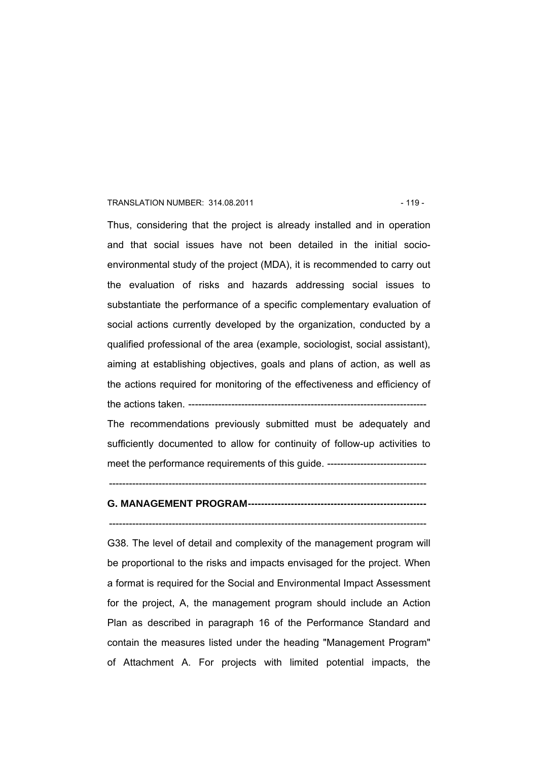Thus, considering that the project is already installed and in operation and that social issues have not been detailed in the initial socio-environmental study of the project (MDA), it is recommended to carry out the evaluation of risks and hazards addressing social issues to substantiate the performance of a specific complementary evaluation of social actions currently developed by the organization, conducted by a qualified professional of the area (example, sociologist, social assistant), aiming at establishing objectives, goals and plans of action, as well as the actions required for monitoring of the effectiveness and efficiency of the actions taken. -----------------------------------------------------------------------

The recommendations previously submitted must be adequately and sufficiently documented to allow for continuity of follow-up activities to meet the performance requirements of this guide. ------------------------------

-----------------------------------------------------------------------------------------------

**G. MANAGEMENT PROGRAM-----------------------------------------------------**

-----------------------------------------------------------------------------------------------

G38. The level of detail and complexity of the management program will be proportional to the risks and impacts envisaged for the project. When a format is required for the Social and Environmental Impact Assessment for the project, A, the management program should include an Action Plan as described in paragraph 16 of the Performance Standard and contain the measures listed under the heading "Management Program" of Attachment A. For projects with limited potential impacts, the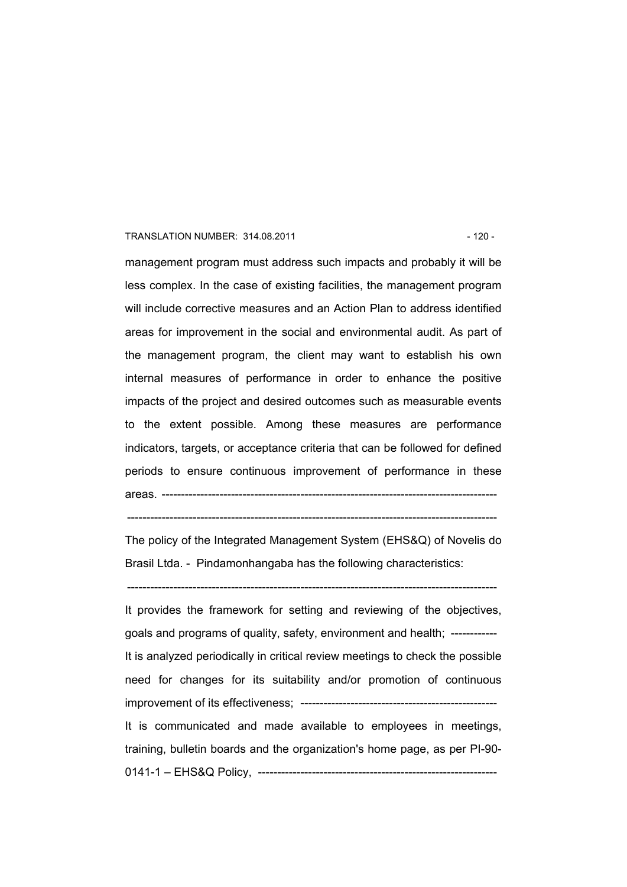management program must address such impacts and probably it will be less complex. In the case of existing facilities, the management program will include corrective measures and an Action Plan to address identified areas for improvement in the social and environmental audit. As part of the management program, the client may want to establish his own internal measures of performance in order to enhance the positive impacts of the project and desired outcomes such as measurable events to the extent possible. Among these measures are performance indicators, targets, or acceptance criteria that can be followed for defined periods to ensure continuous improvement of performance in these areas. ---------------------------------------------------------------------------------------

-----------------------------------------------------------------------------------------------

The policy of the Integrated Management System (EHS&Q) of Novelis do Brasil Ltda. - Pindamonhangaba has the following characteristics:

-----------------------------------------------------------------------------------------------

It provides the framework for setting and reviewing of the objectives, goals and programs of quality, safety, environment and health; ------------

It is analyzed periodically in critical review meetings to check the possible need for changes for its suitability and/or promotion of continuous improvement of its effectiveness; ---------------------------------------------------

It is communicated and made available to employees in meetings, training, bulletin boards and the organization's home page, as per PI-90-0141-1 – EHS&Q Policy, --------------------------------------------------------------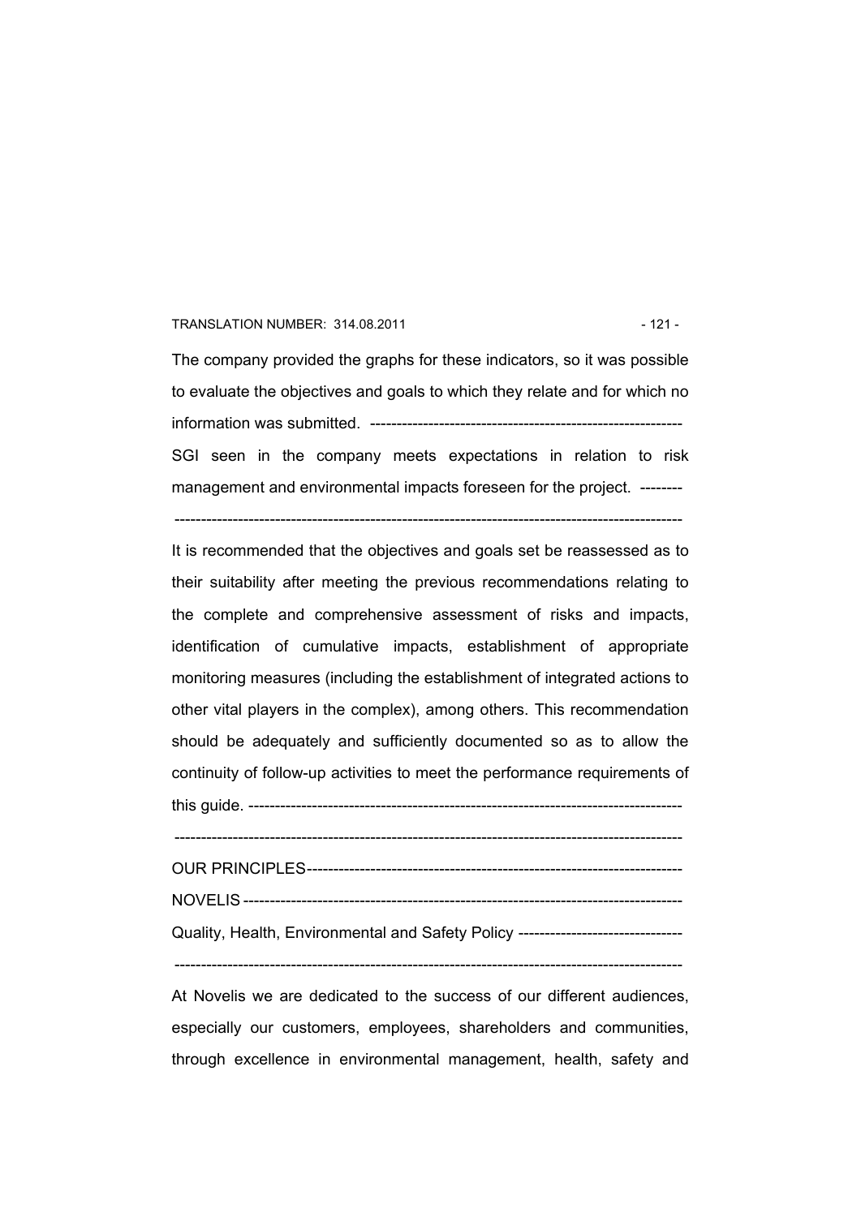The company provided the graphs for these indicators, so it was possible to evaluate the objectives and goals to which they relate and for which no information was submitted. ----------------------------------------------------------

SGI seen in the company meets expectations in relation to risk management and environmental impacts foreseen for the project. --------

-----------------------------------------------------------------------------------------------

It is recommended that the objectives and goals set be reassessed as to their suitability after meeting the previous recommendations relating to the complete and comprehensive assessment of risks and impacts, identification of cumulative impacts, establishment of appropriate monitoring measures (including the establishment of integrated actions to other vital players in the complex), among others. This recommendation should be adequately and sufficiently documented so as to allow the continuity of follow-up activities to meet the performance requirements of this guide. ---------------------------------------------------------------------------------

-----------------------------------------------------------------------------------------------

OUR PRINCIPLES---------------------------------------------------------------------

NOVELIS ---------------------------------------------------------------------------------

Quality, Health, Environmental and Safety Policy -------------------------------

-----------------------------------------------------------------------------------------------

At Novelis we are dedicated to the success of our different audiences, especially our customers, employees, shareholders and communities, through excellence in environmental management, health, safety and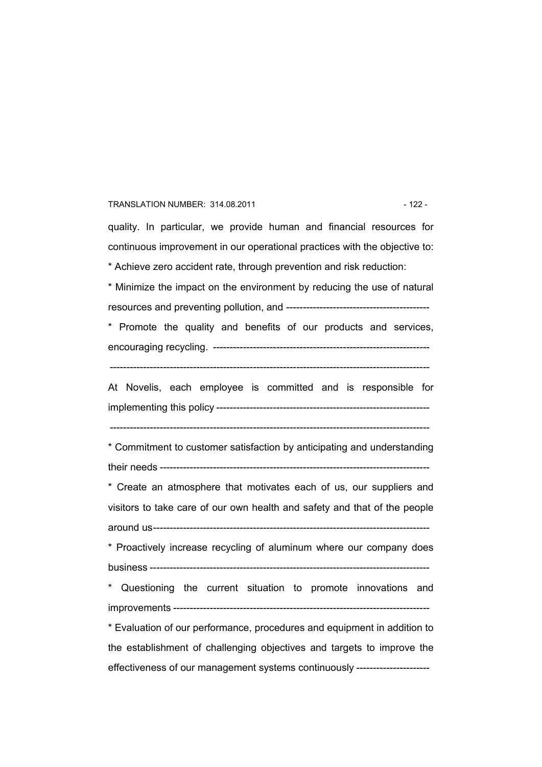quality. In particular, we provide human and financial resources for continuous improvement in our operational practices with the objective to:

* Achieve zero accident rate, through prevention and risk reduction:

* Minimize the impact on the environment by reducing the use of natural resources and preventing pollution, and -------------------------------------------

* Promote the quality and benefits of our products and services, encouraging recycling. -----------------------------------------------------------------

-----------------------------------------------------------------------------------------------

At Novelis, each employee is committed and is responsible for implementing this policy ----------------------------------------------------------------

-----------------------------------------------------------------------------------------------

* Commitment to customer satisfaction by anticipating and understanding their needs ---------------------------------------------------------------------------------

* Create an atmosphere that motivates each of us, our suppliers and visitors to take care of our own health and safety and that of the people around us-----------------------------------------------------------------------------------

* Proactively increase recycling of aluminum where our company does business ------------------------------------------------------------------------------------

* Questioning the current situation to promote innovations and improvements -----------------------------------------------------------------------------

* Evaluation of our performance, procedures and equipment in addition to the establishment of challenging objectives and targets to improve the effectiveness of our management systems continuously ----------------------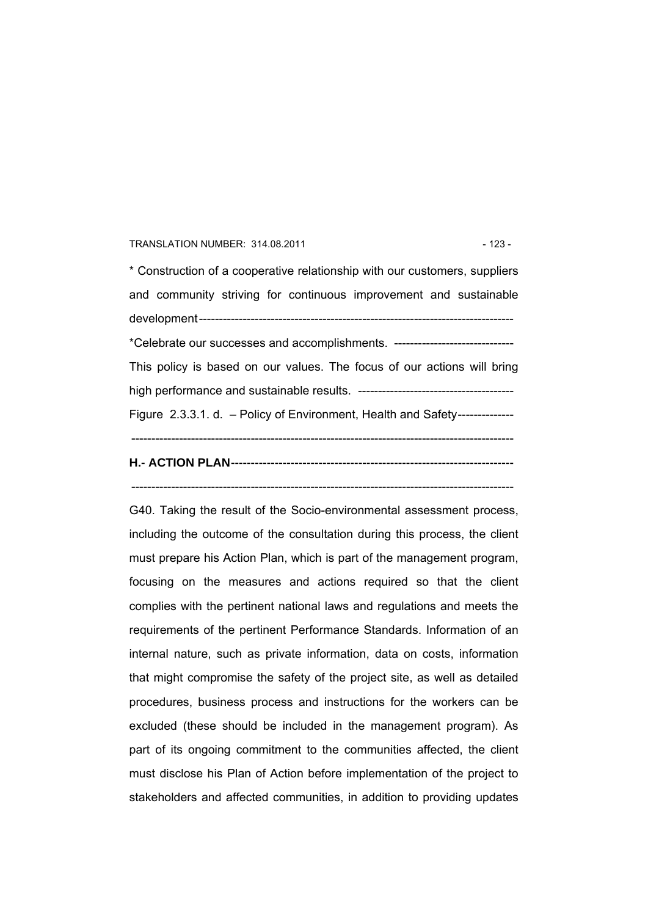* Construction of a cooperative relationship with our customers, suppliers and community striving for continuous improvement and sustainable development-------------------------------------------------------------------------------

*Celebrate our successes and accomplishments. ------------------------------

This policy is based on our values. The focus of our actions will bring high performance and sustainable results. ---------------------------------------

Figure 2.3.3.1. d. – Policy of Environment, Health and Safety--------------

------------------------------------------------------------------------------------------------

**H.- ACTION PLAN----------------------------------------------------------------------**

------------------------------------------------------------------------------------------------

G40. Taking the result of the Socio-environmental assessment process, including the outcome of the consultation during this process, the client must prepare his Action Plan, which is part of the management program, focusing on the measures and actions required so that the client complies with the pertinent national laws and regulations and meets the requirements of the pertinent Performance Standards. Information of an internal nature, such as private information, data on costs, information that might compromise the safety of the project site, as well as detailed procedures, business process and instructions for the workers can be excluded (these should be included in the management program). As part of its ongoing commitment to the communities affected, the client must disclose his Plan of Action before implementation of the project to stakeholders and affected communities, in addition to providing updates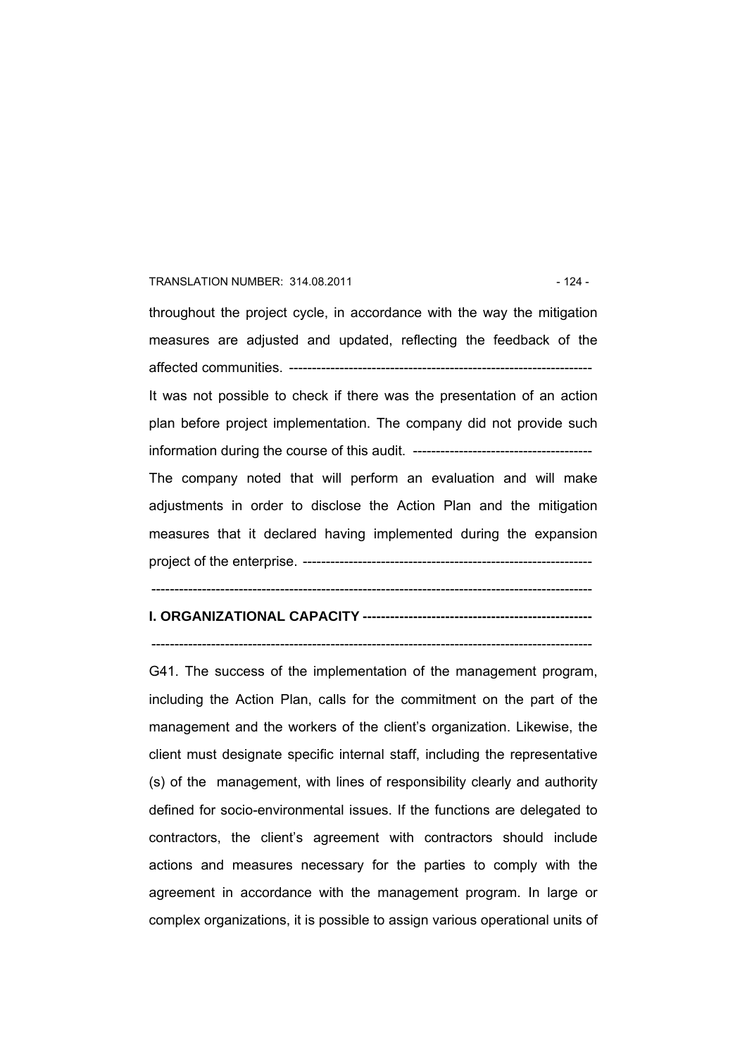throughout the project cycle, in accordance with the way the mitigation measures are adjusted and updated, reflecting the feedback of the affected communities. ------------------------------------------------------------------

It was not possible to check if there was the presentation of an action plan before project implementation. The company did not provide such information during the course of this audit. ---------------------------------------

The company noted that will perform an evaluation and will make adjustments in order to disclose the Action Plan and the mitigation measures that it declared having implemented during the expansion project of the enterprise. ---------------------------------------------------------------

-----------------------------------------------------------------------------------------------

## I. ORGANIZATIONAL CAPACITY -------------------------------------------------

-----------------------------------------------------------------------------------------------

G41. The success of the implementation of the management program, including the Action Plan, calls for the commitment on the part of the management and the workers of the client's organization. Likewise, the client must designate specific internal staff, including the representative (s) of the management, with lines of responsibility clearly and authority defined for socio-environmental issues. If the functions are delegated to contractors, the client's agreement with contractors should include actions and measures necessary for the parties to comply with the agreement in accordance with the management program. In large or complex organizations, it is possible to assign various operational units of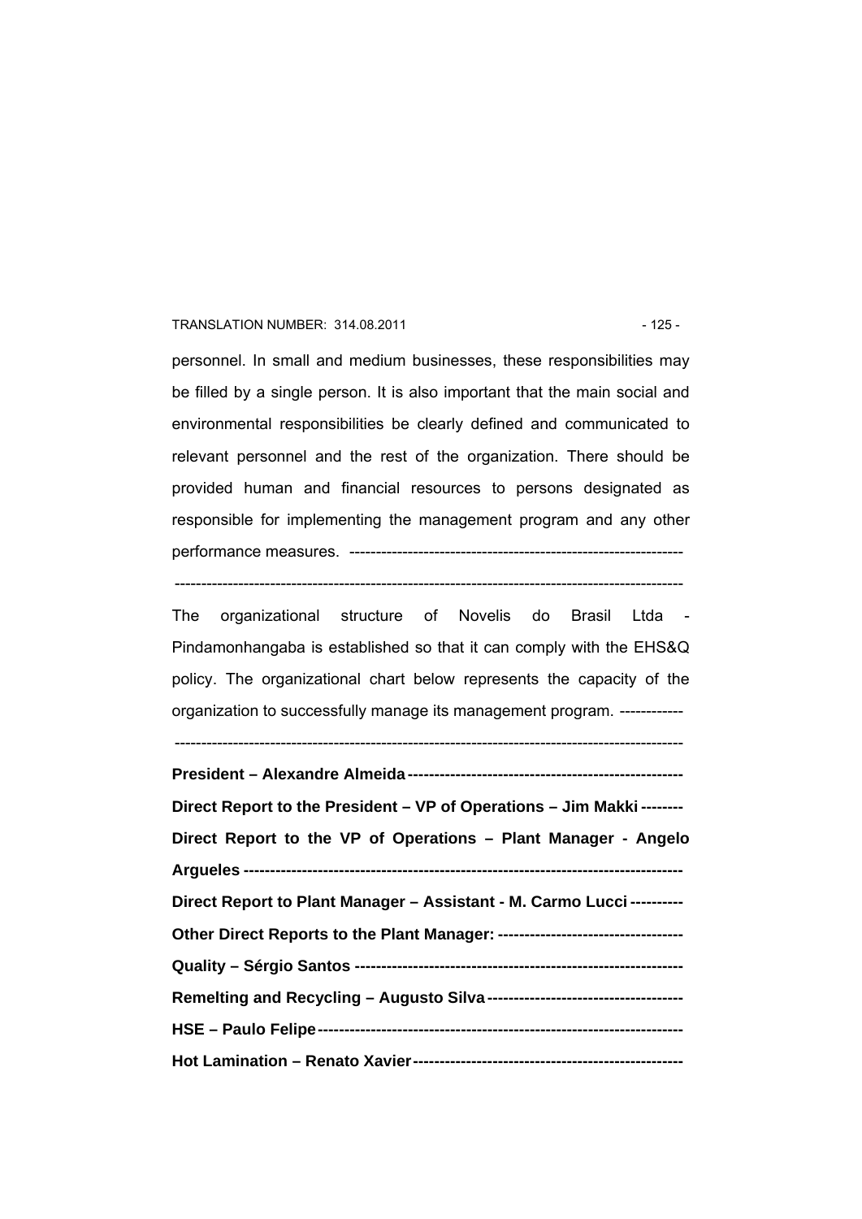personnel. In small and medium businesses, these responsibilities may be filled by a single person. It is also important that the main social and environmental responsibilities be clearly defined and communicated to relevant personnel and the rest of the organization. There should be provided human and financial resources to persons designated as responsible for implementing the management program and any other performance measures. ---------------------------------------------------------------

-----------------------------------------------------------------------------------------------

The organizational structure of Novelis do Brasil Ltda - Pindamonhangaba is established so that it can comply with the EHS&Q policy. The organizational chart below represents the capacity of the organization to successfully manage its management program. ------------

-----------------------------------------------------------------------------------------------

**President – Alexandre Almeida---------------------------------------------------**

**Direct Report to the President – VP of Operations – Jim Makki--------**

**Direct Report to the VP of Operations – Plant Manager - Angelo Argueles ---------------------------------------------------------------------------------**

**Direct Report to Plant Manager – Assistant - M. Carmo Lucci ----------**

**Other Direct Reports to the Plant Manager: ----------------------------------**

**Quality – Sérgio Santos -------------------------------------------------------------**

**Remelting and Recycling – Augusto Silva ------------------------------------**

**HSE – Paulo Felipe--------------------------------------------------------------------**

**Hot Lamination – Renato Xavier--------------------------------------------------**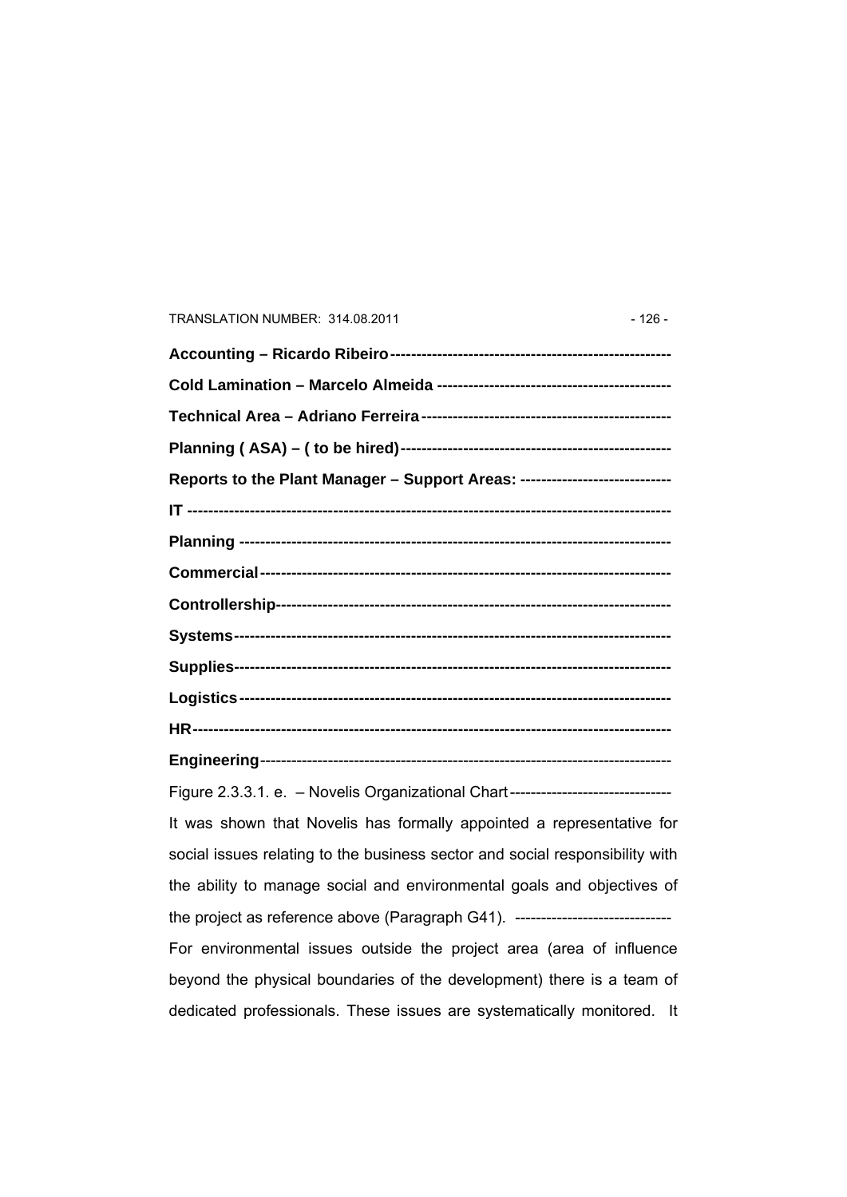**Accounting – Ricardo Ribeiro-----------------------------------------------------**

**Cold Lamination – Marcelo Almeida --------------------------------------------**

**Technical Area – Adriano Ferreira-----------------------------------------------**

**Planning ( ASA) – ( to be hired)---------------------------------------------------**

**Reports to the Plant Manager – Support Areas: ----------------------------**

**IT ---------------------------------------------------------------------------------------**

**Planning ---------------------------------------------------------------------------------**

**Commercial---------------------------------------------------------------------------**

**Controllership------------------------------------------------------------------------**

**Systems---------------------------------------------------------------------------------**

**Supplies--------------------------------------------------------------------------------**

**Logistics-------------------------------------------------------------------------------**

**HR------------------------------------------------------------------------------------------**

**Engineering**---------------------------------------------------------------------------

Figure 2.3.3.1. e. – Novelis Organizational Chart-------------------------------

It was shown that Novelis has formally appointed a representative for social issues relating to the business sector and social responsibility with the ability to manage social and environmental goals and objectives of the project as reference above (Paragraph G41). ------------------------------

For environmental issues outside the project area (area of influence beyond the physical boundaries of the development) there is a team of dedicated professionals. These issues are systematically monitored. It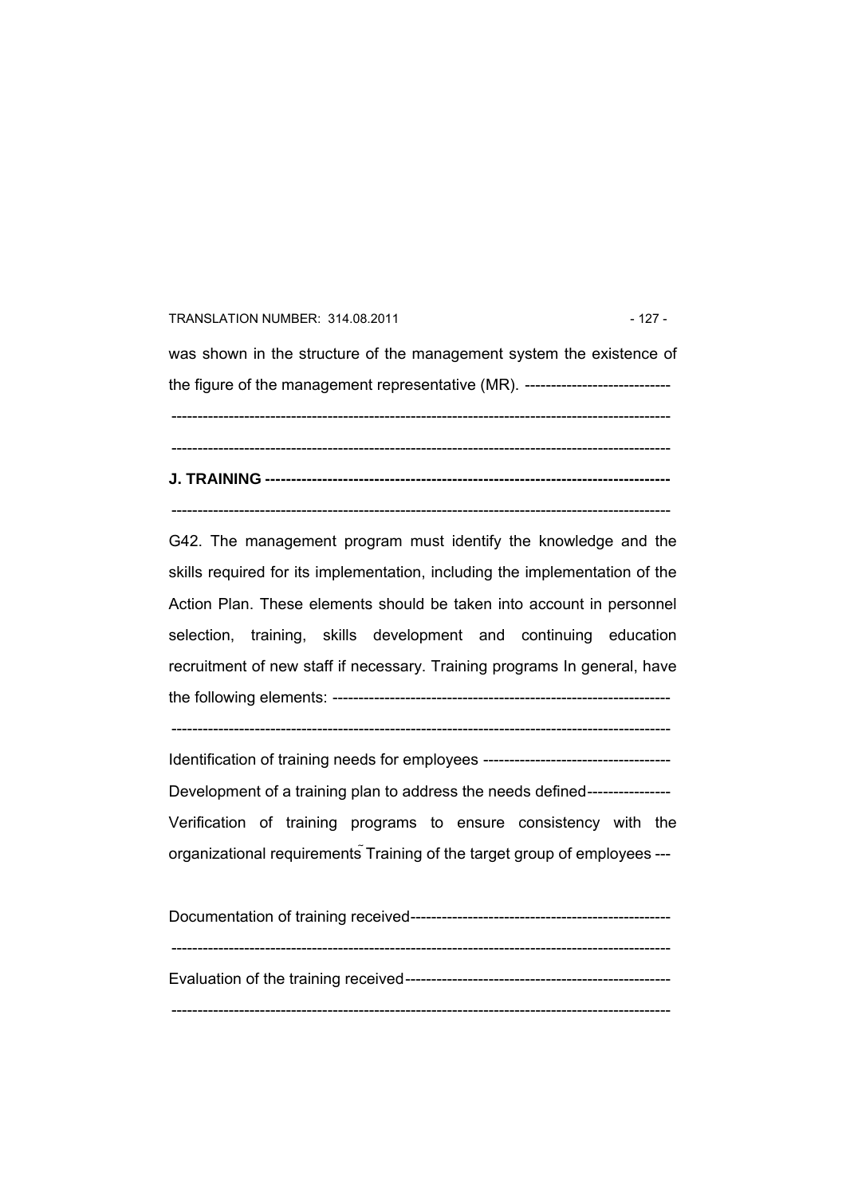was shown in the structure of the management system the existence of the figure of the management representative (MR). ----------------------------

-----------------------------------------------------------------------------------------------

-----------------------------------------------------------------------------------------------

**J. TRAINING ----------------------------------------------------------------------------**

-----------------------------------------------------------------------------------------------

G42. The management program must identify the knowledge and the skills required for its implementation, including the implementation of the Action Plan. These elements should be taken into account in personnel selection, training, skills development and continuing education recruitment of new staff if necessary. Training programs In general, have the following elements: -----------------------------------------------------------------

-----------------------------------------------------------------------------------------------

Identification of training needs for employees ------------------------------------

Development of a training plan to address the needs defined----------------

Verification of training programs to ensure consistency with the organizational requirements̃ Training of the target group of employees ---

Documentation of training received--------------------------------------------------

-----------------------------------------------------------------------------------------------

Evaluation of the training received---------------------------------------------------

-----------------------------------------------------------------------------------------------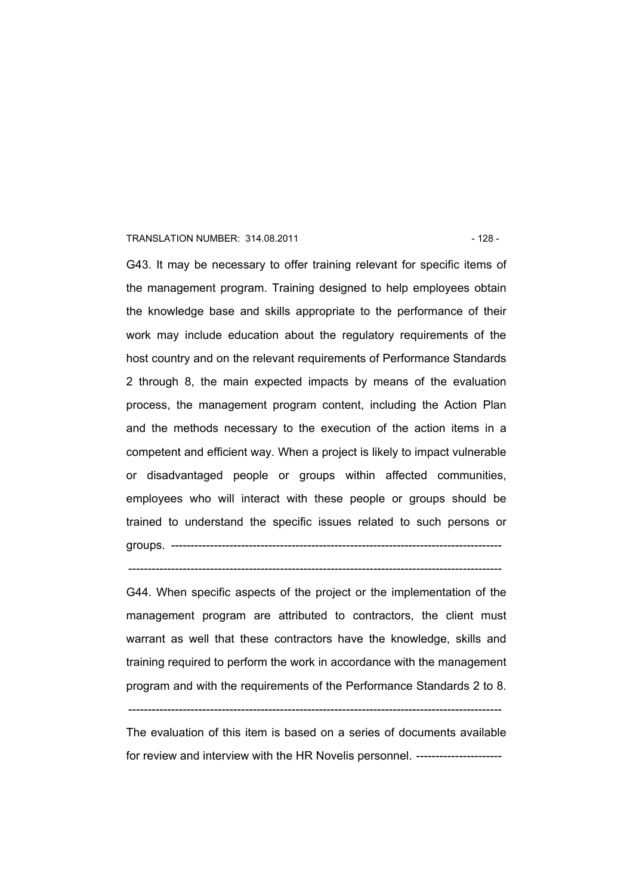G43. It may be necessary to offer training relevant for specific items of the management program. Training designed to help employees obtain the knowledge base and skills appropriate to the performance of their work may include education about the regulatory requirements of the host country and on the relevant requirements of Performance Standards 2 through 8, the main expected impacts by means of the evaluation process, the management program content, including the Action Plan and the methods necessary to the execution of the action items in a competent and efficient way. When a project is likely to impact vulnerable or disadvantaged people or groups within affected communities, employees who will interact with these people or groups should be trained to understand the specific issues related to such persons or groups. ------------------------------------------------------------------------------------

-----------------------------------------------------------------------------------------------

G44. When specific aspects of the project or the implementation of the management program are attributed to contractors, the client must warrant as well that these contractors have the knowledge, skills and training required to perform the work in accordance with the management program and with the requirements of the Performance Standards 2 to 8.

-----------------------------------------------------------------------------------------------

The evaluation of this item is based on a series of documents available for review and interview with the HR Novelis personnel. ----------------------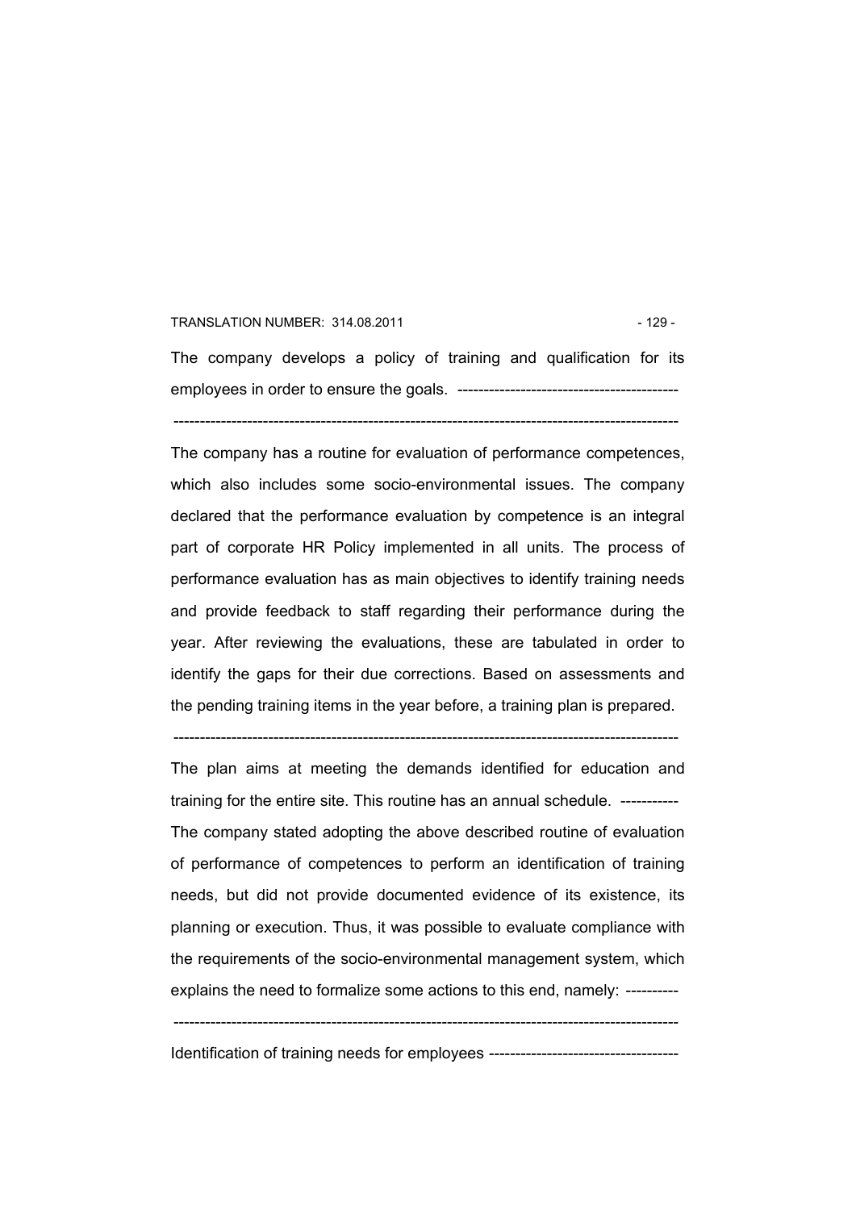The company develops a policy of training and qualification for its employees in order to ensure the goals. ------------------------------------------

--------------------------------------------------------------------------------------------------

The company has a routine for evaluation of performance competences, which also includes some socio-environmental issues. The company declared that the performance evaluation by competence is an integral part of corporate HR Policy implemented in all units. The process of performance evaluation has as main objectives to identify training needs and provide feedback to staff regarding their performance during the year. After reviewing the evaluations, these are tabulated in order to identify the gaps for their due corrections. Based on assessments and the pending training items in the year before, a training plan is prepared.

--------------------------------------------------------------------------------------------------

The plan aims at meeting the demands identified for education and training for the entire site. This routine has an annual schedule. -----------
The company stated adopting the above described routine of evaluation of performance of competences to perform an identification of training needs, but did not provide documented evidence of its existence, its planning or execution. Thus, it was possible to evaluate compliance with the requirements of the socio-environmental management system, which explains the need to formalize some actions to this end, namely: ----------

--------------------------------------------------------------------------------------------------

Identification of training needs for employees -----------------------------------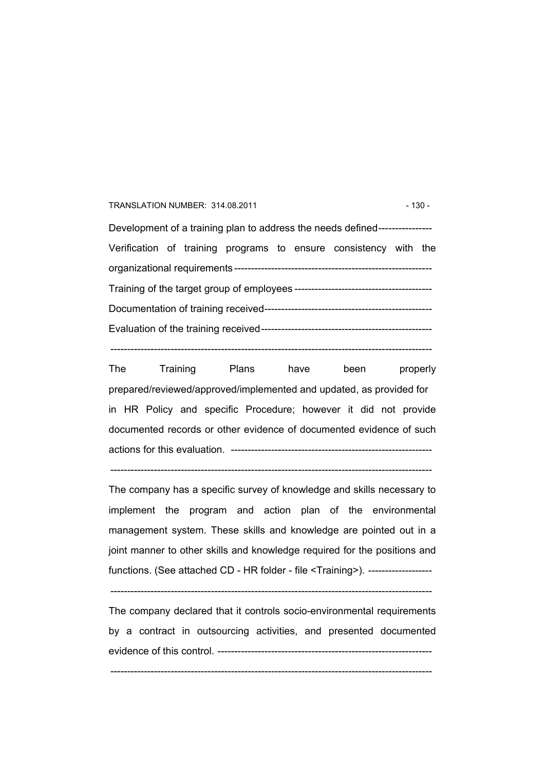Development of a training plan to address the needs defined----------------

Verification of training programs to ensure consistency with the organizational requirements -----------------------------------------------------------

Training of the target group of employees -----------------------------------------

Documentation of training received--------------------------------------------------

Evaluation of the training received---------------------------------------------------

----------------------------------------------------------------------------------------------

The Training Plans have been properly prepared/reviewed/approved/implemented and updated, as provided for in HR Policy and specific Procedure; however it did not provide documented records or other evidence of documented evidence of such actions for this evaluation. -----------------------------------------------------------

----------------------------------------------------------------------------------------------

The company has a specific survey of knowledge and skills necessary to implement the program and action plan of the environmental management system. These skills and knowledge are pointed out in a joint manner to other skills and knowledge required for the positions and functions. (See attached CD - HR folder - file <Training>). -------------------

----------------------------------------------------------------------------------------------

The company declared that it controls socio-environmental requirements by a contract in outsourcing activities, and presented documented evidence of this control. ----------------------------------------------------------------

----------------------------------------------------------------------------------------------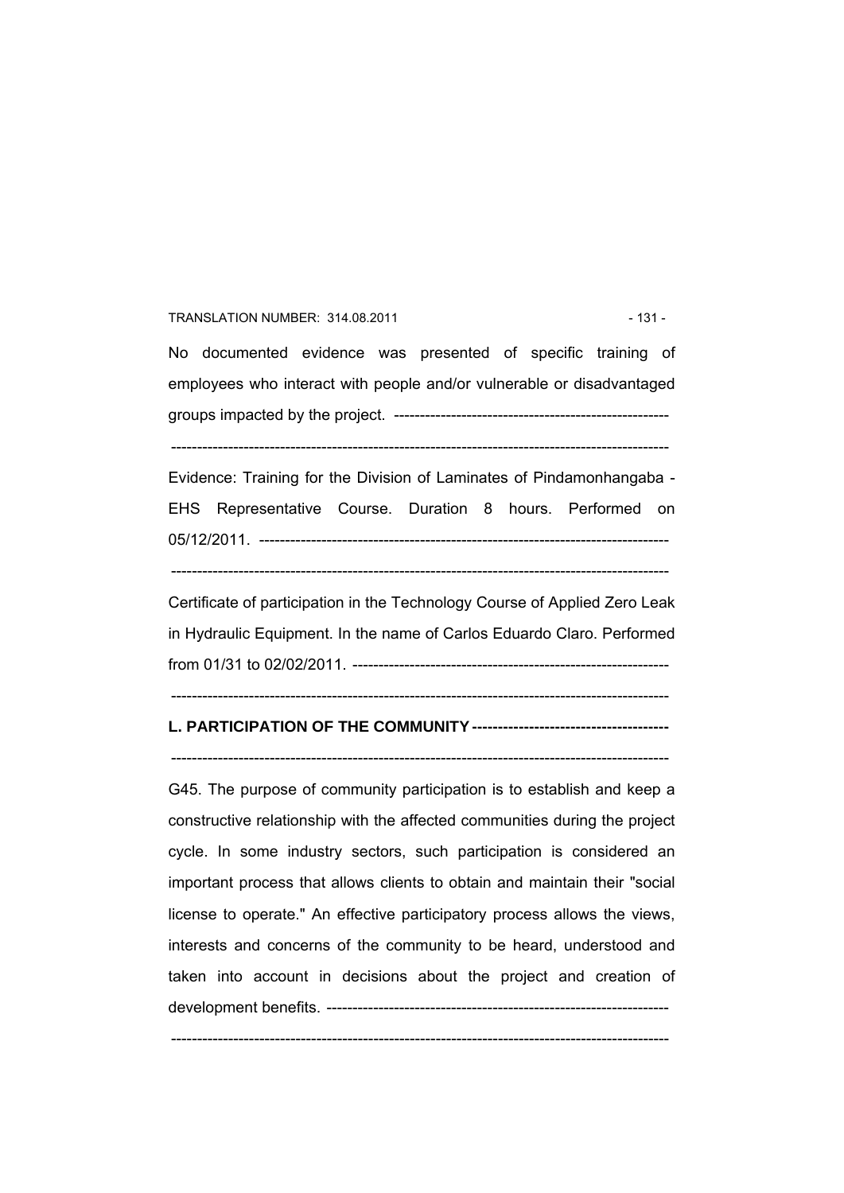No documented evidence was presented of specific training of employees who interact with people and/or vulnerable or disadvantaged groups impacted by the project. -----------------------------------------------------

-----------------------------------------------------------------------------------------------

Evidence: Training for the Division of Laminates of Pindamonhangaba - EHS Representative Course. Duration 8 hours. Performed on 05/12/2011. ----------------------------------------------------------------------------

-----------------------------------------------------------------------------------------------

Certificate of participation in the Technology Course of Applied Zero Leak in Hydraulic Equipment. In the name of Carlos Eduardo Claro. Performed from 01/31 to 02/02/2011. -------------------------------------------------------------

-----------------------------------------------------------------------------------------------

**L. PARTICIPATION OF THE COMMUNITY -------------------------------------**

-----------------------------------------------------------------------------------------------

G45. The purpose of community participation is to establish and keep a constructive relationship with the affected communities during the project cycle. In some industry sectors, such participation is considered an important process that allows clients to obtain and maintain their "social license to operate." An effective participatory process allows the views, interests and concerns of the community to be heard, understood and taken into account in decisions about the project and creation of development benefits. -----------------------------------------------------------------

-----------------------------------------------------------------------------------------------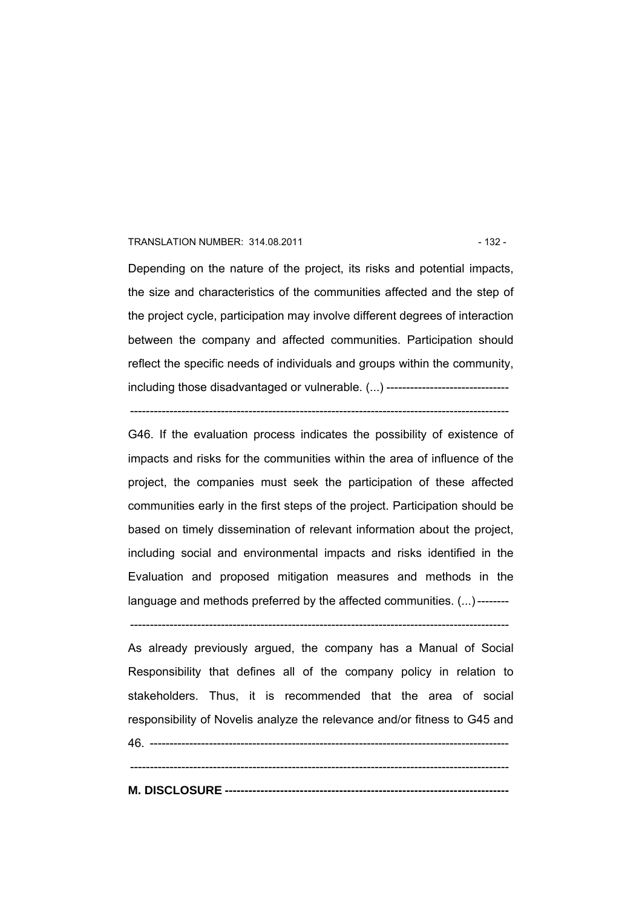Depending on the nature of the project, its risks and potential impacts, the size and characteristics of the communities affected and the step of the project cycle, participation may involve different degrees of interaction between the company and affected communities. Participation should reflect the specific needs of individuals and groups within the community, including those disadvantaged or vulnerable. (...) -------------------------------

-----------------------------------------------------------------------------------------------

G46. If the evaluation process indicates the possibility of existence of impacts and risks for the communities within the area of influence of the project, the companies must seek the participation of these affected communities early in the first steps of the project. Participation should be based on timely dissemination of relevant information about the project, including social and environmental impacts and risks identified in the Evaluation and proposed mitigation measures and methods in the language and methods preferred by the affected communities. (...) --------

-----------------------------------------------------------------------------------------------

As already previously argued, the company has a Manual of Social Responsibility that defines all of the company policy in relation to stakeholders. Thus, it is recommended that the area of social responsibility of Novelis analyze the relevance and/or fitness to G45 and 46. ------------------------------------------------------------------------------------------

-----------------------------------------------------------------------------------------------

**M. DISCLOSURE ---------------------------------------------------------------------**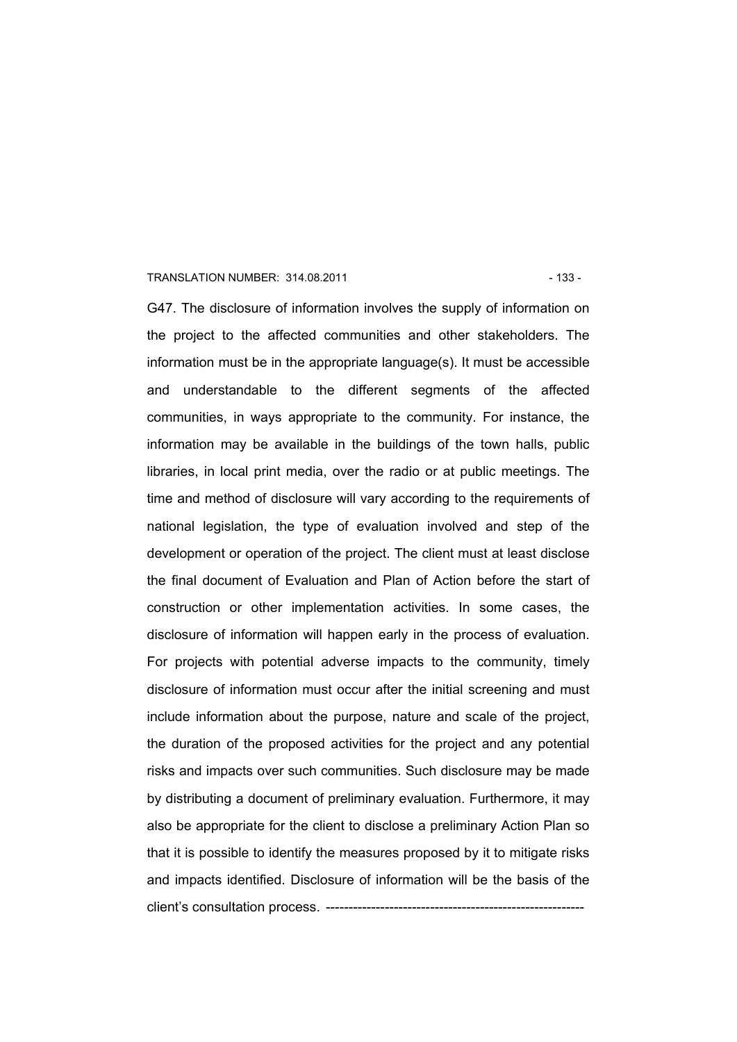G47. The disclosure of information involves the supply of information on the project to the affected communities and other stakeholders. The information must be in the appropriate language(s). It must be accessible and understandable to the different segments of the affected communities, in ways appropriate to the community. For instance, the information may be available in the buildings of the town halls, public libraries, in local print media, over the radio or at public meetings. The time and method of disclosure will vary according to the requirements of national legislation, the type of evaluation involved and step of the development or operation of the project. The client must at least disclose the final document of Evaluation and Plan of Action before the start of construction or other implementation activities. In some cases, the disclosure of information will happen early in the process of evaluation. For projects with potential adverse impacts to the community, timely disclosure of information must occur after the initial screening and must include information about the purpose, nature and scale of the project, the duration of the proposed activities for the project and any potential risks and impacts over such communities. Such disclosure may be made by distributing a document of preliminary evaluation. Furthermore, it may also be appropriate for the client to disclose a preliminary Action Plan so that it is possible to identify the measures proposed by it to mitigate risks and impacts identified. Disclosure of information will be the basis of the client's consultation process. ---------------------------------------------------------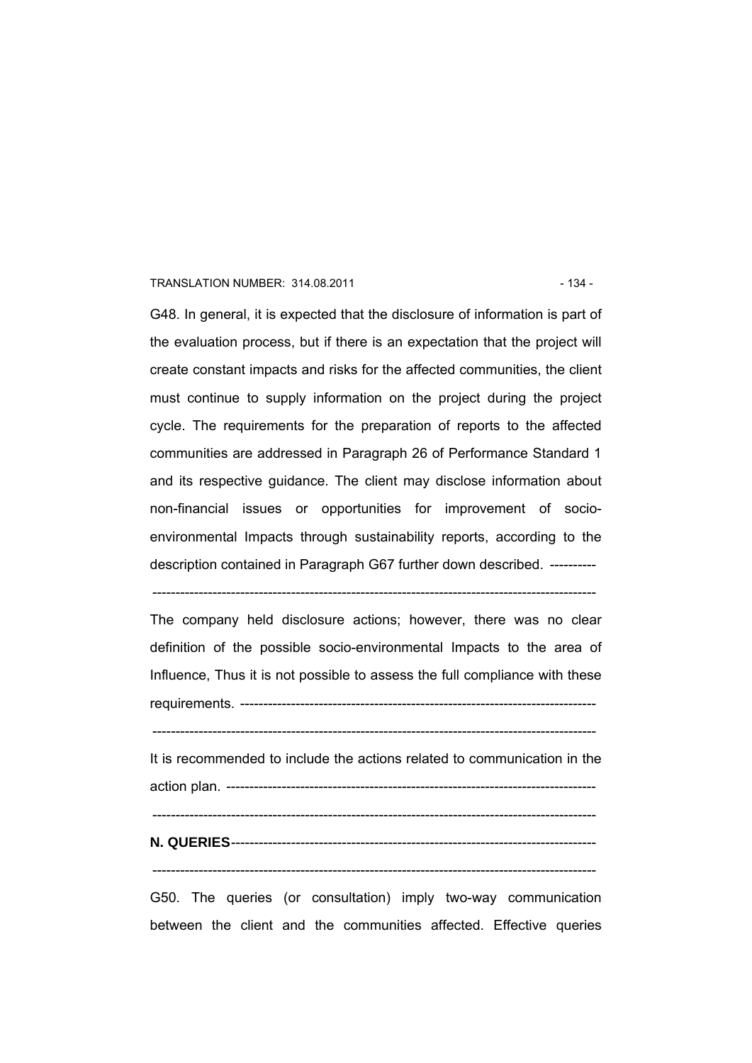G48. In general, it is expected that the disclosure of information is part of the evaluation process, but if there is an expectation that the project will create constant impacts and risks for the affected communities, the client must continue to supply information on the project during the project cycle. The requirements for the preparation of reports to the affected communities are addressed in Paragraph 26 of Performance Standard 1 and its respective guidance. The client may disclose information about non-financial issues or opportunities for improvement of socio-environmental Impacts through sustainability reports, according to the description contained in Paragraph G67 further down described. ----------

-----------------------------------------------------------------------------------------------

The company held disclosure actions; however, there was no clear definition of the possible socio-environmental Impacts to the area of Influence, Thus it is not possible to assess the full compliance with these requirements. ----------------------------------------------------------------------------

-----------------------------------------------------------------------------------------------

It is recommended to include the actions related to communication in the action plan. ------------------------------------------------------------------------------

-----------------------------------------------------------------------------------------------

**N. QUERIES**------------------------------------------------------------------------------

-----------------------------------------------------------------------------------------------

G50. The queries (or consultation) imply two-way communication between the client and the communities affected. Effective queries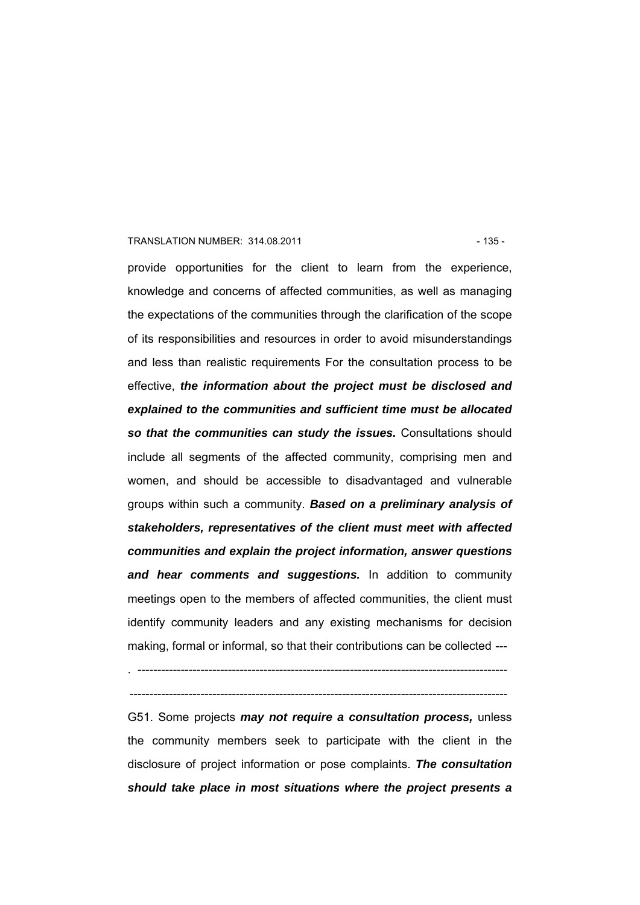provide opportunities for the client to learn from the experience, knowledge and concerns of affected communities, as well as managing the expectations of the communities through the clarification of the scope of its responsibilities and resources in order to avoid misunderstandings and less than realistic requirements For the consultation process to be effective, ***the information about the project must be disclosed and explained to the communities and sufficient time must be allocated so that the communities can study the issues.*** Consultations should include all segments of the affected community, comprising men and women, and should be accessible to disadvantaged and vulnerable groups within such a community. ***Based on a preliminary analysis of stakeholders, representatives of the client must meet with affected communities and explain the project information, answer questions and hear comments and suggestions.*** In addition to community meetings open to the members of affected communities, the client must identify community leaders and any existing mechanisms for decision making, formal or informal, so that their contributions can be collected ---

. ---------------------------------------------------------------------------------------------

-------------------------------------------------------------------------------------------------

G51. Some projects ***may not require a consultation process,*** unless the community members seek to participate with the client in the disclosure of project information or pose complaints. ***The consultation should take place in most situations where the project presents a***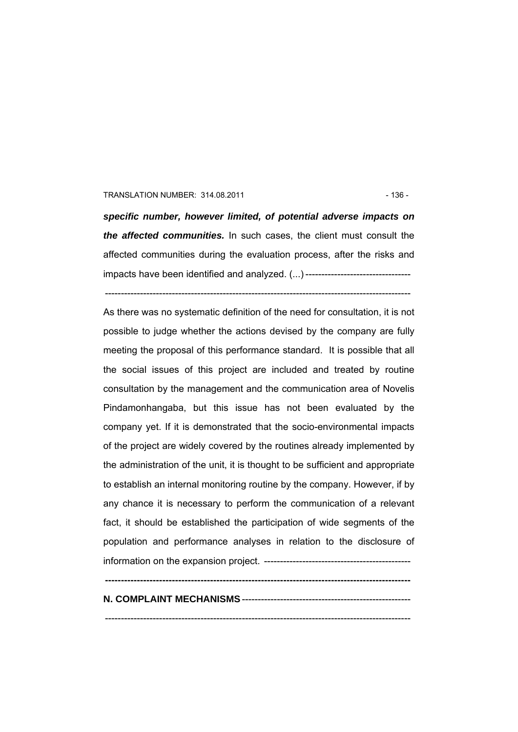***specific number, however limited, of potential adverse impacts on the affected communities.*** In such cases, the client must consult the affected communities during the evaluation process, after the risks and impacts have been identified and analyzed. (...) ---------------------------------

-------------------------------------------------------------------------------------------------

As there was no systematic definition of the need for consultation, it is not possible to judge whether the actions devised by the company are fully meeting the proposal of this performance standard. It is possible that all the social issues of this project are included and treated by routine consultation by the management and the communication area of Novelis Pindamonhangaba, but this issue has not been evaluated by the company yet. If it is demonstrated that the socio-environmental impacts of the project are widely covered by the routines already implemented by the administration of the unit, it is thought to be sufficient and appropriate to establish an internal monitoring routine by the company. However, if by any chance it is necessary to perform the communication of a relevant fact, it should be established the participation of wide segments of the population and performance analyses in relation to the disclosure of information on the expansion project. ---------------------------------------------

-------------------------------------------------------------------------------------------------

**N. COMPLAINT MECHANISMS** -----------------------------------------------------

-------------------------------------------------------------------------------------------------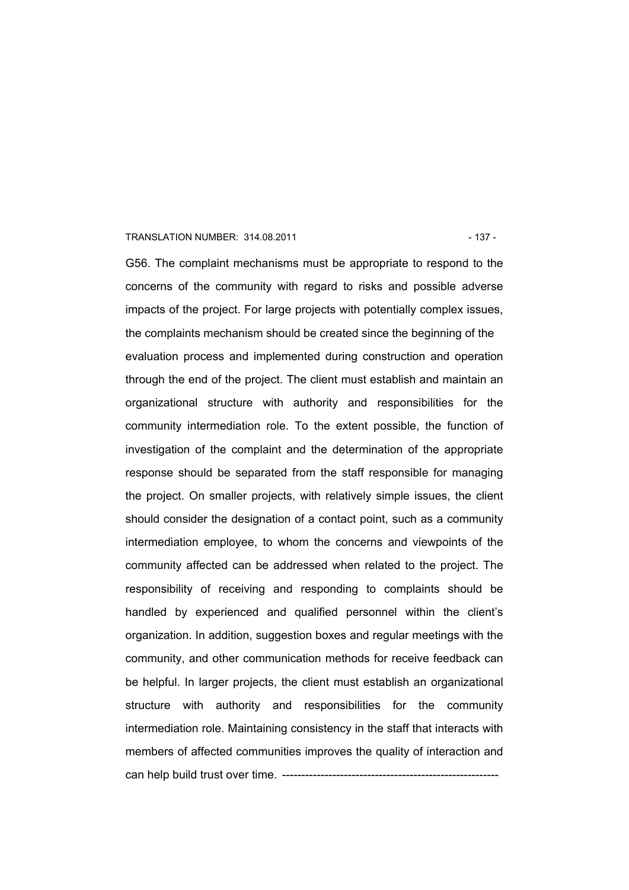G56. The complaint mechanisms must be appropriate to respond to the concerns of the community with regard to risks and possible adverse impacts of the project. For large projects with potentially complex issues, the complaints mechanism should be created since the beginning of the evaluation process and implemented during construction and operation through the end of the project. The client must establish and maintain an organizational structure with authority and responsibilities for the community intermediation role. To the extent possible, the function of investigation of the complaint and the determination of the appropriate response should be separated from the staff responsible for managing the project. On smaller projects, with relatively simple issues, the client should consider the designation of a contact point, such as a community intermediation employee, to whom the concerns and viewpoints of the community affected can be addressed when related to the project. The responsibility of receiving and responding to complaints should be handled by experienced and qualified personnel within the client's organization. In addition, suggestion boxes and regular meetings with the community, and other communication methods for receive feedback can be helpful. In larger projects, the client must establish an organizational structure with authority and responsibilities for the community intermediation role. Maintaining consistency in the staff that interacts with members of affected communities improves the quality of interaction and can help build trust over time. --------------------------------------------------------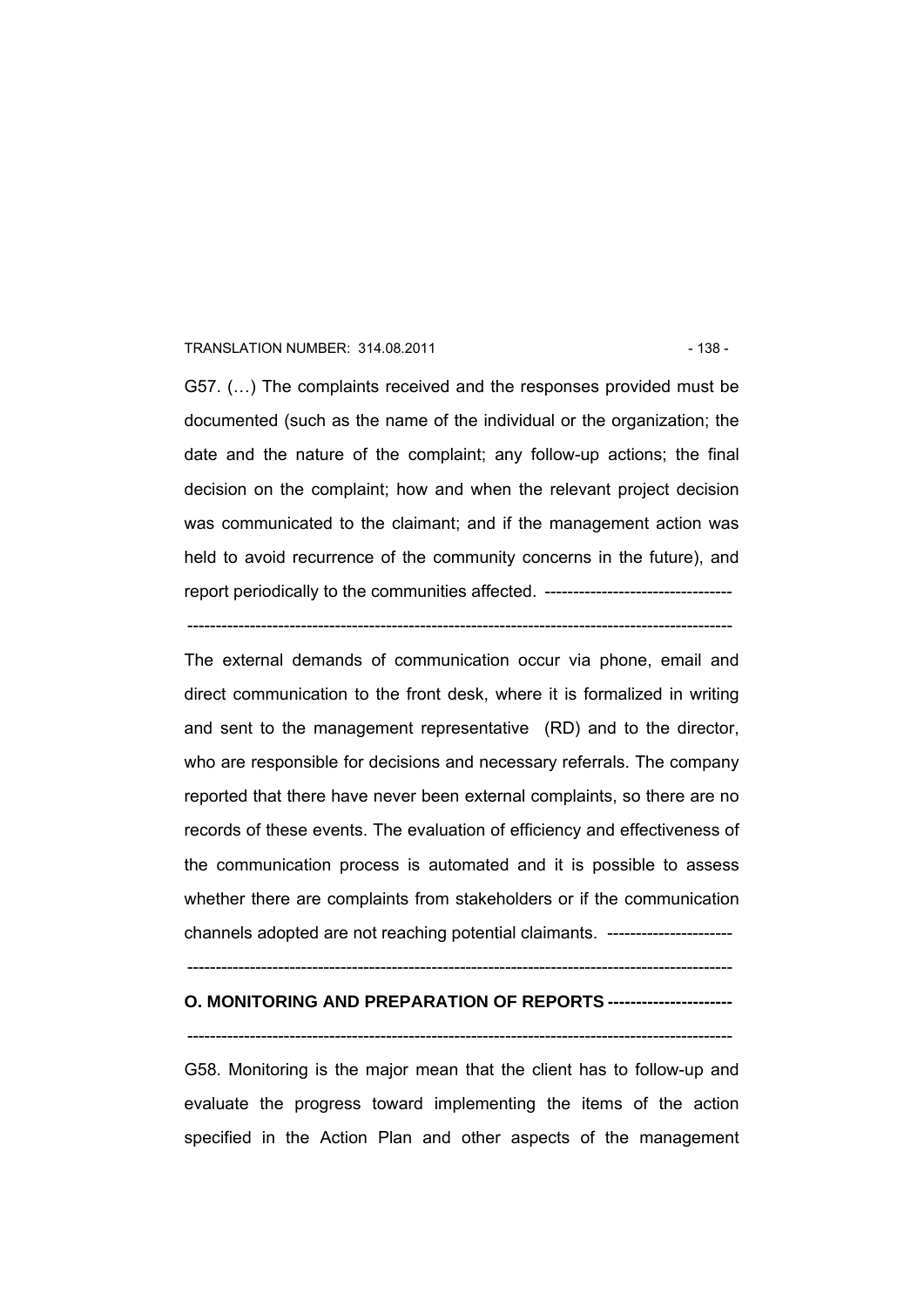G57. (…) The complaints received and the responses provided must be documented (such as the name of the individual or the organization; the date and the nature of the complaint; any follow-up actions; the final decision on the complaint; how and when the relevant project decision was communicated to the claimant; and if the management action was held to avoid recurrence of the community concerns in the future), and report periodically to the communities affected. ---------------------------------

-----------------------------------------------------------------------------------------------

The external demands of communication occur via phone, email and direct communication to the front desk, where it is formalized in writing and sent to the management representative (RD) and to the director, who are responsible for decisions and necessary referrals. The company reported that there have never been external complaints, so there are no records of these events. The evaluation of efficiency and effectiveness of the communication process is automated and it is possible to assess whether there are complaints from stakeholders or if the communication channels adopted are not reaching potential claimants. ----------------------

-----------------------------------------------------------------------------------------------

## O. MONITORING AND PREPARATION OF REPORTS ---------------------

-----------------------------------------------------------------------------------------------

G58. Monitoring is the major mean that the client has to follow-up and evaluate the progress toward implementing the items of the action specified in the Action Plan and other aspects of the management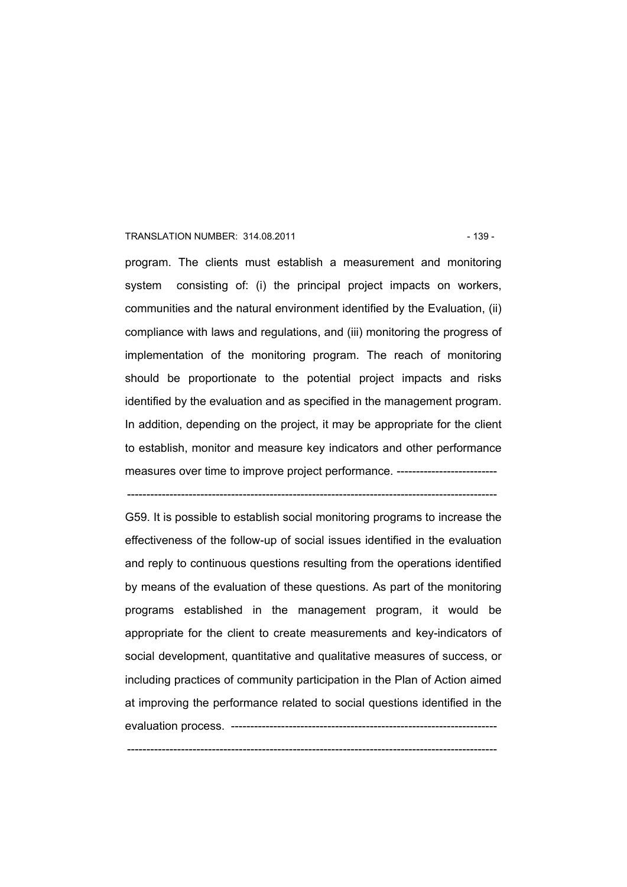program. The clients must establish a measurement and monitoring system consisting of: (i) the principal project impacts on workers, communities and the natural environment identified by the Evaluation, (ii) compliance with laws and regulations, and (iii) monitoring the progress of implementation of the monitoring program. The reach of monitoring should be proportionate to the potential project impacts and risks identified by the evaluation and as specified in the management program. In addition, depending on the project, it may be appropriate for the client to establish, monitor and measure key indicators and other performance measures over time to improve project performance. --------------------------

------------------------------------------------------------------------------------------------

G59. It is possible to establish social monitoring programs to increase the effectiveness of the follow-up of social issues identified in the evaluation and reply to continuous questions resulting from the operations identified by means of the evaluation of these questions. As part of the monitoring programs established in the management program, it would be appropriate for the client to create measurements and key-indicators of social development, quantitative and qualitative measures of success, or including practices of community participation in the Plan of Action aimed at improving the performance related to social questions identified in the evaluation process. ---------------------------------------------------------------------

------------------------------------------------------------------------------------------------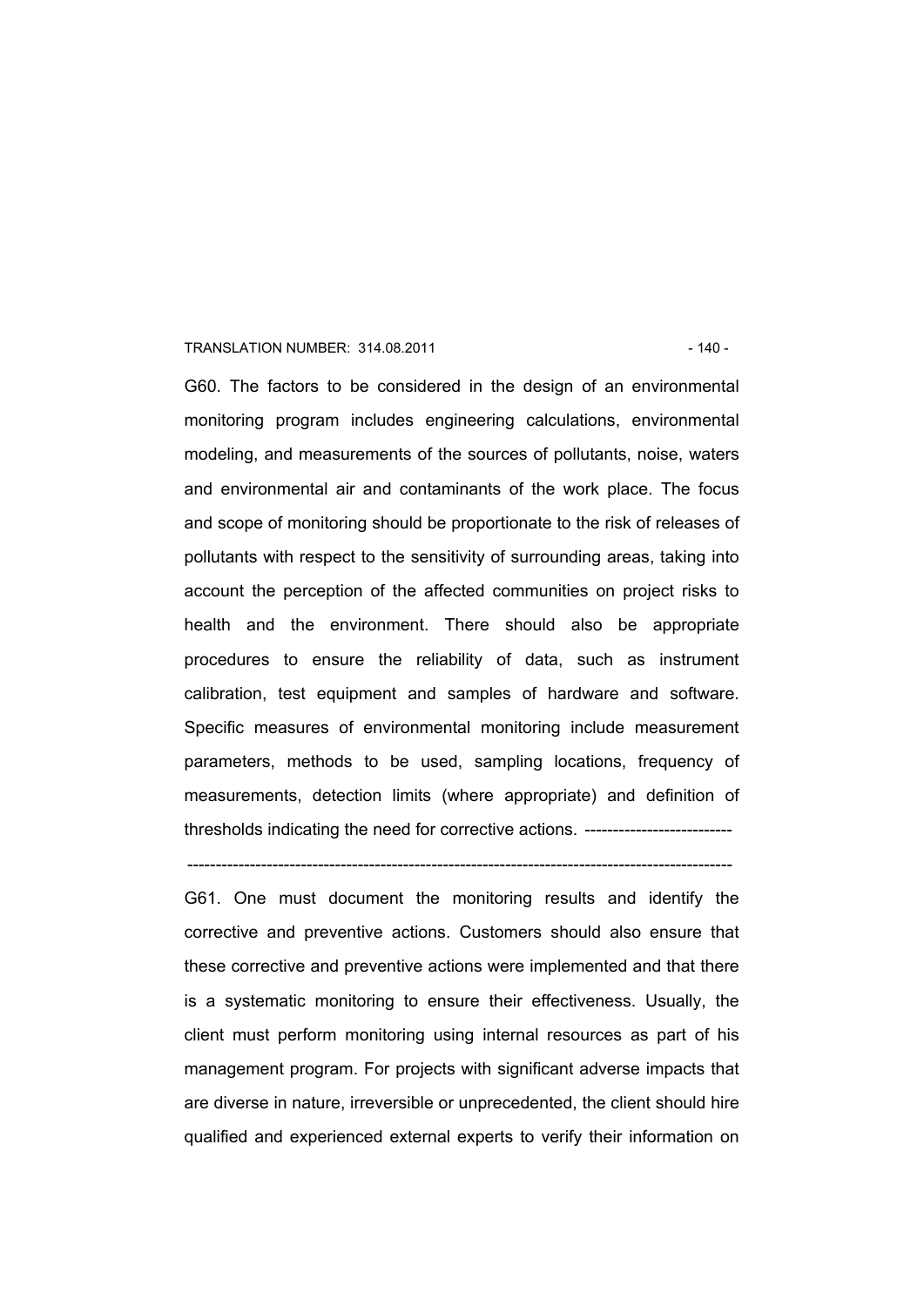G60. The factors to be considered in the design of an environmental monitoring program includes engineering calculations, environmental modeling, and measurements of the sources of pollutants, noise, waters and environmental air and contaminants of the work place. The focus and scope of monitoring should be proportionate to the risk of releases of pollutants with respect to the sensitivity of surrounding areas, taking into account the perception of the affected communities on project risks to health and the environment. There should also be appropriate procedures to ensure the reliability of data, such as instrument calibration, test equipment and samples of hardware and software. Specific measures of environmental monitoring include measurement parameters, methods to be used, sampling locations, frequency of measurements, detection limits (where appropriate) and definition of thresholds indicating the need for corrective actions. --------------------------

-----------------------------------------------------------------------------------------------

G61. One must document the monitoring results and identify the corrective and preventive actions. Customers should also ensure that these corrective and preventive actions were implemented and that there is a systematic monitoring to ensure their effectiveness. Usually, the client must perform monitoring using internal resources as part of his management program. For projects with significant adverse impacts that are diverse in nature, irreversible or unprecedented, the client should hire qualified and experienced external experts to verify their information on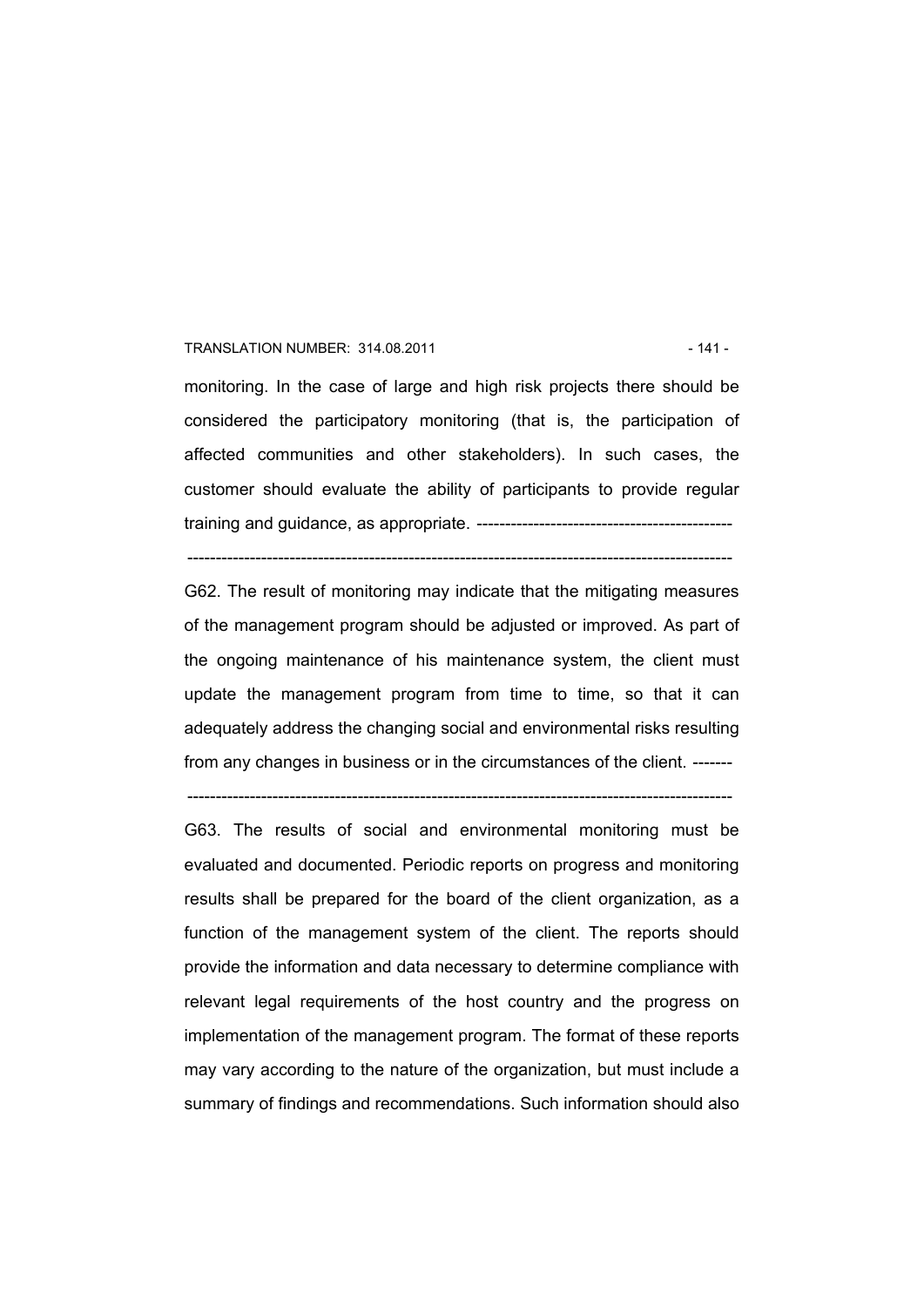monitoring. In the case of large and high risk projects there should be considered the participatory monitoring (that is, the participation of affected communities and other stakeholders). In such cases, the customer should evaluate the ability of participants to provide regular training and guidance, as appropriate. ---------------------------------------------

-----------------------------------------------------------------------------------------------

G62. The result of monitoring may indicate that the mitigating measures of the management program should be adjusted or improved. As part of the ongoing maintenance of his maintenance system, the client must update the management program from time to time, so that it can adequately address the changing social and environmental risks resulting from any changes in business or in the circumstances of the client. -------

-----------------------------------------------------------------------------------------------

G63. The results of social and environmental monitoring must be evaluated and documented. Periodic reports on progress and monitoring results shall be prepared for the board of the client organization, as a function of the management system of the client. The reports should provide the information and data necessary to determine compliance with relevant legal requirements of the host country and the progress on implementation of the management program. The format of these reports may vary according to the nature of the organization, but must include a summary of findings and recommendations. Such information should also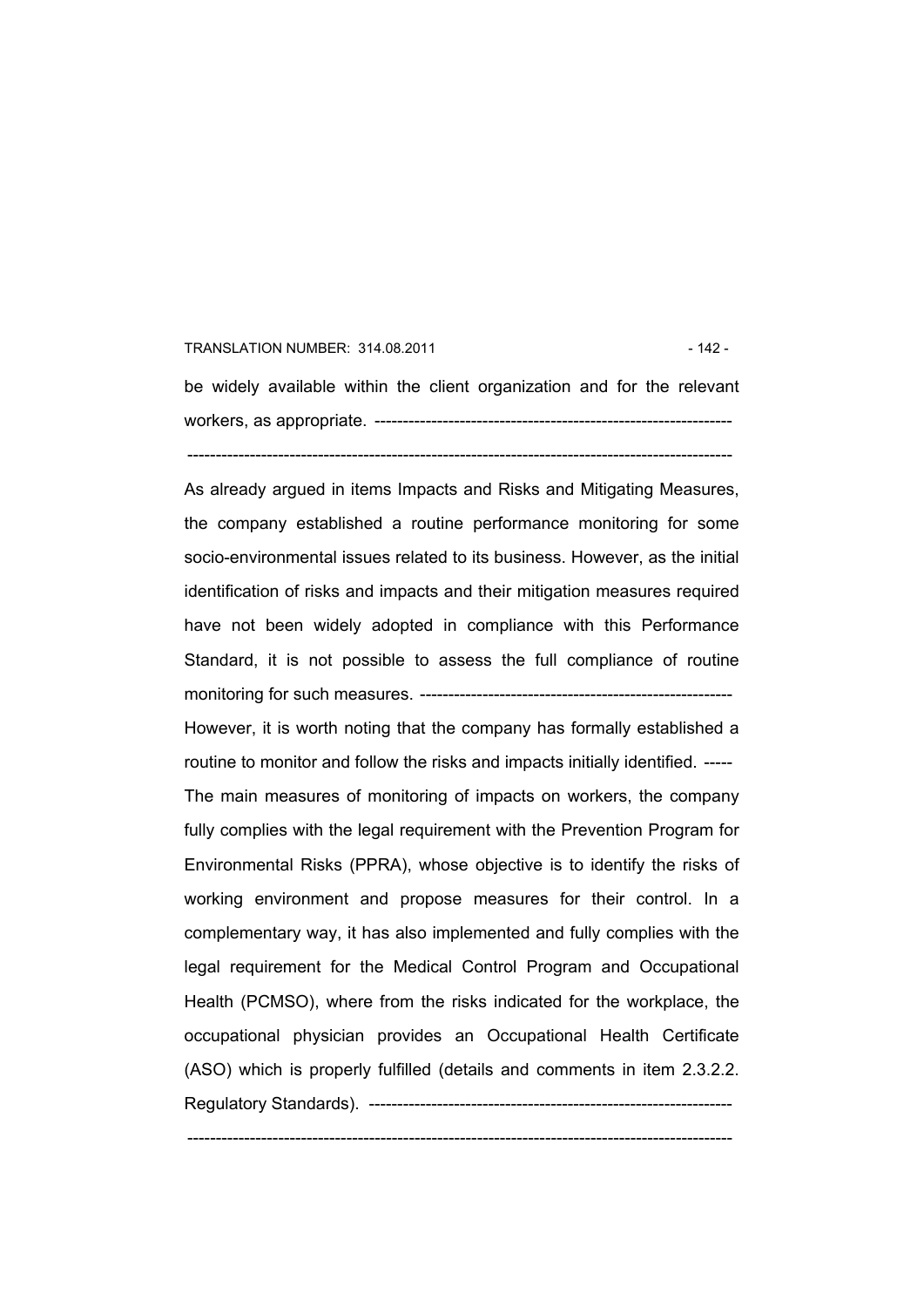be widely available within the client organization and for the relevant workers, as appropriate. ---------------------------------------------------------------

-----------------------------------------------------------------------------------------------

As already argued in items Impacts and Risks and Mitigating Measures, the company established a routine performance monitoring for some socio-environmental issues related to its business. However, as the initial identification of risks and impacts and their mitigation measures required have not been widely adopted in compliance with this Performance Standard, it is not possible to assess the full compliance of routine monitoring for such measures. --------------------------------------------------------

However, it is worth noting that the company has formally established a routine to monitor and follow the risks and impacts initially identified. -----

The main measures of monitoring of impacts on workers, the company fully complies with the legal requirement with the Prevention Program for Environmental Risks (PPRA), whose objective is to identify the risks of working environment and propose measures for their control. In a complementary way, it has also implemented and fully complies with the legal requirement for the Medical Control Program and Occupational Health (PCMSO), where from the risks indicated for the workplace, the occupational physician provides an Occupational Health Certificate (ASO) which is properly fulfilled (details and comments in item 2.3.2.2. Regulatory Standards). ----------------------------------------------------------------

-----------------------------------------------------------------------------------------------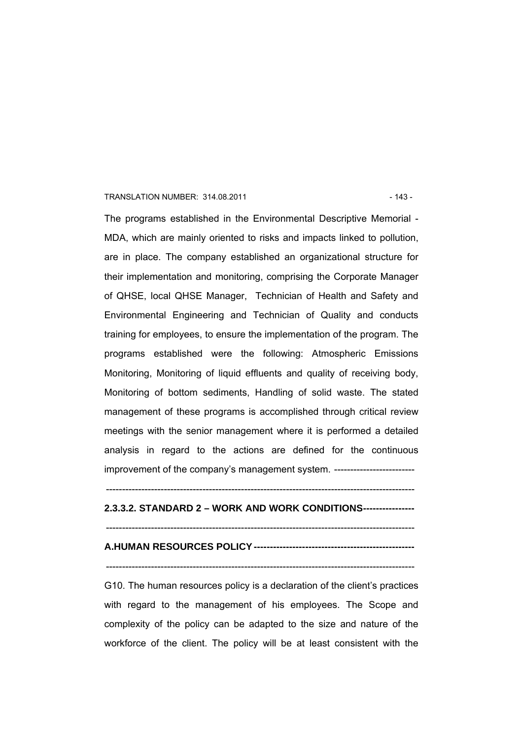The programs established in the Environmental Descriptive Memorial - MDA, which are mainly oriented to risks and impacts linked to pollution, are in place. The company established an organizational structure for their implementation and monitoring, comprising the Corporate Manager of QHSE, local QHSE Manager, Technician of Health and Safety and Environmental Engineering and Technician of Quality and conducts training for employees, to ensure the implementation of the program. The programs established were the following: Atmospheric Emissions Monitoring, Monitoring of liquid effluents and quality of receiving body, Monitoring of bottom sediments, Handling of solid waste. The stated management of these programs is accomplished through critical review meetings with the senior management where it is performed a detailed analysis in regard to the actions are defined for the continuous improvement of the company's management system. -------------------------

-----------------------------------------------------------------------------------------------

**2.3.3.2. STANDARD 2 – WORK AND WORK CONDITIONS----------------**

-----------------------------------------------------------------------------------------------

**A.HUMAN RESOURCES POLICY --------------------------------------------------**

-----------------------------------------------------------------------------------------------

G10. The human resources policy is a declaration of the client's practices with regard to the management of his employees. The Scope and complexity of the policy can be adapted to the size and nature of the workforce of the client. The policy will be at least consistent with the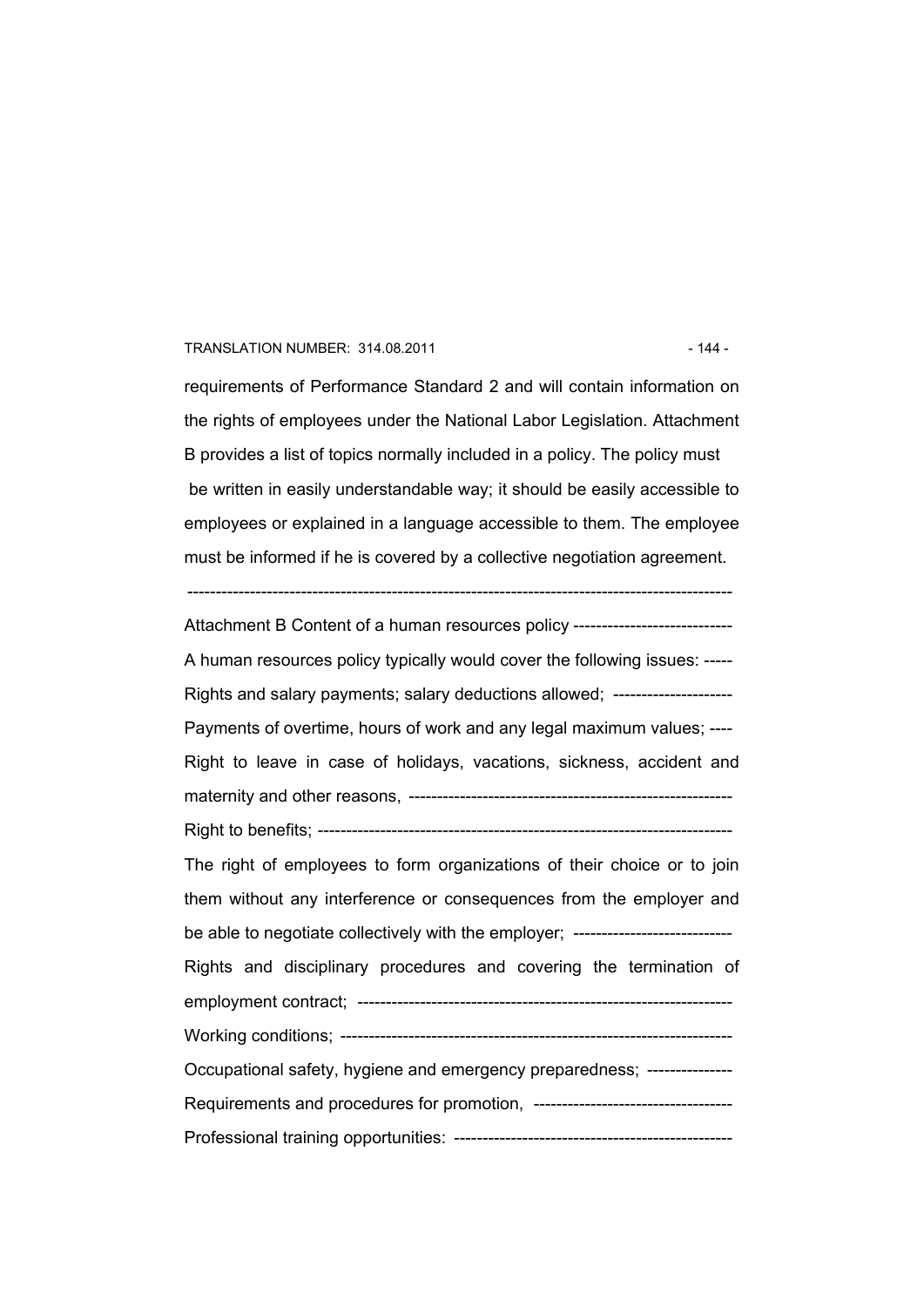requirements of Performance Standard 2 and will contain information on the rights of employees under the National Labor Legislation. Attachment B provides a list of topics normally included in a policy. The policy must be written in easily understandable way; it should be easily accessible to employees or explained in a language accessible to them. The employee must be informed if he is covered by a collective negotiation agreement.

------------------------------------------------------------------------------------------------

Attachment B Content of a human resources policy ----------------------------

A human resources policy typically would cover the following issues: -----

Rights and salary payments; salary deductions allowed; ---------------------

Payments of overtime, hours of work and any legal maximum values; ----

Right to leave in case of holidays, vacations, sickness, accident and maternity and other reasons, ---------------------------------------------------------

Right to benefits; -------------------------------------------------------------------------

The right of employees to form organizations of their choice or to join them without any interference or consequences from the employer and be able to negotiate collectively with the employer; ----------------------------

Rights and disciplinary procedures and covering the termination of employment contract; -----------------------------------------------------------------

Working conditions; --------------------------------------------------------------------

Occupational safety, hygiene and emergency preparedness; ---------------

Requirements and procedures for promotion, -----------------------------------

Professional training opportunities: -------------------------------------------------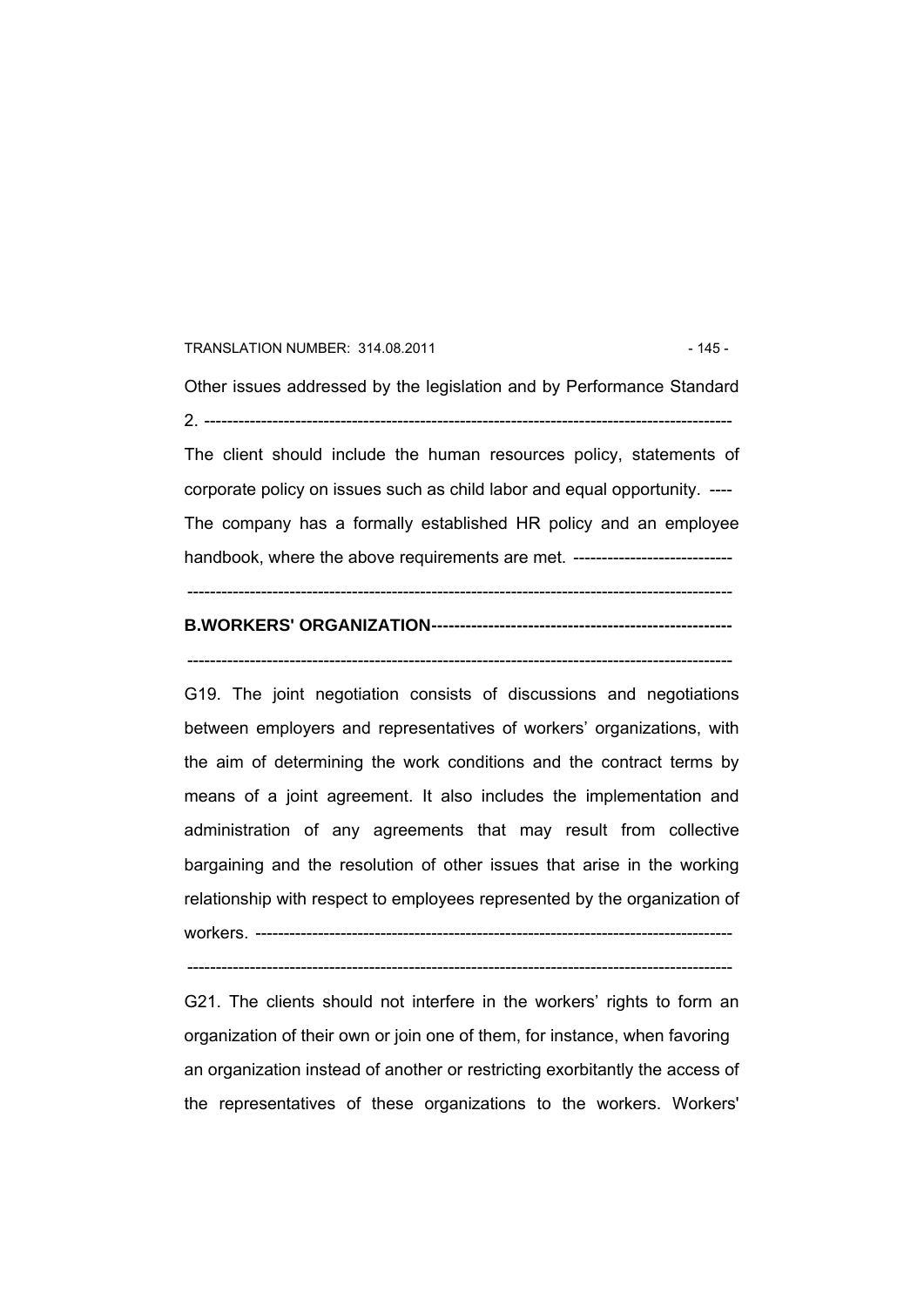Other issues addressed by the legislation and by Performance Standard 2. ---------------------------------------------------------------------------------------------

The client should include the human resources policy, statements of corporate policy on issues such as child labor and equal opportunity. ----

The company has a formally established HR policy and an employee handbook, where the above requirements are met. ----------------------------

---------------------------------------------------------------------------------------------------

**B.WORKERS' ORGANIZATION----------------------------------------------------**

---------------------------------------------------------------------------------------------------

G19. The joint negotiation consists of discussions and negotiations between employers and representatives of workers' organizations, with the aim of determining the work conditions and the contract terms by means of a joint agreement. It also includes the implementation and administration of any agreements that may result from collective bargaining and the resolution of other issues that arise in the working relationship with respect to employees represented by the organization of workers. -----------------------------------------------------------------------------------

---------------------------------------------------------------------------------------------------

G21. The clients should not interfere in the workers' rights to form an organization of their own or join one of them, for instance, when favoring an organization instead of another or restricting exorbitantly the access of the representatives of these organizations to the workers. Workers'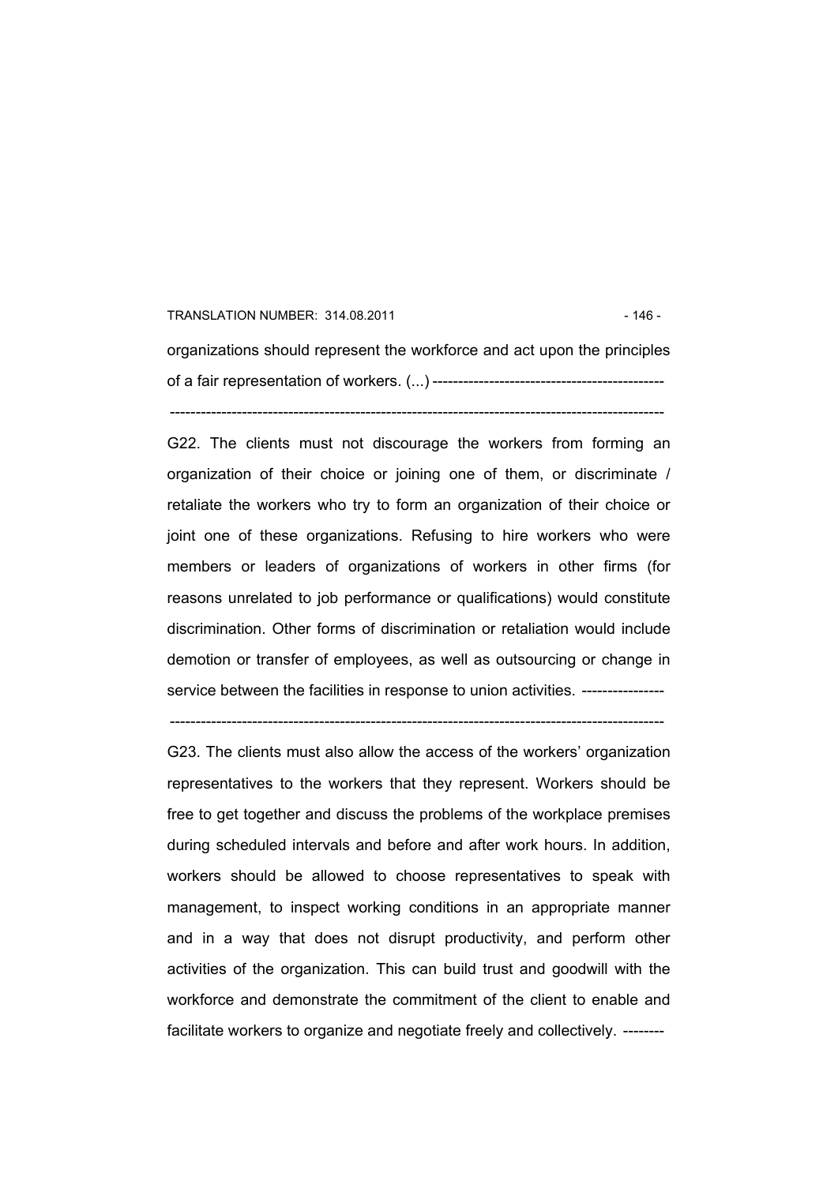organizations should represent the workforce and act upon the principles of a fair representation of workers. (...) --------------------------------------------

-----------------------------------------------------------------------------------------------

G22. The clients must not discourage the workers from forming an organization of their choice or joining one of them, or discriminate / retaliate the workers who try to form an organization of their choice or joint one of these organizations. Refusing to hire workers who were members or leaders of organizations of workers in other firms (for reasons unrelated to job performance or qualifications) would constitute discrimination. Other forms of discrimination or retaliation would include demotion or transfer of employees, as well as outsourcing or change in service between the facilities in response to union activities. ----------------

-----------------------------------------------------------------------------------------------

G23. The clients must also allow the access of the workers' organization representatives to the workers that they represent. Workers should be free to get together and discuss the problems of the workplace premises during scheduled intervals and before and after work hours. In addition, workers should be allowed to choose representatives to speak with management, to inspect working conditions in an appropriate manner and in a way that does not disrupt productivity, and perform other activities of the organization. This can build trust and goodwill with the workforce and demonstrate the commitment of the client to enable and facilitate workers to organize and negotiate freely and collectively. --------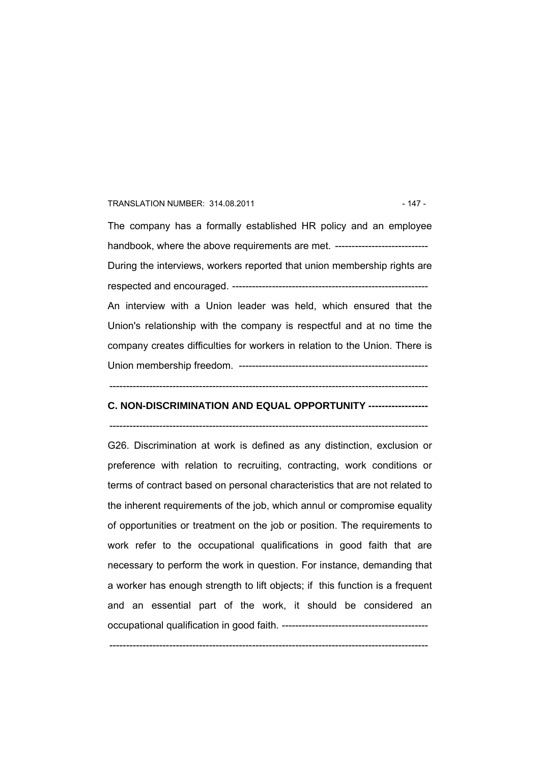The company has a formally established HR policy and an employee handbook, where the above requirements are met. ---------------------------

During the interviews, workers reported that union membership rights are respected and encouraged. ---------------------------------------------------------

An interview with a Union leader was held, which ensured that the Union's relationship with the company is respectful and at no time the company creates difficulties for workers in relation to the Union. There is Union membership freedom. --------------------------------------------------------

---------------------------------------------------------------------------------------------

**C. NON-DISCRIMINATION AND EQUAL OPPORTUNITY -----------------**

---------------------------------------------------------------------------------------------

G26. Discrimination at work is defined as any distinction, exclusion or preference with relation to recruiting, contracting, work conditions or terms of contract based on personal characteristics that are not related to the inherent requirements of the job, which annul or compromise equality of opportunities or treatment on the job or position. The requirements to work refer to the occupational qualifications in good faith that are necessary to perform the work in question. For instance, demanding that a worker has enough strength to lift objects; if this function is a frequent and an essential part of the work, it should be considered an occupational qualification in good faith. -------------------------------------------

---------------------------------------------------------------------------------------------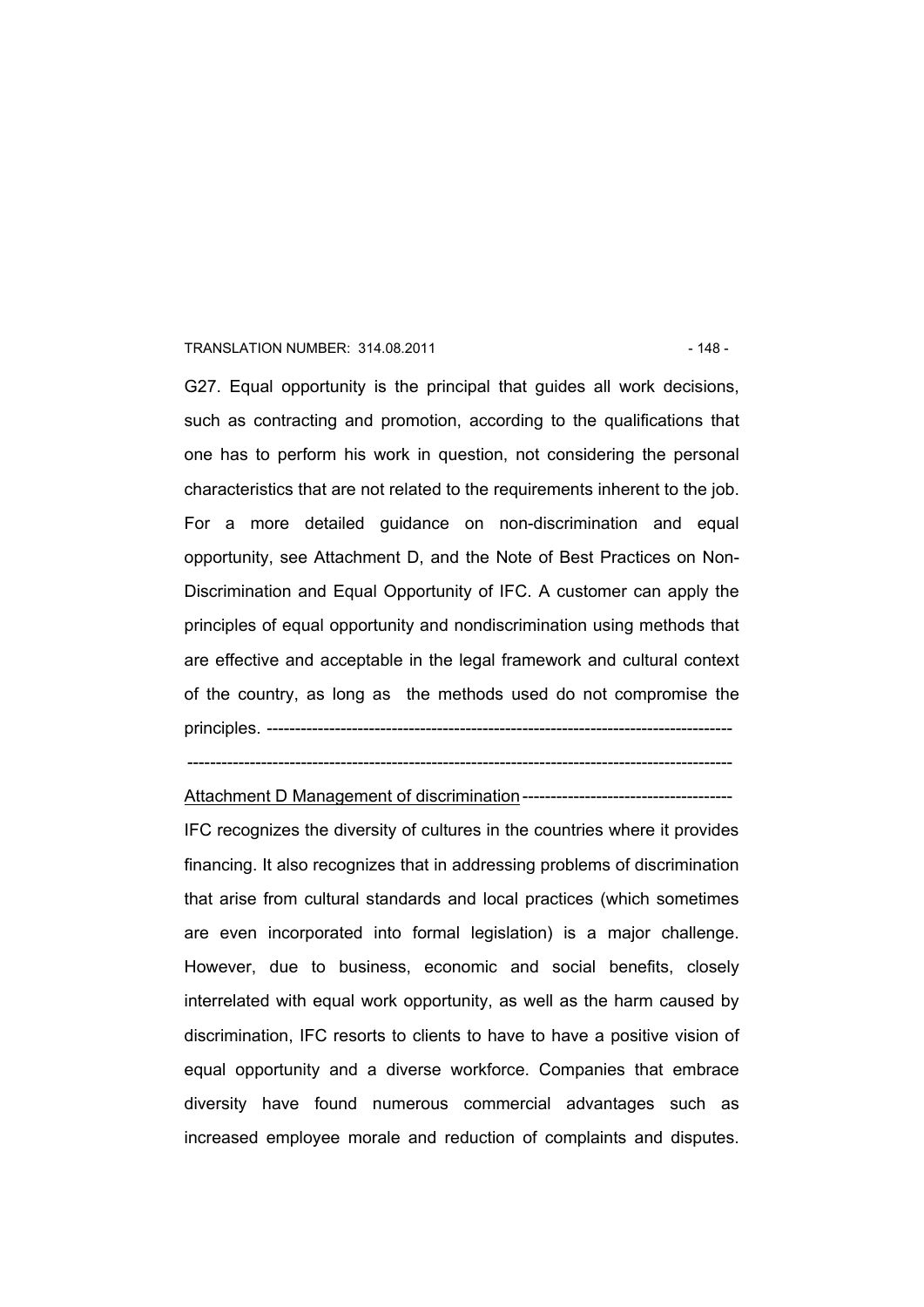G27. Equal opportunity is the principal that guides all work decisions, such as contracting and promotion, according to the qualifications that one has to perform his work in question, not considering the personal characteristics that are not related to the requirements inherent to the job. For a more detailed guidance on non-discrimination and equal opportunity, see Attachment D, and the Note of Best Practices on Non-Discrimination and Equal Opportunity of IFC. A customer can apply the principles of equal opportunity and nondiscrimination using methods that are effective and acceptable in the legal framework and cultural context of the country, as long as the methods used do not compromise the principles. --------------------------------------------------------------------------------

---------------------------------------------------------------------------------------------

<u>Attachment D Management of discrimination</u>-------------------------------------

IFC recognizes the diversity of cultures in the countries where it provides financing. It also recognizes that in addressing problems of discrimination that arise from cultural standards and local practices (which sometimes are even incorporated into formal legislation) is a major challenge. However, due to business, economic and social benefits, closely interrelated with equal work opportunity, as well as the harm caused by discrimination, IFC resorts to clients to have to have a positive vision of equal opportunity and a diverse workforce. Companies that embrace diversity have found numerous commercial advantages such as increased employee morale and reduction of complaints and disputes.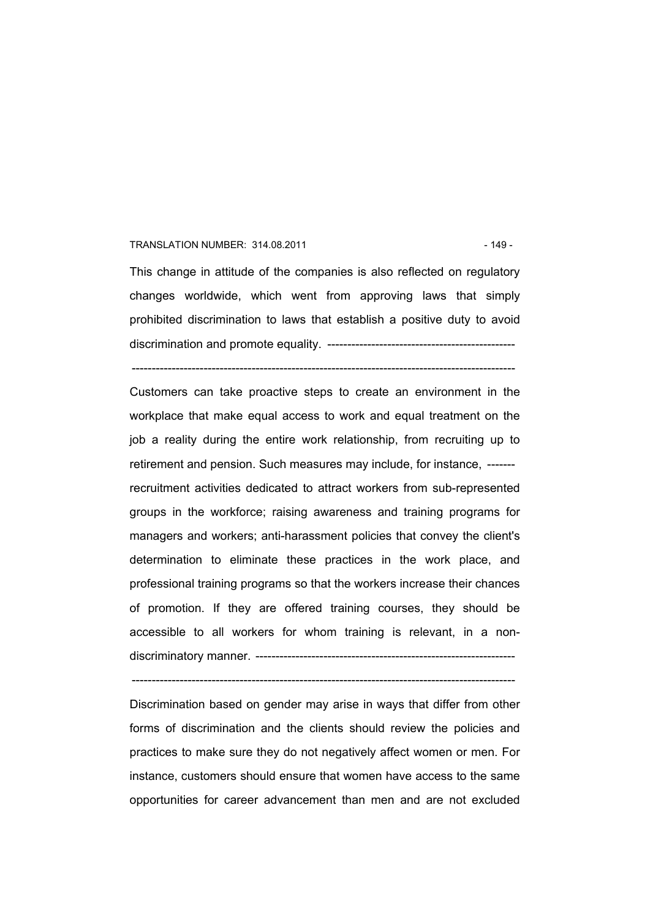This change in attitude of the companies is also reflected on regulatory changes worldwide, which went from approving laws that simply prohibited discrimination to laws that establish a positive duty to avoid discrimination and promote equality. -----------------------------------------------

--------------------------------------------------------------------------------------------------

Customers can take proactive steps to create an environment in the workplace that make equal access to work and equal treatment on the job a reality during the entire work relationship, from recruiting up to retirement and pension. Such measures may include, for instance, ------- recruitment activities dedicated to attract workers from sub-represented groups in the workforce; raising awareness and training programs for managers and workers; anti-harassment policies that convey the client's determination to eliminate these practices in the work place, and professional training programs so that the workers increase their chances of promotion. If they are offered training courses, they should be accessible to all workers for whom training is relevant, in a non-discriminatory manner. -----------------------------------------------------------------

--------------------------------------------------------------------------------------------------

Discrimination based on gender may arise in ways that differ from other forms of discrimination and the clients should review the policies and practices to make sure they do not negatively affect women or men. For instance, customers should ensure that women have access to the same opportunities for career advancement than men and are not excluded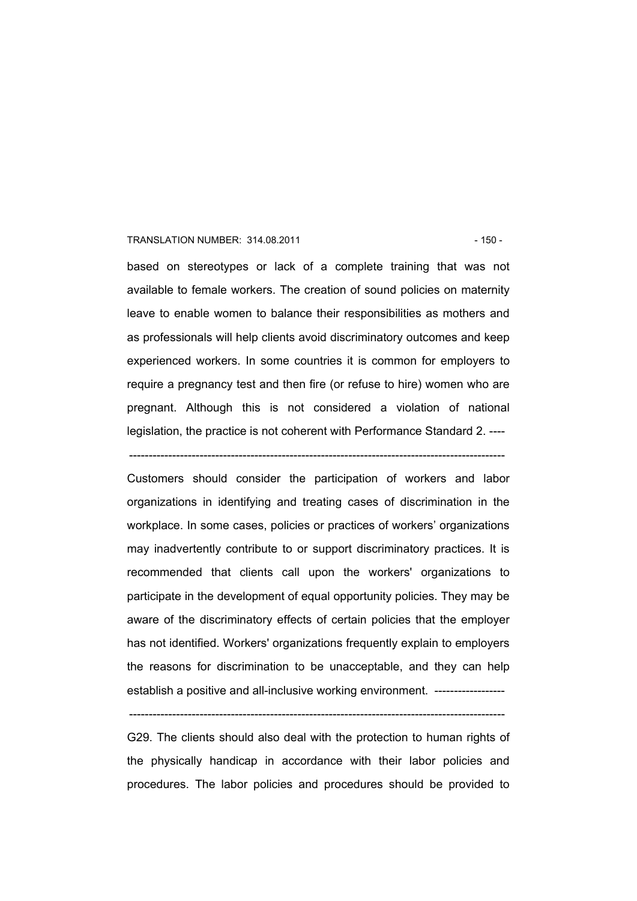based on stereotypes or lack of a complete training that was not available to female workers. The creation of sound policies on maternity leave to enable women to balance their responsibilities as mothers and as professionals will help clients avoid discriminatory outcomes and keep experienced workers. In some countries it is common for employers to require a pregnancy test and then fire (or refuse to hire) women who are pregnant. Although this is not considered a violation of national legislation, the practice is not coherent with Performance Standard 2. ----

---------------------------------------------------------------------------------------------------

Customers should consider the participation of workers and labor organizations in identifying and treating cases of discrimination in the workplace. In some cases, policies or practices of workers' organizations may inadvertently contribute to or support discriminatory practices. It is recommended that clients call upon the workers' organizations to participate in the development of equal opportunity policies. They may be aware of the discriminatory effects of certain policies that the employer has not identified. Workers' organizations frequently explain to employers the reasons for discrimination to be unacceptable, and they can help establish a positive and all-inclusive working environment. ------------------

---------------------------------------------------------------------------------------------------

G29. The clients should also deal with the protection to human rights of the physically handicap in accordance with their labor policies and procedures. The labor policies and procedures should be provided to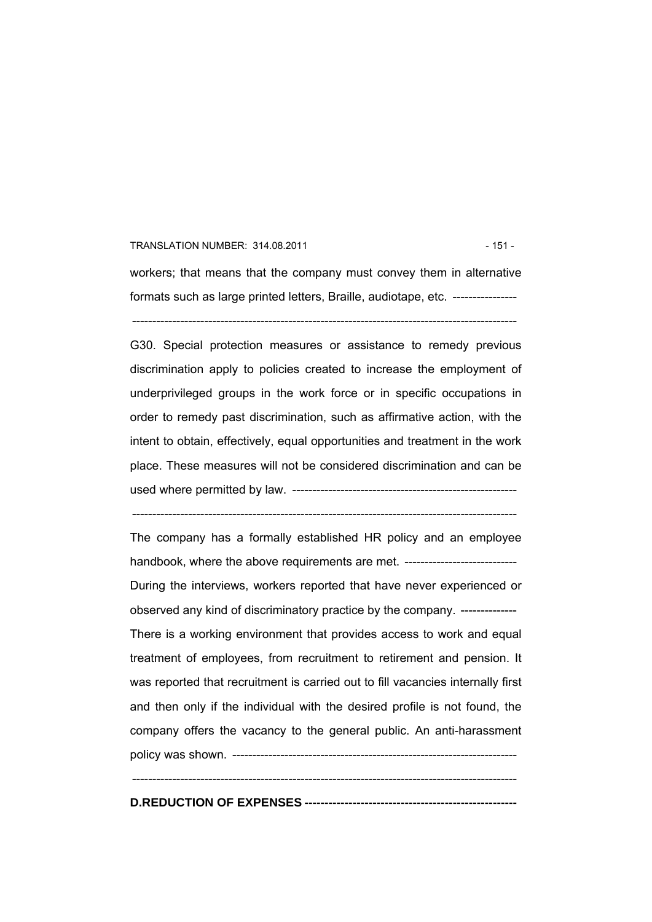workers; that means that the company must convey them in alternative formats such as large printed letters, Braille, audiotape, etc. ----------------

-----------------------------------------------------------------------------------------------

G30. Special protection measures or assistance to remedy previous discrimination apply to policies created to increase the employment of underprivileged groups in the work force or in specific occupations in order to remedy past discrimination, such as affirmative action, with the intent to obtain, effectively, equal opportunities and treatment in the work place. These measures will not be considered discrimination and can be used where permitted by law. --------------------------------------------------------

-----------------------------------------------------------------------------------------------

The company has a formally established HR policy and an employee handbook, where the above requirements are met. ----------------------------

During the interviews, workers reported that have never experienced or observed any kind of discriminatory practice by the company. --------------

There is a working environment that provides access to work and equal treatment of employees, from recruitment to retirement and pension. It was reported that recruitment is carried out to fill vacancies internally first and then only if the individual with the desired profile is not found, the company offers the vacancy to the general public. An anti-harassment policy was shown. ----------------------------------------------------------------------

-----------------------------------------------------------------------------------------------

**D.REDUCTION OF EXPENSES ----------------------------------------------------**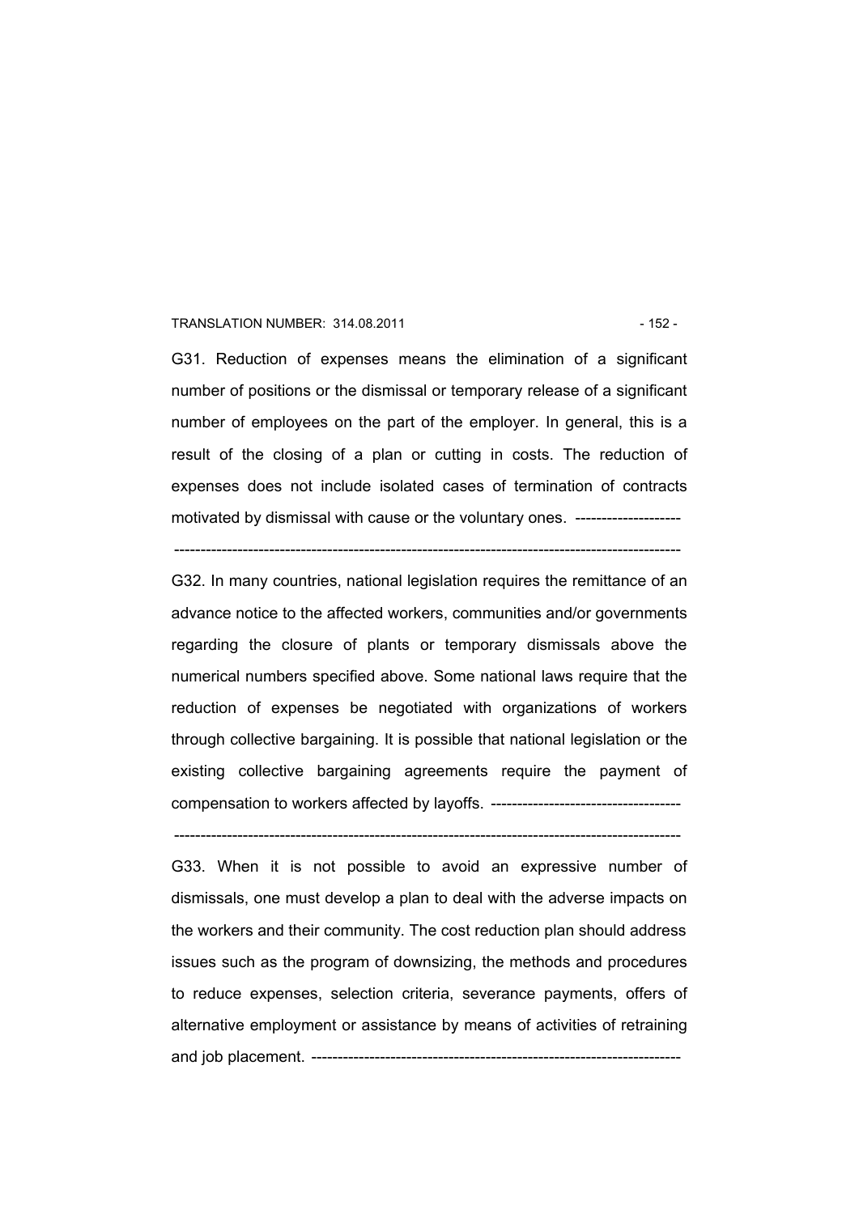G31. Reduction of expenses means the elimination of a significant number of positions or the dismissal or temporary release of a significant number of employees on the part of the employer. In general, this is a result of the closing of a plan or cutting in costs. The reduction of expenses does not include isolated cases of termination of contracts motivated by dismissal with cause or the voluntary ones. --------------------

------------------------------------------------------------------------------------------------

G32. In many countries, national legislation requires the remittance of an advance notice to the affected workers, communities and/or governments regarding the closure of plants or temporary dismissals above the numerical numbers specified above. Some national laws require that the reduction of expenses be negotiated with organizations of workers through collective bargaining. It is possible that national legislation or the existing collective bargaining agreements require the payment of compensation to workers affected by layoffs. ------------------------------------

------------------------------------------------------------------------------------------------

G33. When it is not possible to avoid an expressive number of dismissals, one must develop a plan to deal with the adverse impacts on the workers and their community. The cost reduction plan should address issues such as the program of downsizing, the methods and procedures to reduce expenses, selection criteria, severance payments, offers of alternative employment or assistance by means of activities of retraining and job placement. ----------------------------------------------------------------------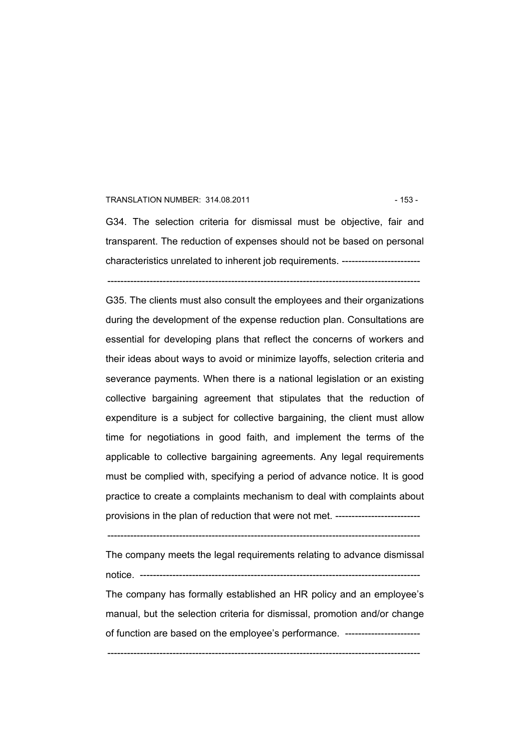G34. The selection criteria for dismissal must be objective, fair and transparent. The reduction of expenses should not be based on personal characteristics unrelated to inherent job requirements. ------------------------

--------------------------------------------------------------------------------------------------

G35. The clients must also consult the employees and their organizations during the development of the expense reduction plan. Consultations are essential for developing plans that reflect the concerns of workers and their ideas about ways to avoid or minimize layoffs, selection criteria and severance payments. When there is a national legislation or an existing collective bargaining agreement that stipulates that the reduction of expenditure is a subject for collective bargaining, the client must allow time for negotiations in good faith, and implement the terms of the applicable to collective bargaining agreements. Any legal requirements must be complied with, specifying a period of advance notice. It is good practice to create a complaints mechanism to deal with complaints about provisions in the plan of reduction that were not met. --------------------------

--------------------------------------------------------------------------------------------------

The company meets the legal requirements relating to advance dismissal notice. ---------------------------------------------------------------------------------------

The company has formally established an HR policy and an employee's manual, but the selection criteria for dismissal, promotion and/or change of function are based on the employee's performance. -----------------------

--------------------------------------------------------------------------------------------------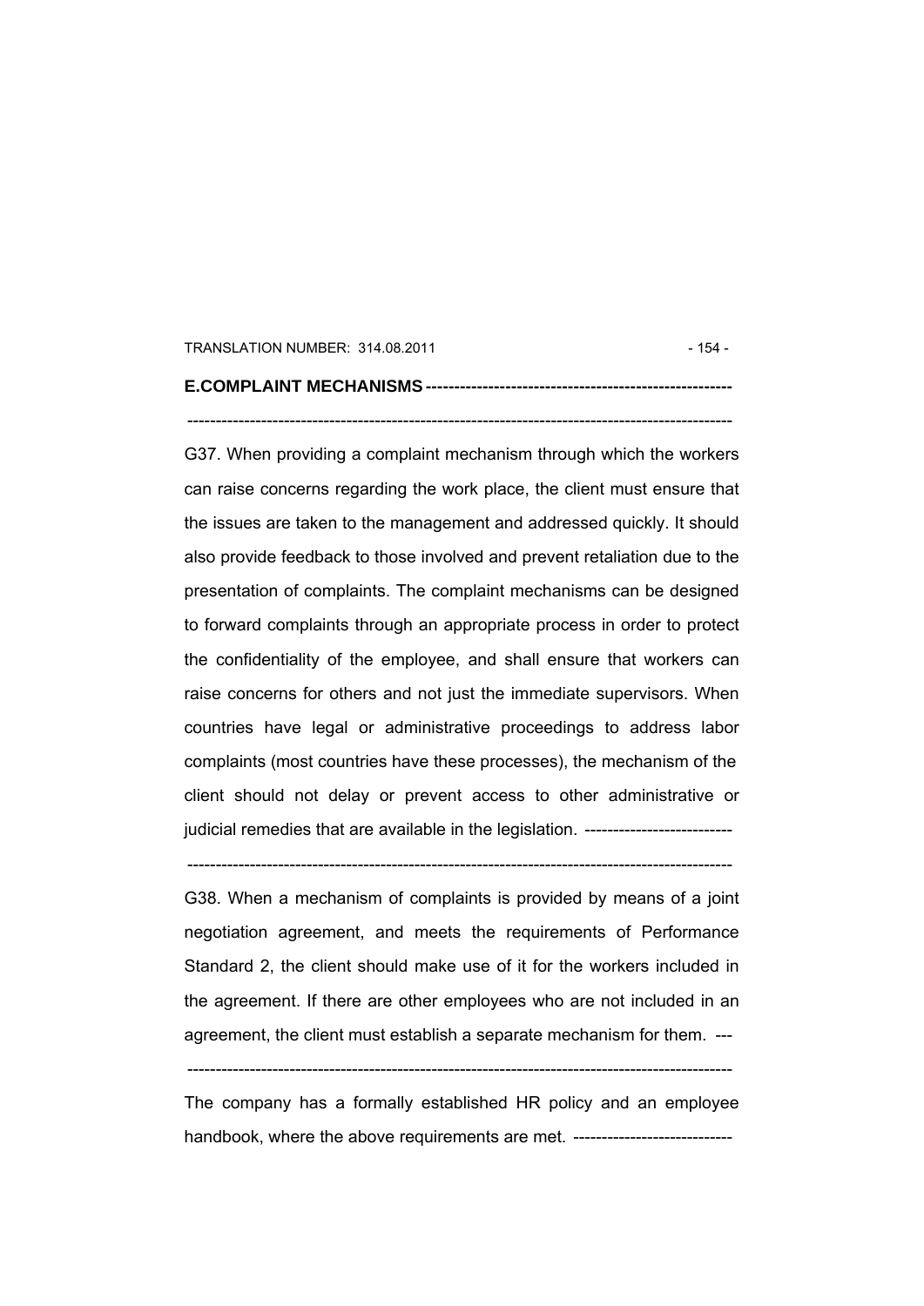## E.COMPLAINT MECHANISMS

G37. When providing a complaint mechanism through which the workers can raise concerns regarding the work place, the client must ensure that the issues are taken to the management and addressed quickly. It should also provide feedback to those involved and prevent retaliation due to the presentation of complaints. The complaint mechanisms can be designed to forward complaints through an appropriate process in order to protect the confidentiality of the employee, and shall ensure that workers can raise concerns for others and not just the immediate supervisors. When countries have legal or administrative proceedings to address labor complaints (most countries have these processes), the mechanism of the client should not delay or prevent access to other administrative or judicial remedies that are available in the legislation.

G38. When a mechanism of complaints is provided by means of a joint negotiation agreement, and meets the requirements of Performance Standard 2, the client should make use of it for the workers included in the agreement. If there are other employees who are not included in an agreement, the client must establish a separate mechanism for them.

The company has a formally established HR policy and an employee handbook, where the above requirements are met.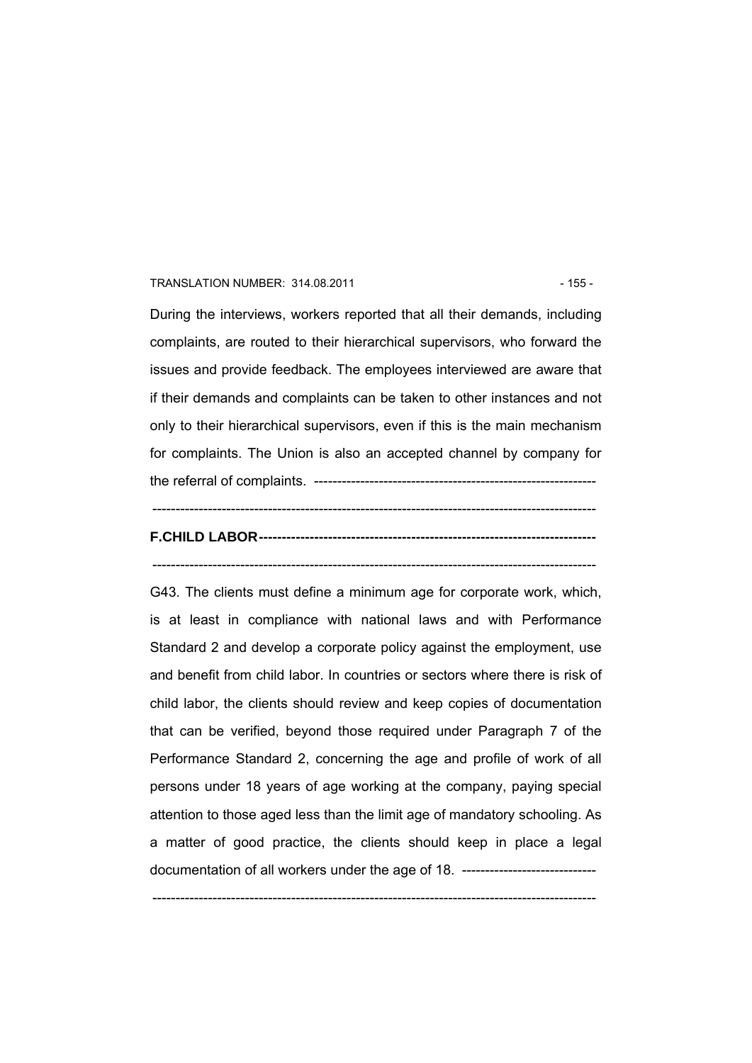During the interviews, workers reported that all their demands, including complaints, are routed to their hierarchical supervisors, who forward the issues and provide feedback. The employees interviewed are aware that if their demands and complaints can be taken to other instances and not only to their hierarchical supervisors, even if this is the main mechanism for complaints. The Union is also an accepted channel by company for the referral of complaints. ------------------------------------------------------------

-----------------------------------------------------------------------------------------------

**F.CHILD LABOR-----------------------------------------------------------------------**

-----------------------------------------------------------------------------------------------

G43. The clients must define a minimum age for corporate work, which, is at least in compliance with national laws and with Performance Standard 2 and develop a corporate policy against the employment, use and benefit from child labor. In countries or sectors where there is risk of child labor, the clients should review and keep copies of documentation that can be verified, beyond those required under Paragraph 7 of the Performance Standard 2, concerning the age and profile of work of all persons under 18 years of age working at the company, paying special attention to those aged less than the limit age of mandatory schooling. As a matter of good practice, the clients should keep in place a legal documentation of all workers under the age of 18. ----------------------------

-----------------------------------------------------------------------------------------------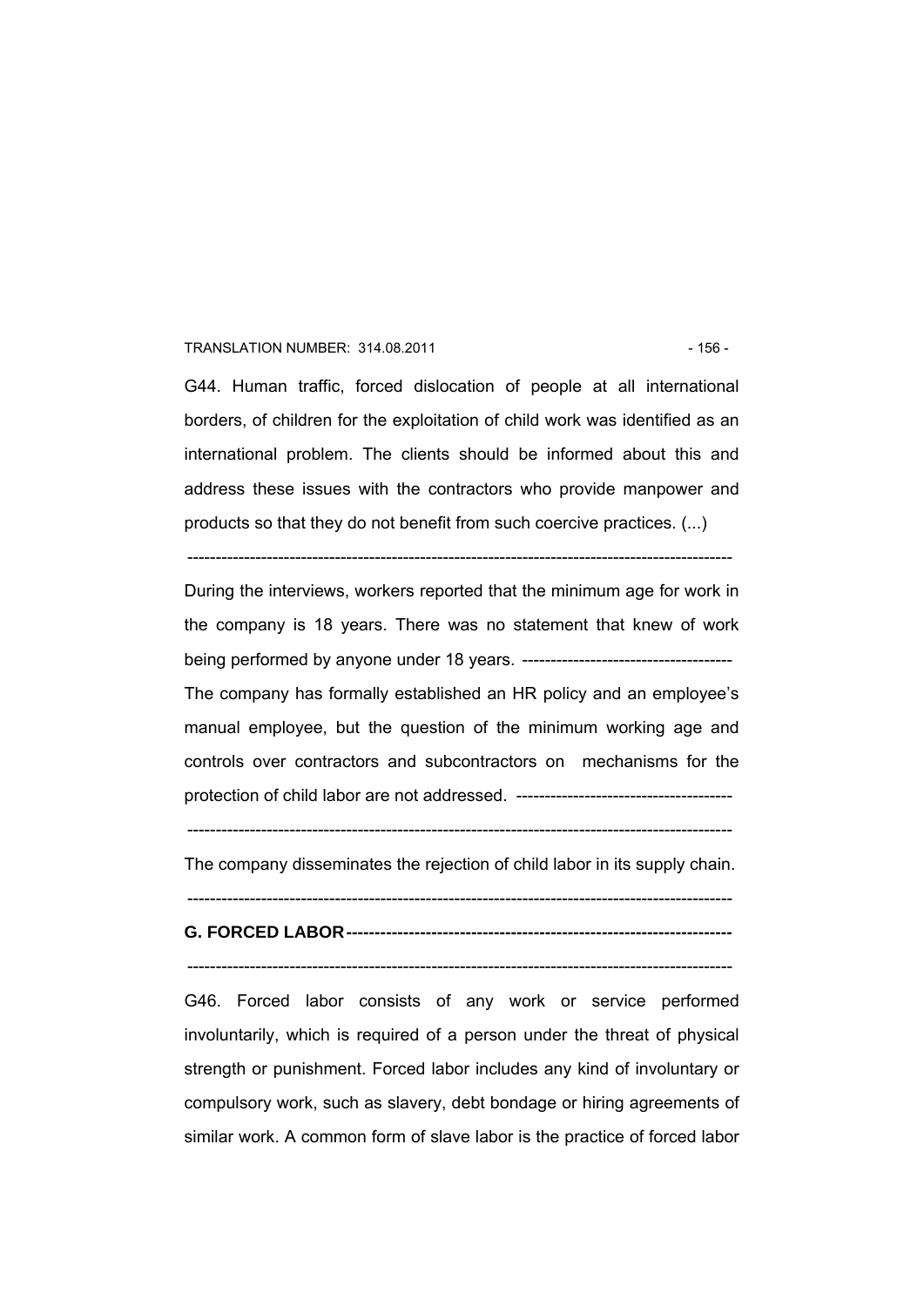G44. Human traffic, forced dislocation of people at all international borders, of children for the exploitation of child work was identified as an international problem. The clients should be informed about this and address these issues with the contractors who provide manpower and products so that they do not benefit from such coercive practices. (...)

---

During the interviews, workers reported that the minimum age for work in the company is 18 years. There was no statement that knew of work being performed by anyone under 18 years. -------------------------------------

The company has formally established an HR policy and an employee's manual employee, but the question of the minimum working age and controls over contractors and subcontractors on mechanisms for the protection of child labor are not addressed. --------------------------------------

---

The company disseminates the rejection of child labor in its supply chain.

---

**G. FORCED LABOR-------------------------------------------------------------------**

---

G46. Forced labor consists of any work or service performed involuntarily, which is required of a person under the threat of physical strength or punishment. Forced labor includes any kind of involuntary or compulsory work, such as slavery, debt bondage or hiring agreements of similar work. A common form of slave labor is the practice of forced labor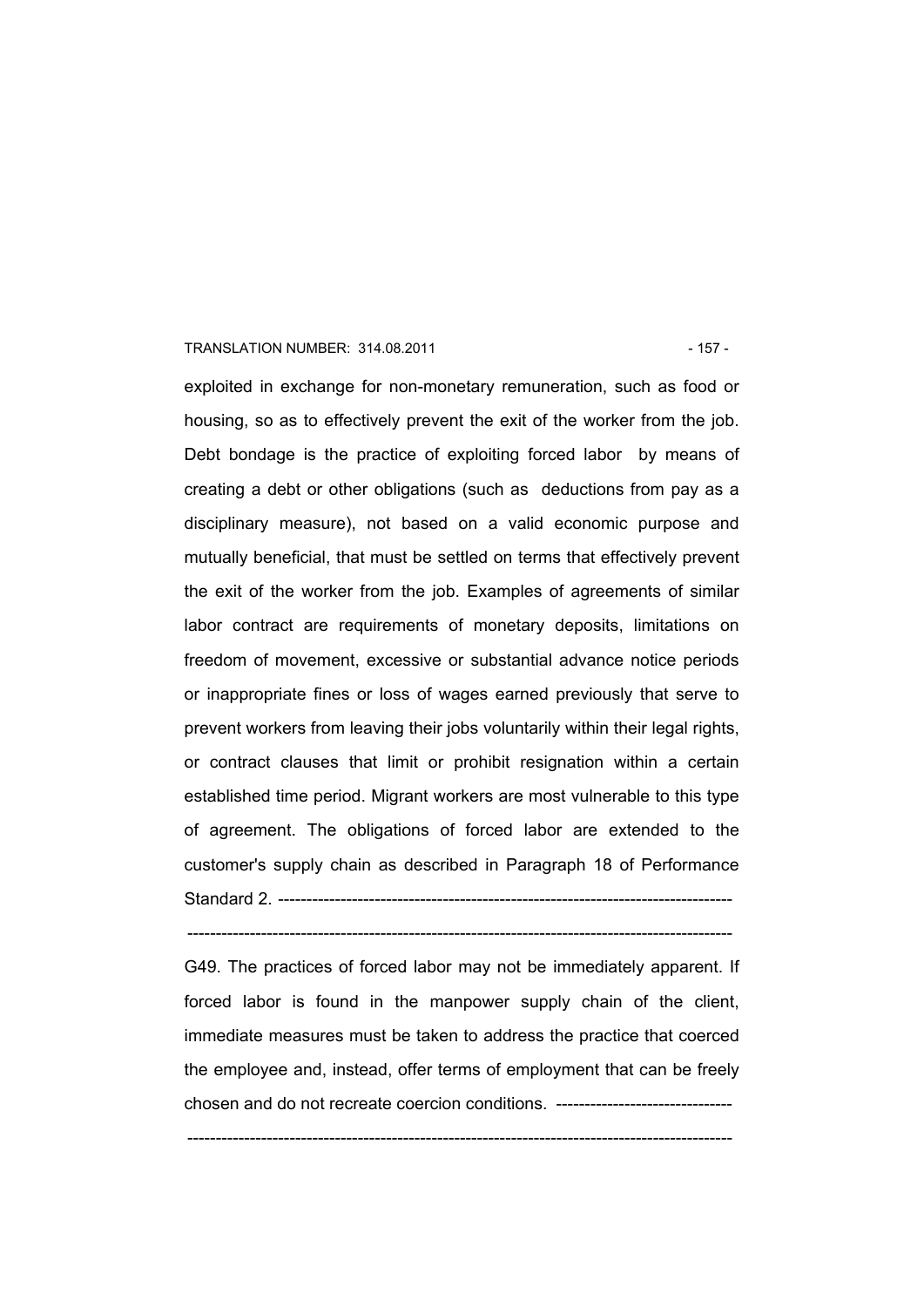exploited in exchange for non-monetary remuneration, such as food or housing, so as to effectively prevent the exit of the worker from the job. Debt bondage is the practice of exploiting forced labor by means of creating a debt or other obligations (such as deductions from pay as a disciplinary measure), not based on a valid economic purpose and mutually beneficial, that must be settled on terms that effectively prevent the exit of the worker from the job. Examples of agreements of similar labor contract are requirements of monetary deposits, limitations on freedom of movement, excessive or substantial advance notice periods or inappropriate fines or loss of wages earned previously that serve to prevent workers from leaving their jobs voluntarily within their legal rights, or contract clauses that limit or prohibit resignation within a certain established time period. Migrant workers are most vulnerable to this type of agreement. The obligations of forced labor are extended to the customer's supply chain as described in Paragraph 18 of Performance Standard 2. --------------------------------------------------------------------------------

-----------------------------------------------------------------------------------------------

G49. The practices of forced labor may not be immediately apparent. If forced labor is found in the manpower supply chain of the client, immediate measures must be taken to address the practice that coerced the employee and, instead, offer terms of employment that can be freely chosen and do not recreate coercion conditions. -------------------------------

-----------------------------------------------------------------------------------------------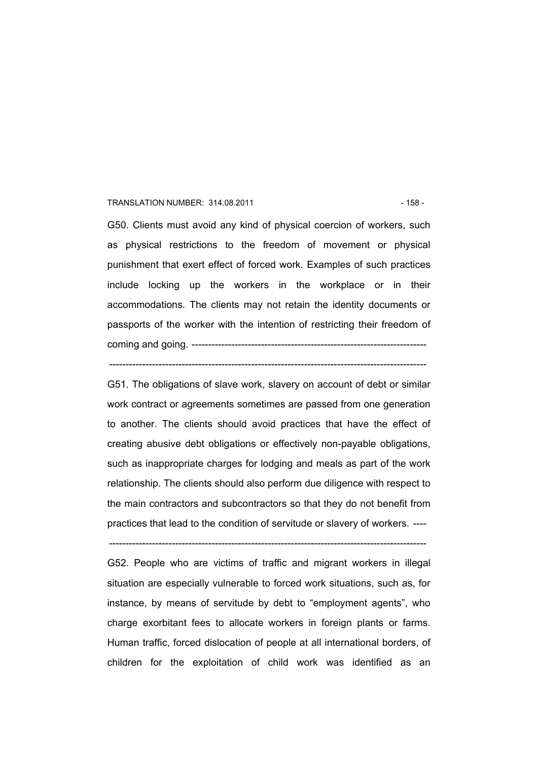G50. Clients must avoid any kind of physical coercion of workers, such as physical restrictions to the freedom of movement or physical punishment that exert effect of forced work. Examples of such practices include locking up the workers in the workplace or in their accommodations. The clients may not retain the identity documents or passports of the worker with the intention of restricting their freedom of coming and going. ----------------------------------------------------------------------

-----------------------------------------------------------------------------------------------

G51. The obligations of slave work, slavery on account of debt or similar work contract or agreements sometimes are passed from one generation to another. The clients should avoid practices that have the effect of creating abusive debt obligations or effectively non-payable obligations, such as inappropriate charges for lodging and meals as part of the work relationship. The clients should also perform due diligence with respect to the main contractors and subcontractors so that they do not benefit from practices that lead to the condition of servitude or slavery of workers. ----

-----------------------------------------------------------------------------------------------

G52. People who are victims of traffic and migrant workers in illegal situation are especially vulnerable to forced work situations, such as, for instance, by means of servitude by debt to "employment agents", who charge exorbitant fees to allocate workers in foreign plants or farms. Human traffic, forced dislocation of people at all international borders, of children for the exploitation of child work was identified as an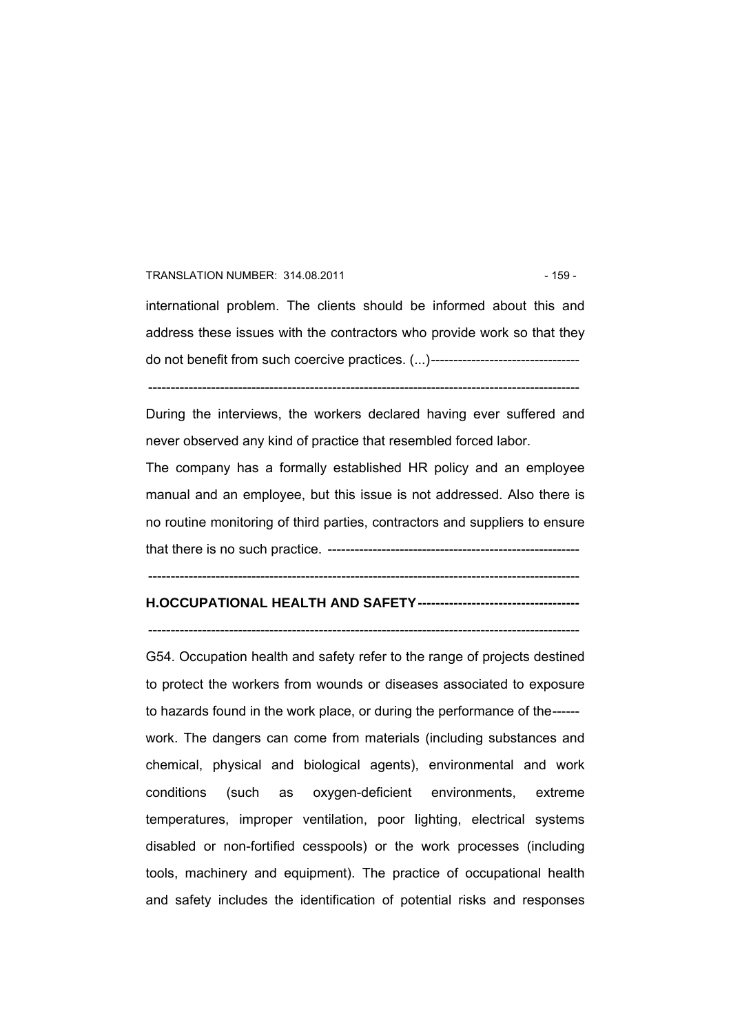international problem. The clients should be informed about this and address these issues with the contractors who provide work so that they do not benefit from such coercive practices. (...)---------------------------------

-----------------------------------------------------------------------------------------------

During the interviews, the workers declared having ever suffered and never observed any kind of practice that resembled forced labor.

The company has a formally established HR policy and an employee manual and an employee, but this issue is not addressed. Also there is no routine monitoring of third parties, contractors and suppliers to ensure that there is no such practice. --------------------------------------------------------

-----------------------------------------------------------------------------------------------

**H.OCCUPATIONAL HEALTH AND SAFETY-----------------------------------**

-----------------------------------------------------------------------------------------------

G54. Occupation health and safety refer to the range of projects destined to protect the workers from wounds or diseases associated to exposure to hazards found in the work place, or during the performance of the------ work. The dangers can come from materials (including substances and chemical, physical and biological agents), environmental and work conditions (such as oxygen-deficient environments, extreme temperatures, improper ventilation, poor lighting, electrical systems disabled or non-fortified cesspools) or the work processes (including tools, machinery and equipment). The practice of occupational health and safety includes the identification of potential risks and responses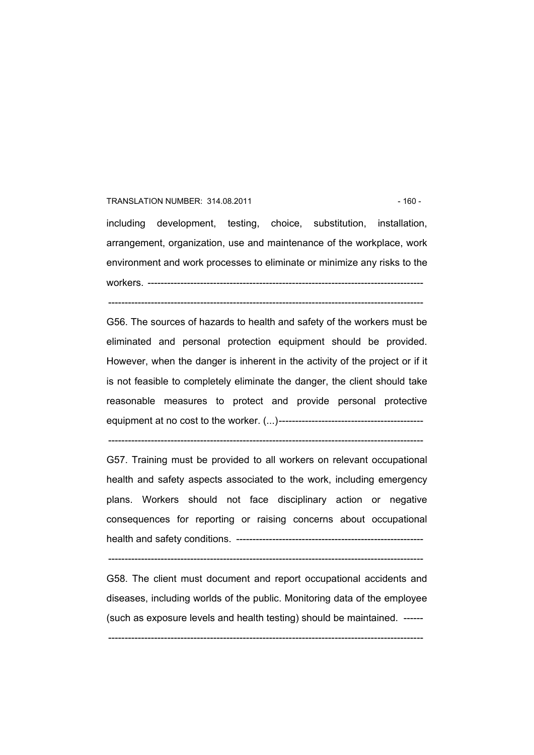including development, testing, choice, substitution, installation, arrangement, organization, use and maintenance of the workplace, work environment and work processes to eliminate or minimize any risks to the workers. ------------------------------------------------------------------------------------

------------------------------------------------------------------------------------------------

G56. The sources of hazards to health and safety of the workers must be eliminated and personal protection equipment should be provided. However, when the danger is inherent in the activity of the project or if it is not feasible to completely eliminate the danger, the client should take reasonable measures to protect and provide personal protective equipment at no cost to the worker. (...)--------------------------------------------

------------------------------------------------------------------------------------------------

G57. Training must be provided to all workers on relevant occupational health and safety aspects associated to the work, including emergency plans. Workers should not face disciplinary action or negative consequences for reporting or raising concerns about occupational health and safety conditions. ---------------------------------------------------------

------------------------------------------------------------------------------------------------

G58. The client must document and report occupational accidents and diseases, including worlds of the public. Monitoring data of the employee (such as exposure levels and health testing) should be maintained. ------

------------------------------------------------------------------------------------------------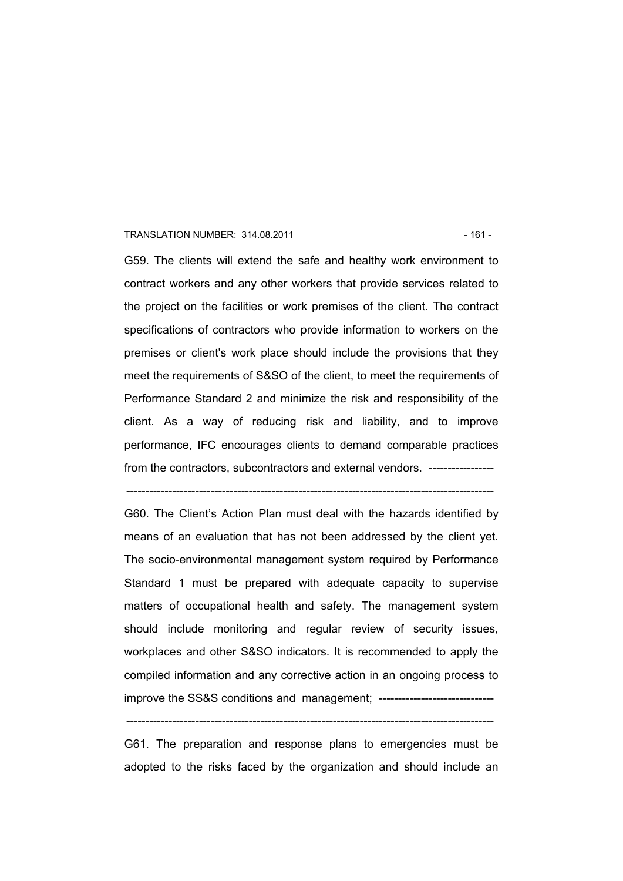G59. The clients will extend the safe and healthy work environment to contract workers and any other workers that provide services related to the project on the facilities or work premises of the client. The contract specifications of contractors who provide information to workers on the premises or client's work place should include the provisions that they meet the requirements of S&SO of the client, to meet the requirements of Performance Standard 2 and minimize the risk and responsibility of the client. As a way of reducing risk and liability, and to improve performance, IFC encourages clients to demand comparable practices from the contractors, subcontractors and external vendors. -----------------

-----------------------------------------------------------------------------------------------

G60. The Client's Action Plan must deal with the hazards identified by means of an evaluation that has not been addressed by the client yet. The socio-environmental management system required by Performance Standard 1 must be prepared with adequate capacity to supervise matters of occupational health and safety. The management system should include monitoring and regular review of security issues, workplaces and other S&SO indicators. It is recommended to apply the compiled information and any corrective action in an ongoing process to improve the SS&S conditions and management; ------------------------------

-----------------------------------------------------------------------------------------------

G61. The preparation and response plans to emergencies must be adopted to the risks faced by the organization and should include an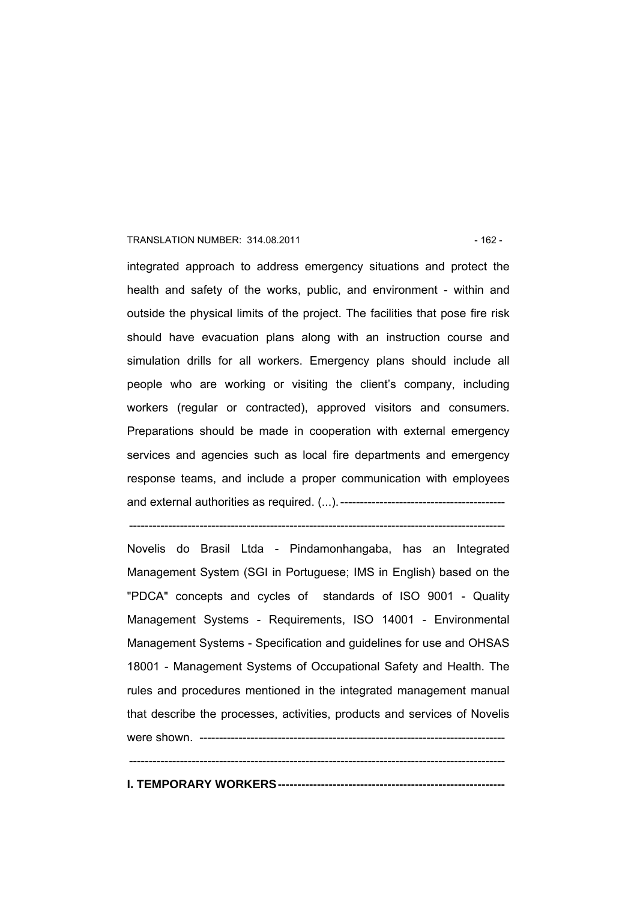integrated approach to address emergency situations and protect the health and safety of the works, public, and environment - within and outside the physical limits of the project. The facilities that pose fire risk should have evacuation plans along with an instruction course and simulation drills for all workers. Emergency plans should include all people who are working or visiting the client's company, including workers (regular or contracted), approved visitors and consumers. Preparations should be made in cooperation with external emergency services and agencies such as local fire departments and emergency response teams, and include a proper communication with employees and external authorities as required. (...).-------------------------------------------

------------------------------------------------------------------------------------------------

Novelis do Brasil Ltda - Pindamonhangaba, has an Integrated Management System (SGI in Portuguese; IMS in English) based on the "PDCA" concepts and cycles of standards of ISO 9001 - Quality Management Systems - Requirements, ISO 14001 - Environmental Management Systems - Specification and guidelines for use and OHSAS 18001 - Management Systems of Occupational Safety and Health. The rules and procedures mentioned in the integrated management manual that describe the processes, activities, products and services of Novelis were shown. ------------------------------------------------------------------------------

------------------------------------------------------------------------------------------------

**I. TEMPORARY WORKERS---------------------------------------------------------**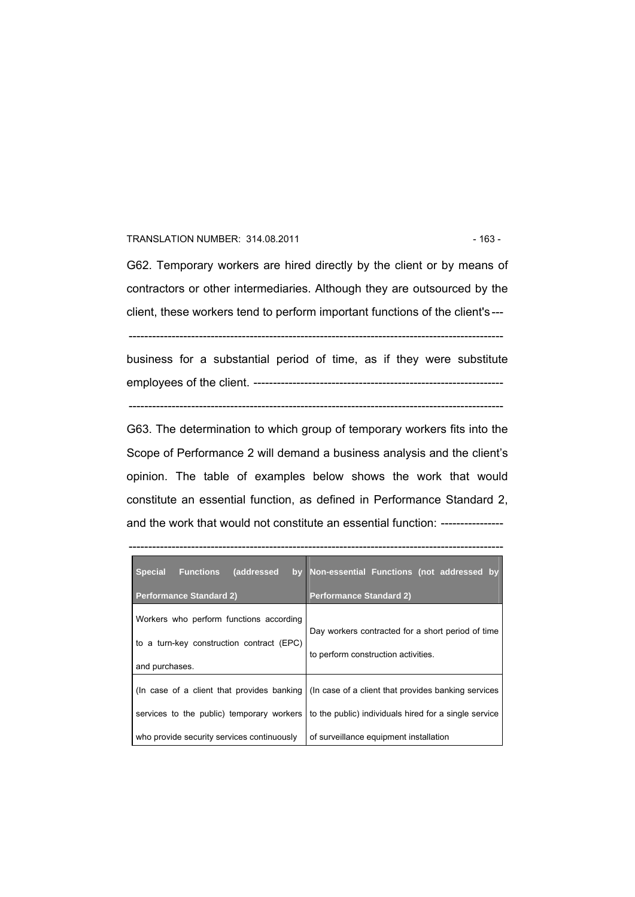G62. Temporary workers are hired directly by the client or by means of contractors or other intermediaries. Although they are outsourced by the client, these workers tend to perform important functions of the client's ---

---------------------------------------------------------------------------------------------

business for a substantial period of time, as if they were substitute employees of the client. ---------------------------------------------------------------

---------------------------------------------------------------------------------------------

G63. The determination to which group of temporary workers fits into the Scope of Performance 2 will demand a business analysis and the client's opinion. The table of examples below shows the work that would constitute an essential function, as defined in Performance Standard 2, and the work that would not constitute an essential function: ---------------

---------------------------------------------------------------------------------------------

| Special Functions (addressed by Performance Standard 2) | Non-essential Functions (not addressed by Performance Standard 2) |
|---|---|
| Workers who perform functions according to a turn-key construction contract (EPC) and purchases. | Day workers contracted for a short period of time to perform construction activities. |
| (In case of a client that provides banking services to the public) temporary workers who provide security services continuously | (In case of a client that provides banking services to the public) individuals hired for a single service of surveillance equipment installation |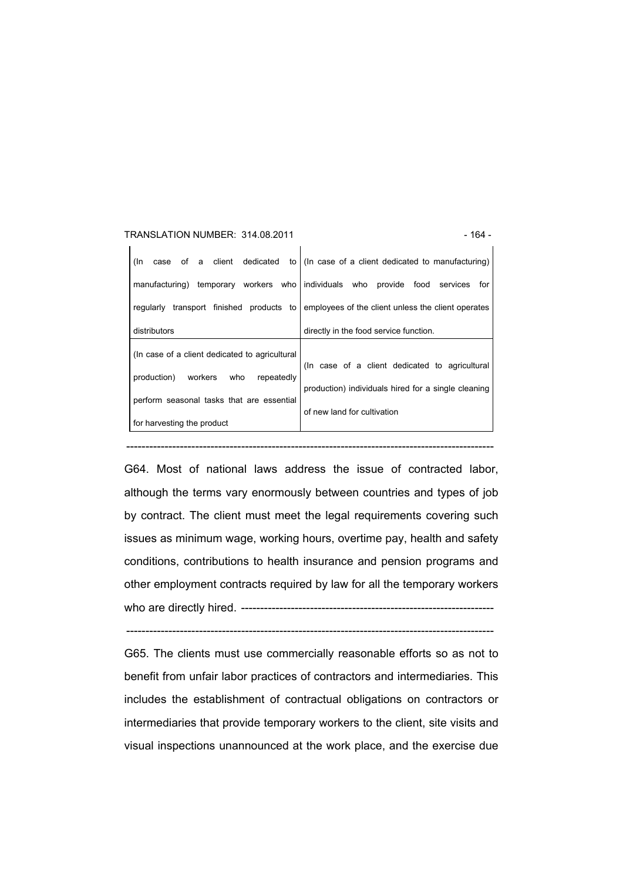| | |
|---|---|
| (In case of a client dedicated to manufacturing) temporary workers who regularly transport finished products to distributors | (In case of a client dedicated to manufacturing) individuals who provide food services for employees of the client unless the client operates directly in the food service function. |
| (In case of a client dedicated to agricultural production) workers who repeatedly perform seasonal tasks that are essential for harvesting the product | (In case of a client dedicated to agricultural production) individuals hired for a single cleaning of new land for cultivation |

---

G64. Most of national laws address the issue of contracted labor, although the terms vary enormously between countries and types of job by contract. The client must meet the legal requirements covering such issues as minimum wage, working hours, overtime pay, health and safety conditions, contributions to health insurance and pension programs and other employment contracts required by law for all the temporary workers who are directly hired. ----------------------------------------------------------------

---

G65. The clients must use commercially reasonable efforts so as not to benefit from unfair labor practices of contractors and intermediaries. This includes the establishment of contractual obligations on contractors or intermediaries that provide temporary workers to the client, site visits and visual inspections unannounced at the work place, and the exercise due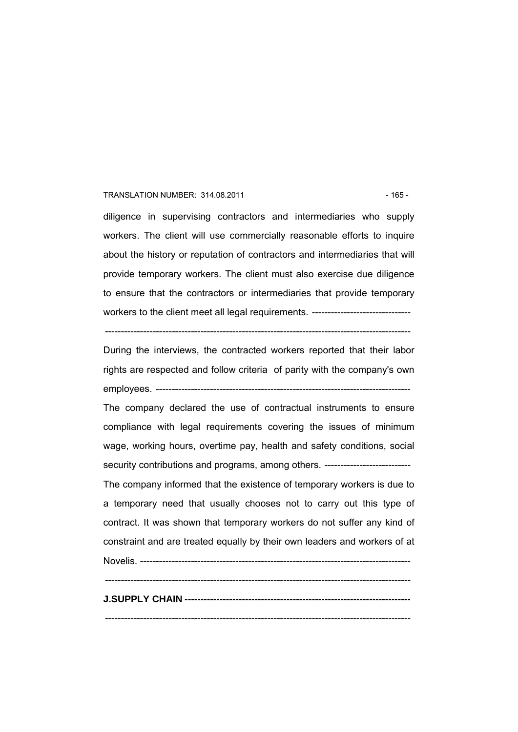diligence in supervising contractors and intermediaries who supply workers. The client will use commercially reasonable efforts to inquire about the history or reputation of contractors and intermediaries that will provide temporary workers. The client must also exercise due diligence to ensure that the contractors or intermediaries that provide temporary workers to the client meet all legal requirements. -------------------------------

---------------------------------------------------------------------------------------------------

During the interviews, the contracted workers reported that their labor rights are respected and follow criteria of parity with the company's own employees. --------------------------------------------------------------------------------

The company declared the use of contractual instruments to ensure compliance with legal requirements covering the issues of minimum wage, working hours, overtime pay, health and safety conditions, social security contributions and programs, among others. ---------------------------

The company informed that the existence of temporary workers is due to a temporary need that usually chooses not to carry out this type of contract. It was shown that temporary workers do not suffer any kind of constraint and are treated equally by their own leaders and workers of at Novelis. ------------------------------------------------------------------------------------

---------------------------------------------------------------------------------------------------

**J.SUPPLY CHAIN -----------------------------------------------------------------------**

---------------------------------------------------------------------------------------------------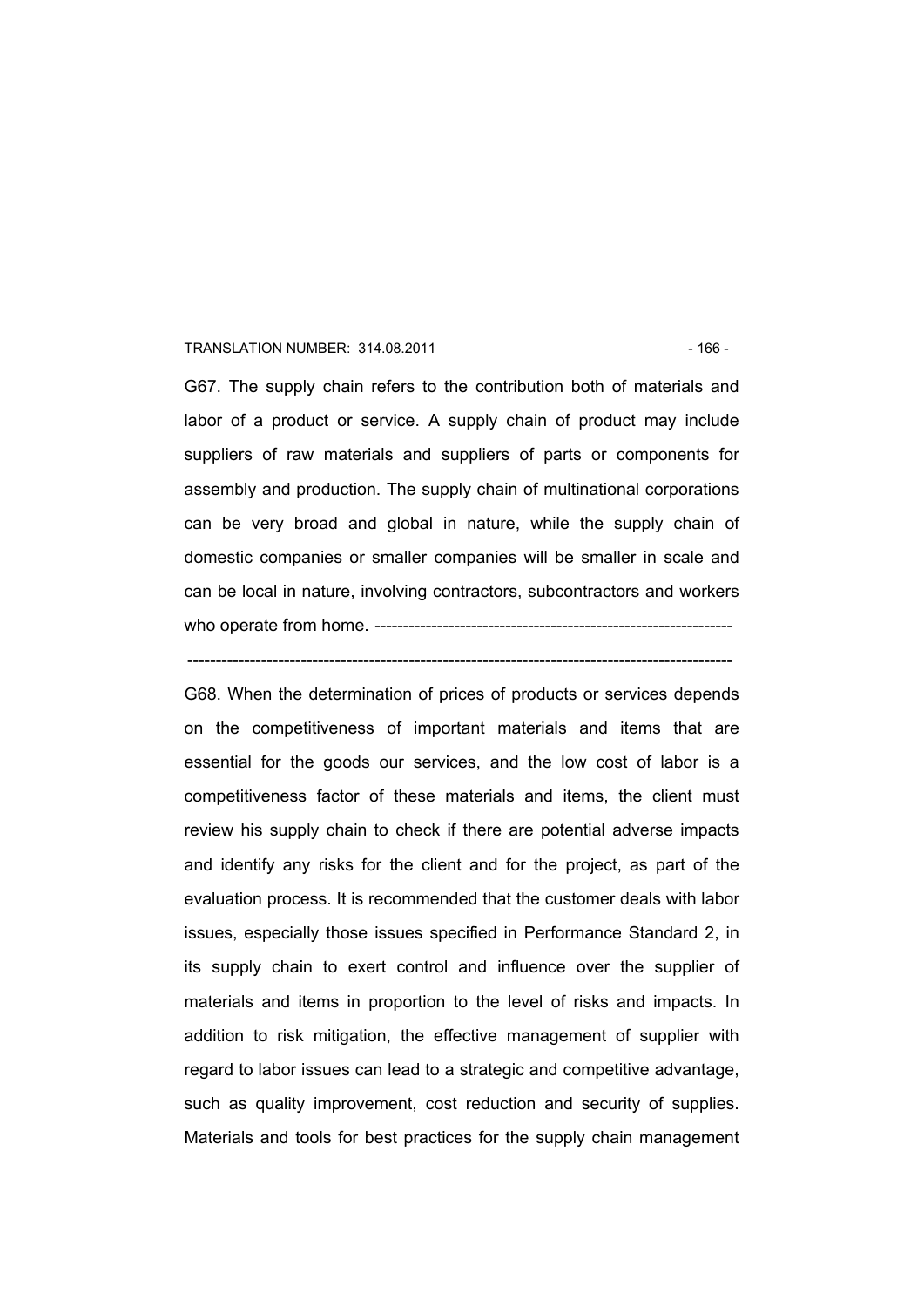G67. The supply chain refers to the contribution both of materials and labor of a product or service. A supply chain of product may include suppliers of raw materials and suppliers of parts or components for assembly and production. The supply chain of multinational corporations can be very broad and global in nature, while the supply chain of domestic companies or smaller companies will be smaller in scale and can be local in nature, involving contractors, subcontractors and workers who operate from home. ---------------------------------------------------------------

-----------------------------------------------------------------------------------------------

G68. When the determination of prices of products or services depends on the competitiveness of important materials and items that are essential for the goods our services, and the low cost of labor is a competitiveness factor of these materials and items, the client must review his supply chain to check if there are potential adverse impacts and identify any risks for the client and for the project, as part of the evaluation process. It is recommended that the customer deals with labor issues, especially those issues specified in Performance Standard 2, in its supply chain to exert control and influence over the supplier of materials and items in proportion to the level of risks and impacts. In addition to risk mitigation, the effective management of supplier with regard to labor issues can lead to a strategic and competitive advantage, such as quality improvement, cost reduction and security of supplies. Materials and tools for best practices for the supply chain management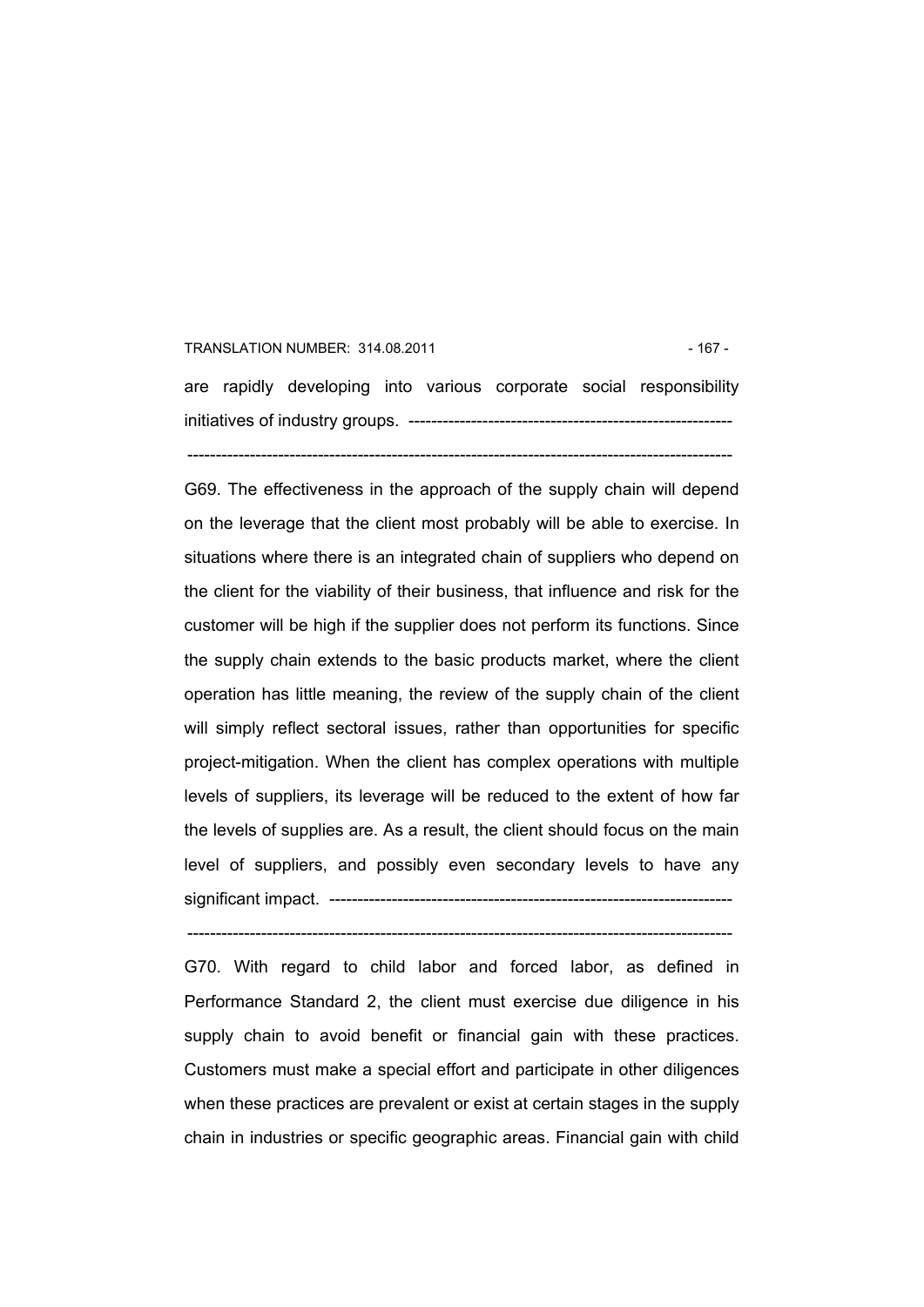are rapidly developing into various corporate social responsibility initiatives of industry groups. -------------------------------------------------------

------------------------------------------------------------------------------------------------

G69. The effectiveness in the approach of the supply chain will depend on the leverage that the client most probably will be able to exercise. In situations where there is an integrated chain of suppliers who depend on the client for the viability of their business, that influence and risk for the customer will be high if the supplier does not perform its functions. Since the supply chain extends to the basic products market, where the client operation has little meaning, the review of the supply chain of the client will simply reflect sectoral issues, rather than opportunities for specific project-mitigation. When the client has complex operations with multiple levels of suppliers, its leverage will be reduced to the extent of how far the levels of supplies are. As a result, the client should focus on the main level of suppliers, and possibly even secondary levels to have any significant impact. ---------------------------------------------------------------------

------------------------------------------------------------------------------------------------

G70. With regard to child labor and forced labor, as defined in Performance Standard 2, the client must exercise due diligence in his supply chain to avoid benefit or financial gain with these practices. Customers must make a special effort and participate in other diligences when these practices are prevalent or exist at certain stages in the supply chain in industries or specific geographic areas. Financial gain with child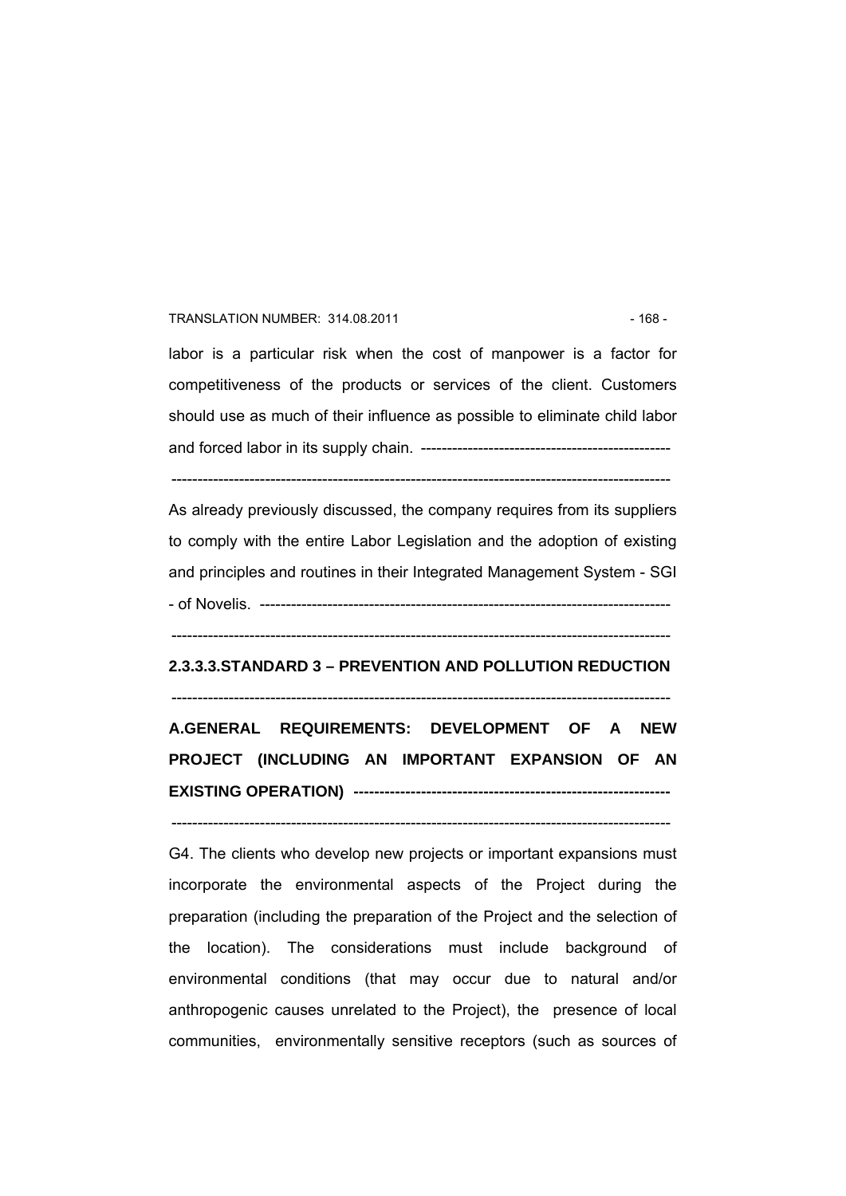labor is a particular risk when the cost of manpower is a factor for competitiveness of the products or services of the client. Customers should use as much of their influence as possible to eliminate child labor and forced labor in its supply chain. ------------------------------------------------

-------------------------------------------------------------------------------------------------

As already previously discussed, the company requires from its suppliers to comply with the entire Labor Legislation and the adoption of existing and principles and routines in their Integrated Management System - SGI - of Novelis. -------------------------------------------------------------------------------

-------------------------------------------------------------------------------------------------

### 2.3.3.3.STANDARD 3 – PREVENTION AND POLLUTION REDUCTION

-------------------------------------------------------------------------------------------------

#### A.GENERAL REQUIREMENTS: DEVELOPMENT OF A NEW PROJECT (INCLUDING AN IMPORTANT EXPANSION OF AN EXISTING OPERATION) -------------------------------------------------------------

-------------------------------------------------------------------------------------------------

G4. The clients who develop new projects or important expansions must incorporate the environmental aspects of the Project during the preparation (including the preparation of the Project and the selection of the location). The considerations must include background of environmental conditions (that may occur due to natural and/or anthropogenic causes unrelated to the Project), the presence of local communities, environmentally sensitive receptors (such as sources of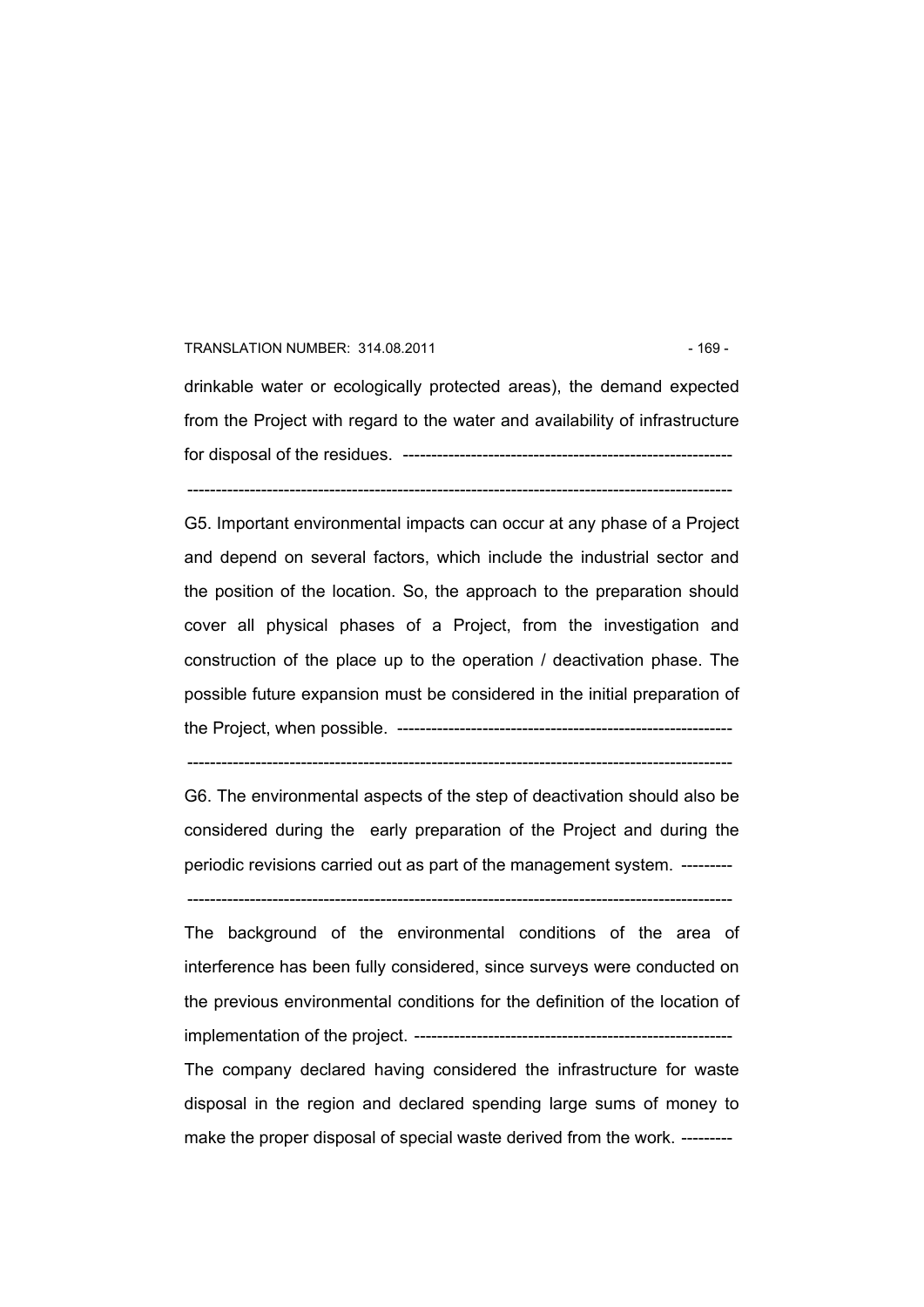drinkable water or ecologically protected areas), the demand expected from the Project with regard to the water and availability of infrastructure for disposal of the residues. ---------------------------------------------------------

---------------------------------------------------------------------------------------------------

G5. Important environmental impacts can occur at any phase of a Project and depend on several factors, which include the industrial sector and the position of the location. So, the approach to the preparation should cover all physical phases of a Project, from the investigation and construction of the place up to the operation / deactivation phase. The possible future expansion must be considered in the initial preparation of the Project, when possible. ----------------------------------------------------------

---------------------------------------------------------------------------------------------------

G6. The environmental aspects of the step of deactivation should also be considered during the early preparation of the Project and during the periodic revisions carried out as part of the management system. ---------

---------------------------------------------------------------------------------------------------

The background of the environmental conditions of the area of interference has been fully considered, since surveys were conducted on the previous environmental conditions for the definition of the location of implementation of the project. --------------------------------------------------------

The company declared having considered the infrastructure for waste disposal in the region and declared spending large sums of money to make the proper disposal of special waste derived from the work. ---------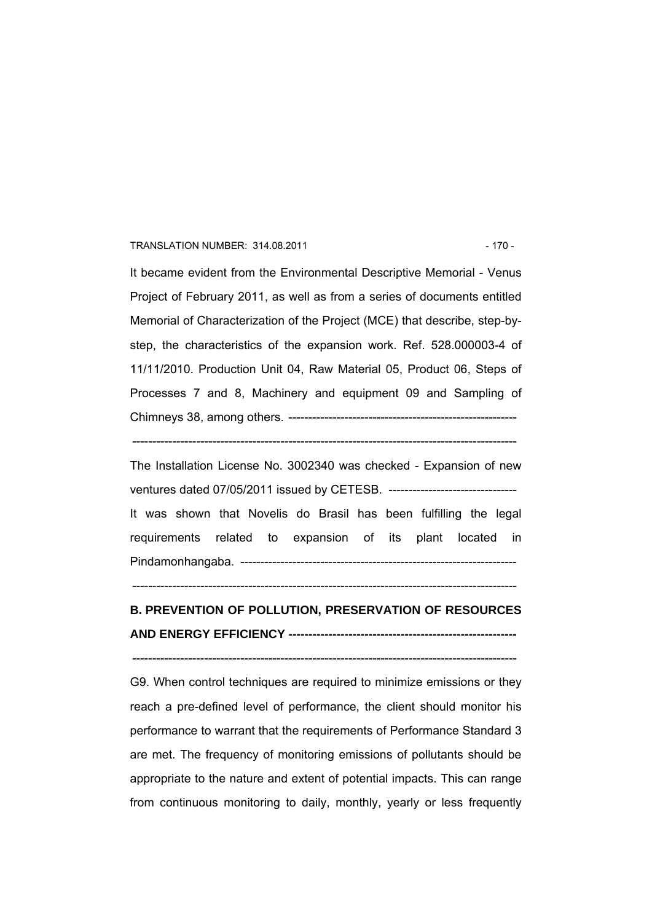It became evident from the Environmental Descriptive Memorial - Venus Project of February 2011, as well as from a series of documents entitled Memorial of Characterization of the Project (MCE) that describe, step-by-step, the characteristics of the expansion work. Ref. 528.000003-4 of 11/11/2010. Production Unit 04, Raw Material 05, Product 06, Steps of Processes 7 and 8, Machinery and equipment 09 and Sampling of Chimneys 38, among others. --------------------------------------------------------

------------------------------------------------------------------------------------------------

The Installation License No. 3002340 was checked - Expansion of new ventures dated 07/05/2011 issued by CETESB. --------------------------------

It was shown that Novelis do Brasil has been fulfilling the legal requirements related to expansion of its plant located in Pindamonhangaba. --------------------------------------------------------------------

------------------------------------------------------------------------------------------------

**B. PREVENTION OF POLLUTION, PRESERVATION OF RESOURCES AND ENERGY EFFICIENCY --------------------------------------------------------**

------------------------------------------------------------------------------------------------

G9. When control techniques are required to minimize emissions or they reach a pre-defined level of performance, the client should monitor his performance to warrant that the requirements of Performance Standard 3 are met. The frequency of monitoring emissions of pollutants should be appropriate to the nature and extent of potential impacts. This can range from continuous monitoring to daily, monthly, yearly or less frequently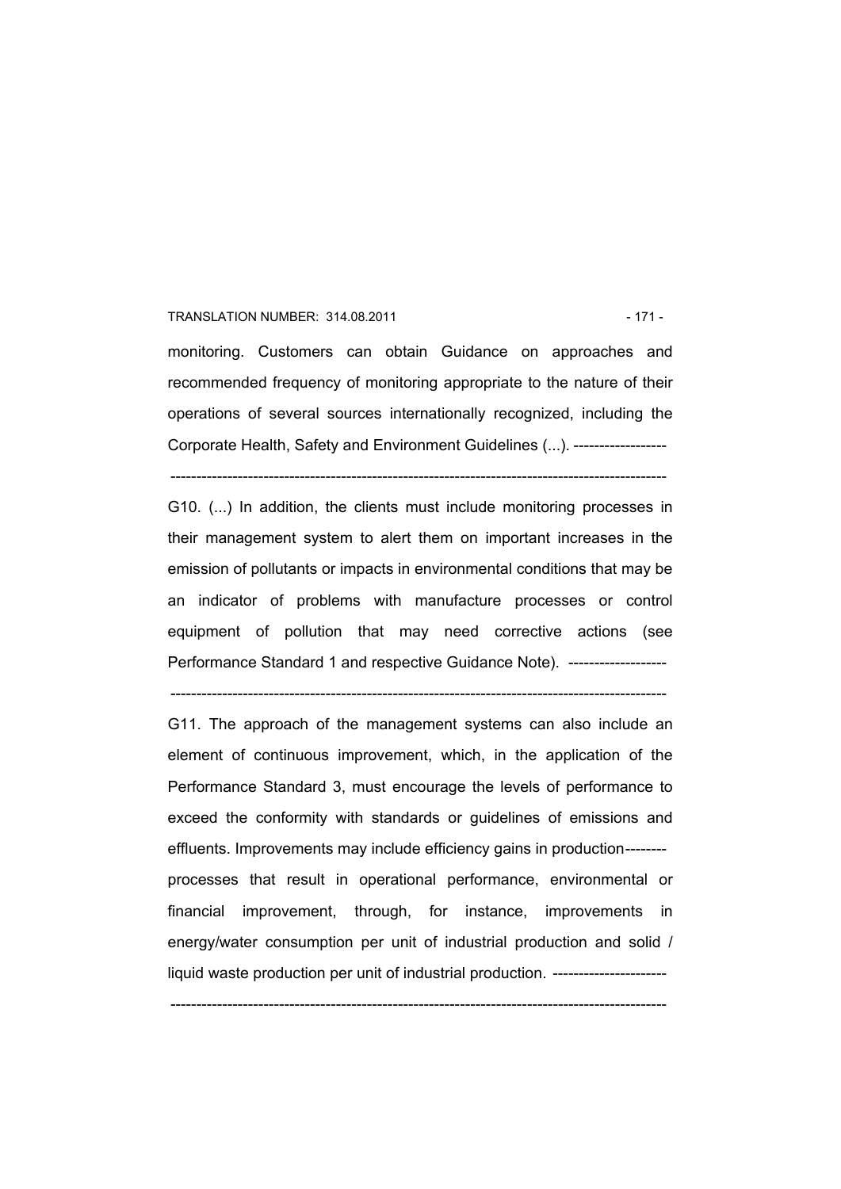monitoring. Customers can obtain Guidance on approaches and recommended frequency of monitoring appropriate to the nature of their operations of several sources internationally recognized, including the Corporate Health, Safety and Environment Guidelines (...). ------------------

-----------------------------------------------------------------------------------------------

G10. (...) In addition, the clients must include monitoring processes in their management system to alert them on important increases in the emission of pollutants or impacts in environmental conditions that may be an indicator of problems with manufacture processes or control equipment of pollution that may need corrective actions (see Performance Standard 1 and respective Guidance Note). -------------------

-----------------------------------------------------------------------------------------------

G11. The approach of the management systems can also include an element of continuous improvement, which, in the application of the Performance Standard 3, must encourage the levels of performance to exceed the conformity with standards or guidelines of emissions and effluents. Improvements may include efficiency gains in production-------- processes that result in operational performance, environmental or financial improvement, through, for instance, improvements in energy/water consumption per unit of industrial production and solid / liquid waste production per unit of industrial production. ----------------------

-----------------------------------------------------------------------------------------------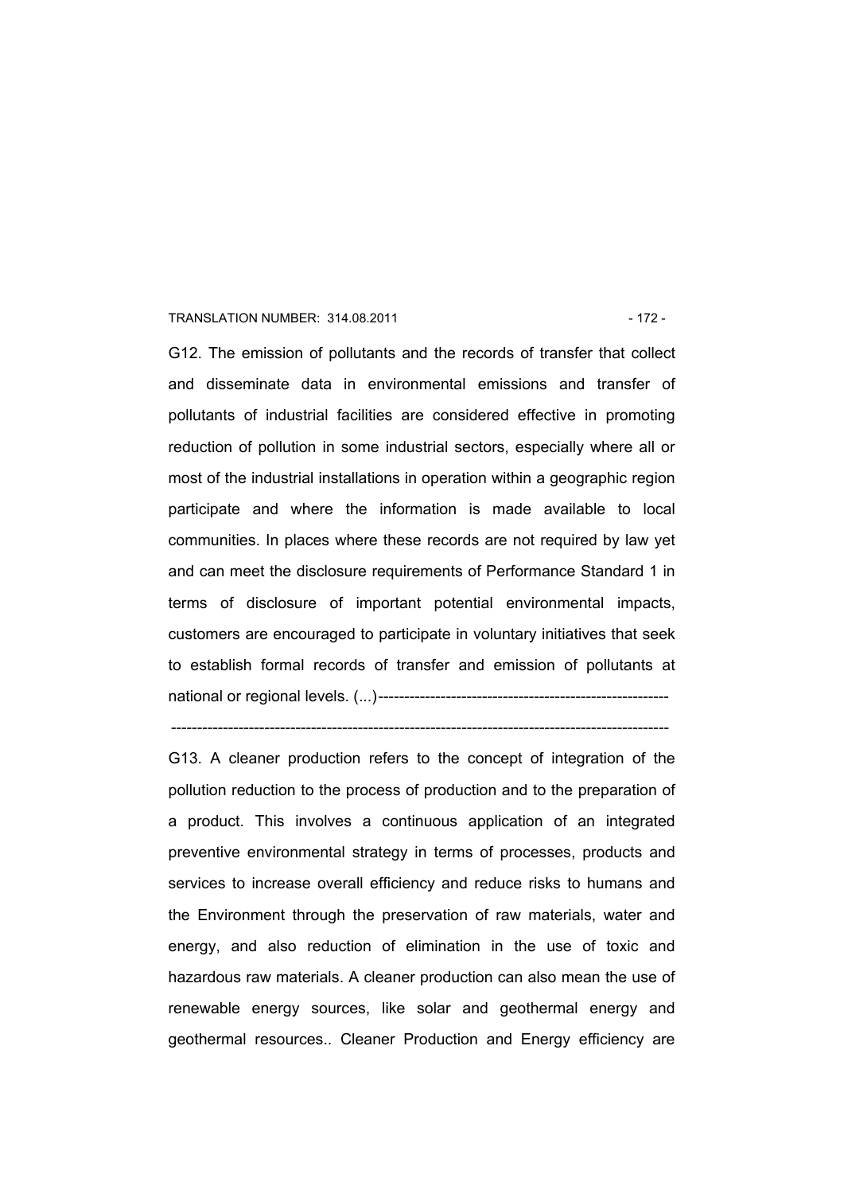G12. The emission of pollutants and the records of transfer that collect and disseminate data in environmental emissions and transfer of pollutants of industrial facilities are considered effective in promoting reduction of pollution in some industrial sectors, especially where all or most of the industrial installations in operation within a geographic region participate and where the information is made available to local communities. In places where these records are not required by law yet and can meet the disclosure requirements of Performance Standard 1 in terms of disclosure of important potential environmental impacts, customers are encouraged to participate in voluntary initiatives that seek to establish formal records of transfer and emission of pollutants at national or regional levels. (...)--------------------------------------------------------

------------------------------------------------------------------------------------------------

G13. A cleaner production refers to the concept of integration of the pollution reduction to the process of production and to the preparation of a product. This involves a continuous application of an integrated preventive environmental strategy in terms of processes, products and services to increase overall efficiency and reduce risks to humans and the Environment through the preservation of raw materials, water and energy, and also reduction of elimination in the use of toxic and hazardous raw materials. A cleaner production can also mean the use of renewable energy sources, like solar and geothermal energy and geothermal resources.. Cleaner Production and Energy efficiency are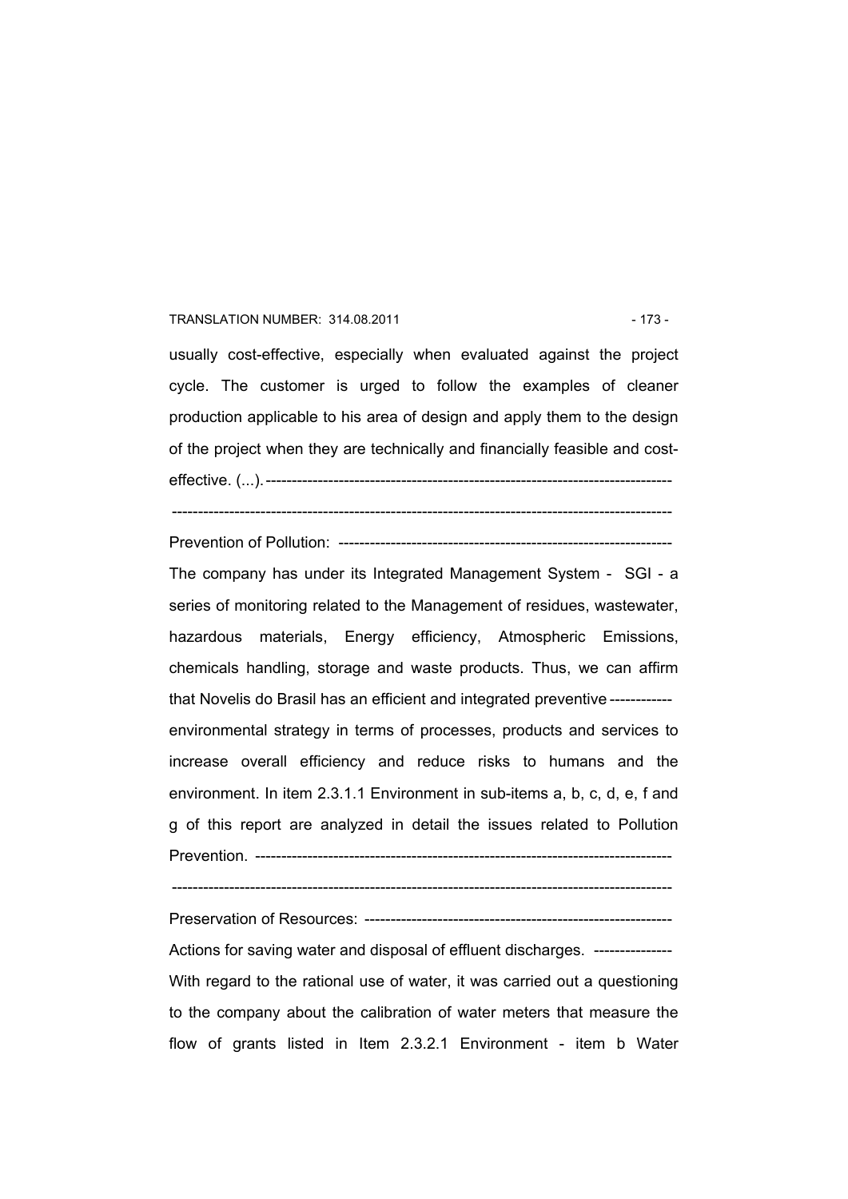usually cost-effective, especially when evaluated against the project cycle. The customer is urged to follow the examples of cleaner production applicable to his area of design and apply them to the design of the project when they are technically and financially feasible and cost-effective. (...).-------------------------------------------------------------------------------

-----------------------------------------------------------------------------------------------

Prevention of Pollution: ---------------------------------------------------------------

The company has under its Integrated Management System - SGI - a series of monitoring related to the Management of residues, wastewater, hazardous materials, Energy efficiency, Atmospheric Emissions, chemicals handling, storage and waste products. Thus, we can affirm that Novelis do Brasil has an efficient and integrated preventive ----------- environmental strategy in terms of processes, products and services to increase overall efficiency and reduce risks to humans and the environment. In item 2.3.1.1 Environment in sub-items a, b, c, d, e, f and g of this report are analyzed in detail the issues related to Pollution Prevention. -------------------------------------------------------------------------------

-----------------------------------------------------------------------------------------------

Preservation of Resources: ---------------------------------------------------------

Actions for saving water and disposal of effluent discharges. ---------------

With regard to the rational use of water, it was carried out a questioning to the company about the calibration of water meters that measure the flow of grants listed in Item 2.3.2.1 Environment - item b Water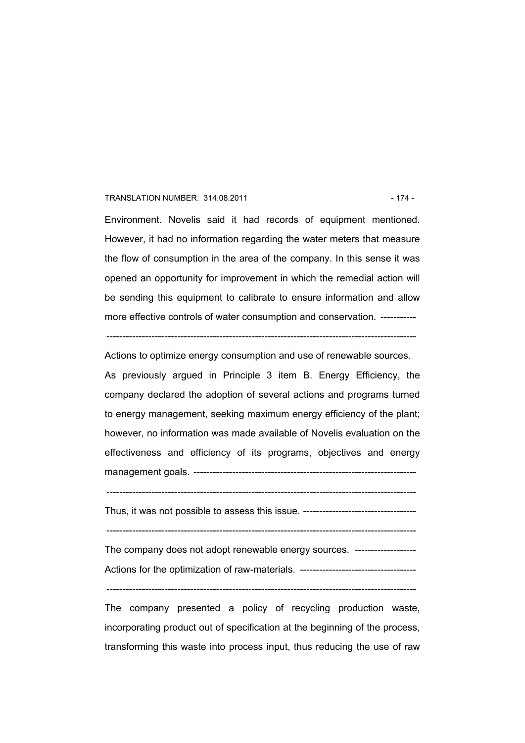Environment. Novelis said it had records of equipment mentioned. However, it had no information regarding the water meters that measure the flow of consumption in the area of the company. In this sense it was opened an opportunity for improvement in which the remedial action will be sending this equipment to calibrate to ensure information and allow more effective controls of water consumption and conservation. -----------

-----------------------------------------------------------------------------------------------

Actions to optimize energy consumption and use of renewable sources.

As previously argued in Principle 3 item B. Energy Efficiency, the company declared the adoption of several actions and programs turned to energy management, seeking maximum energy efficiency of the plant; however, no information was made available of Novelis evaluation on the effectiveness and efficiency of its programs, objectives and energy management goals. --------------------------------------------------------------------

-----------------------------------------------------------------------------------------------

Thus, it was not possible to assess this issue. -----------------------------------

-----------------------------------------------------------------------------------------------

The company does not adopt renewable energy sources. -------------------

Actions for the optimization of raw-materials. ------------------------------------

-----------------------------------------------------------------------------------------------

The company presented a policy of recycling production waste, incorporating product out of specification at the beginning of the process, transforming this waste into process input, thus reducing the use of raw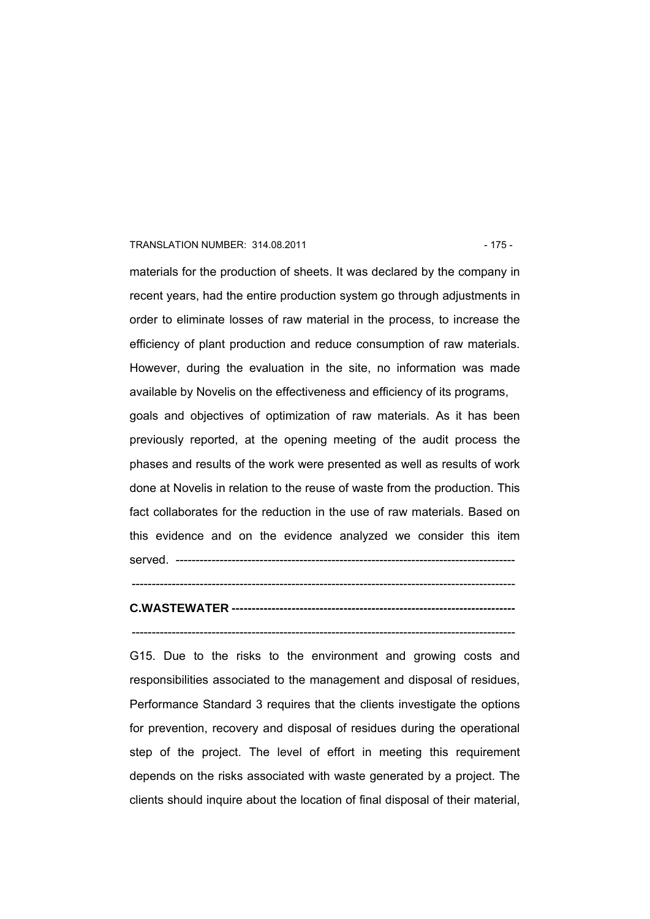materials for the production of sheets. It was declared by the company in recent years, had the entire production system go through adjustments in order to eliminate losses of raw material in the process, to increase the efficiency of plant production and reduce consumption of raw materials. However, during the evaluation in the site, no information was made available by Novelis on the effectiveness and efficiency of its programs, goals and objectives of optimization of raw materials. As it has been previously reported, at the opening meeting of the audit process the phases and results of the work were presented as well as results of work done at Novelis in relation to the reuse of waste from the production. This fact collaborates for the reduction in the use of raw materials. Based on this evidence and on the evidence analyzed we consider this item served. ----------------------------------------------------------------------------------

-----------------------------------------------------------------------------------------------

**C.WASTEWATER --------------------------------------------------------------------**

-----------------------------------------------------------------------------------------------

G15. Due to the risks to the environment and growing costs and responsibilities associated to the management and disposal of residues, Performance Standard 3 requires that the clients investigate the options for prevention, recovery and disposal of residues during the operational step of the project. The level of effort in meeting this requirement depends on the risks associated with waste generated by a project. The clients should inquire about the location of final disposal of their material,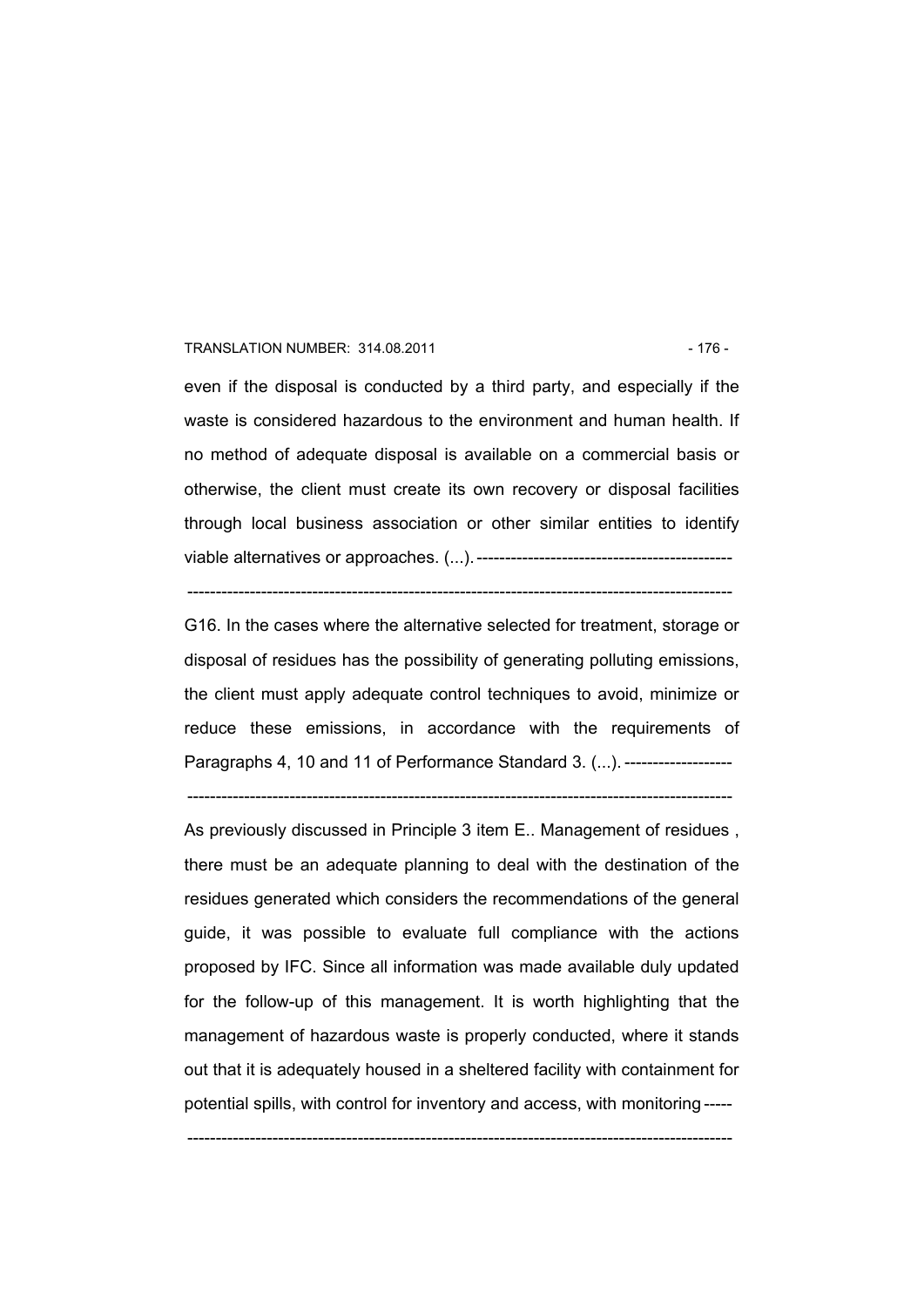even if the disposal is conducted by a third party, and especially if the waste is considered hazardous to the environment and human health. If no method of adequate disposal is available on a commercial basis or otherwise, the client must create its own recovery or disposal facilities through local business association or other similar entities to identify viable alternatives or approaches. (...). ---------------------------------------------

-----------------------------------------------------------------------------------------------

G16. In the cases where the alternative selected for treatment, storage or disposal of residues has the possibility of generating polluting emissions, the client must apply adequate control techniques to avoid, minimize or reduce these emissions, in accordance with the requirements of Paragraphs 4, 10 and 11 of Performance Standard 3. (...). -------------------

-----------------------------------------------------------------------------------------------

As previously discussed in Principle 3 item E.. Management of residues , there must be an adequate planning to deal with the destination of the residues generated which considers the recommendations of the general guide, it was possible to evaluate full compliance with the actions proposed by IFC. Since all information was made available duly updated for the follow-up of this management. It is worth highlighting that the management of hazardous waste is properly conducted, where it stands out that it is adequately housed in a sheltered facility with containment for potential spills, with control for inventory and access, with monitoring -----

-----------------------------------------------------------------------------------------------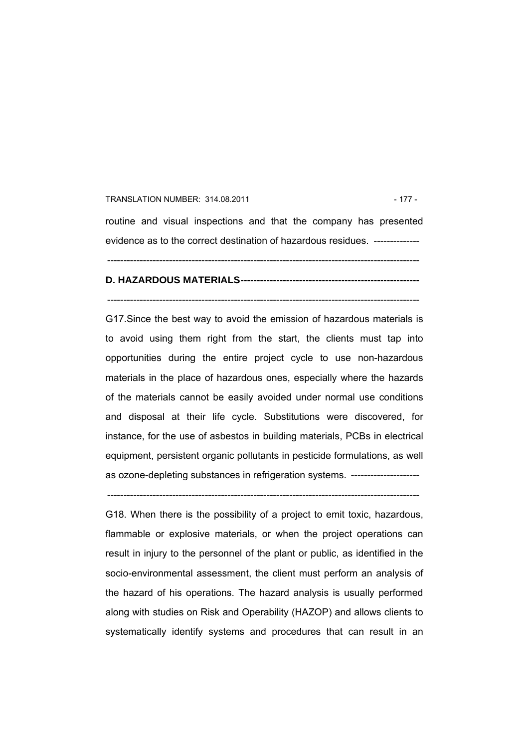routine and visual inspections and that the company has presented evidence as to the correct destination of hazardous residues. --------------

---

**D. HAZARDOUS MATERIALS-------------------------------------------------------**

---

G17.Since the best way to avoid the emission of hazardous materials is to avoid using them right from the start, the clients must tap into opportunities during the entire project cycle to use non-hazardous materials in the place of hazardous ones, especially where the hazards of the materials cannot be easily avoided under normal use conditions and disposal at their life cycle. Substitutions were discovered, for instance, for the use of asbestos in building materials, PCBs in electrical equipment, persistent organic pollutants in pesticide formulations, as well as ozone-depleting substances in refrigeration systems. ---------------------

---

G18. When there is the possibility of a project to emit toxic, hazardous, flammable or explosive materials, or when the project operations can result in injury to the personnel of the plant or public, as identified in the socio-environmental assessment, the client must perform an analysis of the hazard of his operations. The hazard analysis is usually performed along with studies on Risk and Operability (HAZOP) and allows clients to systematically identify systems and procedures that can result in an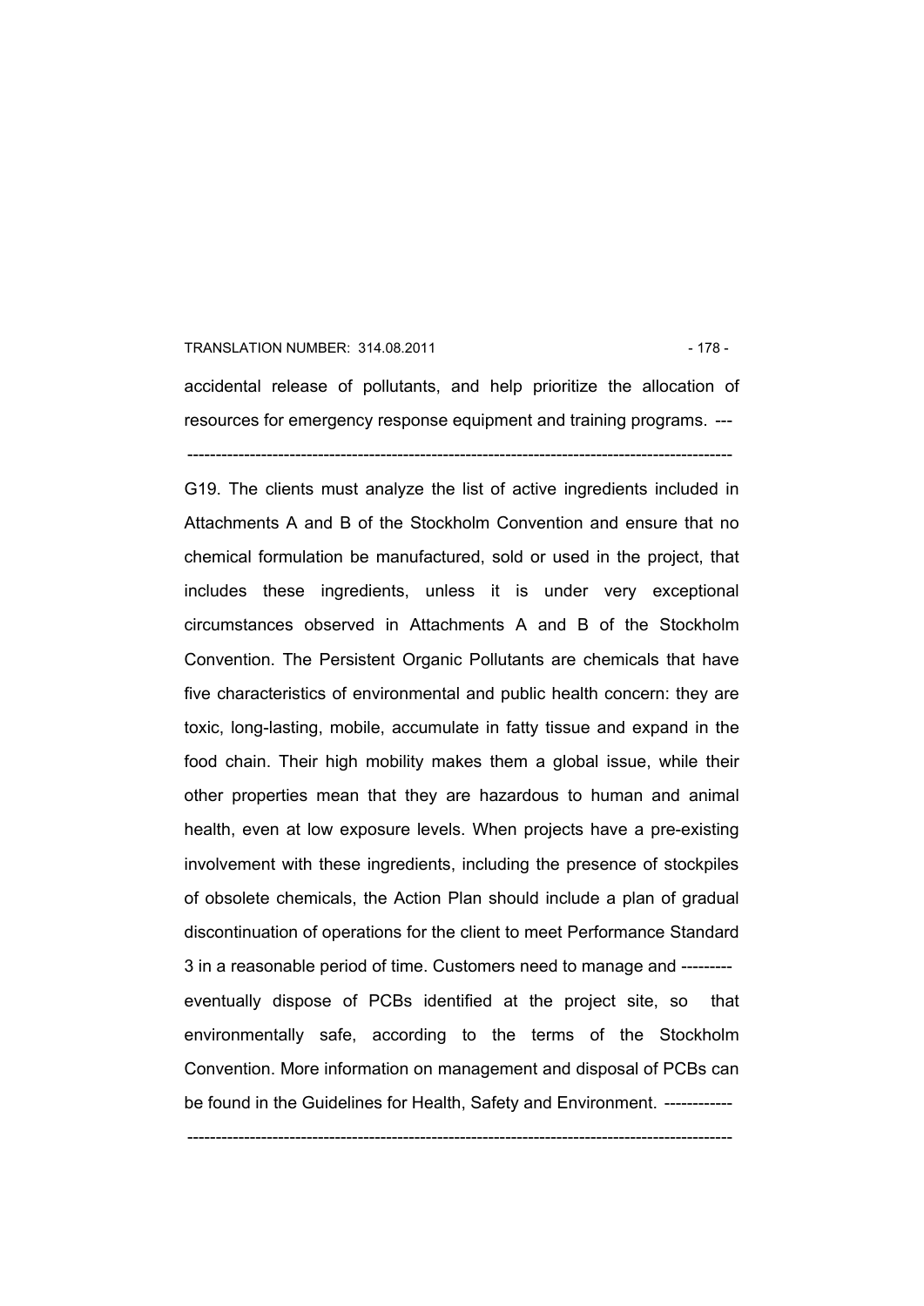accidental release of pollutants, and help prioritize the allocation of resources for emergency response equipment and training programs. ---

-----------------------------------------------------------------------------------------------

G19. The clients must analyze the list of active ingredients included in Attachments A and B of the Stockholm Convention and ensure that no chemical formulation be manufactured, sold or used in the project, that includes these ingredients, unless it is under very exceptional circumstances observed in Attachments A and B of the Stockholm Convention. The Persistent Organic Pollutants are chemicals that have five characteristics of environmental and public health concern: they are toxic, long-lasting, mobile, accumulate in fatty tissue and expand in the food chain. Their high mobility makes them a global issue, while their other properties mean that they are hazardous to human and animal health, even at low exposure levels. When projects have a pre-existing involvement with these ingredients, including the presence of stockpiles of obsolete chemicals, the Action Plan should include a plan of gradual discontinuation of operations for the client to meet Performance Standard 3 in a reasonable period of time. Customers need to manage and --------- eventually dispose of PCBs identified at the project site, so that environmentally safe, according to the terms of the Stockholm Convention. More information on management and disposal of PCBs can be found in the Guidelines for Health, Safety and Environment. ------------

-----------------------------------------------------------------------------------------------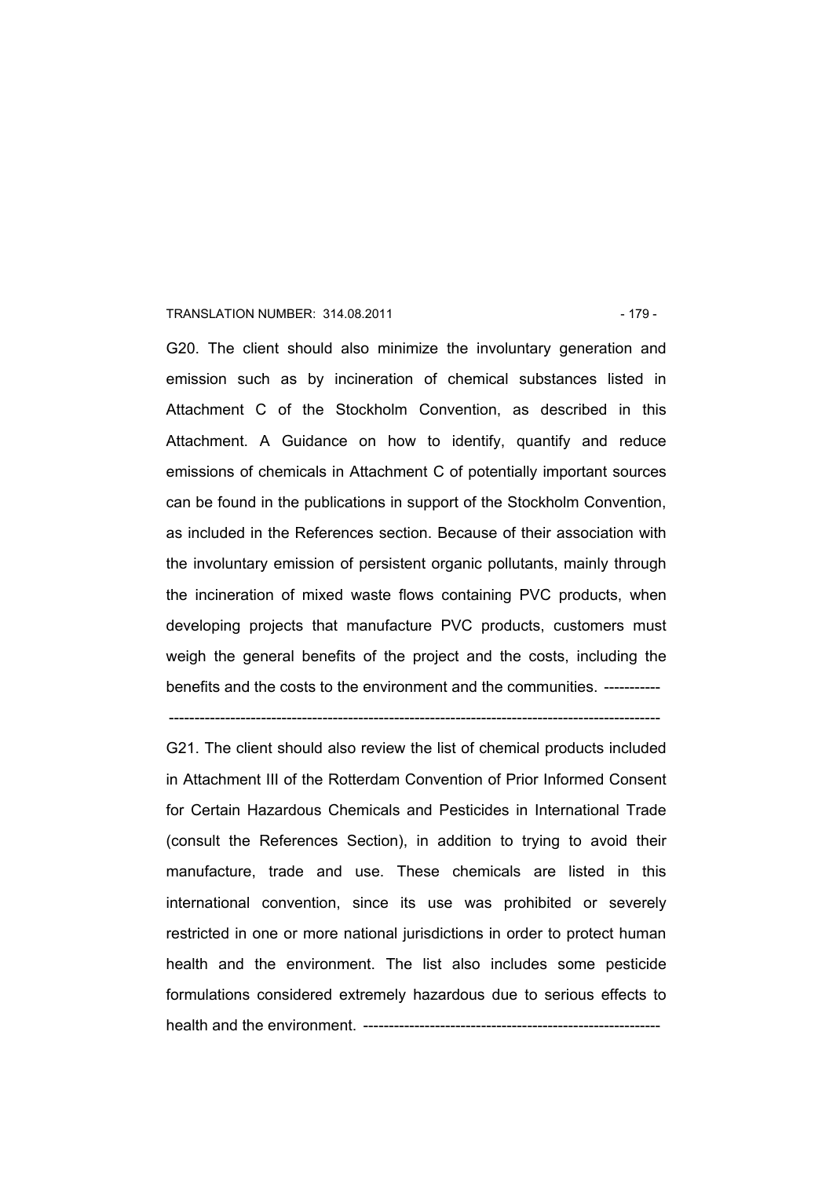G20. The client should also minimize the involuntary generation and emission such as by incineration of chemical substances listed in Attachment C of the Stockholm Convention, as described in this Attachment. A Guidance on how to identify, quantify and reduce emissions of chemicals in Attachment C of potentially important sources can be found in the publications in support of the Stockholm Convention, as included in the References section. Because of their association with the involuntary emission of persistent organic pollutants, mainly through the incineration of mixed waste flows containing PVC products, when developing projects that manufacture PVC products, customers must weigh the general benefits of the project and the costs, including the benefits and the costs to the environment and the communities. -----------

-----------------------------------------------------------------------------------------------

G21. The client should also review the list of chemical products included in Attachment III of the Rotterdam Convention of Prior Informed Consent for Certain Hazardous Chemicals and Pesticides in International Trade (consult the References Section), in addition to trying to avoid their manufacture, trade and use. These chemicals are listed in this international convention, since its use was prohibited or severely restricted in one or more national jurisdictions in order to protect human health and the environment. The list also includes some pesticide formulations considered extremely hazardous due to serious effects to health and the environment. ---------------------------------------------------------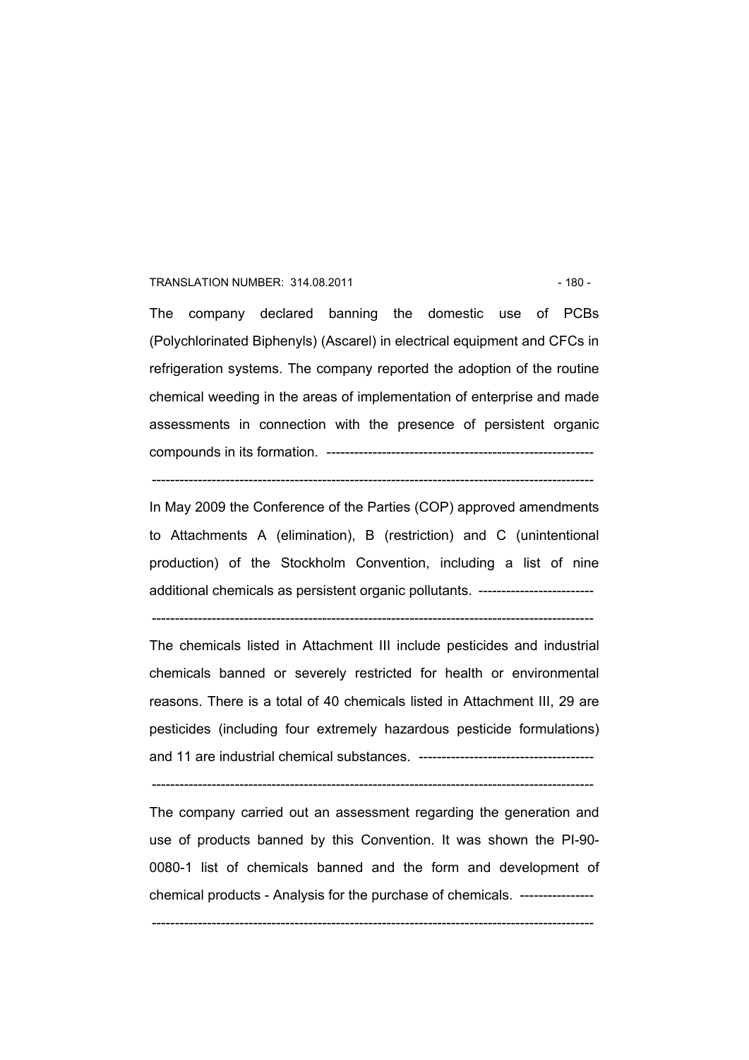The company declared banning the domestic use of PCBs (Polychlorinated Biphenyls) (Ascarel) in electrical equipment and CFCs in refrigeration systems. The company reported the adoption of the routine chemical weeding in the areas of implementation of enterprise and made assessments in connection with the presence of persistent organic compounds in its formation. ----------------------------------------------------------

-----------------------------------------------------------------------------------------------

In May 2009 the Conference of the Parties (COP) approved amendments to Attachments A (elimination), B (restriction) and C (unintentional production) of the Stockholm Convention, including a list of nine additional chemicals as persistent organic pollutants. -------------------------

-----------------------------------------------------------------------------------------------

The chemicals listed in Attachment III include pesticides and industrial chemicals banned or severely restricted for health or environmental reasons. There is a total of 40 chemicals listed in Attachment III, 29 are pesticides (including four extremely hazardous pesticide formulations) and 11 are industrial chemical substances. -------------------------------------

-----------------------------------------------------------------------------------------------

The company carried out an assessment regarding the generation and use of products banned by this Convention. It was shown the PI-90-0080-1 list of chemicals banned and the form and development of chemical products - Analysis for the purchase of chemicals. ----------------

-----------------------------------------------------------------------------------------------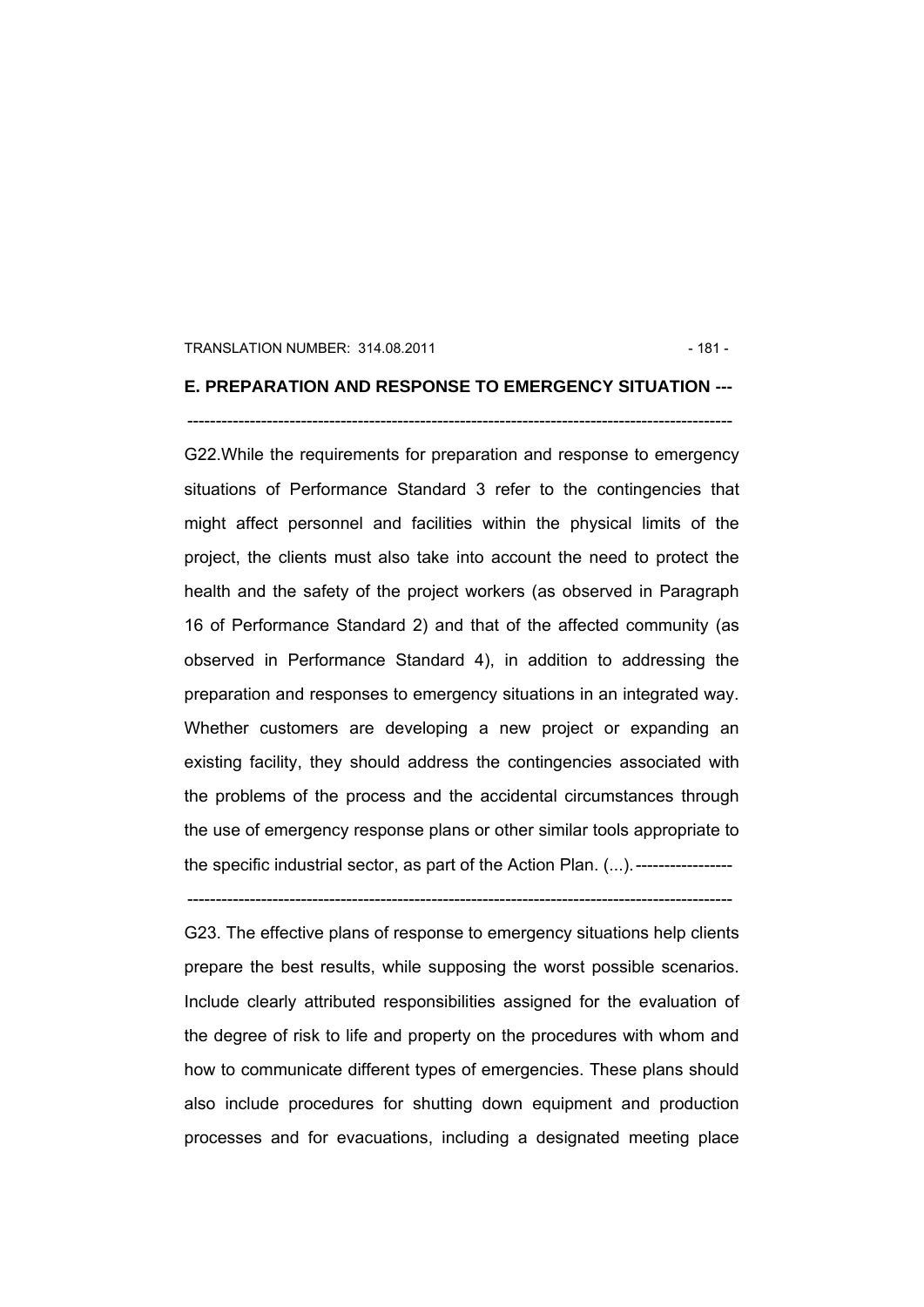## E. PREPARATION AND RESPONSE TO EMERGENCY SITUATION ---

---

G22.While the requirements for preparation and response to emergency situations of Performance Standard 3 refer to the contingencies that might affect personnel and facilities within the physical limits of the project, the clients must also take into account the need to protect the health and the safety of the project workers (as observed in Paragraph 16 of Performance Standard 2) and that of the affected community (as observed in Performance Standard 4), in addition to addressing the preparation and responses to emergency situations in an integrated way. Whether customers are developing a new project or expanding an existing facility, they should address the contingencies associated with the problems of the process and the accidental circumstances through the use of emergency response plans or other similar tools appropriate to the specific industrial sector, as part of the Action Plan. (...). -----------------

---

G23. The effective plans of response to emergency situations help clients prepare the best results, while supposing the worst possible scenarios. Include clearly attributed responsibilities assigned for the evaluation of the degree of risk to life and property on the procedures with whom and how to communicate different types of emergencies. These plans should also include procedures for shutting down equipment and production processes and for evacuations, including a designated meeting place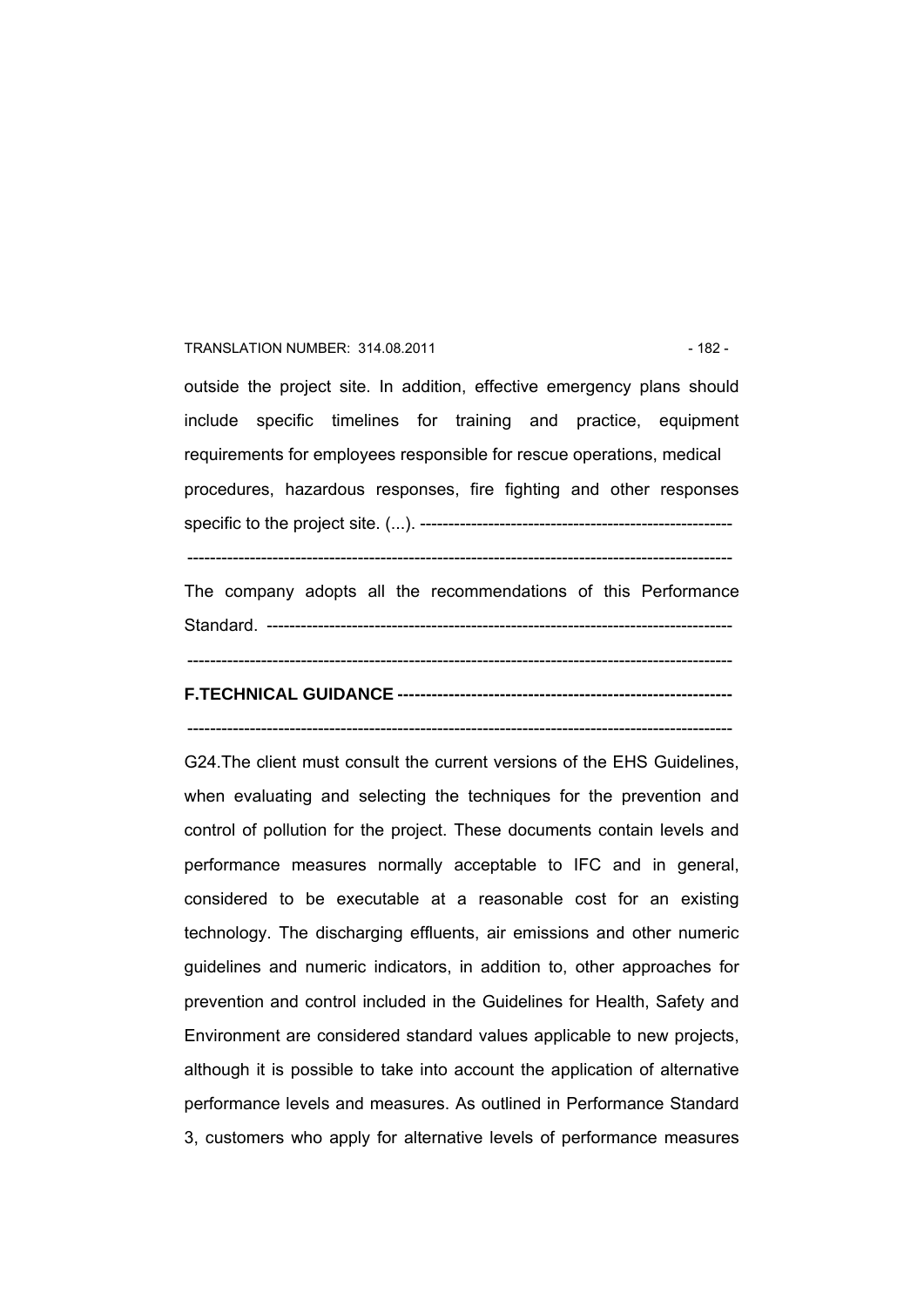outside the project site. In addition, effective emergency plans should include specific timelines for training and practice, equipment requirements for employees responsible for rescue operations, medical procedures, hazardous responses, fire fighting and other responses specific to the project site. (...). ------------------------------------------------------

-----------------------------------------------------------------------------------------------

The company adopts all the recommendations of this Performance Standard. --------------------------------------------------------------------------------

-----------------------------------------------------------------------------------------------

**F.TECHNICAL GUIDANCE -----------------------------------------------------------**

-----------------------------------------------------------------------------------------------

G24.The client must consult the current versions of the EHS Guidelines, when evaluating and selecting the techniques for the prevention and control of pollution for the project. These documents contain levels and performance measures normally acceptable to IFC and in general, considered to be executable at a reasonable cost for an existing technology. The discharging effluents, air emissions and other numeric guidelines and numeric indicators, in addition to, other approaches for prevention and control included in the Guidelines for Health, Safety and Environment are considered standard values applicable to new projects, although it is possible to take into account the application of alternative performance levels and measures. As outlined in Performance Standard 3, customers who apply for alternative levels of performance measures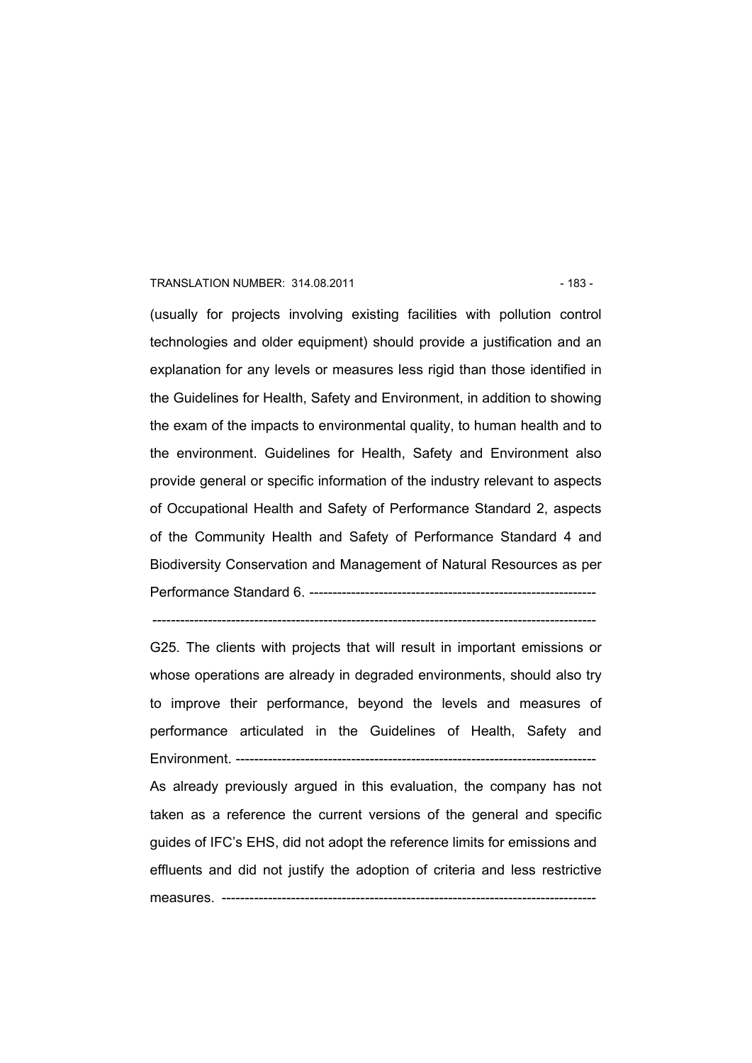(usually for projects involving existing facilities with pollution control technologies and older equipment) should provide a justification and an explanation for any levels or measures less rigid than those identified in the Guidelines for Health, Safety and Environment, in addition to showing the exam of the impacts to environmental quality, to human health and to the environment. Guidelines for Health, Safety and Environment also provide general or specific information of the industry relevant to aspects of Occupational Health and Safety of Performance Standard 2, aspects of the Community Health and Safety of Performance Standard 4 and Biodiversity Conservation and Management of Natural Resources as per Performance Standard 6. --------------------------------------------------------------

-----------------------------------------------------------------------------------------------

G25. The clients with projects that will result in important emissions or whose operations are already in degraded environments, should also try to improve their performance, beyond the levels and measures of performance articulated in the Guidelines of Health, Safety and Environment. -----------------------------------------------------------------------------

As already previously argued in this evaluation, the company has not taken as a reference the current versions of the general and specific guides of IFC's EHS, did not adopt the reference limits for emissions and effluents and did not justify the adoption of criteria and less restrictive measures. ---------------------------------------------------------------------------------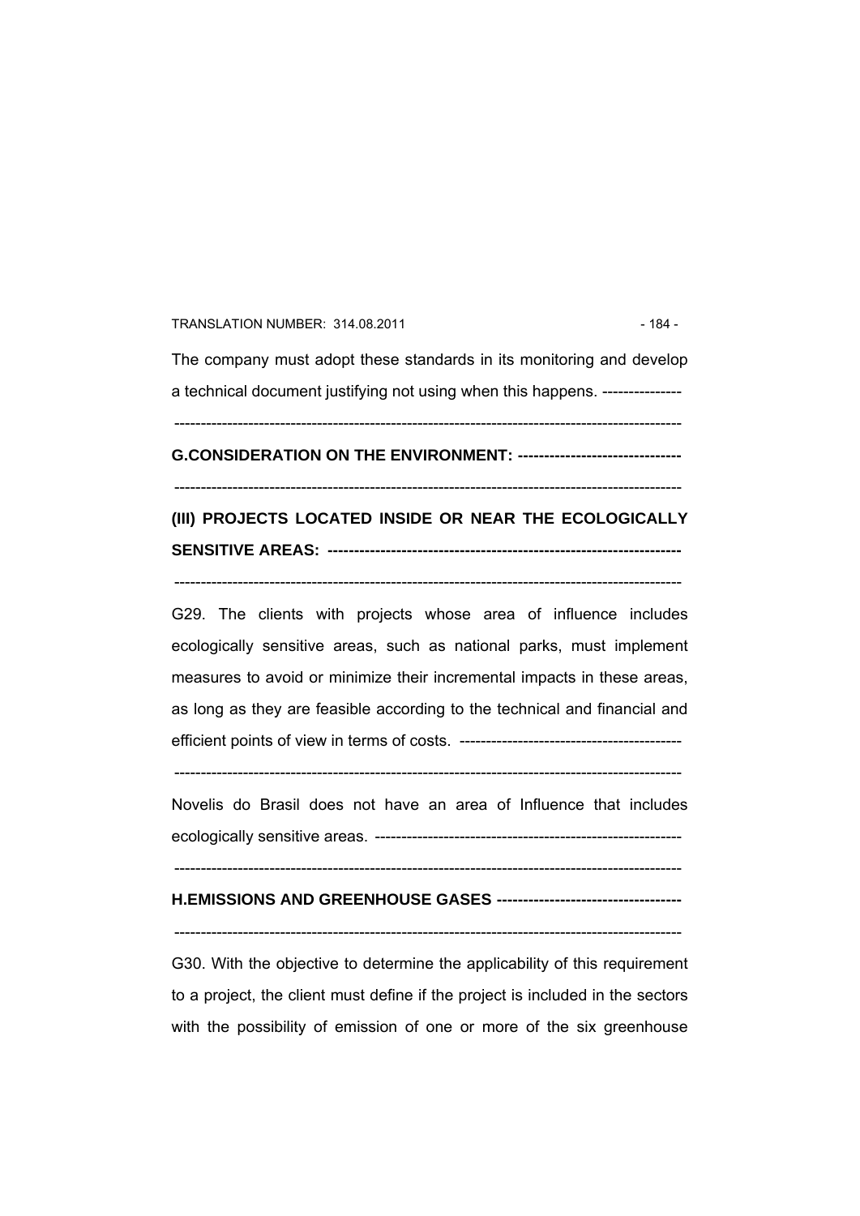The company must adopt these standards in its monitoring and develop a technical document justifying not using when this happens. ---------------

-----------------------------------------------------------------------------------------------

**G.CONSIDERATION ON THE ENVIRONMENT: -------------------------------**

-----------------------------------------------------------------------------------------------

**(III) PROJECTS LOCATED INSIDE OR NEAR THE ECOLOGICALLY SENSITIVE AREAS: ------------------------------------------------------------------**

-----------------------------------------------------------------------------------------------

G29. The clients with projects whose area of influence includes ecologically sensitive areas, such as national parks, must implement measures to avoid or minimize their incremental impacts in these areas, as long as they are feasible according to the technical and financial and efficient points of view in terms of costs. ------------------------------------------

-----------------------------------------------------------------------------------------------

Novelis do Brasil does not have an area of Influence that includes ecologically sensitive areas. ----------------------------------------------------------

-----------------------------------------------------------------------------------------------

**H.EMISSIONS AND GREENHOUSE GASES ----------------------------------**

-----------------------------------------------------------------------------------------------

G30. With the objective to determine the applicability of this requirement to a project, the client must define if the project is included in the sectors with the possibility of emission of one or more of the six greenhouse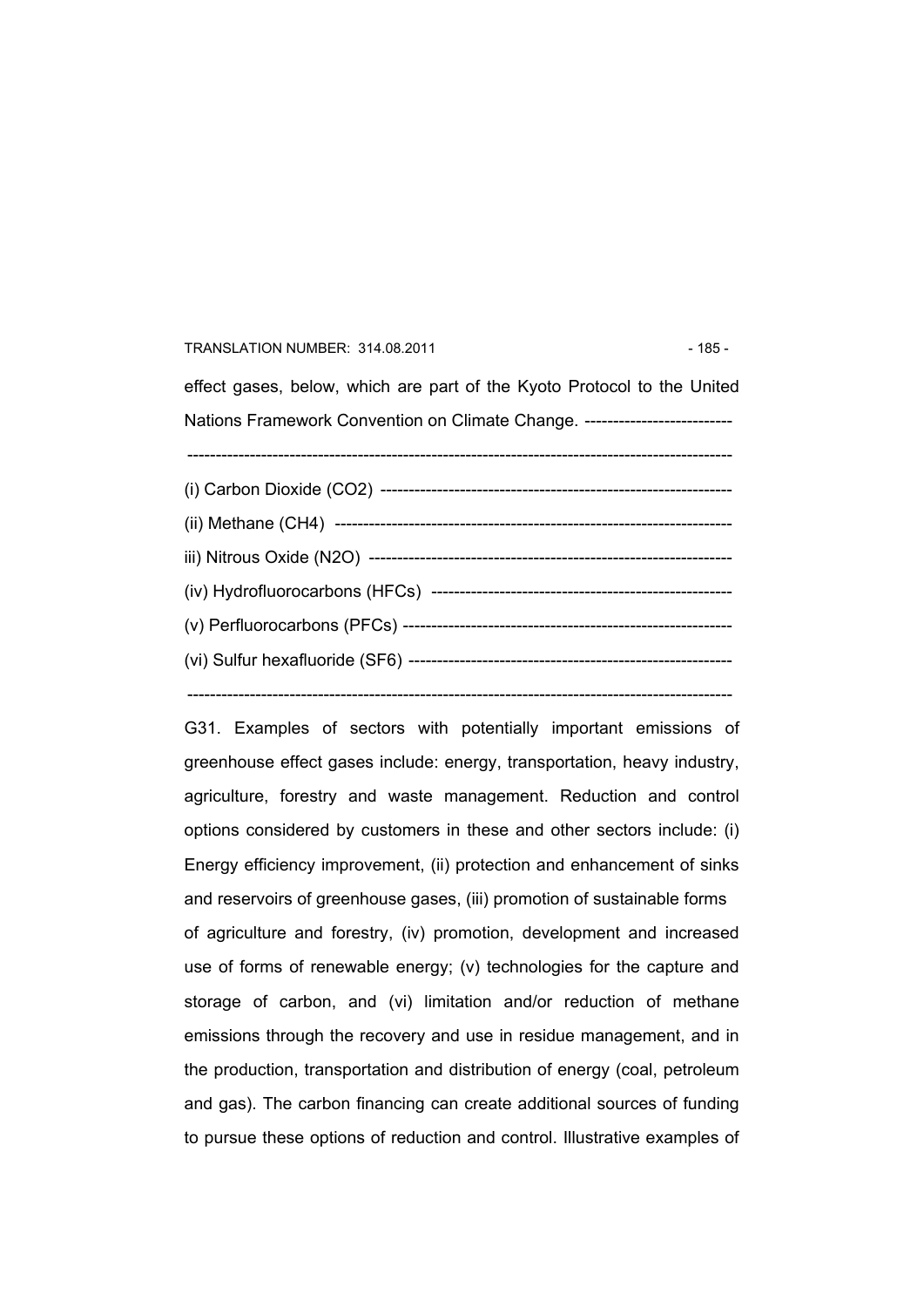effect gases, below, which are part of the Kyoto Protocol to the United Nations Framework Convention on Climate Change. --------------------------

-----------------------------------------------------------------------------------------------

(i) Carbon Dioxide ($CO_2$) --------------------------------------------------------------

(ii) Methane ($CH_4$) ---------------------------------------------------------------------

iii) Nitrous Oxide ($N_2O$) ----------------------------------------------------------------

(iv) Hydrofluorocarbons (HFCs) -----------------------------------------------------

(v) Perfluorocarbons (PFCs) ----------------------------------------------------------

(vi) Sulfur hexafluoride ($SF_6$) -------------------------------------------------------

-----------------------------------------------------------------------------------------------

G31. Examples of sectors with potentially important emissions of greenhouse effect gases include: energy, transportation, heavy industry, agriculture, forestry and waste management. Reduction and control options considered by customers in these and other sectors include: (i) Energy efficiency improvement, (ii) protection and enhancement of sinks and reservoirs of greenhouse gases, (iii) promotion of sustainable forms of agriculture and forestry, (iv) promotion, development and increased use of forms of renewable energy; (v) technologies for the capture and storage of carbon, and (vi) limitation and/or reduction of methane emissions through the recovery and use in residue management, and in the production, transportation and distribution of energy (coal, petroleum and gas). The carbon financing can create additional sources of funding to pursue these options of reduction and control. Illustrative examples of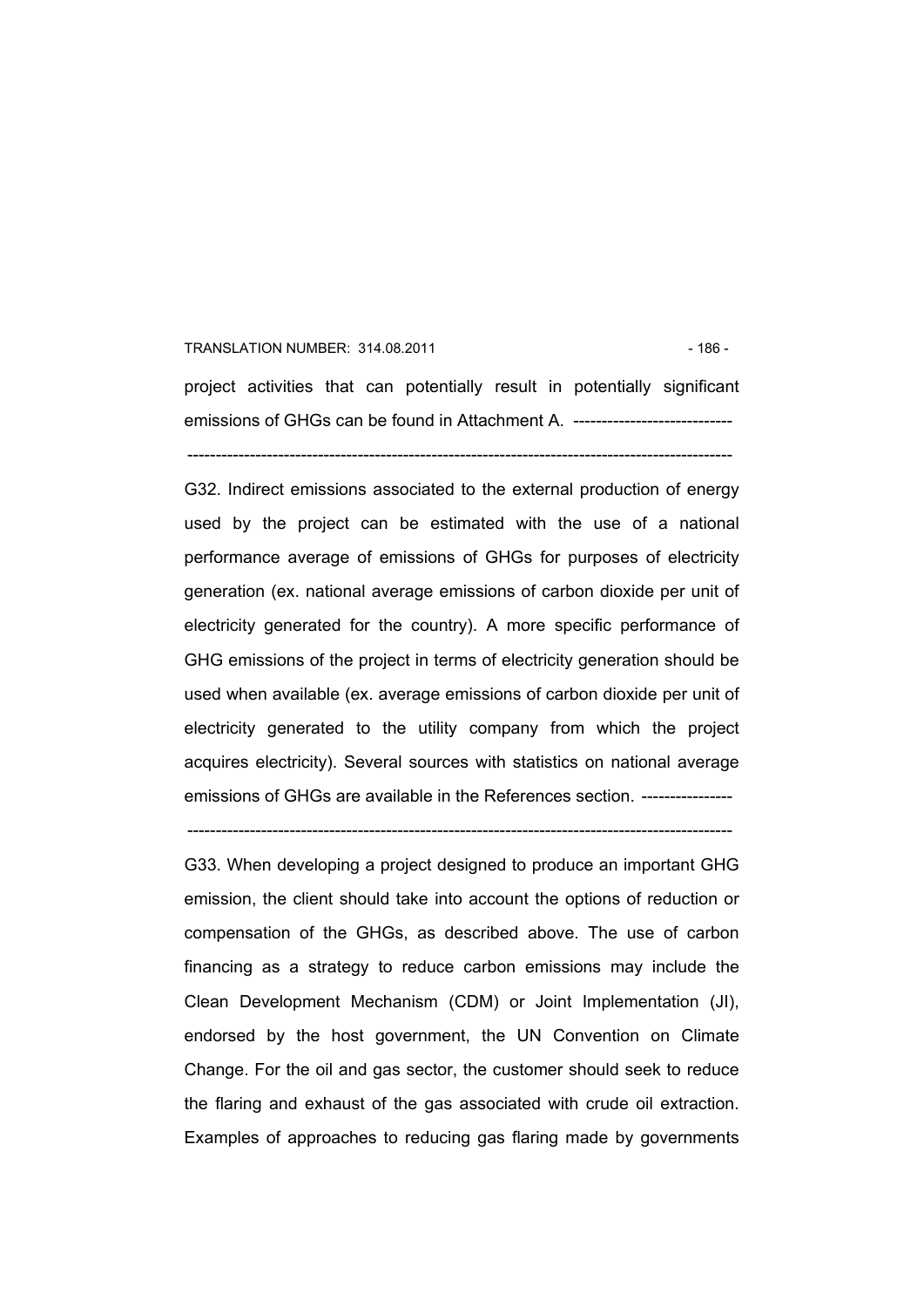project activities that can potentially result in potentially significant emissions of GHGs can be found in Attachment A. ----------------------------

-----------------------------------------------------------------------------------------------

G32. Indirect emissions associated to the external production of energy used by the project can be estimated with the use of a national performance average of emissions of GHGs for purposes of electricity generation (ex. national average emissions of carbon dioxide per unit of electricity generated for the country). A more specific performance of GHG emissions of the project in terms of electricity generation should be used when available (ex. average emissions of carbon dioxide per unit of electricity generated to the utility company from which the project acquires electricity). Several sources with statistics on national average emissions of GHGs are available in the References section. ----------------

-----------------------------------------------------------------------------------------------

G33. When developing a project designed to produce an important GHG emission, the client should take into account the options of reduction or compensation of the GHGs, as described above. The use of carbon financing as a strategy to reduce carbon emissions may include the Clean Development Mechanism (CDM) or Joint Implementation (JI), endorsed by the host government, the UN Convention on Climate Change. For the oil and gas sector, the customer should seek to reduce the flaring and exhaust of the gas associated with crude oil extraction. Examples of approaches to reducing gas flaring made by governments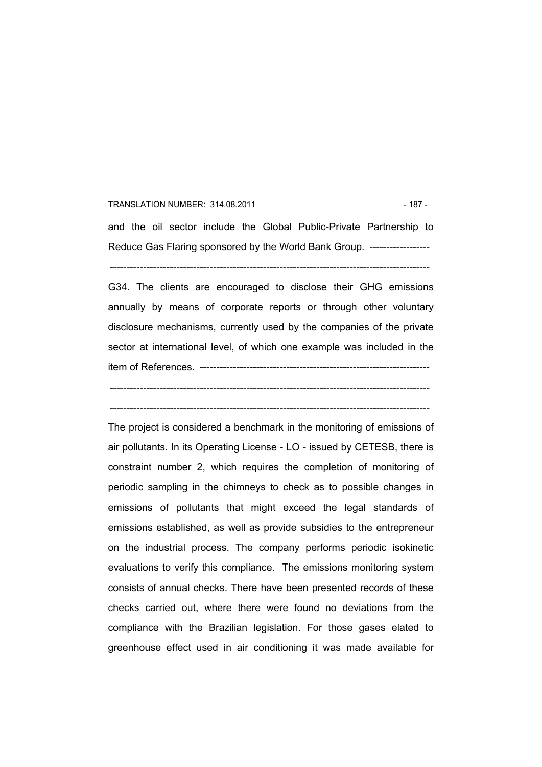and the oil sector include the Global Public-Private Partnership to Reduce Gas Flaring sponsored by the World Bank Group. ------------------

-----------------------------------------------------------------------------------------------

G34. The clients are encouraged to disclose their GHG emissions annually by means of corporate reports or through other voluntary disclosure mechanisms, currently used by the companies of the private sector at international level, of which one example was included in the item of References. --------------------------------------------------------------------

-----------------------------------------------------------------------------------------------

-----------------------------------------------------------------------------------------------

The project is considered a benchmark in the monitoring of emissions of air pollutants. In its Operating License - LO - issued by CETESB, there is constraint number 2, which requires the completion of monitoring of periodic sampling in the chimneys to check as to possible changes in emissions of pollutants that might exceed the legal standards of emissions established, as well as provide subsidies to the entrepreneur on the industrial process. The company performs periodic isokinetic evaluations to verify this compliance. The emissions monitoring system consists of annual checks. There have been presented records of these checks carried out, where there were found no deviations from the compliance with the Brazilian legislation. For those gases elated to greenhouse effect used in air conditioning it was made available for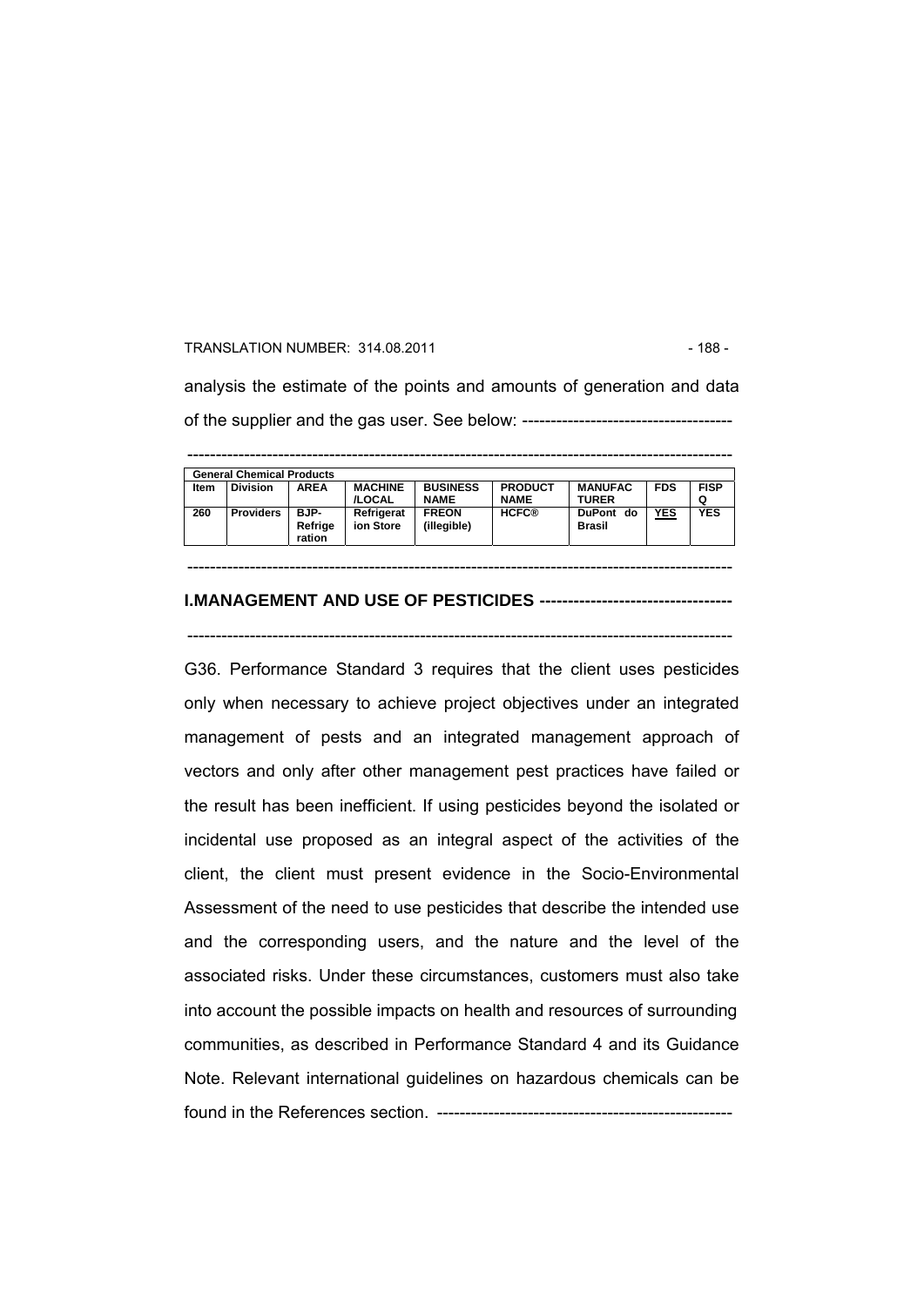analysis the estimate of the points and amounts of generation and data of the supplier and the gas user. See below: ------------------------------------

-----------------------------------------------------------------------------------------------

| General Chemical Products | | | | | | | | |
|---|---|---|---|---|---|---|---|---|
| **Item** | **Division** | **AREA** | **MACHINE /LOCAL** | **BUSINESS NAME** | **PRODUCT NAME** | **MANUFAC TURER** | **FDS** | **FISP Q** |
| **260** | **Providers** | **BJP-Refrige ration** | **Refrigerat ion Store** | **FREON (illegible)** | **HCFC®** | **DuPont do Brasil** | **YES** | **YES** |

-----------------------------------------------------------------------------------------------

**I.MANAGEMENT AND USE OF PESTICIDES ---------------------------------**

-----------------------------------------------------------------------------------------------

G36. Performance Standard 3 requires that the client uses pesticides only when necessary to achieve project objectives under an integrated management of pests and an integrated management approach of vectors and only after other management pest practices have failed or the result has been inefficient. If using pesticides beyond the isolated or incidental use proposed as an integral aspect of the activities of the client, the client must present evidence in the Socio-Environmental Assessment of the need to use pesticides that describe the intended use and the corresponding users, and the nature and the level of the associated risks. Under these circumstances, customers must also take into account the possible impacts on health and resources of surrounding communities, as described in Performance Standard 4 and its Guidance Note. Relevant international guidelines on hazardous chemicals can be found in the References section. ---------------------------------------------------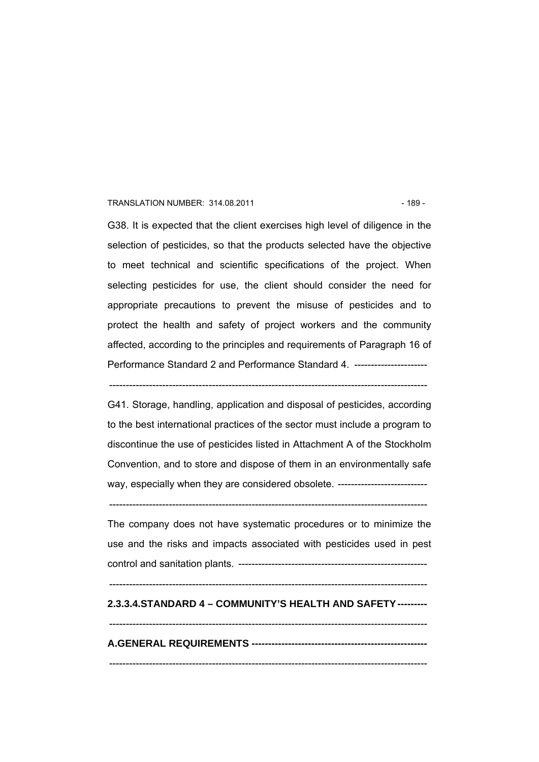G38. It is expected that the client exercises high level of diligence in the selection of pesticides, so that the products selected have the objective to meet technical and scientific specifications of the project. When selecting pesticides for use, the client should consider the need for appropriate precautions to prevent the misuse of pesticides and to protect the health and safety of project workers and the community affected, according to the principles and requirements of Paragraph 16 of Performance Standard 2 and Performance Standard 4. ----------------------

-------------------------------------------------------------------------------------------------

G41. Storage, handling, application and disposal of pesticides, according to the best international practices of the sector must include a program to discontinue the use of pesticides listed in Attachment A of the Stockholm Convention, and to store and dispose of them in an environmentally safe way, especially when they are considered obsolete. ---------------------------

-------------------------------------------------------------------------------------------------

The company does not have systematic procedures or to minimize the use and the risks and impacts associated with pesticides used in pest control and sanitation plants. ---------------------------------------------------------

-------------------------------------------------------------------------------------------------

**2.3.3.4.STANDARD 4 – COMMUNITY'S HEALTH AND SAFETY ---------**

-------------------------------------------------------------------------------------------------

**A.GENERAL REQUIREMENTS ----------------------------------------------------**

-------------------------------------------------------------------------------------------------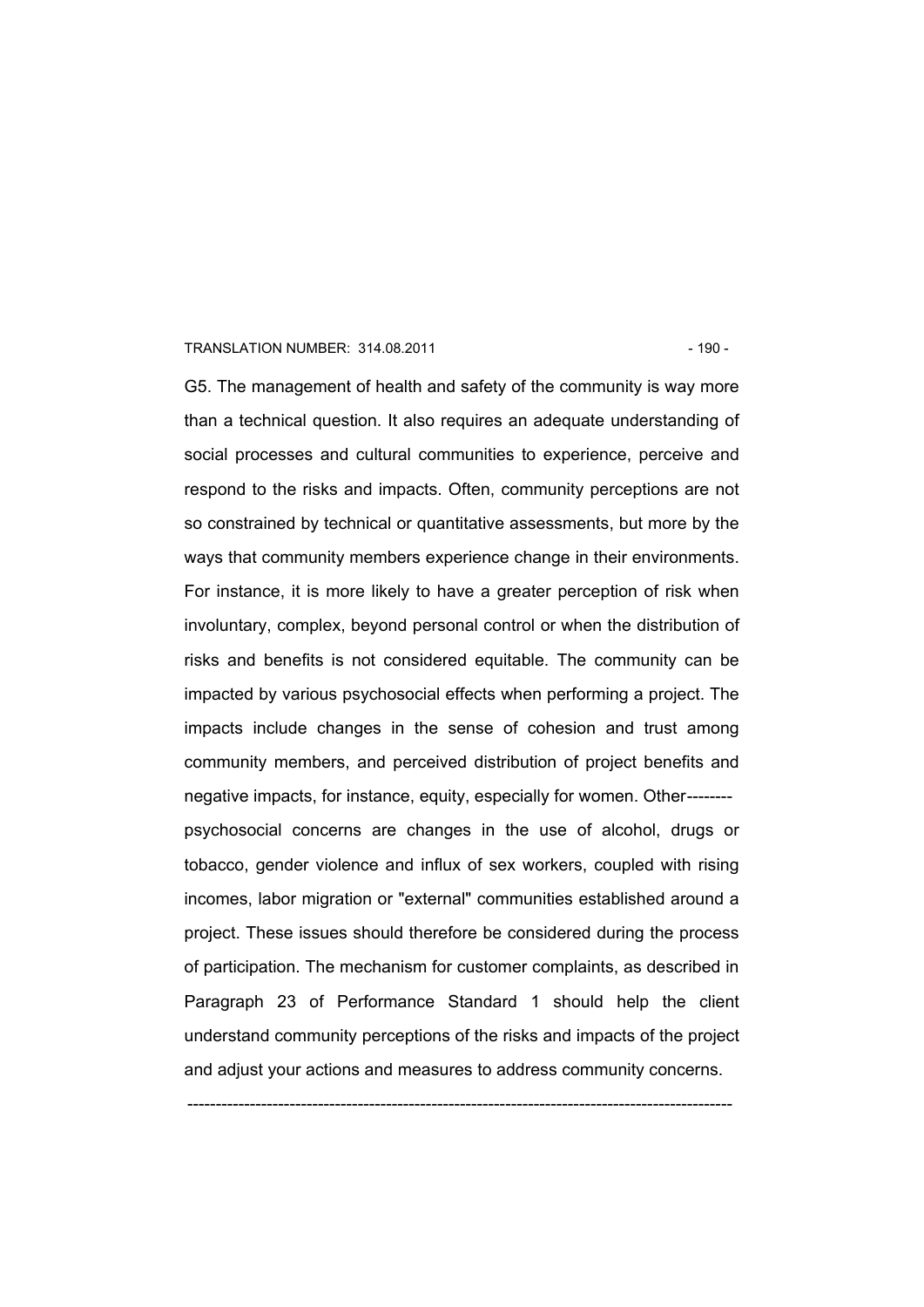G5. The management of health and safety of the community is way more than a technical question. It also requires an adequate understanding of social processes and cultural communities to experience, perceive and respond to the risks and impacts. Often, community perceptions are not so constrained by technical or quantitative assessments, but more by the ways that community members experience change in their environments. For instance, it is more likely to have a greater perception of risk when involuntary, complex, beyond personal control or when the distribution of risks and benefits is not considered equitable. The community can be impacted by various psychosocial effects when performing a project. The impacts include changes in the sense of cohesion and trust among community members, and perceived distribution of project benefits and negative impacts, for instance, equity, especially for women. Other-------- psychosocial concerns are changes in the use of alcohol, drugs or tobacco, gender violence and influx of sex workers, coupled with rising incomes, labor migration or "external" communities established around a project. These issues should therefore be considered during the process of participation. The mechanism for customer complaints, as described in Paragraph 23 of Performance Standard 1 should help the client understand community perceptions of the risks and impacts of the project and adjust your actions and measures to address community concerns.

---------------------------------------------------------------------------------------------------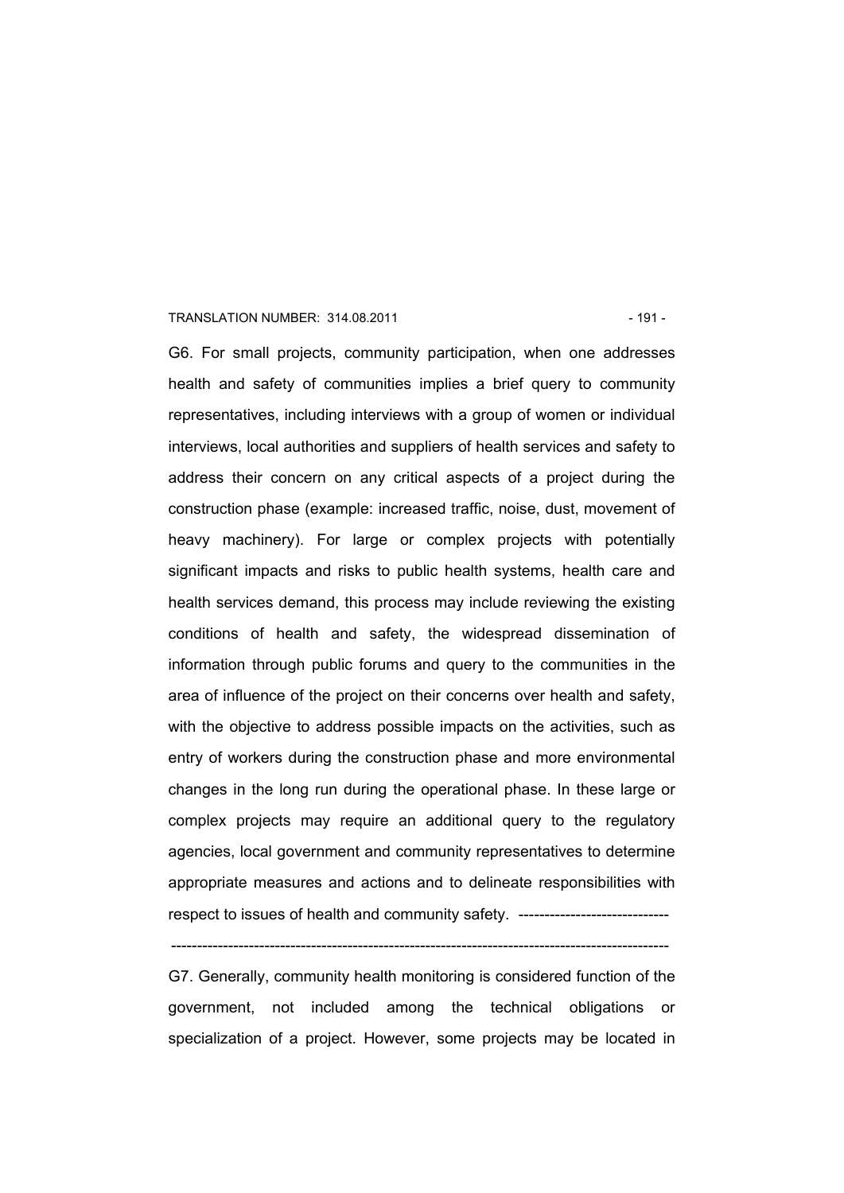G6. For small projects, community participation, when one addresses health and safety of communities implies a brief query to community representatives, including interviews with a group of women or individual interviews, local authorities and suppliers of health services and safety to address their concern on any critical aspects of a project during the construction phase (example: increased traffic, noise, dust, movement of heavy machinery). For large or complex projects with potentially significant impacts and risks to public health systems, health care and health services demand, this process may include reviewing the existing conditions of health and safety, the widespread dissemination of information through public forums and query to the communities in the area of influence of the project on their concerns over health and safety, with the objective to address possible impacts on the activities, such as entry of workers during the construction phase and more environmental changes in the long run during the operational phase. In these large or complex projects may require an additional query to the regulatory agencies, local government and community representatives to determine appropriate measures and actions and to delineate responsibilities with respect to issues of health and community safety. -----------------------------

-------------------------------------------------------------------------------------------------

G7. Generally, community health monitoring is considered function of the government, not included among the technical obligations or specialization of a project. However, some projects may be located in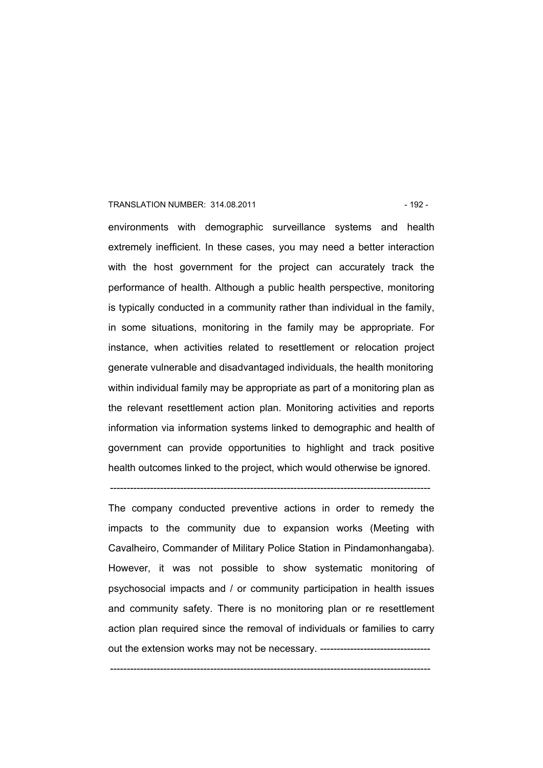environments with demographic surveillance systems and health extremely inefficient. In these cases, you may need a better interaction with the host government for the project can accurately track the performance of health. Although a public health perspective, monitoring is typically conducted in a community rather than individual in the family, in some situations, monitoring in the family may be appropriate. For instance, when activities related to resettlement or relocation project generate vulnerable and disadvantaged individuals, the health monitoring within individual family may be appropriate as part of a monitoring plan as the relevant resettlement action plan. Monitoring activities and reports information via information systems linked to demographic and health of government can provide opportunities to highlight and track positive health outcomes linked to the project, which would otherwise be ignored.

-------------------------------------------------------------------------------------------------

The company conducted preventive actions in order to remedy the impacts to the community due to expansion works (Meeting with Cavalheiro, Commander of Military Police Station in Pindamonhangaba). However, it was not possible to show systematic monitoring of psychosocial impacts and / or community participation in health issues and community safety. There is no monitoring plan or re resettlement action plan required since the removal of individuals or families to carry out the extension works may not be necessary. ---------------------------------

-------------------------------------------------------------------------------------------------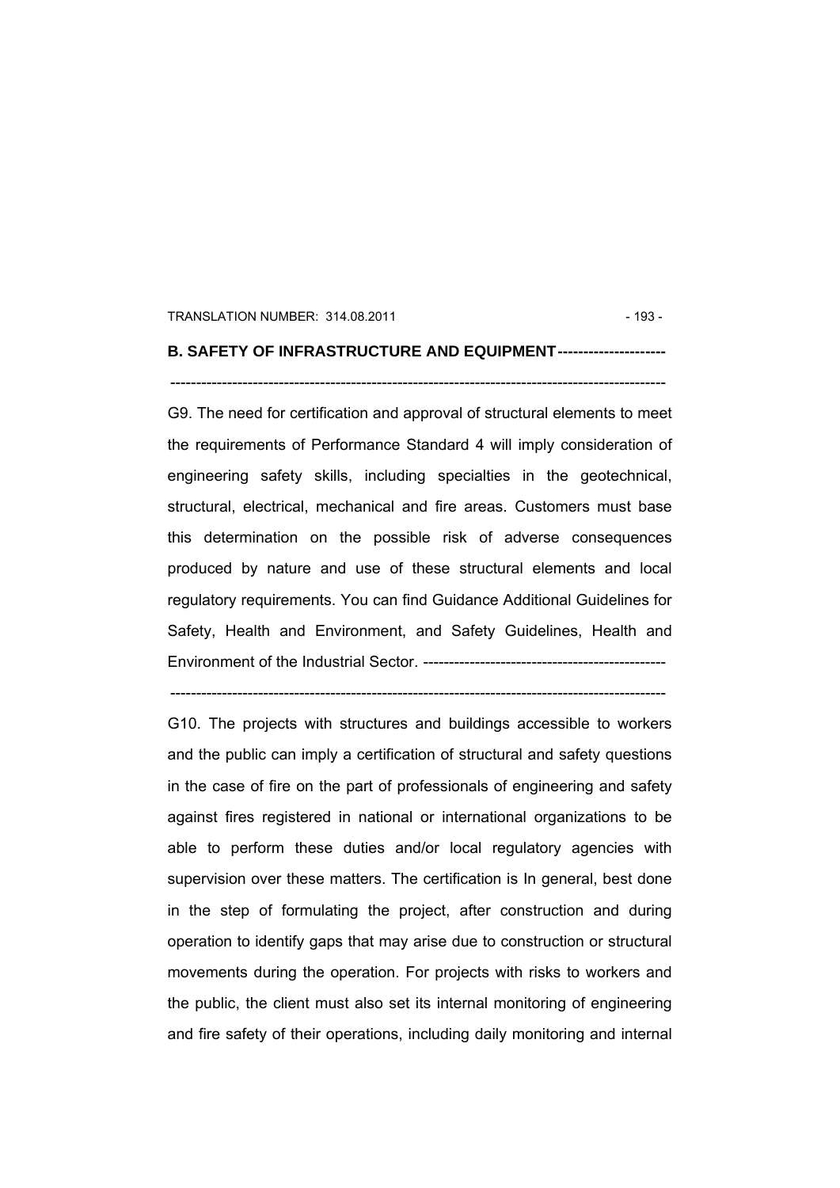**B. SAFETY OF INFRASTRUCTURE AND EQUIPMENT--------------------**

---------------------------------------------------------------------------------------------------

G9. The need for certification and approval of structural elements to meet the requirements of Performance Standard 4 will imply consideration of engineering safety skills, including specialties in the geotechnical, structural, electrical, mechanical and fire areas. Customers must base this determination on the possible risk of adverse consequences produced by nature and use of these structural elements and local regulatory requirements. You can find Guidance Additional Guidelines for Safety, Health and Environment, and Safety Guidelines, Health and Environment of the Industrial Sector. ----------------------------------------------

---------------------------------------------------------------------------------------------------

G10. The projects with structures and buildings accessible to workers and the public can imply a certification of structural and safety questions in the case of fire on the part of professionals of engineering and safety against fires registered in national or international organizations to be able to perform these duties and/or local regulatory agencies with supervision over these matters. The certification is In general, best done in the step of formulating the project, after construction and during operation to identify gaps that may arise due to construction or structural movements during the operation. For projects with risks to workers and the public, the client must also set its internal monitoring of engineering and fire safety of their operations, including daily monitoring and internal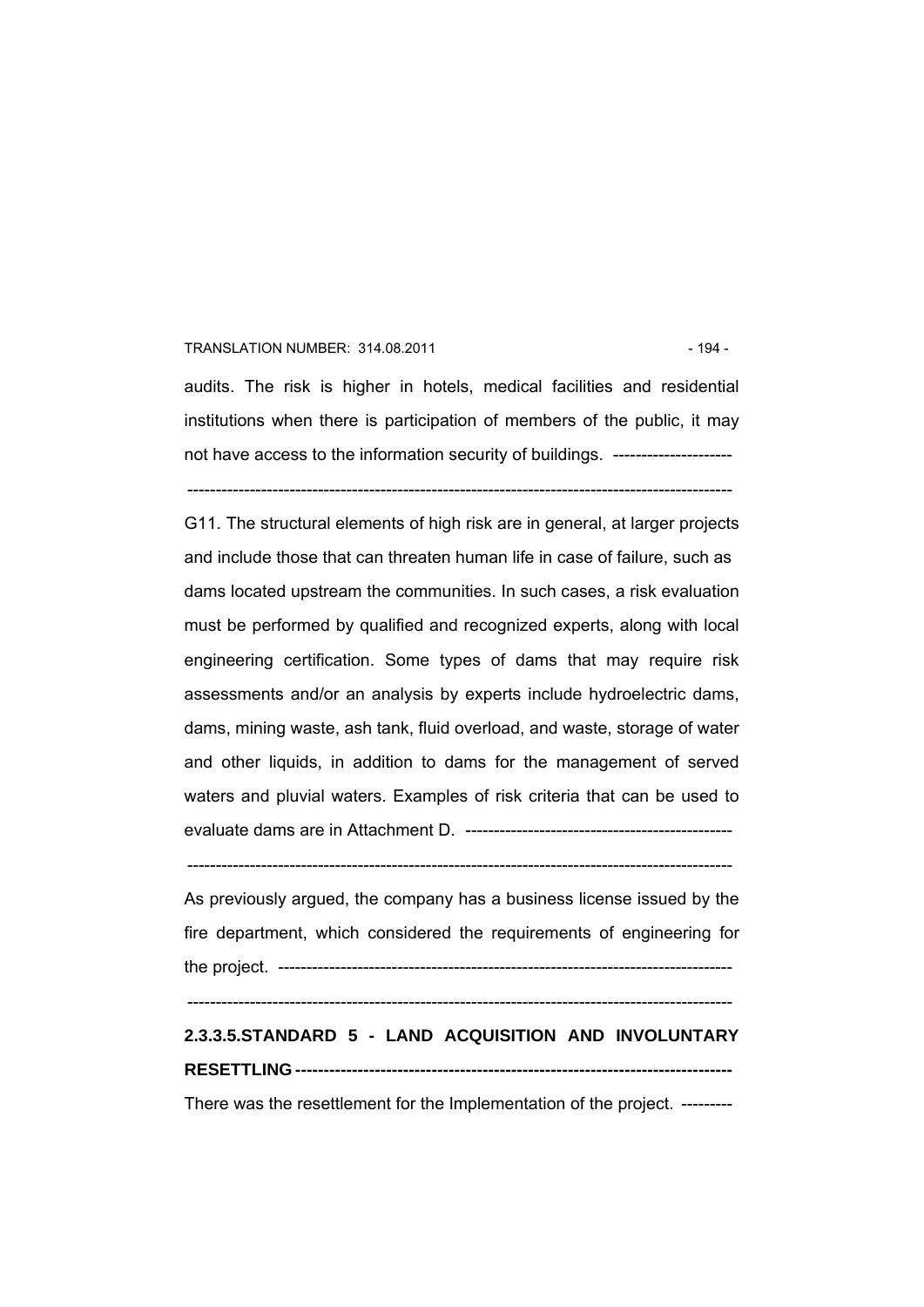audits. The risk is higher in hotels, medical facilities and residential institutions when there is participation of members of the public, it may not have access to the information security of buildings. ---------------------

-------------------------------------------------------------------------------------------------

G11. The structural elements of high risk are in general, at larger projects and include those that can threaten human life in case of failure, such as dams located upstream the communities. In such cases, a risk evaluation must be performed by qualified and recognized experts, along with local engineering certification. Some types of dams that may require risk assessments and/or an analysis by experts include hydroelectric dams, dams, mining waste, ash tank, fluid overload, and waste, storage of water and other liquids, in addition to dams for the management of served waters and pluvial waters. Examples of risk criteria that can be used to evaluate dams are in Attachment D. -----------------------------------------------

-------------------------------------------------------------------------------------------------

As previously argued, the company has a business license issued by the fire department, which considered the requirements of engineering for the project. ------------------------------------------------------------------------------

-------------------------------------------------------------------------------------------------

**2.3.3.5.STANDARD 5 - LAND ACQUISITION AND INVOLUNTARY RESETTLING ---------------------------------------------------------------------------**

There was the resettlement for the Implementation of the project. ---------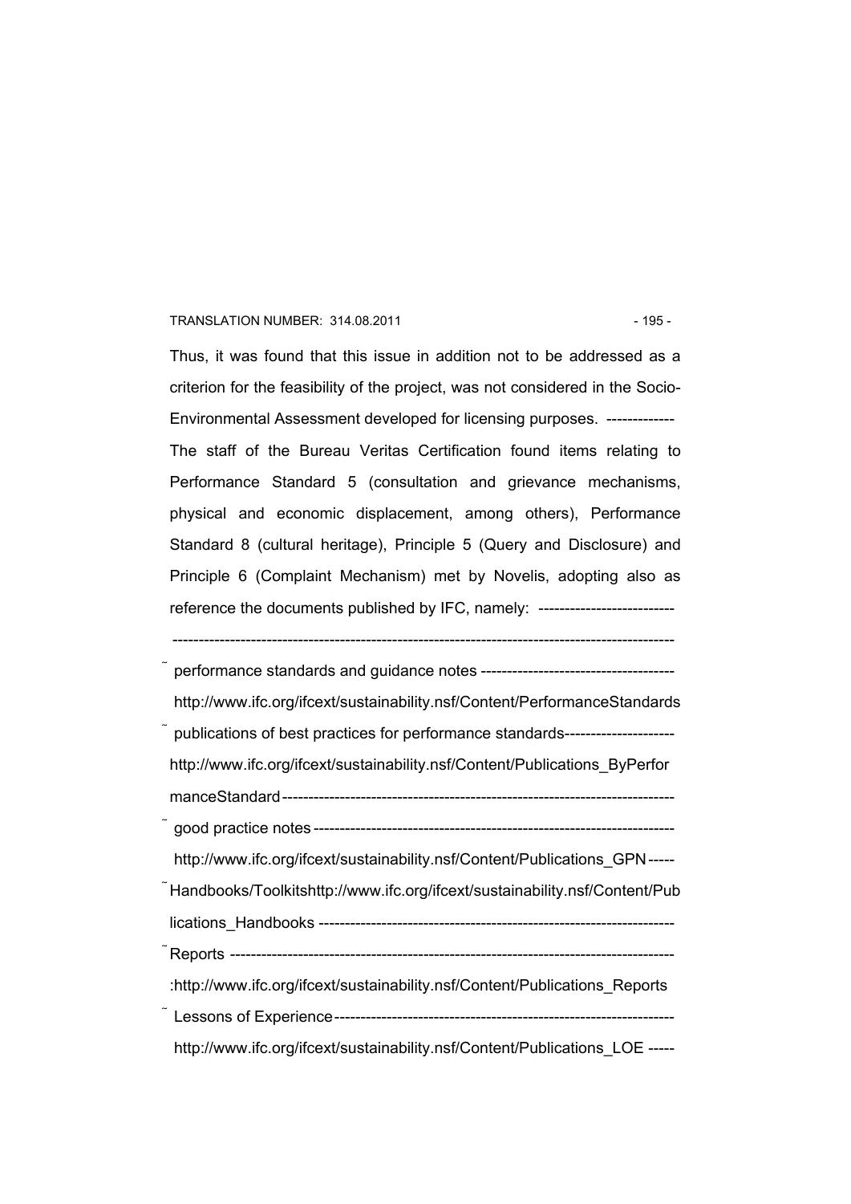Thus, it was found that this issue in addition not to be addressed as a criterion for the feasibility of the project, was not considered in the Socio-Environmental Assessment developed for licensing purposes. -------------

The staff of the Bureau Veritas Certification found items relating to Performance Standard 5 (consultation and grievance mechanisms, physical and economic displacement, among others), Performance Standard 8 (cultural heritage), Principle 5 (Query and Disclosure) and Principle 6 (Complaint Mechanism) met by Novelis, adopting also as reference the documents published by IFC, namely: --------------------------

-----------------------------------------------------------------------------------------------

- performance standards and guidance notes -------------------------------------
  http://www.ifc.org/ifcext/sustainability.nsf/Content/PerformanceStandards
- publications of best practices for performance standards---------------------
  http://www.ifc.org/ifcext/sustainability.nsf/Content/Publications_ByPerformanceStandard---------------------------------------------------------------------------
- good practice notes ---------------------------------------------------------------------
  http://www.ifc.org/ifcext/sustainability.nsf/Content/Publications_GPN -----
- Handbooks/Toolkitshttp://www.ifc.org/ifcext/sustainability.nsf/Content/Publications_Handbooks --------------------------------------------------------------------
- Reports ----------------------------------------------------------------------------------
  :http://www.ifc.org/ifcext/sustainability.nsf/Content/Publications_Reports
- Lessons of Experience-----------------------------------------------------------------
  http://www.ifc.org/ifcext/sustainability.nsf/Content/Publications_LOE -----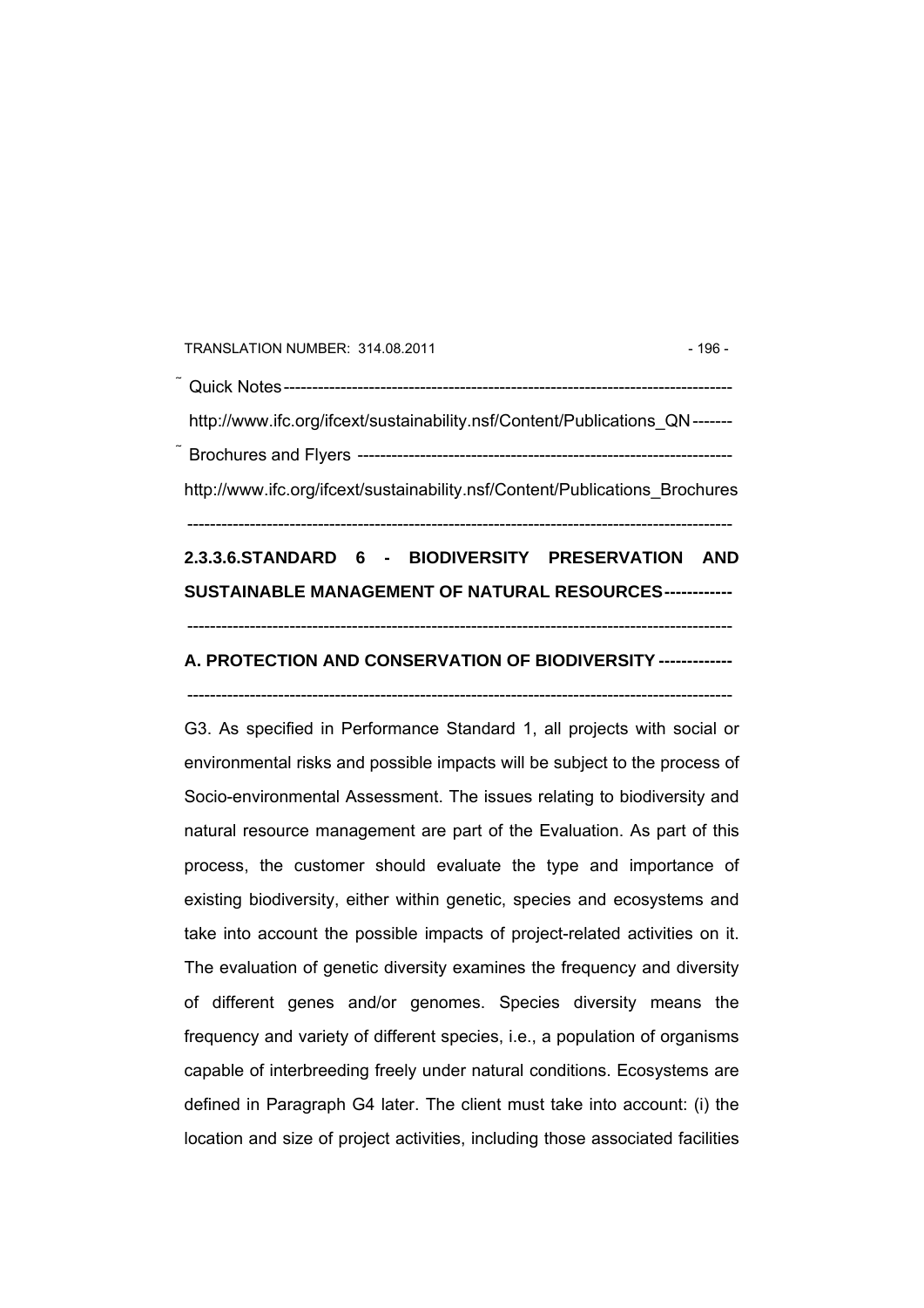- Quick Notes

  http://www.ifc.org/ifcext/sustainability.nsf/Content/Publications_QN

- Brochures and Flyers

  http://www.ifc.org/ifcext/sustainability.nsf/Content/Publications_Brochures

### 2.3.3.6. STANDARD 6 - BIODIVERSITY PRESERVATION AND SUSTAINABLE MANAGEMENT OF NATURAL RESOURCES

#### A. PROTECTION AND CONSERVATION OF BIODIVERSITY

G3. As specified in Performance Standard 1, all projects with social or environmental risks and possible impacts will be subject to the process of Socio-environmental Assessment. The issues relating to biodiversity and natural resource management are part of the Evaluation. As part of this process, the customer should evaluate the type and importance of existing biodiversity, either within genetic, species and ecosystems and take into account the possible impacts of project-related activities on it. The evaluation of genetic diversity examines the frequency and diversity of different genes and/or genomes. Species diversity means the frequency and variety of different species, i.e., a population of organisms capable of interbreeding freely under natural conditions. Ecosystems are defined in Paragraph G4 later. The client must take into account: (i) the location and size of project activities, including those associated facilities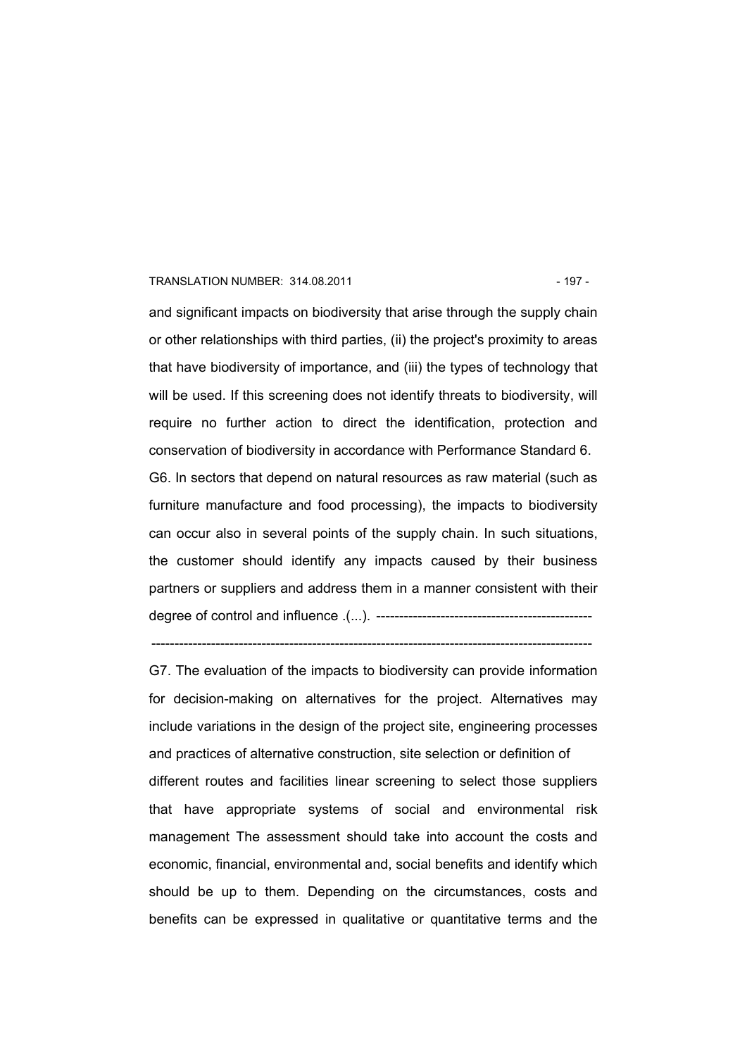and significant impacts on biodiversity that arise through the supply chain or other relationships with third parties, (ii) the project's proximity to areas that have biodiversity of importance, and (iii) the types of technology that will be used. If this screening does not identify threats to biodiversity, will require no further action to direct the identification, protection and conservation of biodiversity in accordance with Performance Standard 6.

G6. In sectors that depend on natural resources as raw material (such as furniture manufacture and food processing), the impacts to biodiversity can occur also in several points of the supply chain. In such situations, the customer should identify any impacts caused by their business partners or suppliers and address them in a manner consistent with their degree of control and influence .(...). ----------------------------------------------

-----------------------------------------------------------------------------------------------

G7. The evaluation of the impacts to biodiversity can provide information for decision-making on alternatives for the project. Alternatives may include variations in the design of the project site, engineering processes and practices of alternative construction, site selection or definition of different routes and facilities linear screening to select those suppliers that have appropriate systems of social and environmental risk management The assessment should take into account the costs and economic, financial, environmental and, social benefits and identify which should be up to them. Depending on the circumstances, costs and benefits can be expressed in qualitative or quantitative terms and the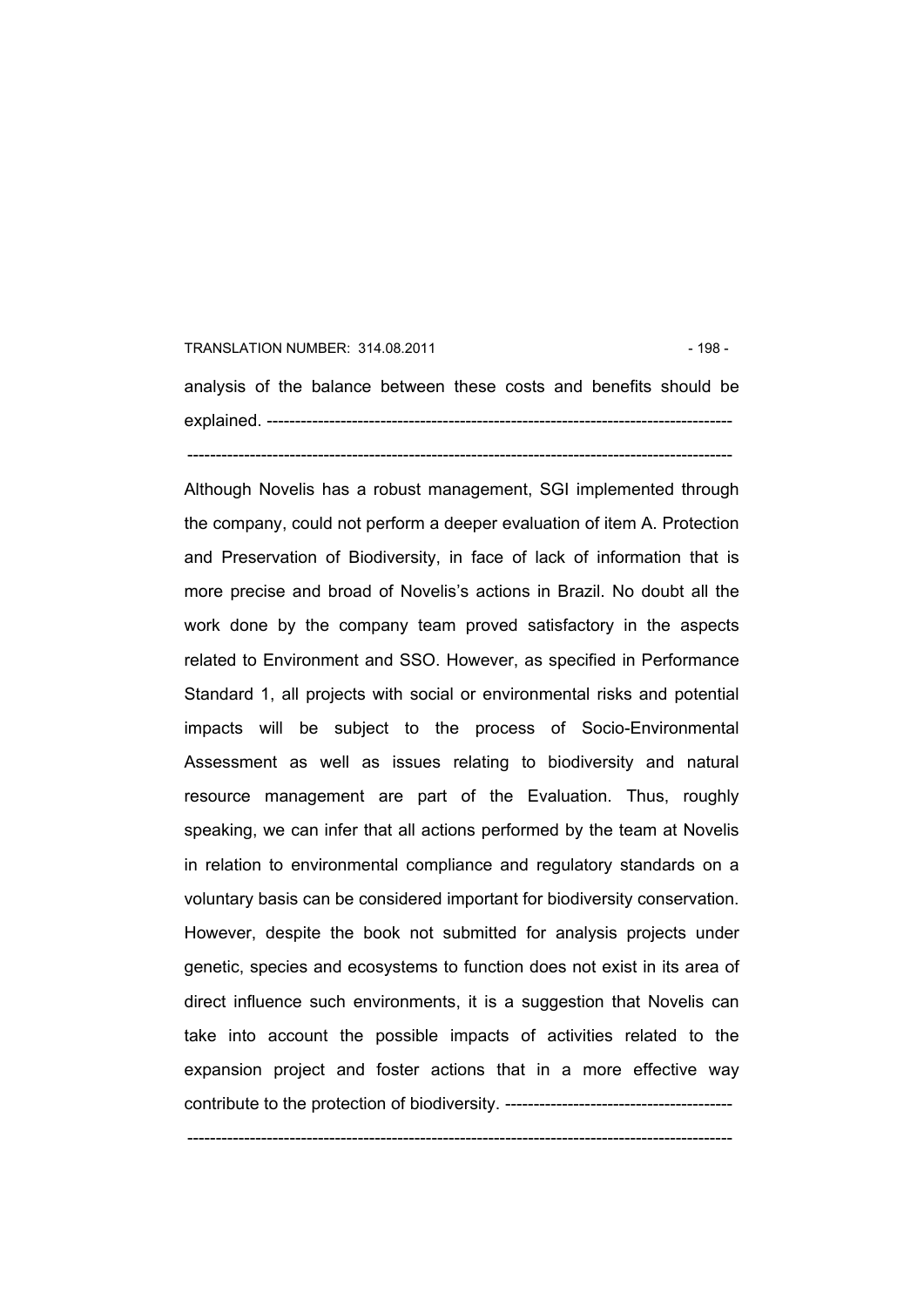analysis of the balance between these costs and benefits should be explained. ---------------------------------------------------------------------------------

-----------------------------------------------------------------------------------------------

Although Novelis has a robust management, SGI implemented through the company, could not perform a deeper evaluation of item A. Protection and Preservation of Biodiversity, in face of lack of information that is more precise and broad of Novelis's actions in Brazil. No doubt all the work done by the company team proved satisfactory in the aspects related to Environment and SSO. However, as specified in Performance Standard 1, all projects with social or environmental risks and potential impacts will be subject to the process of Socio-Environmental Assessment as well as issues relating to biodiversity and natural resource management are part of the Evaluation. Thus, roughly speaking, we can infer that all actions performed by the team at Novelis in relation to environmental compliance and regulatory standards on a voluntary basis can be considered important for biodiversity conservation. However, despite the book not submitted for analysis projects under genetic, species and ecosystems to function does not exist in its area of direct influence such environments, it is a suggestion that Novelis can take into account the possible impacts of activities related to the expansion project and foster actions that in a more effective way contribute to the protection of biodiversity. ----------------------------------------

-----------------------------------------------------------------------------------------------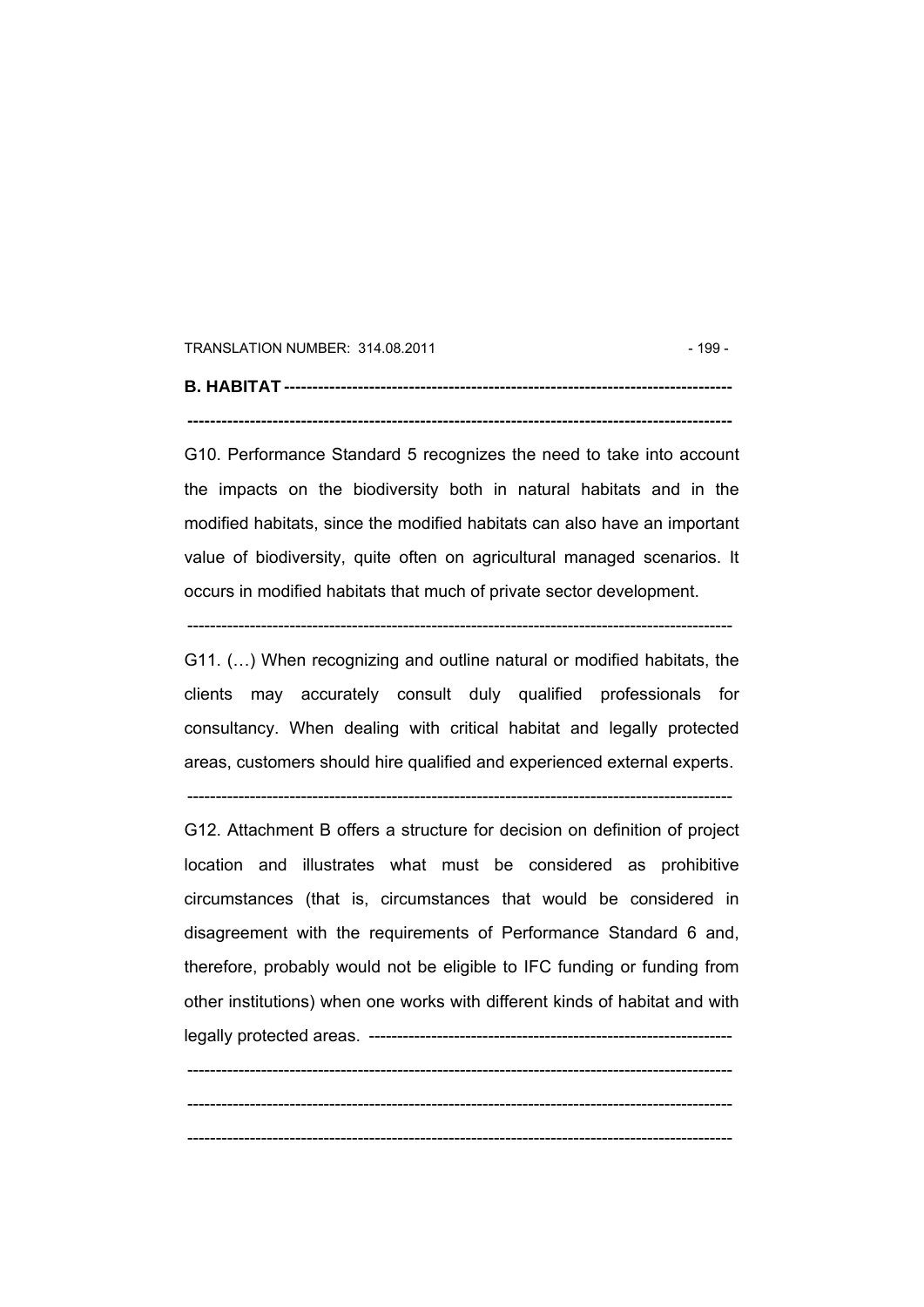## B. HABITAT -------------------------------------------------------------------------------

---------------------------------------------------------------------------------------------

G10. Performance Standard 5 recognizes the need to take into account the impacts on the biodiversity both in natural habitats and in the modified habitats, since the modified habitats can also have an important value of biodiversity, quite often on agricultural managed scenarios. It occurs in modified habitats that much of private sector development.

---------------------------------------------------------------------------------------------

G11. (…) When recognizing and outline natural or modified habitats, the clients may accurately consult duly qualified professionals for consultancy. When dealing with critical habitat and legally protected areas, customers should hire qualified and experienced external experts.

---------------------------------------------------------------------------------------------

G12. Attachment B offers a structure for decision on definition of project location and illustrates what must be considered as prohibitive circumstances (that is, circumstances that would be considered in disagreement with the requirements of Performance Standard 6 and, therefore, probably would not be eligible to IFC funding or funding from other institutions) when one works with different kinds of habitat and with legally protected areas. ----------------------------------------------------------------

---------------------------------------------------------------------------------------------

---------------------------------------------------------------------------------------------

---------------------------------------------------------------------------------------------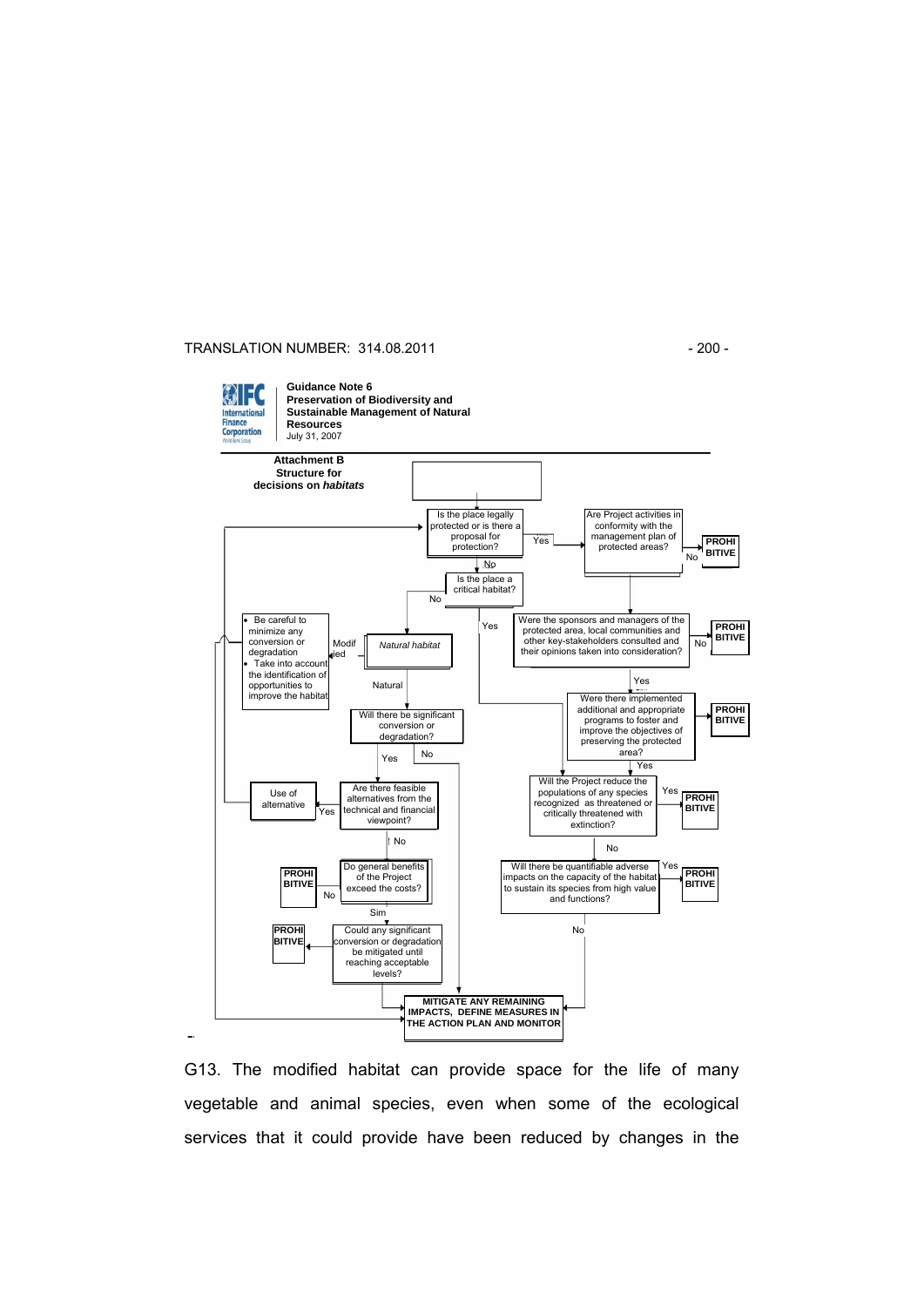**Guidance Note 6**
**Preservation of Biodiversity and Sustainable Management of Natural Resources**
July 31, 2007

**Attachment B**
**Structure for decisions on *habitats***

- Is the place legally protected or is there a proposal for protection?
  - Yes → Are Project activities in conformity with the management plan of protected areas?
    - No → **PROHIBITIVE**
    - Were the sponsors and managers of the protected area, local communities and other key-stakeholders consulted and their opinions taken into consideration?
      - No → **PROHIBITIVE**
      - Yes → Were there implemented additional and appropriate programs to foster and improve the objectives of preserving the protected area?
        - No → **PROHIBITIVE**
        - Yes → Will the Project reduce the populations of any species recognized as threatened or critically threatened with extinction?
  - No → Is the place a critical habitat?
    - Yes → Will the Project reduce the populations of any species recognized as threatened or critically threatened with extinction?
      - Yes → **PROHIBITIVE**
      - No → Will there be quantifiable adverse impacts on the capacity of the habitat to sustain its species from high value and functions?
        - Yes → **PROHIBITIVE**
        - No → **MITIGATE ANY REMAINING IMPACTS, DEFINE MEASURES IN THE ACTION PLAN AND MONITOR**
    - No → *Natural habitat*
      - Modified →
        - Be careful to minimize any conversion or degradation
        - Take into account the identification of opportunities to improve the habitat
        - → **MITIGATE ANY REMAINING IMPACTS, DEFINE MEASURES IN THE ACTION PLAN AND MONITOR**
      - Natural → Will there be significant conversion or degradation?
        - No → **MITIGATE ANY REMAINING IMPACTS, DEFINE MEASURES IN THE ACTION PLAN AND MONITOR**
        - Yes → Are there feasible alternatives from the technical and financial viewpoint?
          - Yes → Use of alternative
          - No → Do general benefits of the Project exceed the costs?
            - No → **PROHIBITIVE**
            - Sim → Could any significant conversion or degradation be mitigated until reaching acceptable levels?
              - → **PROHIBITIVE**
              - → **MITIGATE ANY REMAINING IMPACTS, DEFINE MEASURES IN THE ACTION PLAN AND MONITOR**

G13. The modified habitat can provide space for the life of many vegetable and animal species, even when some of the ecological services that it could provide have been reduced by changes in the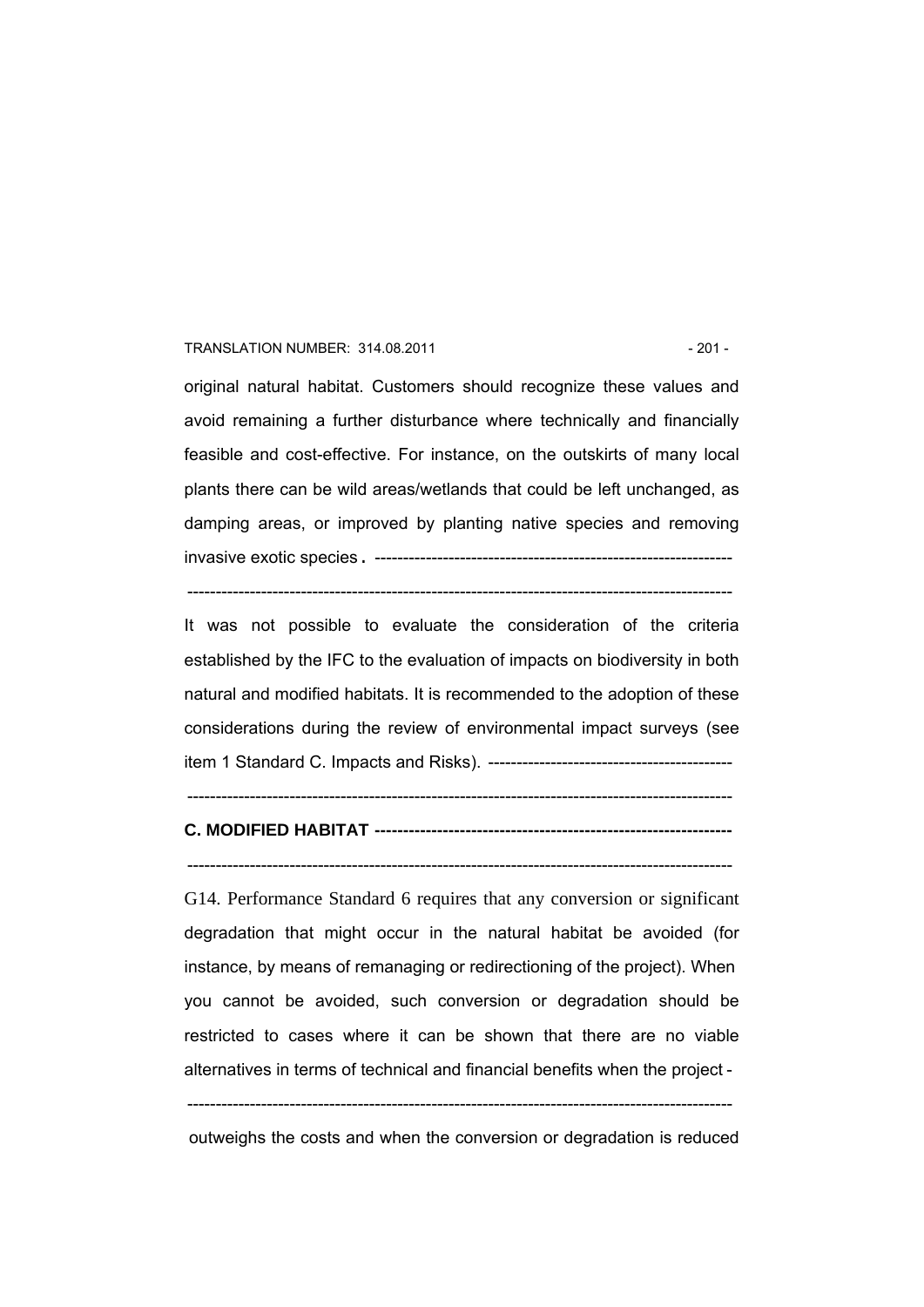original natural habitat. Customers should recognize these values and avoid remaining a further disturbance where technically and financially feasible and cost-effective. For instance, on the outskirts of many local plants there can be wild areas/wetlands that could be left unchanged, as damping areas, or improved by planting native species and removing invasive exotic species. ---------------------------------------------------------------

------------------------------------------------------------------------------------------------

It was not possible to evaluate the consideration of the criteria established by the IFC to the evaluation of impacts on biodiversity in both natural and modified habitats. It is recommended to the adoption of these considerations during the review of environmental impact surveys (see item 1 Standard C. Impacts and Risks). -------------------------------------------

------------------------------------------------------------------------------------------------

**C. MODIFIED HABITAT ---------------------------------------------------------------**

------------------------------------------------------------------------------------------------

G14. Performance Standard 6 requires that any conversion or significant degradation that might occur in the natural habitat be avoided (for instance, by means of remanaging or redirectioning of the project). When you cannot be avoided, such conversion or degradation should be restricted to cases where it can be shown that there are no viable alternatives in terms of technical and financial benefits when the project -

------------------------------------------------------------------------------------------------

outweighs the costs and when the conversion or degradation is reduced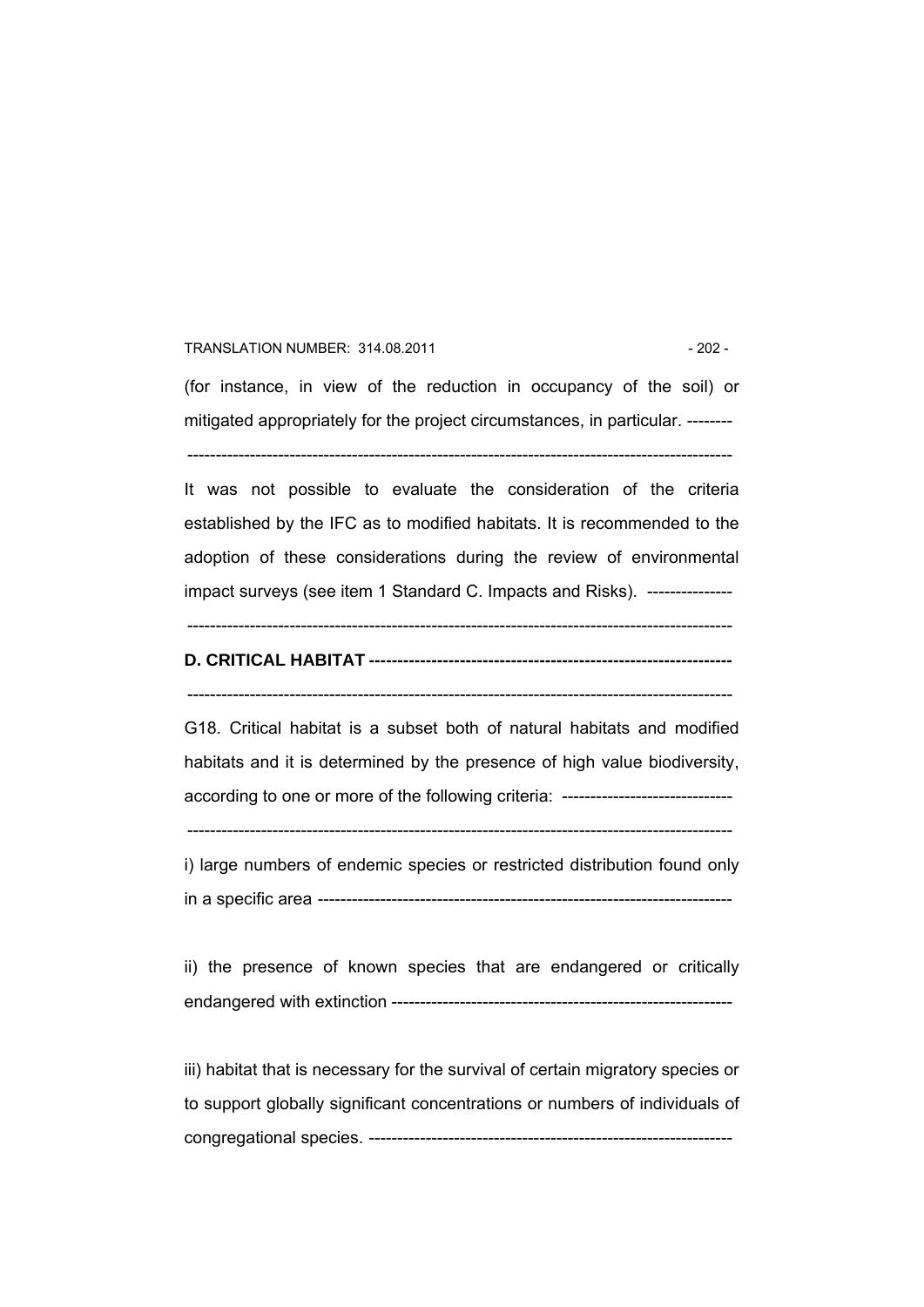(for instance, in view of the reduction in occupancy of the soil) or mitigated appropriately for the project circumstances, in particular. --------

-----------------------------------------------------------------------------------------------

It was not possible to evaluate the consideration of the criteria established by the IFC as to modified habitats. It is recommended to the adoption of these considerations during the review of environmental impact surveys (see item 1 Standard C. Impacts and Risks). ---------------

-----------------------------------------------------------------------------------------------

**D. CRITICAL HABITAT ---------------------------------------------------------------**

-----------------------------------------------------------------------------------------------

G18. Critical habitat is a subset both of natural habitats and modified habitats and it is determined by the presence of high value biodiversity, according to one or more of the following criteria: ------------------------------

-----------------------------------------------------------------------------------------------

i) large numbers of endemic species or restricted distribution found only in a specific area ------------------------------------------------------------------------

ii) the presence of known species that are endangered or critically endangered with extinction ------------------------------------------------------------

iii) habitat that is necessary for the survival of certain migratory species or to support globally significant concentrations or numbers of individuals of congregational species. ---------------------------------------------------------------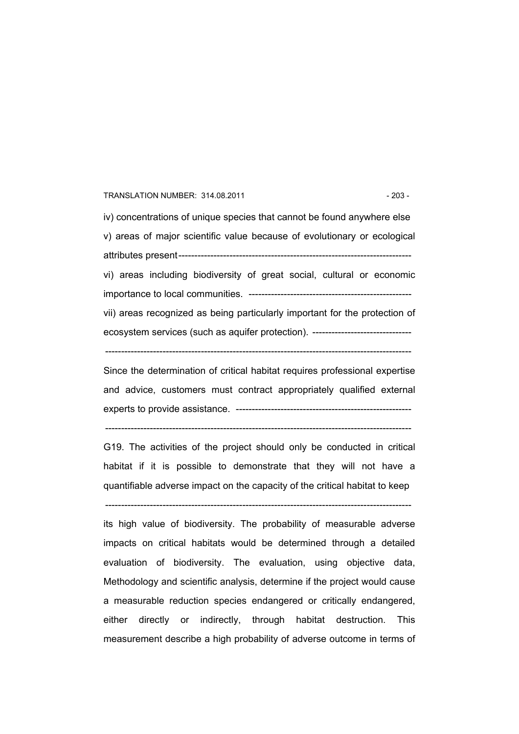iv) concentrations of unique species that cannot be found anywhere else

v) areas of major scientific value because of evolutionary or ecological attributes present------------------------------------------------------------------------

vi) areas including biodiversity of great social, cultural or economic importance to local communities. ---------------------------------------------------

vii) areas recognized as being particularly important for the protection of ecosystem services (such as aquifer protection). -------------------------------

-------------------------------------------------------------------------------------------------

Since the determination of critical habitat requires professional expertise and advice, customers must contract appropriately qualified external experts to provide assistance. -------------------------------------------------------

-------------------------------------------------------------------------------------------------

G19. The activities of the project should only be conducted in critical habitat if it is possible to demonstrate that they will not have a quantifiable adverse impact on the capacity of the critical habitat to keep

-------------------------------------------------------------------------------------------------

its high value of biodiversity. The probability of measurable adverse impacts on critical habitats would be determined through a detailed evaluation of biodiversity. The evaluation, using objective data, Methodology and scientific analysis, determine if the project would cause a measurable reduction species endangered or critically endangered, either directly or indirectly, through habitat destruction. This measurement describe a high probability of adverse outcome in terms of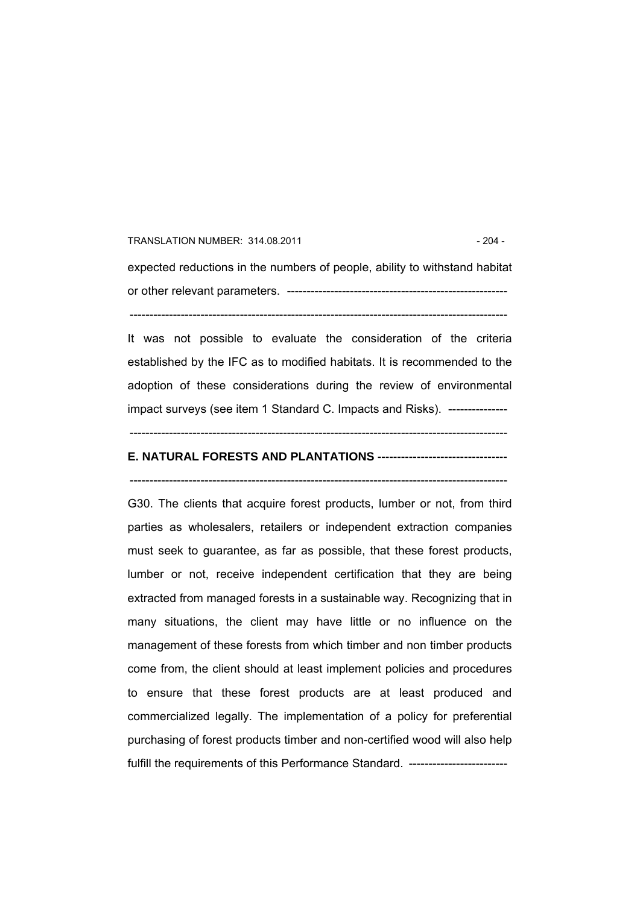expected reductions in the numbers of people, ability to withstand habitat or other relevant parameters. --------------------------------------------------------

-----------------------------------------------------------------------------------------------

It was not possible to evaluate the consideration of the criteria established by the IFC as to modified habitats. It is recommended to the adoption of these considerations during the review of environmental impact surveys (see item 1 Standard C. Impacts and Risks). ---------------

-----------------------------------------------------------------------------------------------

**E. NATURAL FORESTS AND PLANTATIONS ---------------------------------**

-----------------------------------------------------------------------------------------------

G30. The clients that acquire forest products, lumber or not, from third parties as wholesalers, retailers or independent extraction companies must seek to guarantee, as far as possible, that these forest products, lumber or not, receive independent certification that they are being extracted from managed forests in a sustainable way. Recognizing that in many situations, the client may have little or no influence on the management of these forests from which timber and non timber products come from, the client should at least implement policies and procedures to ensure that these forest products are at least produced and commercialized legally. The implementation of a policy for preferential purchasing of forest products timber and non-certified wood will also help fulfill the requirements of this Performance Standard. -------------------------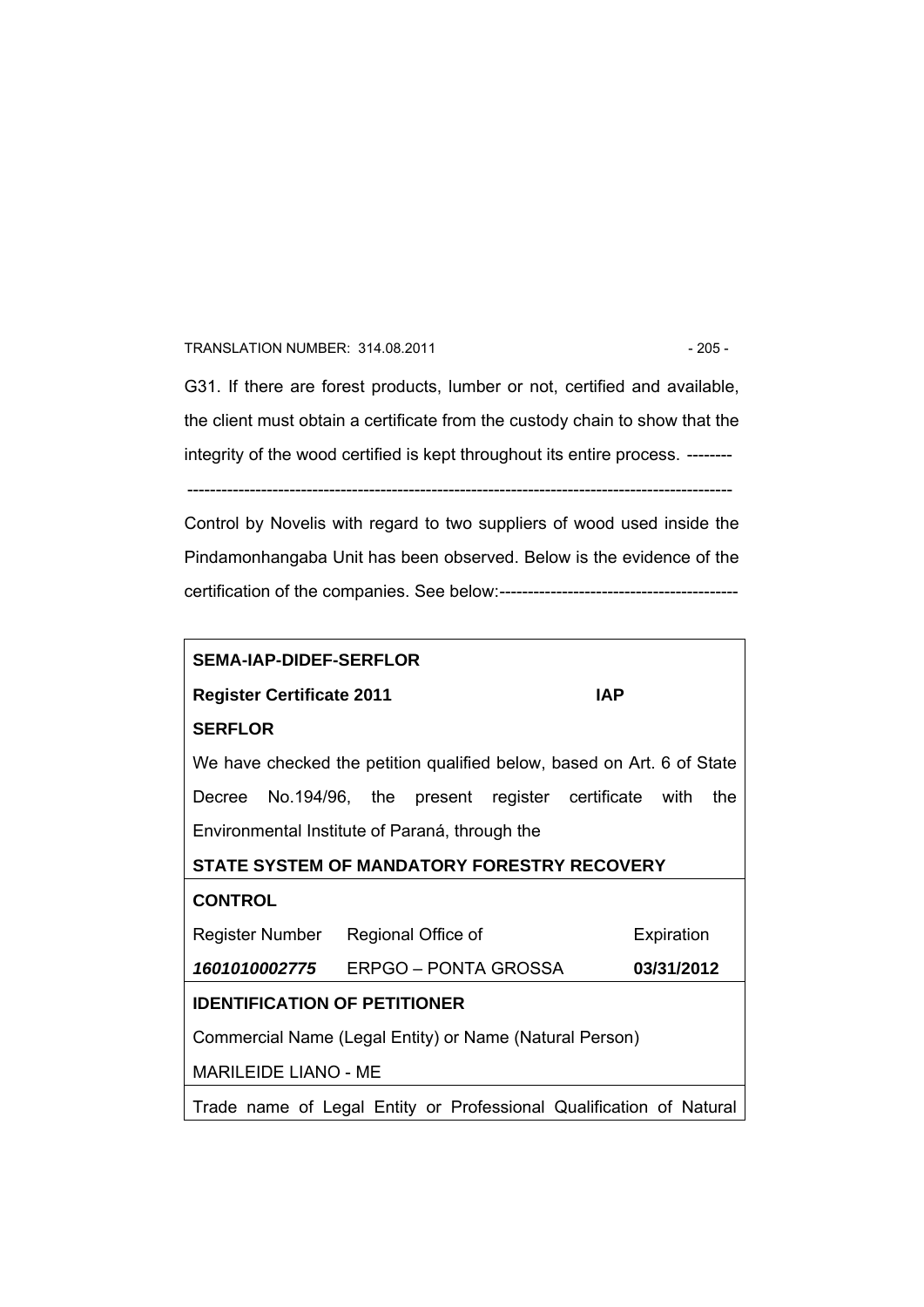G31. If there are forest products, lumber or not, certified and available, the client must obtain a certificate from the custody chain to show that the integrity of the wood certified is kept throughout its entire process. --------

------------------------------------------------------------------------------------------------

Control by Novelis with regard to two suppliers of wood used inside the Pindamonhangaba Unit has been observed. Below is the evidence of the certification of the companies. See below:-----------------------------------------

| **SEMA-IAP-DIDEF-SERFLOR** | | |
|---|---|---|
| **Register Certificate 2011** | | **IAP** |
| **SERFLOR** | | |
| We have checked the petition qualified below, based on Art. 6 of State Decree No.194/96, the present register certificate with the Environmental Institute of Paraná, through the | | |
| **STATE SYSTEM OF MANDATORY FORESTRY RECOVERY** | | |
| **CONTROL** | | |
| Register Number | Regional Office of | Expiration |
| ***1601010002775*** | ERPGO – PONTA GROSSA | **03/31/2012** |
| **IDENTIFICATION OF PETITIONER** | | |
| Commercial Name (Legal Entity) or Name (Natural Person) | | |
| MARILEIDE LIANO - ME | | |
| Trade name of Legal Entity or Professional Qualification of Natural | | |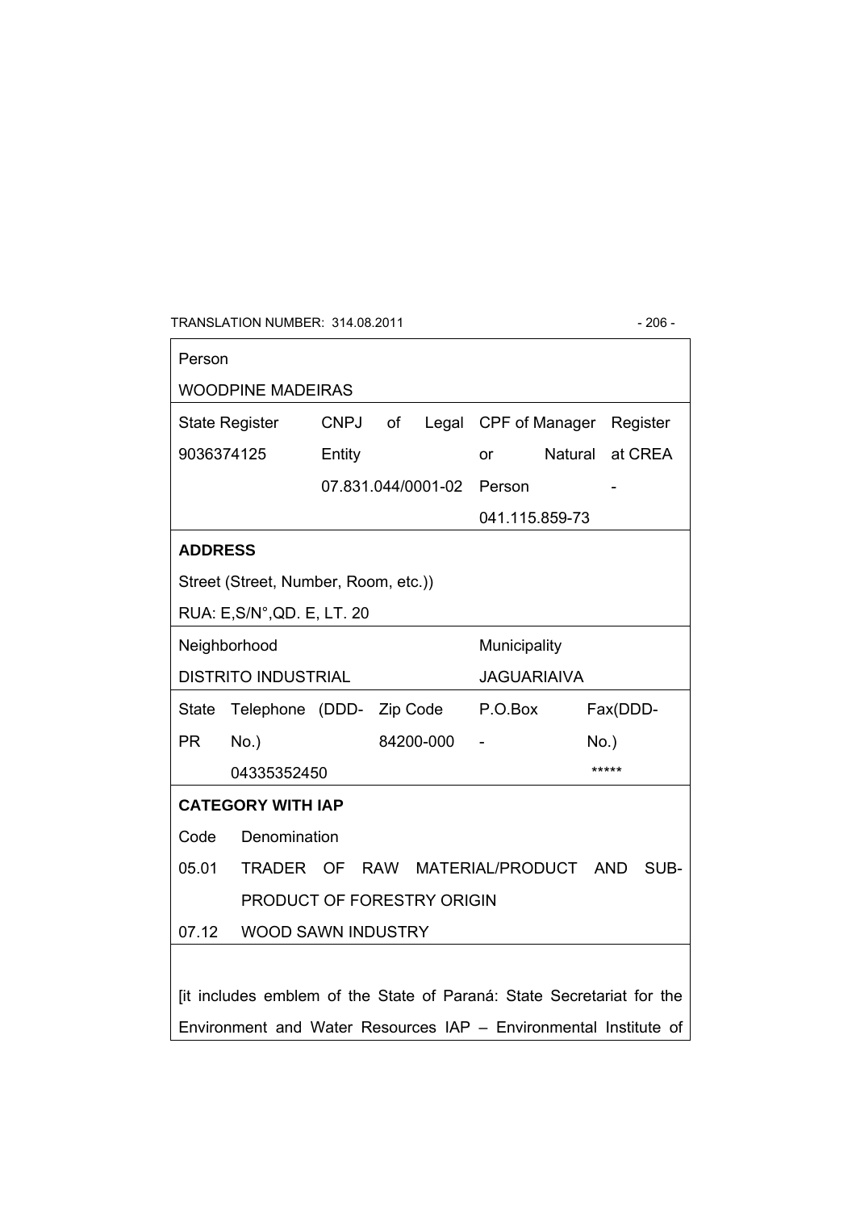Person

WOODPINE MADEIRAS

| State Register | CNPJ of Legal Entity | CPF of Manager or Natural Person | Register at CREA |
|---|---|---|---|
| 9036374125 | 07.831.044/0001-02 | 041.115.859-73 | - |

**ADDRESS**

Street (Street, Number, Room, etc.))

RUA: E,S/N°,QD. E, LT. 20

| Neighborhood | Municipality |
|---|---|
| DISTRITO INDUSTRIAL | JAGUARIAIVA |

| State | Telephone (DDD-No.) | Zip Code | P.O.Box | Fax(DDD-No.) |
|---|---|---|---|---|
| PR | 04335352450 | 84200-000 | - | ***** |

**CATEGORY WITH IAP**

| Code | Denomination |
|---|---|
| 05.01 | TRADER OF RAW MATERIAL/PRODUCT AND SUB-PRODUCT OF FORESTRY ORIGIN |
| 07.12 | WOOD SAWN INDUSTRY |

[it includes emblem of the State of Paraná: State Secretariat for the Environment and Water Resources IAP – Environmental Institute of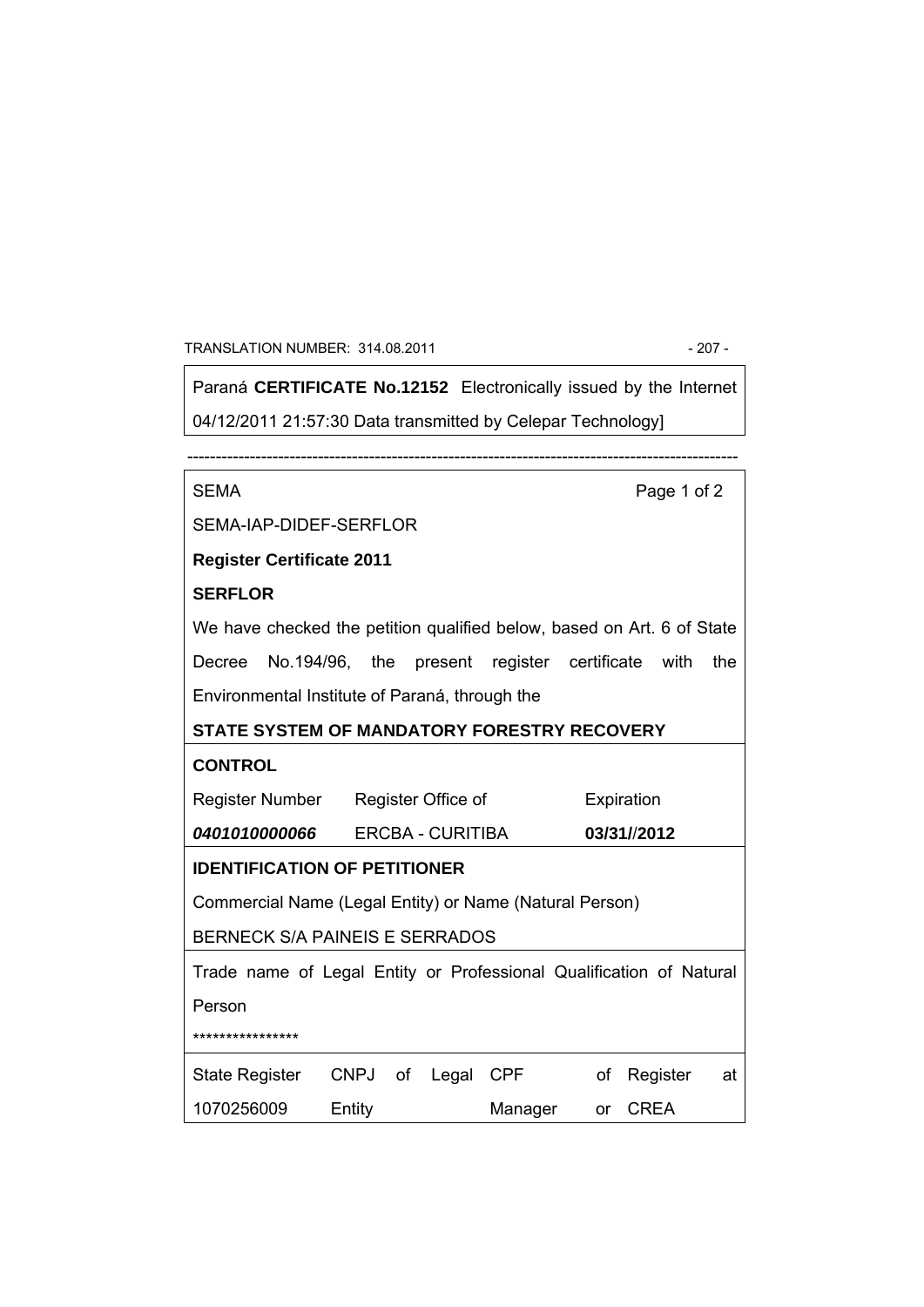Paraná **CERTIFICATE No.12152** Electronically issued by the Internet 04/12/2011 21:57:30 Data transmitted by Celepar Technology]

---

SEMA | Page 1 of 2

SEMA-IAP-DIDEF-SERFLOR

**Register Certificate 2011**

**SERFLOR**

We have checked the petition qualified below, based on Art. 6 of State Decree No.194/96, the present register certificate with the Environmental Institute of Paraná, through the

**STATE SYSTEM OF MANDATORY FORESTRY RECOVERY**

**CONTROL**

| Register Number | Register Office of | Expiration |
|---|---|---|
| ***0401010000066*** | ERCBA - CURITIBA | **03/31//2012** |

**IDENTIFICATION OF PETITIONER**

Commercial Name (Legal Entity) or Name (Natural Person)

BERNECK S/A PAINEIS E SERRADOS

Trade name of Legal Entity or Professional Qualification of Natural Person

****************

| State Register | CNPJ of Legal Entity | CPF of Manager | Register at CREA |
|---|---|---|---|
| 1070256009 | | | |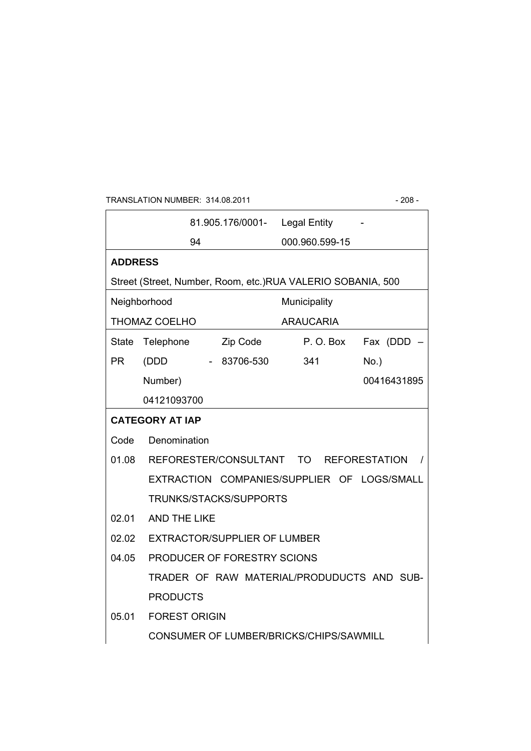| | | | | |
|---|---|---|---|---|
| | 81.905.176/0001-94 | | Legal Entity 000.960.599-15 | - |

**ADDRESS**

Street (Street, Number, Room, etc.)RUA VALERIO SOBANIA, 500

| Neighborhood | Municipality |
|---|---|
| THOMAZ COELHO | ARAUCARIA |

| State | Telephone | Zip Code | P. O. Box | Fax (DDD – No.) |
|---|---|---|---|---|
| PR | (DDD - Number) 04121093700 | 83706-530 | 341 | 00416431895 |

**CATEGORY AT IAP**

| Code | Denomination |
|---|---|
| 01.08 | REFORESTER/CONSULTANT TO REFORESTATION / EXTRACTION COMPANIES/SUPPLIER OF LOGS/SMALL TRUNKS/STACKS/SUPPORTS |
| 02.01 | AND THE LIKE |
| 02.02 | EXTRACTOR/SUPPLIER OF LUMBER |
| 04.05 | PRODUCER OF FORESTRY SCIONS |
| | TRADER OF RAW MATERIAL/PRODUDUCTS AND SUB-PRODUCTS |
| 05.01 | FOREST ORIGIN |
| | CONSUMER OF LUMBER/BRICKS/CHIPS/SAWMILL |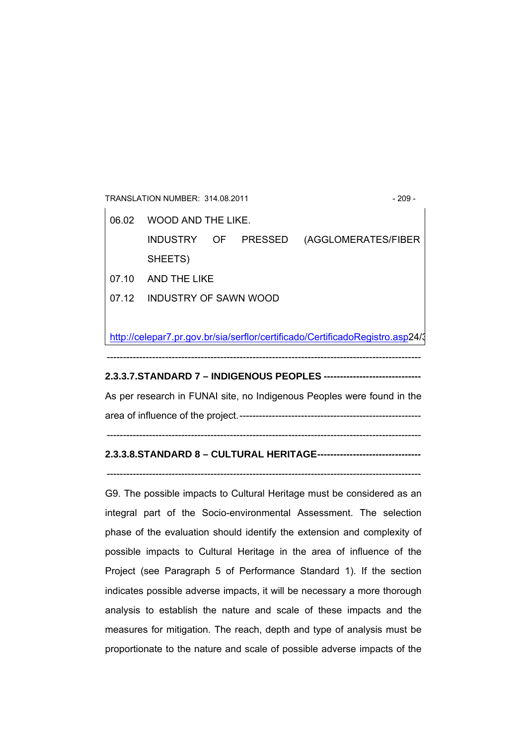| | |
|---|---|
| 06.02 | WOOD AND THE LIKE. |
| | INDUSTRY OF PRESSED (AGGLOMERATES/FIBER SHEETS) |
| 07.10 | AND THE LIKE |
| 07.12 | INDUSTRY OF SAWN WOOD |

http://celepar7.pr.gov.br/sia/serflor/certificado/CertificadoRegistro.asp24/3

-----------------------------------------------------------------------------------------------

**2.3.3.7.STANDARD 7 – INDIGENOUS PEOPLES ------------------------------**

As per research in FUNAI site, no Indigenous Peoples were found in the area of influence of the project.--------------------------------------------------------

-----------------------------------------------------------------------------------------------

**2.3.3.8.STANDARD 8 – CULTURAL HERITAGE-------------------------------**

-----------------------------------------------------------------------------------------------

G9. The possible impacts to Cultural Heritage must be considered as an integral part of the Socio-environmental Assessment. The selection phase of the evaluation should identify the extension and complexity of possible impacts to Cultural Heritage in the area of influence of the Project (see Paragraph 5 of Performance Standard 1). If the section indicates possible adverse impacts, it will be necessary a more thorough analysis to establish the nature and scale of these impacts and the measures for mitigation. The reach, depth and type of analysis must be proportionate to the nature and scale of possible adverse impacts of the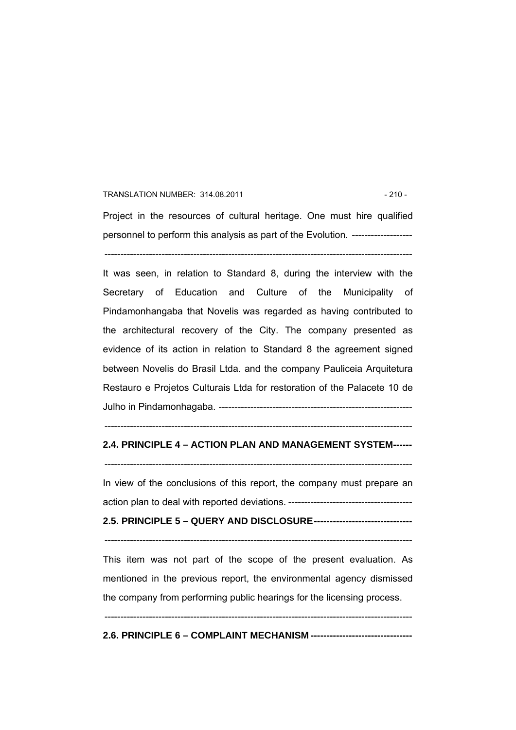Project in the resources of cultural heritage. One must hire qualified personnel to perform this analysis as part of the Evolution. -------------------

------------------------------------------------------------------------------------------------

It was seen, in relation to Standard 8, during the interview with the Secretary of Education and Culture of the Municipality of Pindamonhangaba that Novelis was regarded as having contributed to the architectural recovery of the City. The company presented as evidence of its action in relation to Standard 8 the agreement signed between Novelis do Brasil Ltda. and the company Pauliceia Arquitetura Restauro e Projetos Culturais Ltda for restoration of the Palacete 10 de Julho in Pindamonhagaba. ------------------------------------------------------------

------------------------------------------------------------------------------------------------

## 2.4. PRINCIPLE 4 – ACTION PLAN AND MANAGEMENT SYSTEM------

------------------------------------------------------------------------------------------------

In view of the conclusions of this report, the company must prepare an action plan to deal with reported deviations. ---------------------------------------

## 2.5. PRINCIPLE 5 – QUERY AND DISCLOSURE------------------------------

------------------------------------------------------------------------------------------------

This item was not part of the scope of the present evaluation. As mentioned in the previous report, the environmental agency dismissed the company from performing public hearings for the licensing process.

------------------------------------------------------------------------------------------------

## 2.6. PRINCIPLE 6 – COMPLAINT MECHANISM -------------------------------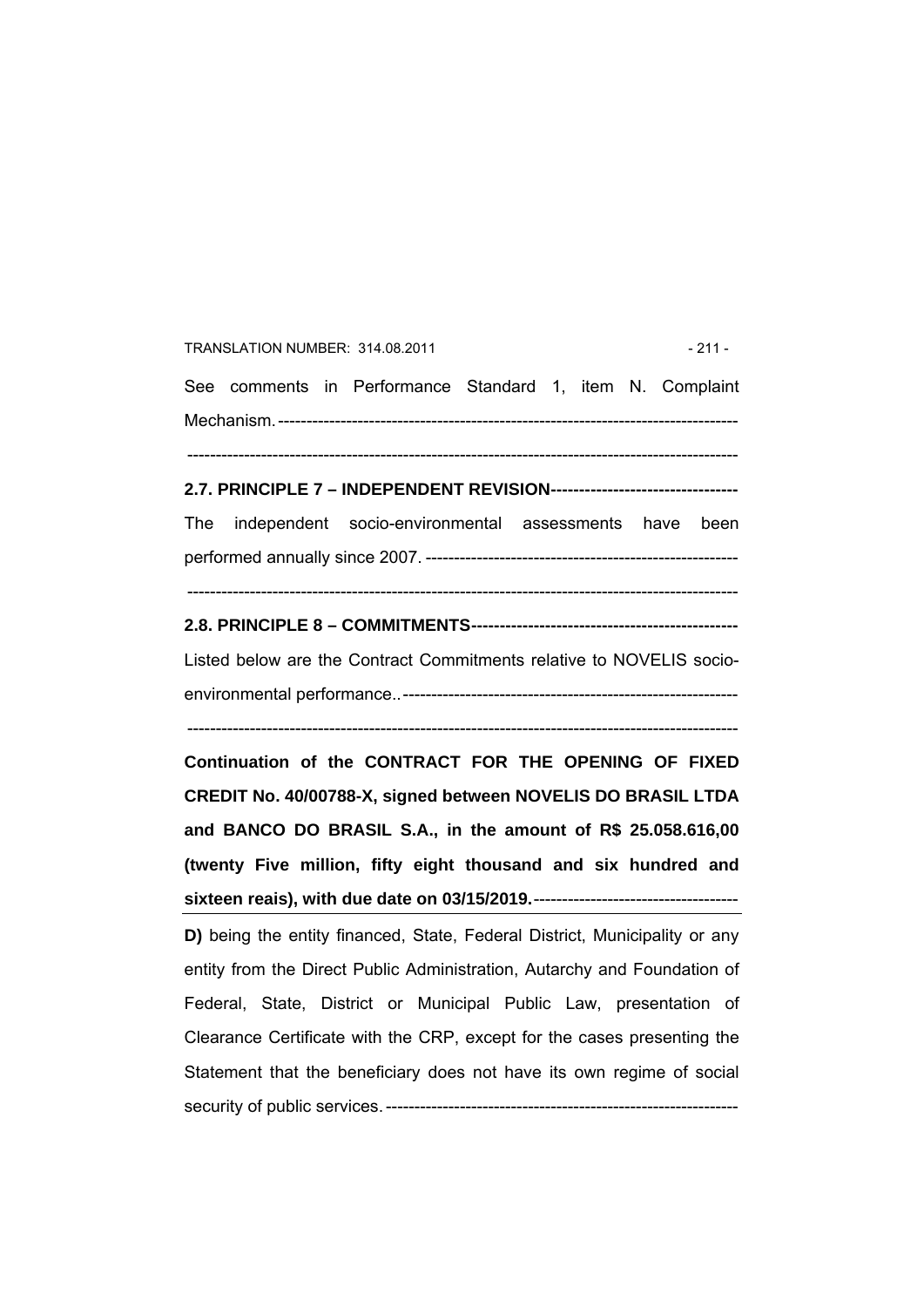See comments in Performance Standard 1, item N. Complaint Mechanism.---------------------------------------------------------------------------------

---------------------------------------------------------------------------------------------

**2.7. PRINCIPLE 7 – INDEPENDENT REVISION---------------------------------**

The independent socio-environmental assessments have been performed annually since 2007. -------------------------------------------------------

---------------------------------------------------------------------------------------------

**2.8. PRINCIPLE 8 – COMMITMENTS----------------------------------------------**

Listed below are the Contract Commitments relative to NOVELIS socio-environmental performance..----------------------------------------------------------

---------------------------------------------------------------------------------------------

**Continuation of the CONTRACT FOR THE OPENING OF FIXED CREDIT No. 40/00788-X, signed between NOVELIS DO BRASIL LTDA and BANCO DO BRASIL S.A., in the amount of R$ 25.058.616,00 (twenty Five million, fifty eight thousand and six hundred and sixteen reais), with due date on 03/15/2019.**------------------------------------

---

**D)** being the entity financed, State, Federal District, Municipality or any entity from the Direct Public Administration, Autarchy and Foundation of Federal, State, District or Municipal Public Law, presentation of Clearance Certificate with the CRP, except for the cases presenting the Statement that the beneficiary does not have its own regime of social security of public services.-------------------------------------------------------------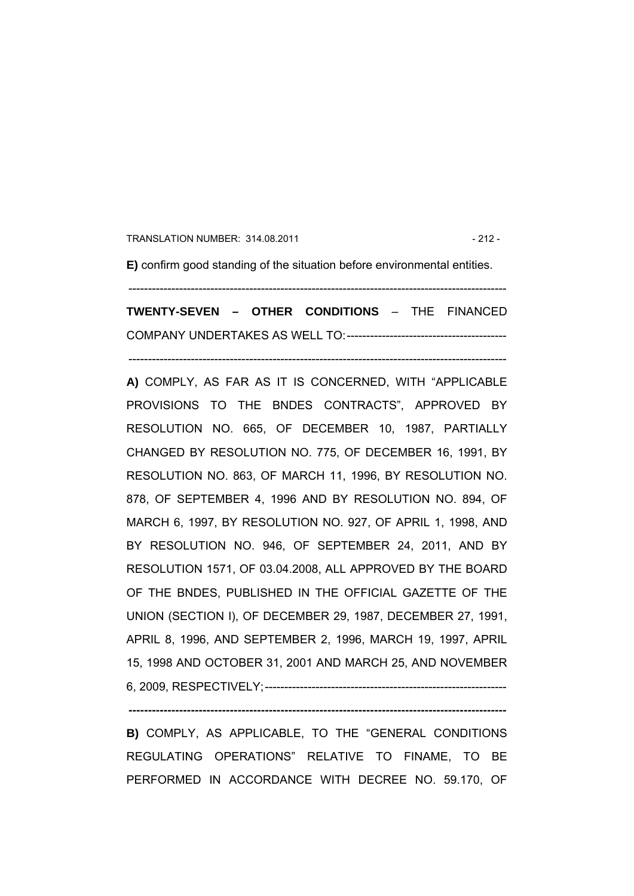**E)** confirm good standing of the situation before environmental entities.

-----------------------------------------------------------------------------------------------

**TWENTY-SEVEN – OTHER CONDITIONS** – THE FINANCED COMPANY UNDERTAKES AS WELL TO:-----------------------------------------

-----------------------------------------------------------------------------------------------

**A)** COMPLY, AS FAR AS IT IS CONCERNED, WITH "APPLICABLE PROVISIONS TO THE BNDES CONTRACTS", APPROVED BY RESOLUTION NO. 665, OF DECEMBER 10, 1987, PARTIALLY CHANGED BY RESOLUTION NO. 775, OF DECEMBER 16, 1991, BY RESOLUTION NO. 863, OF MARCH 11, 1996, BY RESOLUTION NO. 878, OF SEPTEMBER 4, 1996 AND BY RESOLUTION NO. 894, OF MARCH 6, 1997, BY RESOLUTION NO. 927, OF APRIL 1, 1998, AND BY RESOLUTION NO. 946, OF SEPTEMBER 24, 2011, AND BY RESOLUTION 1571, OF 03.04.2008, ALL APPROVED BY THE BOARD OF THE BNDES, PUBLISHED IN THE OFFICIAL GAZETTE OF THE UNION (SECTION I), OF DECEMBER 29, 1987, DECEMBER 27, 1991, APRIL 8, 1996, AND SEPTEMBER 2, 1996, MARCH 19, 1997, APRIL 15, 1998 AND OCTOBER 31, 2001 AND MARCH 25, AND NOVEMBER 6, 2009, RESPECTIVELY;--------------------------------------------------------------

-----------------------------------------------------------------------------------------------

**B)** COMPLY, AS APPLICABLE, TO THE "GENERAL CONDITIONS REGULATING OPERATIONS" RELATIVE TO FINAME, TO BE PERFORMED IN ACCORDANCE WITH DECREE NO. 59.170, OF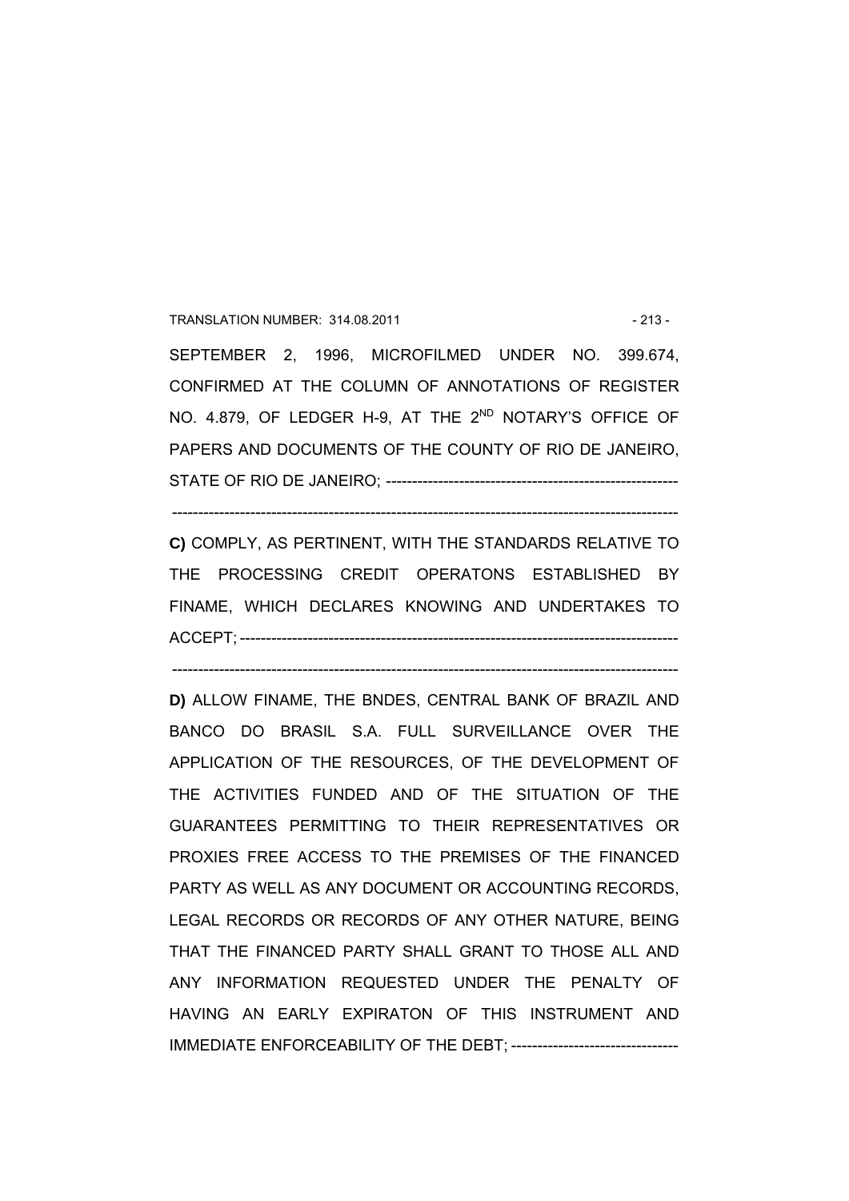SEPTEMBER 2, 1996, MICROFILMED UNDER NO. 399.674, CONFIRMED AT THE COLUMN OF ANNOTATIONS OF REGISTER NO. 4.879, OF LEDGER H-9, AT THE 2ND NOTARY'S OFFICE OF PAPERS AND DOCUMENTS OF THE COUNTY OF RIO DE JANEIRO, STATE OF RIO DE JANEIRO; --------------------------------------------------------

-------------------------------------------------------------------------------------------------

**C)** COMPLY, AS PERTINENT, WITH THE STANDARDS RELATIVE TO THE PROCESSING CREDIT OPERATONS ESTABLISHED BY FINAME, WHICH DECLARES KNOWING AND UNDERTAKES TO ACCEPT; -------------------------------------------------------------------------------------

-------------------------------------------------------------------------------------------------

**D)** ALLOW FINAME, THE BNDES, CENTRAL BANK OF BRAZIL AND BANCO DO BRASIL S.A. FULL SURVEILLANCE OVER THE APPLICATION OF THE RESOURCES, OF THE DEVELOPMENT OF THE ACTIVITIES FUNDED AND OF THE SITUATION OF THE GUARANTEES PERMITTING TO THEIR REPRESENTATIVES OR PROXIES FREE ACCESS TO THE PREMISES OF THE FINANCED PARTY AS WELL AS ANY DOCUMENT OR ACCOUNTING RECORDS, LEGAL RECORDS OR RECORDS OF ANY OTHER NATURE, BEING THAT THE FINANCED PARTY SHALL GRANT TO THOSE ALL AND ANY INFORMATION REQUESTED UNDER THE PENALTY OF HAVING AN EARLY EXPIRATON OF THIS INSTRUMENT AND IMMEDIATE ENFORCEABILITY OF THE DEBT; --------------------------------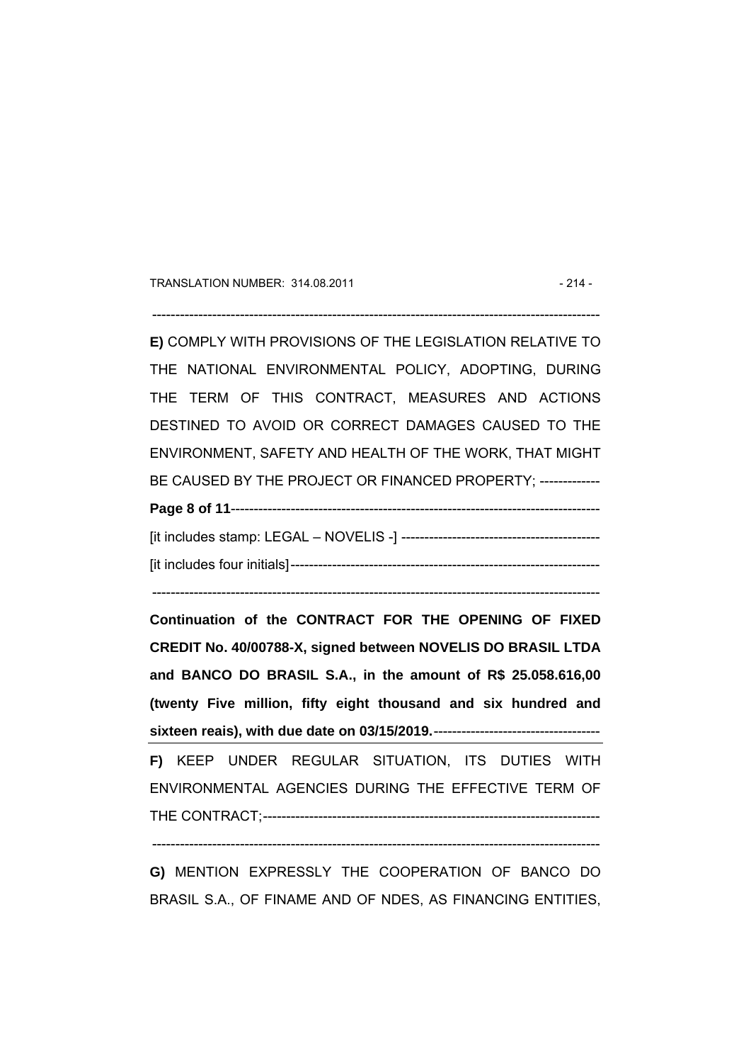---

**E)** COMPLY WITH PROVISIONS OF THE LEGISLATION RELATIVE TO THE NATIONAL ENVIRONMENTAL POLICY, ADOPTING, DURING THE TERM OF THIS CONTRACT, MEASURES AND ACTIONS DESTINED TO AVOID OR CORRECT DAMAGES CAUSED TO THE ENVIRONMENT, SAFETY AND HEALTH OF THE WORK, THAT MIGHT BE CAUSED BY THE PROJECT OR FINANCED PROPERTY; ------------

**Page 8 of 11**---------------------------------------------------------------------------

[it includes stamp: LEGAL – NOVELIS -] ------------------------------------------

[it includes four initials]------------------------------------------------------------------

---

**Continuation of the CONTRACT FOR THE OPENING OF FIXED CREDIT No. 40/00788-X, signed between NOVELIS DO BRASIL LTDA and BANCO DO BRASIL S.A., in the amount of R$ 25.058.616,00 (twenty Five million, fifty eight thousand and six hundred and sixteen reais), with due date on 03/15/2019.**------------------------------------

**F)** KEEP UNDER REGULAR SITUATION, ITS DUTIES WITH ENVIRONMENTAL AGENCIES DURING THE EFFECTIVE TERM OF THE CONTRACT;------------------------------------------------------------------------

---

**G)** MENTION EXPRESSLY THE COOPERATION OF BANCO DO BRASIL S.A., OF FINAME AND OF NDES, AS FINANCING ENTITIES,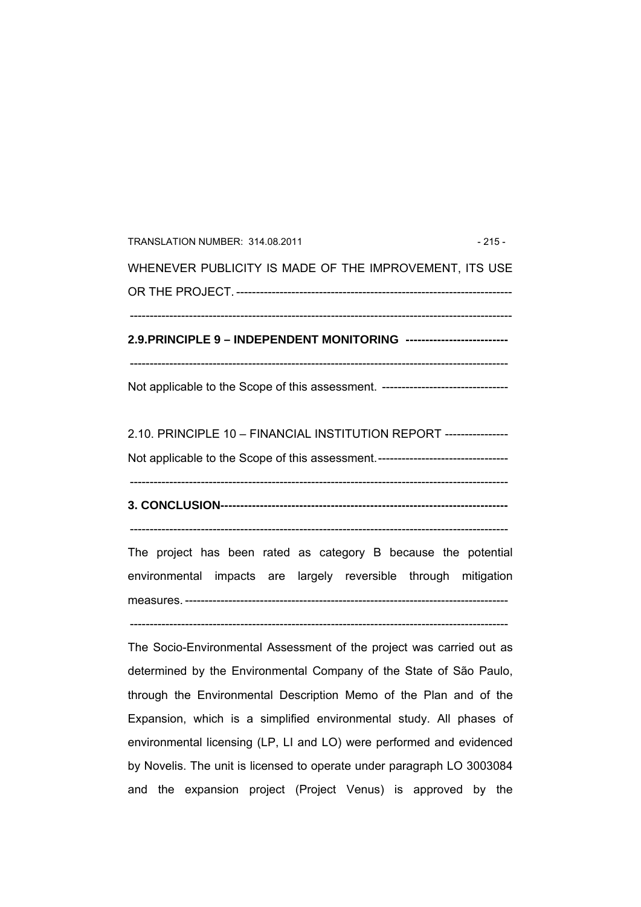WHENEVER PUBLICITY IS MADE OF THE IMPROVEMENT, ITS USE OR THE PROJECT. ---------------------------------------------------------------------

------------------------------------------------------------------------------------------------

**2.9.PRINCIPLE 9 – INDEPENDENT MONITORING --------------------------**

-----------------------------------------------------------------------------------------------

Not applicable to the Scope of this assessment. --------------------------------

2.10. PRINCIPLE 10 – FINANCIAL INSTITUTION REPORT ----------------

Not applicable to the Scope of this assessment.---------------------------------

-----------------------------------------------------------------------------------------------

**3. CONCLUSION------------------------------------------------------------------------**

-----------------------------------------------------------------------------------------------

The project has been rated as category B because the potential environmental impacts are largely reversible through mitigation measures. ----------------------------------------------------------------------------------

-----------------------------------------------------------------------------------------------

The Socio-Environmental Assessment of the project was carried out as determined by the Environmental Company of the State of São Paulo, through the Environmental Description Memo of the Plan and of the Expansion, which is a simplified environmental study. All phases of environmental licensing (LP, LI and LO) were performed and evidenced by Novelis. The unit is licensed to operate under paragraph LO 3003084 and the expansion project (Project Venus) is approved by the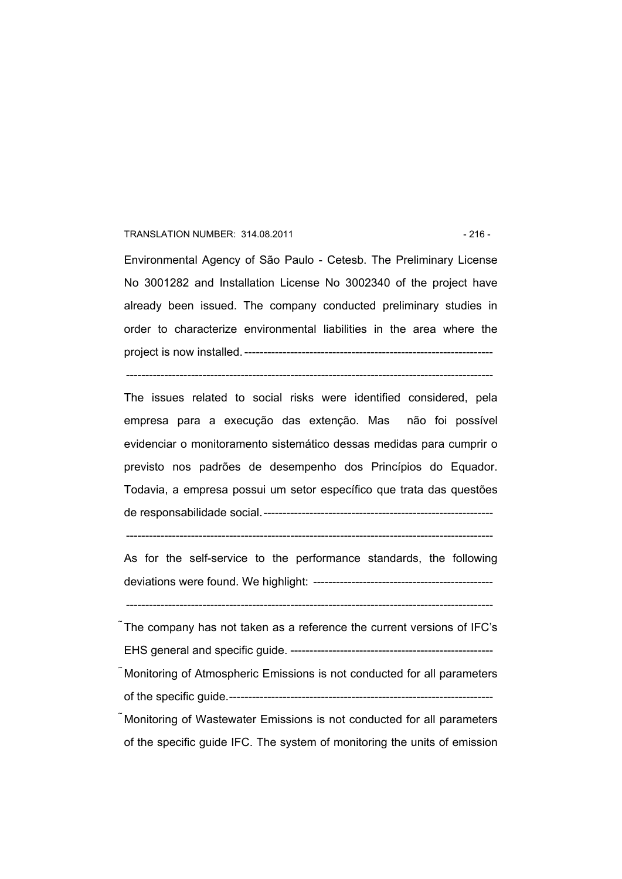Environmental Agency of São Paulo - Cetesb. The Preliminary License No 3001282 and Installation License No 3002340 of the project have already been issued. The company conducted preliminary studies in order to characterize environmental liabilities in the area where the project is now installed.-------------------------------------------------------------------

-----------------------------------------------------------------------------------------------

The issues related to social risks were identified considered, pela empresa para a execução das extenção. Mas não foi possível evidenciar o monitoramento sistemático dessas medidas para cumprir o previsto nos padrões de desempenho dos Princípios do Equador. Todavia, a empresa possui um setor específico que trata das questões de responsabilidade social.-------------------------------------------------------------

-----------------------------------------------------------------------------------------------

As for the self-service to the performance standards, the following deviations were found. We highlight: ------------------------------------------------

-----------------------------------------------------------------------------------------------

- The company has not taken as a reference the current versions of IFC's EHS general and specific guide. ------------------------------------------------------
- Monitoring of Atmospheric Emissions is not conducted for all parameters of the specific guide.----------------------------------------------------------------------
- Monitoring of Wastewater Emissions is not conducted for all parameters of the specific guide IFC. The system of monitoring the units of emission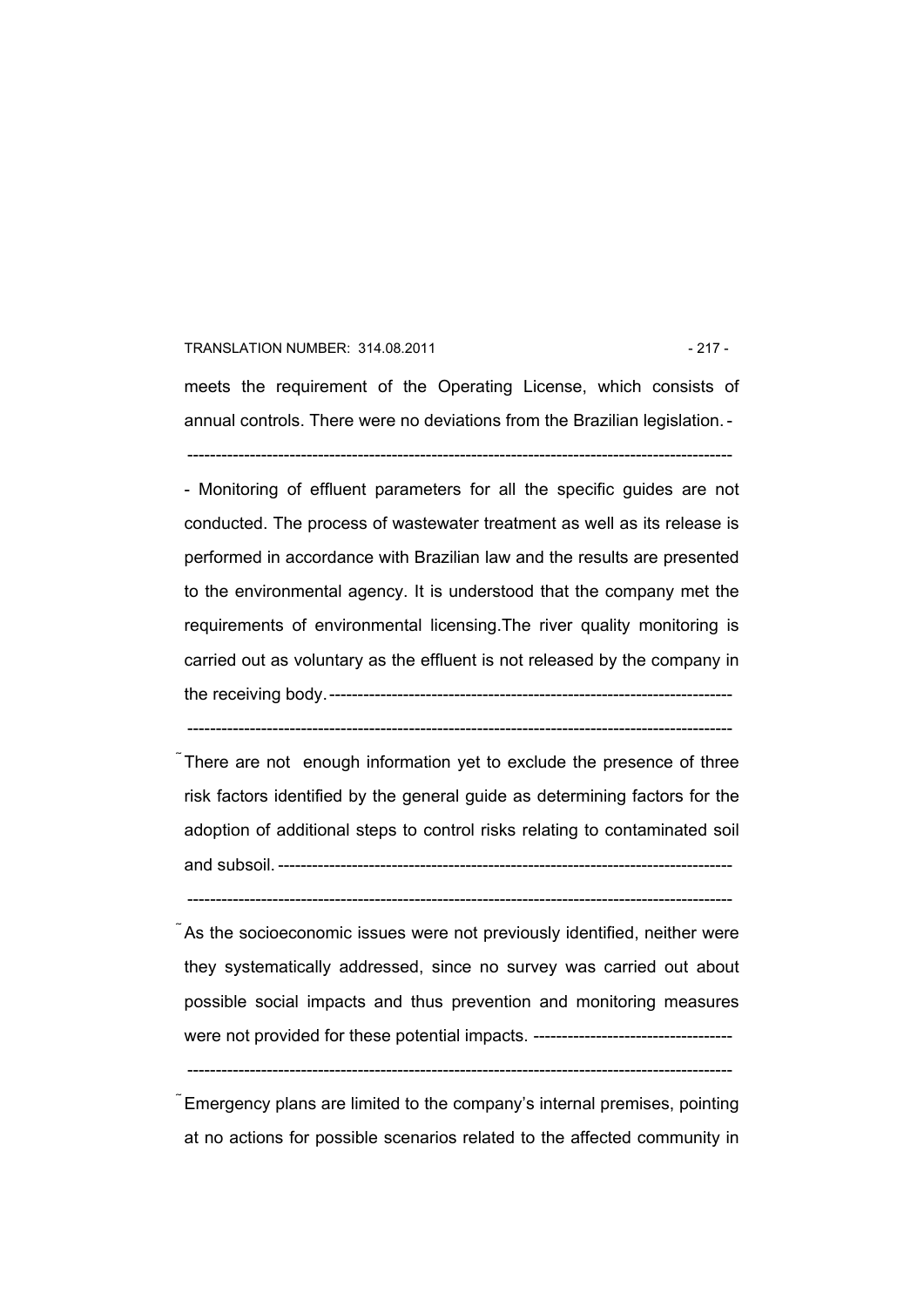meets the requirement of the Operating License, which consists of annual controls. There were no deviations from the Brazilian legislation. -

-------------------------------------------------------------------------------------------------

- Monitoring of effluent parameters for all the specific guides are not conducted. The process of wastewater treatment as well as its release is performed in accordance with Brazilian law and the results are presented to the environmental agency. It is understood that the company met the requirements of environmental licensing.The river quality monitoring is carried out as voluntary as the effluent is not released by the company in the receiving body. -----------------------------------------------------------------------

-------------------------------------------------------------------------------------------------

˜ There are not enough information yet to exclude the presence of three risk factors identified by the general guide as determining factors for the adoption of additional steps to control risks relating to contaminated soil and subsoil. --------------------------------------------------------------------------------

-------------------------------------------------------------------------------------------------

˜ As the socioeconomic issues were not previously identified, neither were they systematically addressed, since no survey was carried out about possible social impacts and thus prevention and monitoring measures were not provided for these potential impacts. -----------------------------------

-------------------------------------------------------------------------------------------------

˜ Emergency plans are limited to the company's internal premises, pointing at no actions for possible scenarios related to the affected community in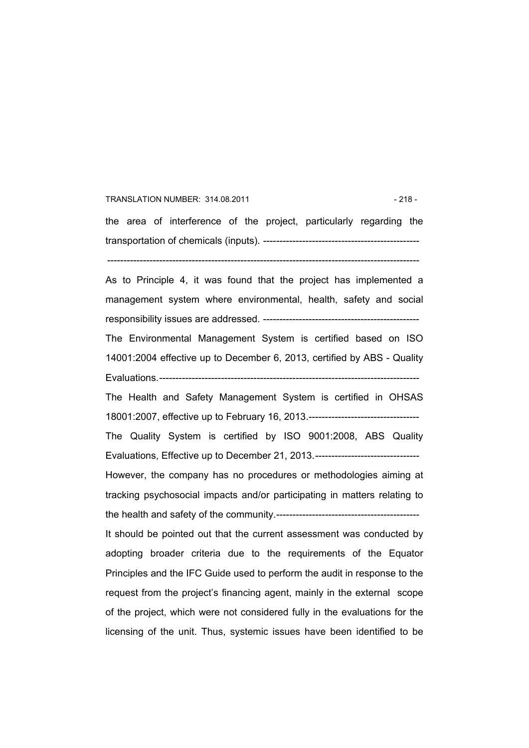the area of interference of the project, particularly regarding the transportation of chemicals (inputs). -----------------------------------------------

-----------------------------------------------------------------------------------------------

As to Principle 4, it was found that the project has implemented a management system where environmental, health, safety and social responsibility issues are addressed. -----------------------------------------------

The Environmental Management System is certified based on ISO 14001:2004 effective up to December 6, 2013, certified by ABS - Quality Evaluations.-----------------------------------------------------------------------------

The Health and Safety Management System is certified in OHSAS 18001:2007, effective up to February 16, 2013.---------------------------------

The Quality System is certified by ISO 9001:2008, ABS Quality Evaluations, Effective up to December 21, 2013.--------------------------------

However, the company has no procedures or methodologies aiming at tracking psychosocial impacts and/or participating in matters relating to the health and safety of the community.-------------------------------------------

It should be pointed out that the current assessment was conducted by adopting broader criteria due to the requirements of the Equator Principles and the IFC Guide used to perform the audit in response to the request from the project's financing agent, mainly in the external scope of the project, which were not considered fully in the evaluations for the licensing of the unit. Thus, systemic issues have been identified to be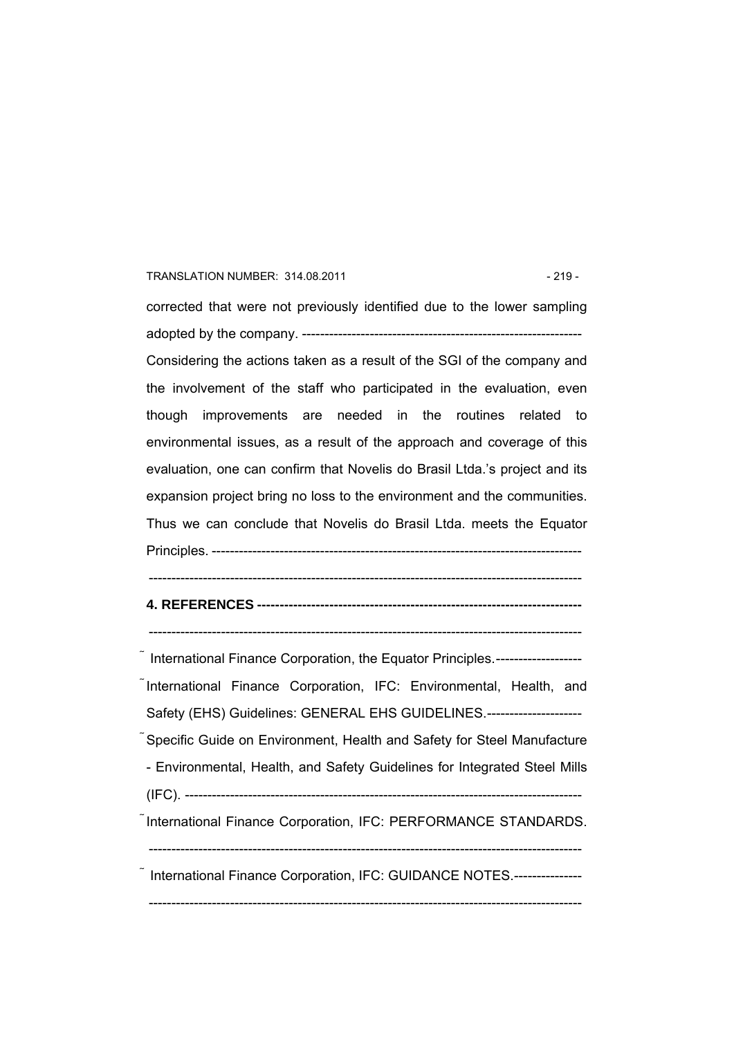corrected that were not previously identified due to the lower sampling adopted by the company. --------------------------------------------------------------

Considering the actions taken as a result of the SGI of the company and the involvement of the staff who participated in the evaluation, even though improvements are needed in the routines related to environmental issues, as a result of the approach and coverage of this evaluation, one can confirm that Novelis do Brasil Ltda.'s project and its expansion project bring no loss to the environment and the communities. Thus we can conclude that Novelis do Brasil Ltda. meets the Equator Principles. ---------------------------------------------------------------------------------

-----------------------------------------------------------------------------------------------

## 4. REFERENCES ---------------------------------------------------------------------

-----------------------------------------------------------------------------------------------

- International Finance Corporation, the Equator Principles.-------------------
- International Finance Corporation, IFC: Environmental, Health, and Safety (EHS) Guidelines: GENERAL EHS GUIDELINES.---------------------
- Specific Guide on Environment, Health and Safety for Steel Manufacture - Environmental, Health, and Safety Guidelines for Integrated Steel Mills (IFC). -------------------------------------------------------------------------------------
- International Finance Corporation, IFC: PERFORMANCE STANDARDS. -----------------------------------------------------------------------------------------------
- International Finance Corporation, IFC: GUIDANCE NOTES.--------------- -----------------------------------------------------------------------------------------------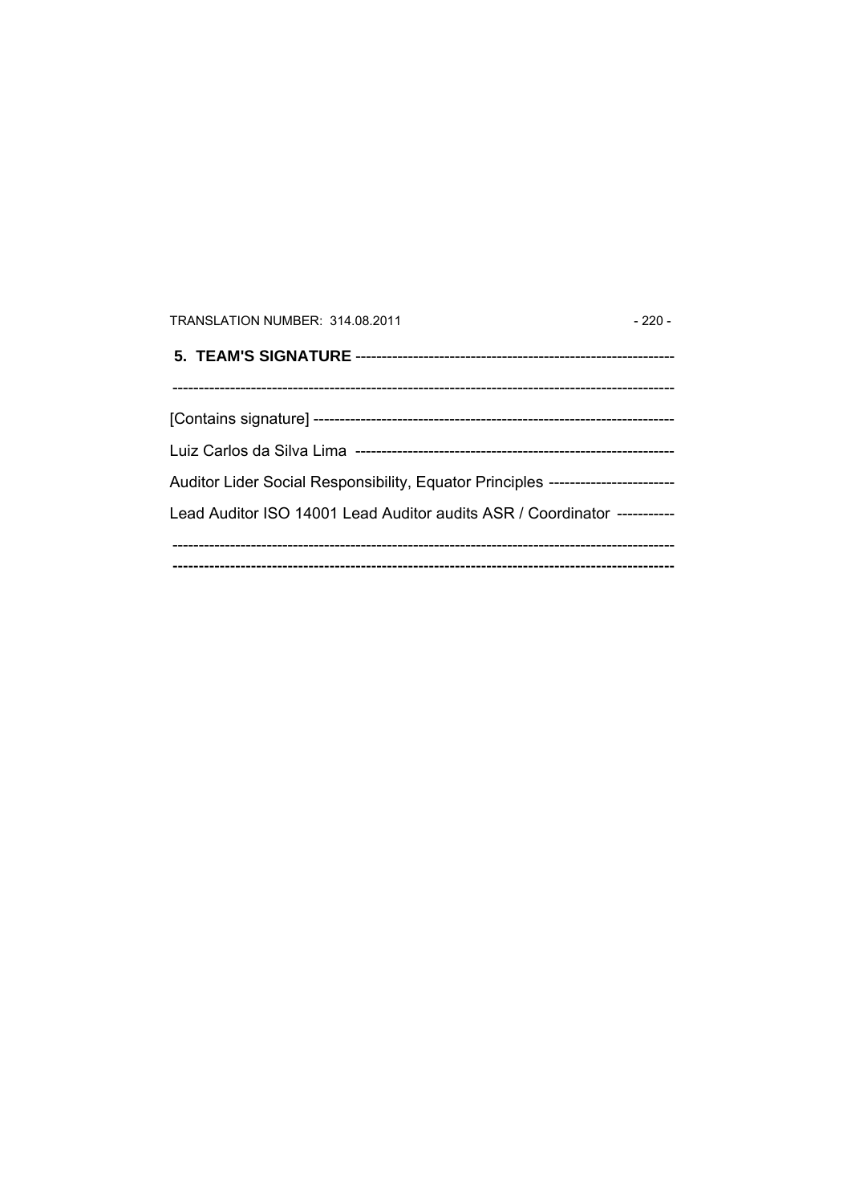**5. TEAM'S SIGNATURE** -----------------------------------------------------------

-----------------------------------------------------------------------------------------------

[Contains signature] ----------------------------------------------------------------------

Luiz Carlos da Silva Lima -------------------------------------------------------------

Auditor Lider Social Responsibility, Equator Principles ------------------------

Lead Auditor ISO 14001 Lead Auditor audits ASR / Coordinator -----------

-----------------------------------------------------------------------------------------------

**-----------------------------------------------------------------------------------------------**